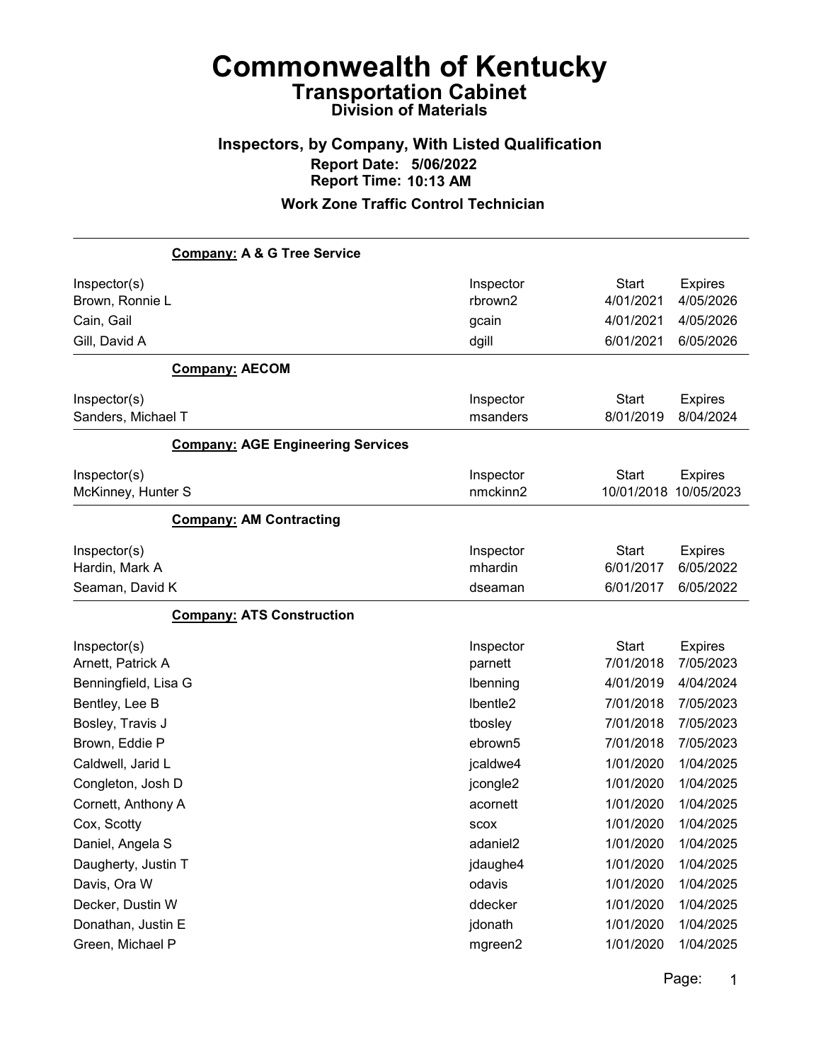# Commonwealth of Kentucky

## Transportation Cabinet

### Division of Materials

### Inspectors, by Company, With Listed Qualification

**Report Date: 5/06/2022**
**Report Time: 10:13 AM**

### Work Zone Traffic Control Technician

---

**Company: A & G Tree Service**

| Inspector(s) | Inspector | Start | Expires |
|---|---|---|---|
| Brown, Ronnie L | rbrown2 | 4/01/2021 | 4/05/2026 |
| Cain, Gail | gcain | 4/01/2021 | 4/05/2026 |
| Gill, David A | dgill | 6/01/2021 | 6/05/2026 |

**Company: AECOM**

| Inspector(s) | Inspector | Start | Expires |
|---|---|---|---|
| Sanders, Michael T | msanders | 8/01/2019 | 8/04/2024 |

**Company: AGE Engineering Services**

| Inspector(s) | Inspector | Start | Expires |
|---|---|---|---|
| McKinney, Hunter S | nmckinn2 | 10/01/2018 | 10/05/2023 |

**Company: AM Contracting**

| Inspector(s) | Inspector | Start | Expires |
|---|---|---|---|
| Hardin, Mark A | mhardin | 6/01/2017 | 6/05/2022 |
| Seaman, David K | dseaman | 6/01/2017 | 6/05/2022 |

**Company: ATS Construction**

| Inspector(s) | Inspector | Start | Expires |
|---|---|---|---|
| Arnett, Patrick A | parnett | 7/01/2018 | 7/05/2023 |
| Benningfield, Lisa G | lbenning | 4/01/2019 | 4/04/2024 |
| Bentley, Lee B | lbentle2 | 7/01/2018 | 7/05/2023 |
| Bosley, Travis J | tbosley | 7/01/2018 | 7/05/2023 |
| Brown, Eddie P | ebrown5 | 7/01/2018 | 7/05/2023 |
| Caldwell, Jarid L | jcaldwe4 | 1/01/2020 | 1/04/2025 |
| Congleton, Josh D | jcongle2 | 1/01/2020 | 1/04/2025 |
| Cornett, Anthony A | acornett | 1/01/2020 | 1/04/2025 |
| Cox, Scotty | scox | 1/01/2020 | 1/04/2025 |
| Daniel, Angela S | adaniel2 | 1/01/2020 | 1/04/2025 |
| Daugherty, Justin T | jdaughe4 | 1/01/2020 | 1/04/2025 |
| Davis, Ora W | odavis | 1/01/2020 | 1/04/2025 |
| Decker, Dustin W | ddecker | 1/01/2020 | 1/04/2025 |
| Donathan, Justin E | jdonath | 1/01/2020 | 1/04/2025 |
| Green, Michael P | mgreen2 | 1/01/2020 | 1/04/2025 |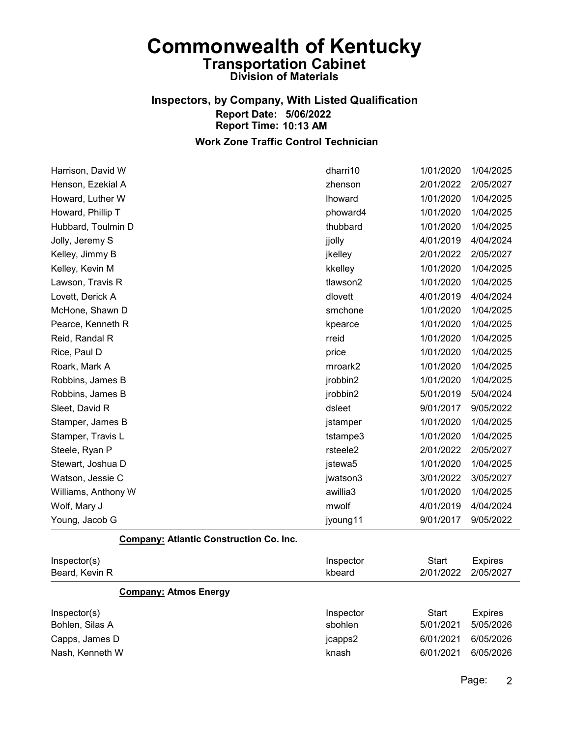# Commonwealth of Kentucky
## Transportation Cabinet
### Division of Materials

### Inspectors, by Company, With Listed Qualification
**Report Date: 5/06/2022**
**Report Time: 10:13 AM**

### Work Zone Traffic Control Technician

| Inspector(s) | Inspector | Start | Expires |
|---|---|---|---|
| Harrison, David W | dharri10 | 1/01/2020 | 1/04/2025 |
| Henson, Ezekial A | zhenson | 2/01/2022 | 2/05/2027 |
| Howard, Luther W | lhoward | 1/01/2020 | 1/04/2025 |
| Howard, Phillip T | phoward4 | 1/01/2020 | 1/04/2025 |
| Hubbard, Toulmin D | thubbard | 1/01/2020 | 1/04/2025 |
| Jolly, Jeremy S | jjolly | 4/01/2019 | 4/04/2024 |
| Kelley, Jimmy B | jkelley | 2/01/2022 | 2/05/2027 |
| Kelley, Kevin M | kkelley | 1/01/2020 | 1/04/2025 |
| Lawson, Travis R | tlawson2 | 1/01/2020 | 1/04/2025 |
| Lovett, Derick A | dlovett | 4/01/2019 | 4/04/2024 |
| McHone, Shawn D | smchone | 1/01/2020 | 1/04/2025 |
| Pearce, Kenneth R | kpearce | 1/01/2020 | 1/04/2025 |
| Reid, Randal R | rreid | 1/01/2020 | 1/04/2025 |
| Rice, Paul D | price | 1/01/2020 | 1/04/2025 |
| Roark, Mark A | mroark2 | 1/01/2020 | 1/04/2025 |
| Robbins, James B | jrobbin2 | 1/01/2020 | 1/04/2025 |
| Robbins, James B | jrobbin2 | 5/01/2019 | 5/04/2024 |
| Sleet, David R | dsleet | 9/01/2017 | 9/05/2022 |
| Stamper, James B | jstamper | 1/01/2020 | 1/04/2025 |
| Stamper, Travis L | tstampe3 | 1/01/2020 | 1/04/2025 |
| Steele, Ryan P | rsteele2 | 2/01/2022 | 2/05/2027 |
| Stewart, Joshua D | jstewa5 | 1/01/2020 | 1/04/2025 |
| Watson, Jessie C | jwatson3 | 3/01/2022 | 3/05/2027 |
| Williams, Anthony W | awillia3 | 1/01/2020 | 1/04/2025 |
| Wolf, Mary J | mwolf | 4/01/2019 | 4/04/2024 |
| Young, Jacob G | jyoung11 | 9/01/2017 | 9/05/2022 |

**Company: Atlantic Construction Co. Inc.**

| Inspector(s) | Inspector | Start | Expires |
|---|---|---|---|
| Beard, Kevin R | kbeard | 2/01/2022 | 2/05/2027 |

**Company: Atmos Energy**

| Inspector(s) | Inspector | Start | Expires |
|---|---|---|---|
| Bohlen, Silas A | sbohlen | 5/01/2021 | 5/05/2026 |
| Capps, James D | jcapps2 | 6/01/2021 | 6/05/2026 |
| Nash, Kenneth W | knash | 6/01/2021 | 6/05/2026 |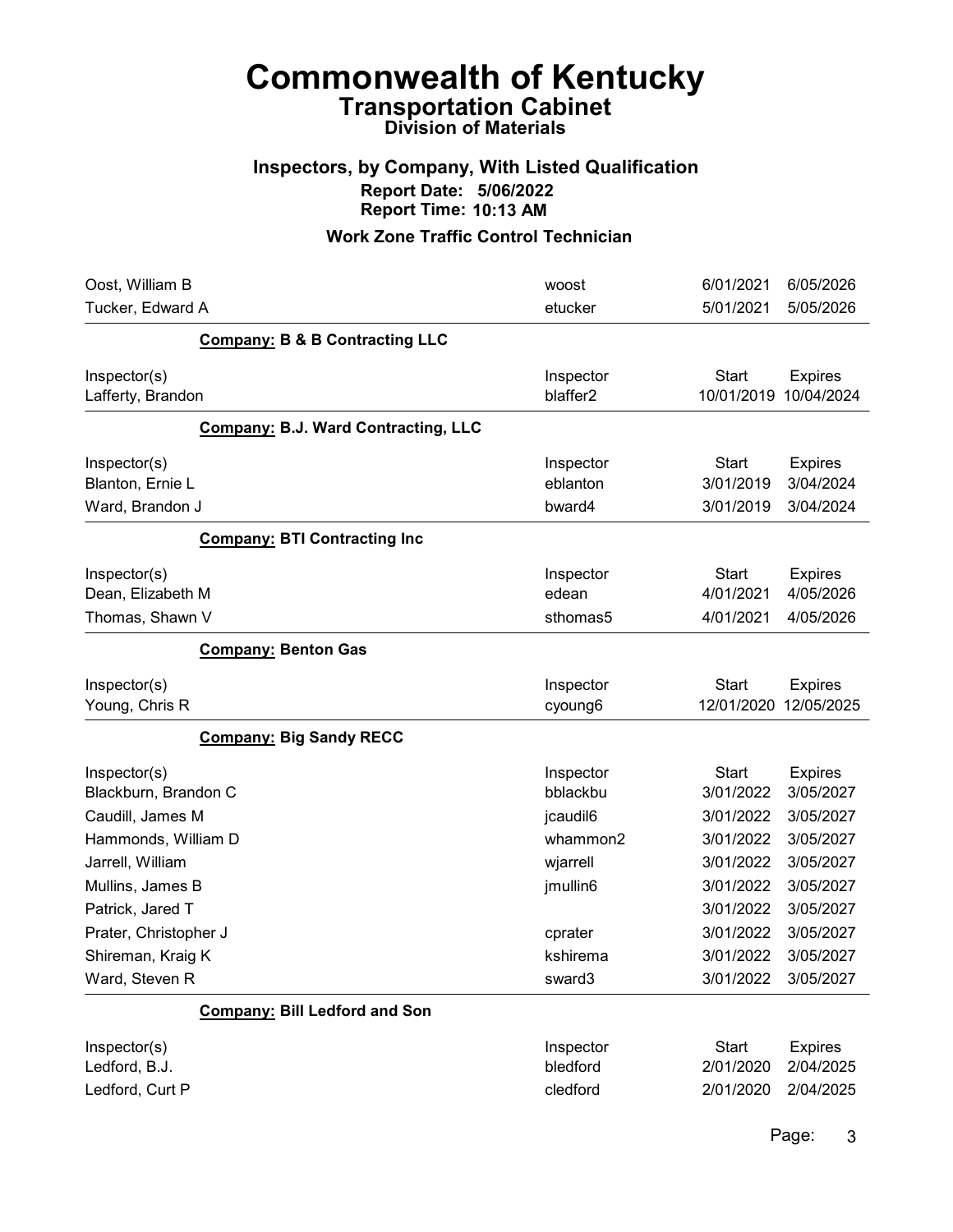# Commonwealth of Kentucky
## Transportation Cabinet
### Division of Materials

### Inspectors, by Company, With Listed Qualification
**Report Date: 5/06/2022**
**Report Time: 10:13 AM**

### Work Zone Traffic Control Technician

| Inspector(s) | Inspector | Start | Expires |
|---|---|---|---|
| Oost, William B | woost | 6/01/2021 | 6/05/2026 |
| Tucker, Edward A | etucker | 5/01/2021 | 5/05/2026 |

**Company: B & B Contracting LLC**

| Inspector(s) | Inspector | Start | Expires |
|---|---|---|---|
| Lafferty, Brandon | blaffer2 | 10/01/2019 | 10/04/2024 |

**Company: B.J. Ward Contracting, LLC**

| Inspector(s) | Inspector | Start | Expires |
|---|---|---|---|
| Blanton, Ernie L | eblanton | 3/01/2019 | 3/04/2024 |
| Ward, Brandon J | bward4 | 3/01/2019 | 3/04/2024 |

**Company: BTI Contracting Inc**

| Inspector(s) | Inspector | Start | Expires |
|---|---|---|---|
| Dean, Elizabeth M | edean | 4/01/2021 | 4/05/2026 |
| Thomas, Shawn V | sthomas5 | 4/01/2021 | 4/05/2026 |

**Company: Benton Gas**

| Inspector(s) | Inspector | Start | Expires |
|---|---|---|---|
| Young, Chris R | cyoung6 | 12/01/2020 | 12/05/2025 |

**Company: Big Sandy RECC**

| Inspector(s) | Inspector | Start | Expires |
|---|---|---|---|
| Blackburn, Brandon C | bblackbu | 3/01/2022 | 3/05/2027 |
| Caudill, James M | jcaudil6 | 3/01/2022 | 3/05/2027 |
| Hammonds, William D | whammon2 | 3/01/2022 | 3/05/2027 |
| Jarrell, William | wjarrell | 3/01/2022 | 3/05/2027 |
| Mullins, James B | jmullin6 | 3/01/2022 | 3/05/2027 |
| Patrick, Jared T | | 3/01/2022 | 3/05/2027 |
| Prater, Christopher J | cprater | 3/01/2022 | 3/05/2027 |
| Shireman, Kraig K | kshirema | 3/01/2022 | 3/05/2027 |
| Ward, Steven R | sward3 | 3/01/2022 | 3/05/2027 |

**Company: Bill Ledford and Son**

| Inspector(s) | Inspector | Start | Expires |
|---|---|---|---|
| Ledford, B.J. | bledford | 2/01/2020 | 2/04/2025 |
| Ledford, Curt P | cledford | 2/01/2020 | 2/04/2025 |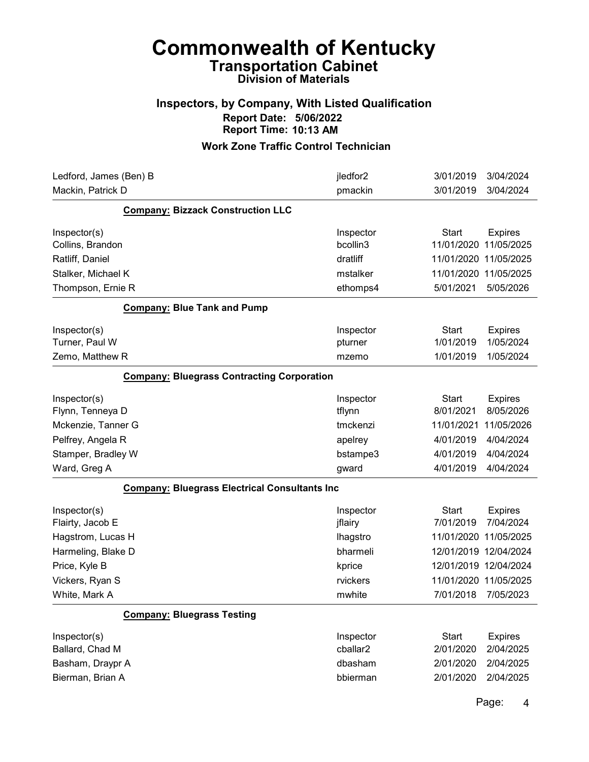# Commonwealth of Kentucky
## Transportation Cabinet
### Division of Materials

### Inspectors, by Company, With Listed Qualification
**Report Date: 5/06/2022**
**Report Time: 10:13 AM**

### Work Zone Traffic Control Technician

| | | | |
|---|---|---|---|
| Ledford, James (Ben) B | jledfor2 | 3/01/2019 | 3/04/2024 |
| Mackin, Patrick D | pmackin | 3/01/2019 | 3/04/2024 |

**Company: Bizzack Construction LLC**

| Inspector(s) | Inspector | Start | Expires |
|---|---|---|---|
| Collins, Brandon | bcollin3 | 11/01/2020 | 11/05/2025 |
| Ratliff, Daniel | dratliff | 11/01/2020 | 11/05/2025 |
| Stalker, Michael K | mstalker | 11/01/2020 | 11/05/2025 |
| Thompson, Ernie R | ethomps4 | 5/01/2021 | 5/05/2026 |

**Company: Blue Tank and Pump**

| Inspector(s) | Inspector | Start | Expires |
|---|---|---|---|
| Turner, Paul W | pturner | 1/01/2019 | 1/05/2024 |
| Zemo, Matthew R | mzemo | 1/01/2019 | 1/05/2024 |

**Company: Bluegrass Contracting Corporation**

| Inspector(s) | Inspector | Start | Expires |
|---|---|---|---|
| Flynn, Tenneya D | tflynn | 8/01/2021 | 8/05/2026 |
| Mckenzie, Tanner G | tmckenzi | 11/01/2021 | 11/05/2026 |
| Pelfrey, Angela R | apelrey | 4/01/2019 | 4/04/2024 |
| Stamper, Bradley W | bstampe3 | 4/01/2019 | 4/04/2024 |
| Ward, Greg A | gward | 4/01/2019 | 4/04/2024 |

**Company: Bluegrass Electrical Consultants Inc**

| Inspector(s) | Inspector | Start | Expires |
|---|---|---|---|
| Flairty, Jacob E | jflairy | 7/01/2019 | 7/04/2024 |
| Hagstrom, Lucas H | lhagstro | 11/01/2020 | 11/05/2025 |
| Harmeling, Blake D | bharmeli | 12/01/2019 | 12/04/2024 |
| Price, Kyle B | kprice | 12/01/2019 | 12/04/2024 |
| Vickers, Ryan S | rvickers | 11/01/2020 | 11/05/2025 |
| White, Mark A | mwhite | 7/01/2018 | 7/05/2023 |

**Company: Bluegrass Testing**

| Inspector(s) | Inspector | Start | Expires |
|---|---|---|---|
| Ballard, Chad M | cballar2 | 2/01/2020 | 2/04/2025 |
| Basham, Draypr A | dbasham | 2/01/2020 | 2/04/2025 |
| Bierman, Brian A | bbierman | 2/01/2020 | 2/04/2025 |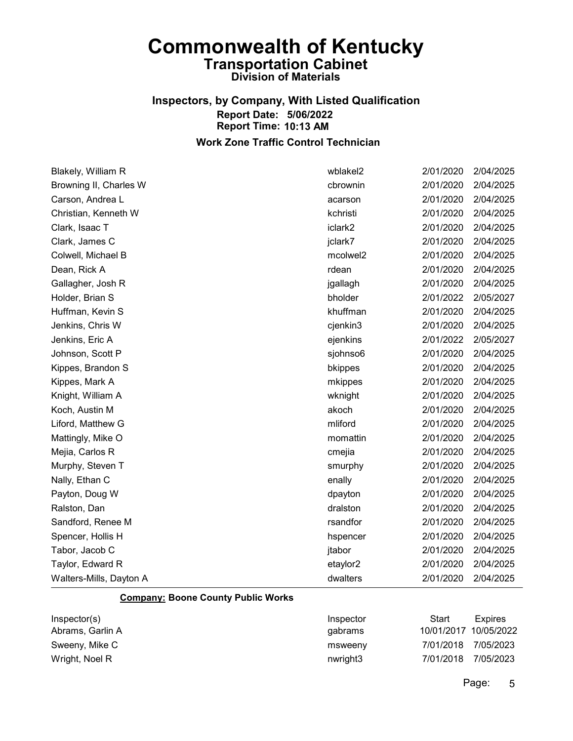# Commonwealth of Kentucky

## Transportation Cabinet

### Division of Materials

### Inspectors, by Company, With Listed Qualification

**Report Date: 5/06/2022**
**Report Time: 10:13 AM**

### Work Zone Traffic Control Technician

| | | | |
|---|---|---|---|
| Blakely, William R | wblakel2 | 2/01/2020 | 2/04/2025 |
| Browning II, Charles W | cbrownin | 2/01/2020 | 2/04/2025 |
| Carson, Andrea L | acarson | 2/01/2020 | 2/04/2025 |
| Christian, Kenneth W | kchristi | 2/01/2020 | 2/04/2025 |
| Clark, Isaac T | iclark2 | 2/01/2020 | 2/04/2025 |
| Clark, James C | jclark7 | 2/01/2020 | 2/04/2025 |
| Colwell, Michael B | mcolwel2 | 2/01/2020 | 2/04/2025 |
| Dean, Rick A | rdean | 2/01/2020 | 2/04/2025 |
| Gallagher, Josh R | jgallagh | 2/01/2020 | 2/04/2025 |
| Holder, Brian S | bholder | 2/01/2022 | 2/05/2027 |
| Huffman, Kevin S | khuffman | 2/01/2020 | 2/04/2025 |
| Jenkins, Chris W | cjenkin3 | 2/01/2020 | 2/04/2025 |
| Jenkins, Eric A | ejenkins | 2/01/2022 | 2/05/2027 |
| Johnson, Scott P | sjohnso6 | 2/01/2020 | 2/04/2025 |
| Kippes, Brandon S | bkippes | 2/01/2020 | 2/04/2025 |
| Kippes, Mark A | mkippes | 2/01/2020 | 2/04/2025 |
| Knight, William A | wknight | 2/01/2020 | 2/04/2025 |
| Koch, Austin M | akoch | 2/01/2020 | 2/04/2025 |
| Liford, Matthew G | mliford | 2/01/2020 | 2/04/2025 |
| Mattingly, Mike O | momattin | 2/01/2020 | 2/04/2025 |
| Mejia, Carlos R | cmejia | 2/01/2020 | 2/04/2025 |
| Murphy, Steven T | smurphy | 2/01/2020 | 2/04/2025 |
| Nally, Ethan C | enally | 2/01/2020 | 2/04/2025 |
| Payton, Doug W | dpayton | 2/01/2020 | 2/04/2025 |
| Ralston, Dan | dralston | 2/01/2020 | 2/04/2025 |
| Sandford, Renee M | rsandfor | 2/01/2020 | 2/04/2025 |
| Spencer, Hollis H | hspencer | 2/01/2020 | 2/04/2025 |
| Tabor, Jacob C | jtabor | 2/01/2020 | 2/04/2025 |
| Taylor, Edward R | etaylor2 | 2/01/2020 | 2/04/2025 |
| Walters-Mills, Dayton A | dwalters | 2/01/2020 | 2/04/2025 |

**Company: Boone County Public Works**

| Inspector(s) | Inspector | Start | Expires |
|---|---|---|---|
| Abrams, Garlin A | gabrams | 10/01/2017 | 10/05/2022 |
| Sweeny, Mike C | msweeny | 7/01/2018 | 7/05/2023 |
| Wright, Noel R | nwright3 | 7/01/2018 | 7/05/2023 |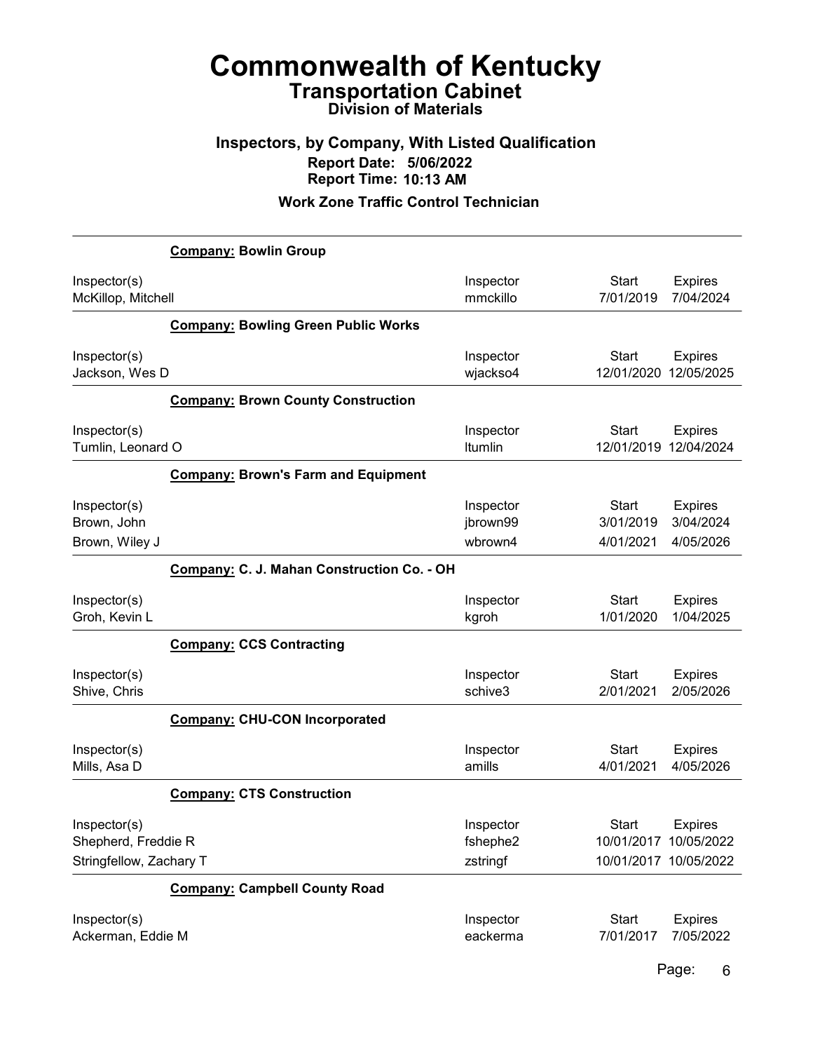# Commonwealth of Kentucky

## Transportation Cabinet

### Division of Materials

### Inspectors, by Company, With Listed Qualification

**Report Date: 5/06/2022**

**Report Time: 10:13 AM**

### Work Zone Traffic Control Technician

**Company: Bowlin Group**

| Inspector(s) | Inspector | Start | Expires |
|---|---|---|---|
| McKillop, Mitchell | mmckillo | 7/01/2019 | 7/04/2024 |

**Company: Bowling Green Public Works**

| Inspector(s) | Inspector | Start | Expires |
|---|---|---|---|
| Jackson, Wes D | wjackso4 | 12/01/2020 | 12/05/2025 |

**Company: Brown County Construction**

| Inspector(s) | Inspector | Start | Expires |
|---|---|---|---|
| Tumlin, Leonard O | ltumlin | 12/01/2019 | 12/04/2024 |

**Company: Brown's Farm and Equipment**

| Inspector(s) | Inspector | Start | Expires |
|---|---|---|---|
| Brown, John | jbrown99 | 3/01/2019 | 3/04/2024 |
| Brown, Wiley J | wbrown4 | 4/01/2021 | 4/05/2026 |

**Company: C. J. Mahan Construction Co. - OH**

| Inspector(s) | Inspector | Start | Expires |
|---|---|---|---|
| Groh, Kevin L | kgroh | 1/01/2020 | 1/04/2025 |

**Company: CCS Contracting**

| Inspector(s) | Inspector | Start | Expires |
|---|---|---|---|
| Shive, Chris | schive3 | 2/01/2021 | 2/05/2026 |

**Company: CHU-CON Incorporated**

| Inspector(s) | Inspector | Start | Expires |
|---|---|---|---|
| Mills, Asa D | amills | 4/01/2021 | 4/05/2026 |

**Company: CTS Construction**

| Inspector(s) | Inspector | Start | Expires |
|---|---|---|---|
| Shepherd, Freddie R | fshephe2 | 10/01/2017 | 10/05/2022 |
| Stringfellow, Zachary T | zstringf | 10/01/2017 | 10/05/2022 |

**Company: Campbell County Road**

| Inspector(s) | Inspector | Start | Expires |
|---|---|---|---|
| Ackerman, Eddie M | eackerma | 7/01/2017 | 7/05/2022 |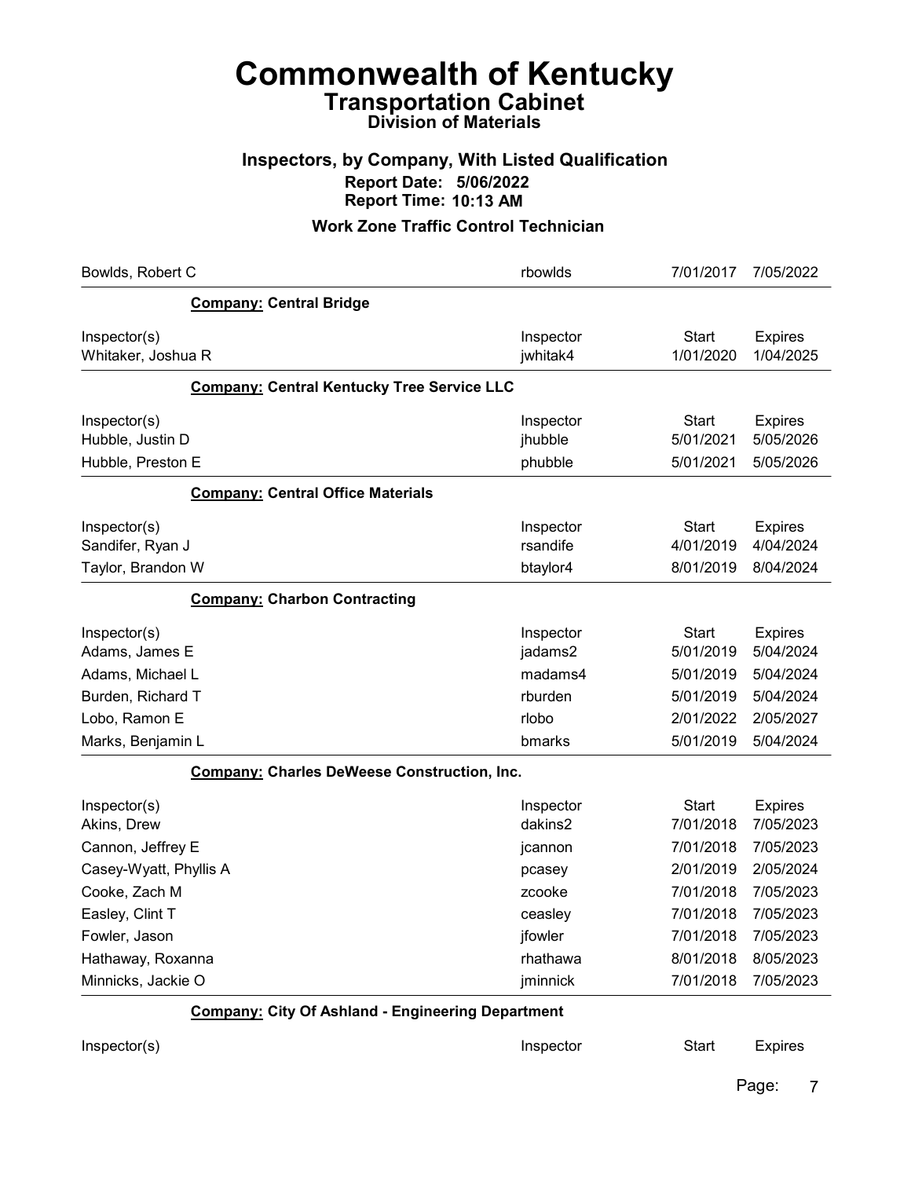# Commonwealth of Kentucky
## Transportation Cabinet
### Division of Materials

### Inspectors, by Company, With Listed Qualification
**Report Date: 5/06/2022**
**Report Time: 10:13 AM**

### Work Zone Traffic Control Technician

| | | | |
|---|---|---|---|
| Bowlds, Robert C | rbowlds | 7/01/2017 | 7/05/2022 |

**Company: Central Bridge**

| Inspector(s) | Inspector | Start | Expires |
|---|---|---|---|
| Whitaker, Joshua R | jwhitak4 | 1/01/2020 | 1/04/2025 |

**Company: Central Kentucky Tree Service LLC**

| Inspector(s) | Inspector | Start | Expires |
|---|---|---|---|
| Hubble, Justin D | jhubble | 5/01/2021 | 5/05/2026 |
| Hubble, Preston E | phubble | 5/01/2021 | 5/05/2026 |

**Company: Central Office Materials**

| Inspector(s) | Inspector | Start | Expires |
|---|---|---|---|
| Sandifer, Ryan J | rsandife | 4/01/2019 | 4/04/2024 |
| Taylor, Brandon W | btaylor4 | 8/01/2019 | 8/04/2024 |

**Company: Charbon Contracting**

| Inspector(s) | Inspector | Start | Expires |
|---|---|---|---|
| Adams, James E | jadams2 | 5/01/2019 | 5/04/2024 |
| Adams, Michael L | madams4 | 5/01/2019 | 5/04/2024 |
| Burden, Richard T | rburden | 5/01/2019 | 5/04/2024 |
| Lobo, Ramon E | rlobo | 2/01/2022 | 2/05/2027 |
| Marks, Benjamin L | bmarks | 5/01/2019 | 5/04/2024 |

**Company: Charles DeWeese Construction, Inc.**

| Inspector(s) | Inspector | Start | Expires |
|---|---|---|---|
| Akins, Drew | dakins2 | 7/01/2018 | 7/05/2023 |
| Cannon, Jeffrey E | jcannon | 7/01/2018 | 7/05/2023 |
| Casey-Wyatt, Phyllis A | pcasey | 2/01/2019 | 2/05/2024 |
| Cooke, Zach M | zcooke | 7/01/2018 | 7/05/2023 |
| Easley, Clint T | ceasley | 7/01/2018 | 7/05/2023 |
| Fowler, Jason | jfowler | 7/01/2018 | 7/05/2023 |
| Hathaway, Roxanna | rhathawa | 8/01/2018 | 8/05/2023 |
| Minnicks, Jackie O | jminnick | 7/01/2018 | 7/05/2023 |

**Company: City Of Ashland - Engineering Department**

| Inspector(s) | Inspector | Start | Expires |
|---|---|---|---|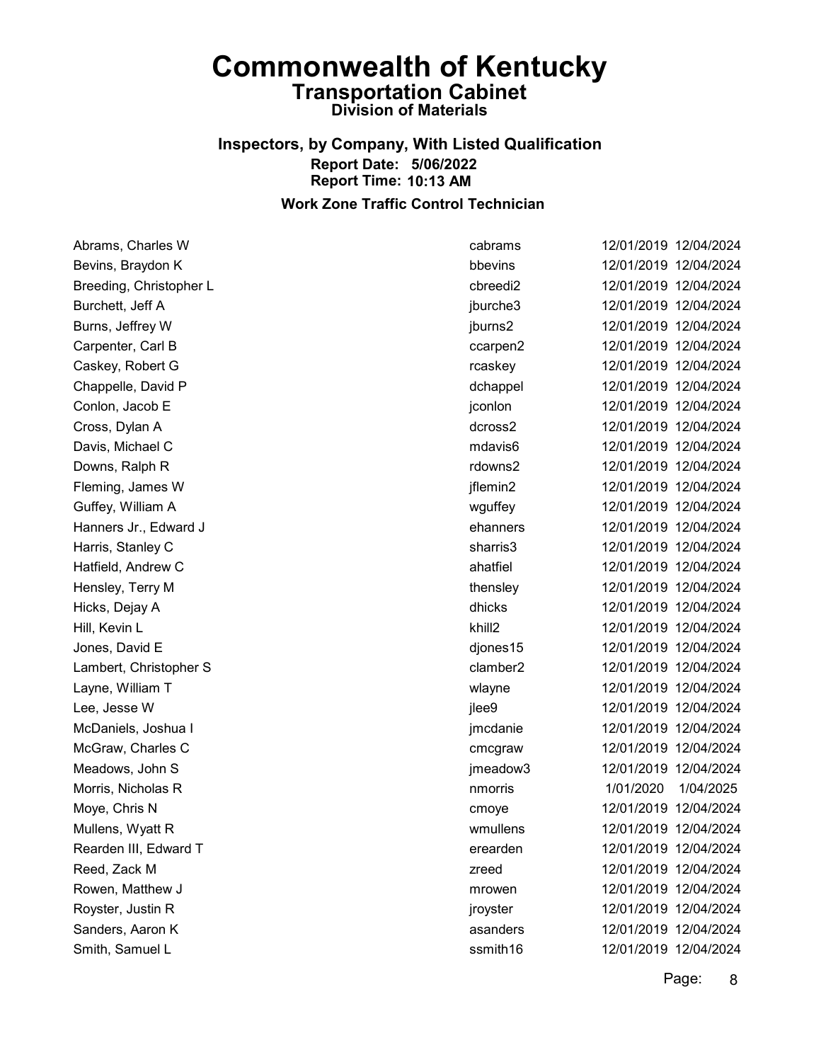# Commonwealth of Kentucky

## Transportation Cabinet

### Division of Materials

### Inspectors, by Company, With Listed Qualification

**Report Date: 5/06/2022**
**Report Time: 10:13 AM**

### Work Zone Traffic Control Technician

| Name | User ID | Start Date | End Date |
|---|---|---|---|
| Abrams, Charles W | cabrams | 12/01/2019 | 12/04/2024 |
| Bevins, Braydon K | bbevins | 12/01/2019 | 12/04/2024 |
| Breeding, Christopher L | cbreedi2 | 12/01/2019 | 12/04/2024 |
| Burchett, Jeff A | jburche3 | 12/01/2019 | 12/04/2024 |
| Burns, Jeffrey W | jburns2 | 12/01/2019 | 12/04/2024 |
| Carpenter, Carl B | ccarpen2 | 12/01/2019 | 12/04/2024 |
| Caskey, Robert G | rcaskey | 12/01/2019 | 12/04/2024 |
| Chappelle, David P | dchappel | 12/01/2019 | 12/04/2024 |
| Conlon, Jacob E | jconlon | 12/01/2019 | 12/04/2024 |
| Cross, Dylan A | dcross2 | 12/01/2019 | 12/04/2024 |
| Davis, Michael C | mdavis6 | 12/01/2019 | 12/04/2024 |
| Downs, Ralph R | rdowns2 | 12/01/2019 | 12/04/2024 |
| Fleming, James W | jflemin2 | 12/01/2019 | 12/04/2024 |
| Guffey, William A | wguffey | 12/01/2019 | 12/04/2024 |
| Hanners Jr., Edward J | ehanners | 12/01/2019 | 12/04/2024 |
| Harris, Stanley C | sharris3 | 12/01/2019 | 12/04/2024 |
| Hatfield, Andrew C | ahatfiel | 12/01/2019 | 12/04/2024 |
| Hensley, Terry M | thensley | 12/01/2019 | 12/04/2024 |
| Hicks, Dejay A | dhicks | 12/01/2019 | 12/04/2024 |
| Hill, Kevin L | khill2 | 12/01/2019 | 12/04/2024 |
| Jones, David E | djones15 | 12/01/2019 | 12/04/2024 |
| Lambert, Christopher S | clamber2 | 12/01/2019 | 12/04/2024 |
| Layne, William T | wlayne | 12/01/2019 | 12/04/2024 |
| Lee, Jesse W | jlee9 | 12/01/2019 | 12/04/2024 |
| McDaniels, Joshua I | jmcdanie | 12/01/2019 | 12/04/2024 |
| McGraw, Charles C | cmcgraw | 12/01/2019 | 12/04/2024 |
| Meadows, John S | jmeadow3 | 12/01/2019 | 12/04/2024 |
| Morris, Nicholas R | nmorris | 1/01/2020 | 1/04/2025 |
| Moye, Chris N | cmoye | 12/01/2019 | 12/04/2024 |
| Mullens, Wyatt R | wmullens | 12/01/2019 | 12/04/2024 |
| Rearden III, Edward T | erearden | 12/01/2019 | 12/04/2024 |
| Reed, Zack M | zreed | 12/01/2019 | 12/04/2024 |
| Rowen, Matthew J | mrowen | 12/01/2019 | 12/04/2024 |
| Royster, Justin R | jroyster | 12/01/2019 | 12/04/2024 |
| Sanders, Aaron K | asanders | 12/01/2019 | 12/04/2024 |
| Smith, Samuel L | ssmith16 | 12/01/2019 | 12/04/2024 |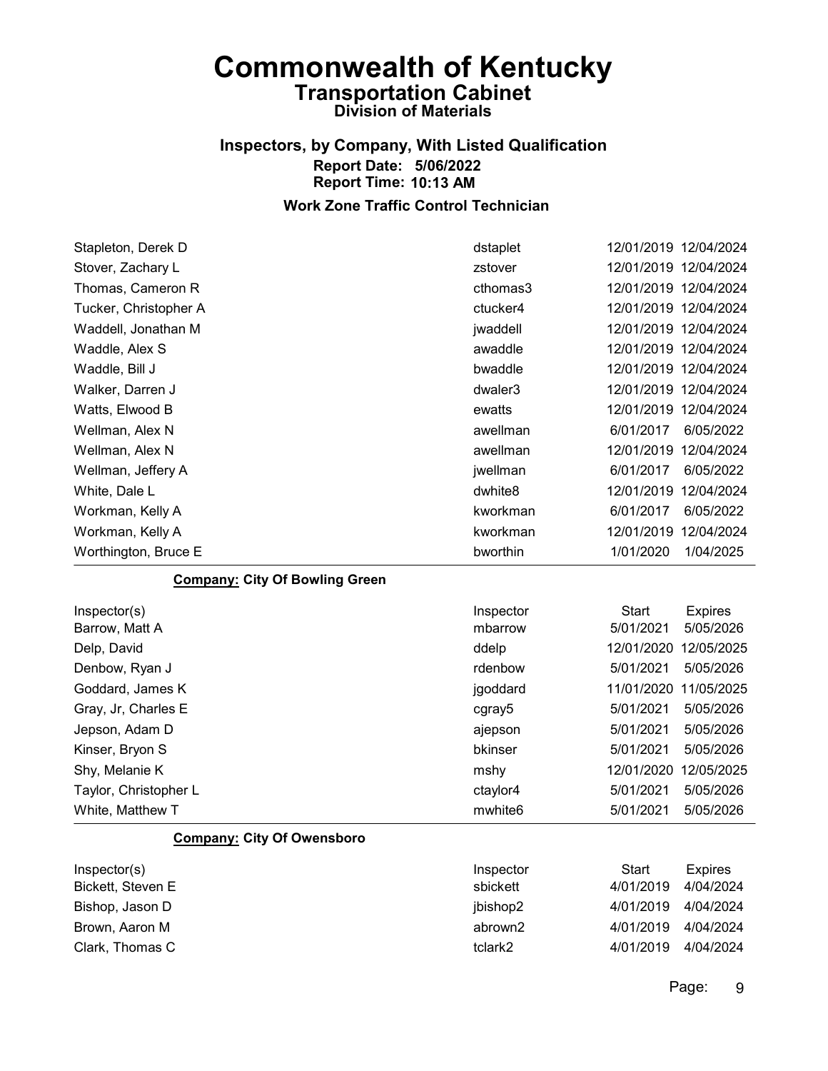# Commonwealth of Kentucky

## Transportation Cabinet

### Division of Materials

### Inspectors, by Company, With Listed Qualification

**Report Date: 5/06/2022**

**Report Time: 10:13 AM**

### Work Zone Traffic Control Technician

| Inspector(s) | Inspector | Start | Expires |
|---|---|---|---|
| Stapleton, Derek D | dstaplet | 12/01/2019 | 12/04/2024 |
| Stover, Zachary L | zstover | 12/01/2019 | 12/04/2024 |
| Thomas, Cameron R | cthomas3 | 12/01/2019 | 12/04/2024 |
| Tucker, Christopher A | ctucker4 | 12/01/2019 | 12/04/2024 |
| Waddell, Jonathan M | jwaddell | 12/01/2019 | 12/04/2024 |
| Waddle, Alex S | awaddle | 12/01/2019 | 12/04/2024 |
| Waddle, Bill J | bwaddle | 12/01/2019 | 12/04/2024 |
| Walker, Darren J | dwaler3 | 12/01/2019 | 12/04/2024 |
| Watts, Elwood B | ewatts | 12/01/2019 | 12/04/2024 |
| Wellman, Alex N | awellman | 6/01/2017 | 6/05/2022 |
| Wellman, Alex N | awellman | 12/01/2019 | 12/04/2024 |
| Wellman, Jeffery A | jwellman | 6/01/2017 | 6/05/2022 |
| White, Dale L | dwhite8 | 12/01/2019 | 12/04/2024 |
| Workman, Kelly A | kworkman | 6/01/2017 | 6/05/2022 |
| Workman, Kelly A | kworkman | 12/01/2019 | 12/04/2024 |
| Worthington, Bruce E | bworthin | 1/01/2020 | 1/04/2025 |

**Company: City Of Bowling Green**

| Inspector(s) | Inspector | Start | Expires |
|---|---|---|---|
| Barrow, Matt A | mbarrow | 5/01/2021 | 5/05/2026 |
| Delp, David | ddelp | 12/01/2020 | 12/05/2025 |
| Denbow, Ryan J | rdenbow | 5/01/2021 | 5/05/2026 |
| Goddard, James K | jgoddard | 11/01/2020 | 11/05/2025 |
| Gray, Jr, Charles E | cgray5 | 5/01/2021 | 5/05/2026 |
| Jepson, Adam D | ajepson | 5/01/2021 | 5/05/2026 |
| Kinser, Bryon S | bkinser | 5/01/2021 | 5/05/2026 |
| Shy, Melanie K | mshy | 12/01/2020 | 12/05/2025 |
| Taylor, Christopher L | ctaylor4 | 5/01/2021 | 5/05/2026 |
| White, Matthew T | mwhite6 | 5/01/2021 | 5/05/2026 |

**Company: City Of Owensboro**

| Inspector(s) | Inspector | Start | Expires |
|---|---|---|---|
| Bickett, Steven E | sbickett | 4/01/2019 | 4/04/2024 |
| Bishop, Jason D | jbishop2 | 4/01/2019 | 4/04/2024 |
| Brown, Aaron M | abrown2 | 4/01/2019 | 4/04/2024 |
| Clark, Thomas C | tclark2 | 4/01/2019 | 4/04/2024 |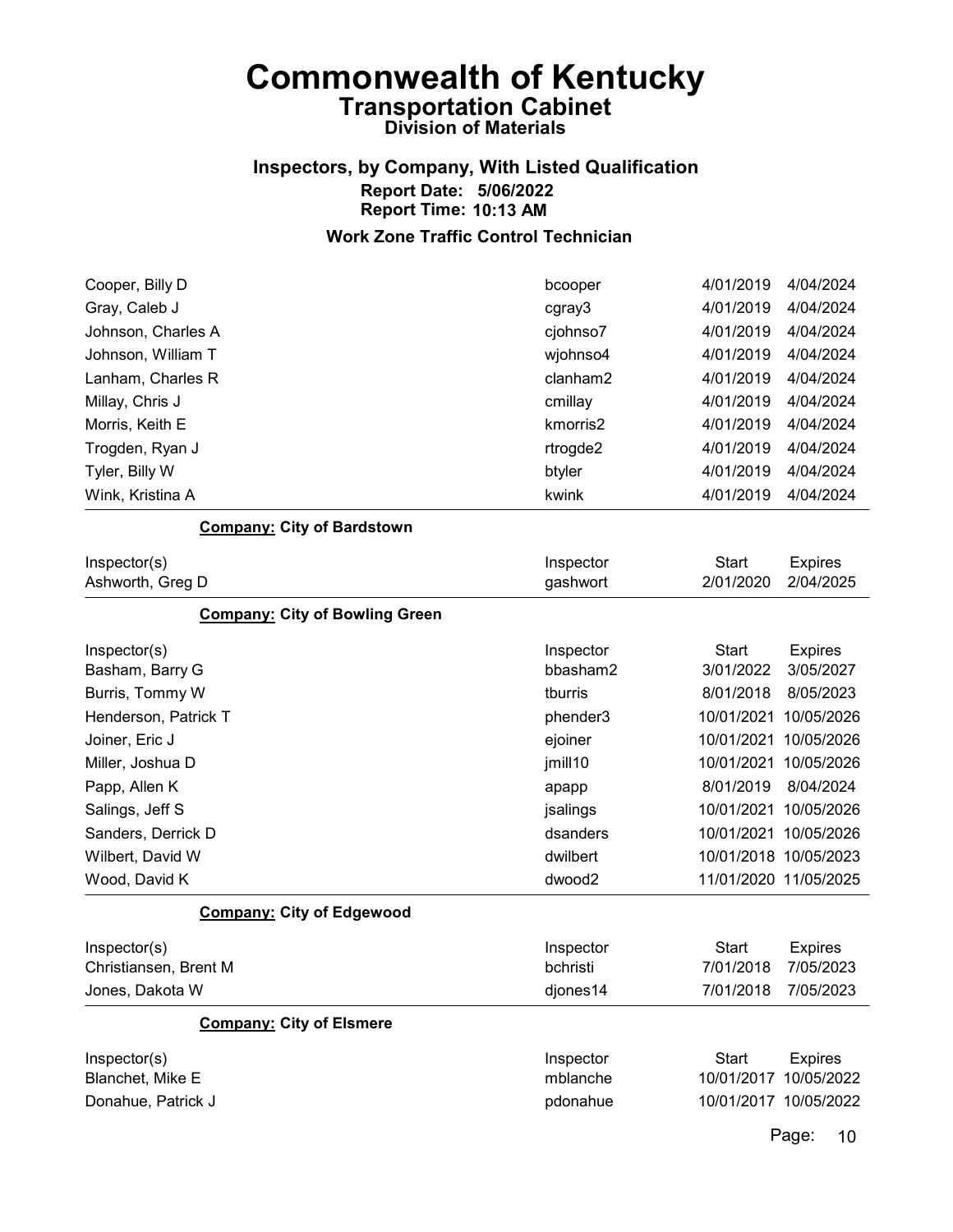# Commonwealth of Kentucky
## Transportation Cabinet
### Division of Materials

### Inspectors, by Company, With Listed Qualification
**Report Date: 5/06/2022**
**Report Time: 10:13 AM**

### Work Zone Traffic Control Technician

| Inspector(s) | Inspector | Start | Expires |
|---|---|---|---|
| Cooper, Billy D | bcooper | 4/01/2019 | 4/04/2024 |
| Gray, Caleb J | cgray3 | 4/01/2019 | 4/04/2024 |
| Johnson, Charles A | cjohnso7 | 4/01/2019 | 4/04/2024 |
| Johnson, William T | wjohnso4 | 4/01/2019 | 4/04/2024 |
| Lanham, Charles R | clanham2 | 4/01/2019 | 4/04/2024 |
| Millay, Chris J | cmillay | 4/01/2019 | 4/04/2024 |
| Morris, Keith E | kmorris2 | 4/01/2019 | 4/04/2024 |
| Trogden, Ryan J | rtrogde2 | 4/01/2019 | 4/04/2024 |
| Tyler, Billy W | btyler | 4/01/2019 | 4/04/2024 |
| Wink, Kristina A | kwink | 4/01/2019 | 4/04/2024 |

**Company: City of Bardstown**

| Inspector(s) | Inspector | Start | Expires |
|---|---|---|---|
| Ashworth, Greg D | gashwort | 2/01/2020 | 2/04/2025 |

**Company: City of Bowling Green**

| Inspector(s) | Inspector | Start | Expires |
|---|---|---|---|
| Basham, Barry G | bbasham2 | 3/01/2022 | 3/05/2027 |
| Burris, Tommy W | tburris | 8/01/2018 | 8/05/2023 |
| Henderson, Patrick T | phender3 | 10/01/2021 | 10/05/2026 |
| Joiner, Eric J | ejoiner | 10/01/2021 | 10/05/2026 |
| Miller, Joshua D | jmill10 | 10/01/2021 | 10/05/2026 |
| Papp, Allen K | apapp | 8/01/2019 | 8/04/2024 |
| Salings, Jeff S | jsalings | 10/01/2021 | 10/05/2026 |
| Sanders, Derrick D | dsanders | 10/01/2021 | 10/05/2026 |
| Wilbert, David W | dwilbert | 10/01/2018 | 10/05/2023 |
| Wood, David K | dwood2 | 11/01/2020 | 11/05/2025 |

**Company: City of Edgewood**

| Inspector(s) | Inspector | Start | Expires |
|---|---|---|---|
| Christiansen, Brent M | bchristi | 7/01/2018 | 7/05/2023 |
| Jones, Dakota W | djones14 | 7/01/2018 | 7/05/2023 |

**Company: City of Elsmere**

| Inspector(s) | Inspector | Start | Expires |
|---|---|---|---|
| Blanchet, Mike E | mblanche | 10/01/2017 | 10/05/2022 |
| Donahue, Patrick J | pdonahue | 10/01/2017 | 10/05/2022 |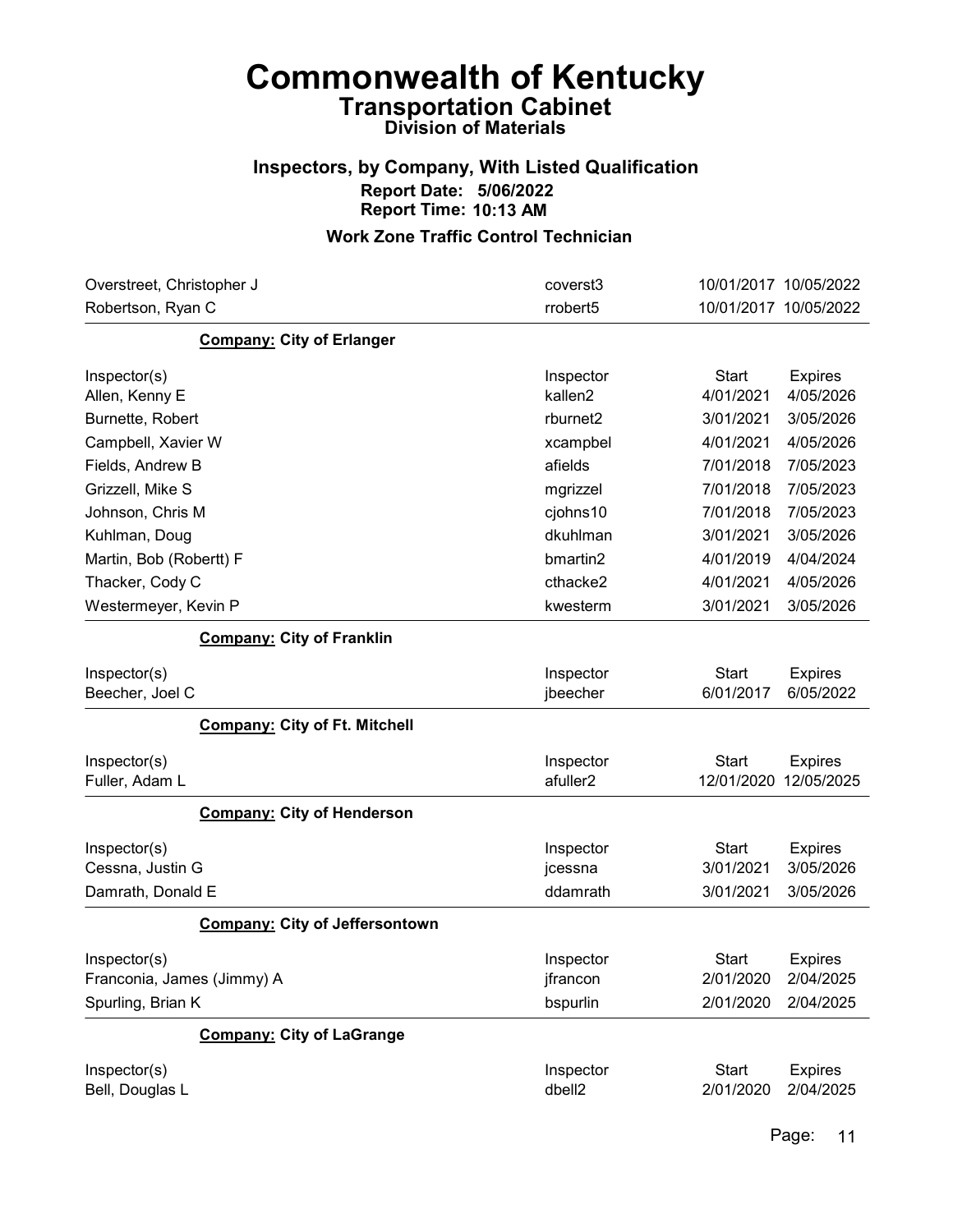# Commonwealth of Kentucky
## Transportation Cabinet
### Division of Materials

### Inspectors, by Company, With Listed Qualification
**Report Date: 5/06/2022**
**Report Time: 10:13 AM**

### Work Zone Traffic Control Technician

| | | | |
|---|---|---|---|
| Overstreet, Christopher J | coverst3 | 10/01/2017 | 10/05/2022 |
| Robertson, Ryan C | rrobert5 | 10/01/2017 | 10/05/2022 |

**Company:** City of Erlanger

| Inspector(s) | Inspector | Start | Expires |
|---|---|---|---|
| Allen, Kenny E | kallen2 | 4/01/2021 | 4/05/2026 |
| Burnette, Robert | rburnet2 | 3/01/2021 | 3/05/2026 |
| Campbell, Xavier W | xcampbel | 4/01/2021 | 4/05/2026 |
| Fields, Andrew B | afields | 7/01/2018 | 7/05/2023 |
| Grizzell, Mike S | mgrizzel | 7/01/2018 | 7/05/2023 |
| Johnson, Chris M | cjohns10 | 7/01/2018 | 7/05/2023 |
| Kuhlman, Doug | dkuhlman | 3/01/2021 | 3/05/2026 |
| Martin, Bob (Robertt) F | bmartin2 | 4/01/2019 | 4/04/2024 |
| Thacker, Cody C | cthacke2 | 4/01/2021 | 4/05/2026 |
| Westermeyer, Kevin P | kwesterm | 3/01/2021 | 3/05/2026 |

**Company:** City of Franklin

| Inspector(s) | Inspector | Start | Expires |
|---|---|---|---|
| Beecher, Joel C | jbeecher | 6/01/2017 | 6/05/2022 |

**Company:** City of Ft. Mitchell

| Inspector(s) | Inspector | Start | Expires |
|---|---|---|---|
| Fuller, Adam L | afuller2 | 12/01/2020 | 12/05/2025 |

**Company:** City of Henderson

| Inspector(s) | Inspector | Start | Expires |
|---|---|---|---|
| Cessna, Justin G | jcessna | 3/01/2021 | 3/05/2026 |
| Damrath, Donald E | ddamrath | 3/01/2021 | 3/05/2026 |

**Company:** City of Jeffersontown

| Inspector(s) | Inspector | Start | Expires |
|---|---|---|---|
| Franconia, James (Jimmy) A | jfrancon | 2/01/2020 | 2/04/2025 |
| Spurling, Brian K | bspurlin | 2/01/2020 | 2/04/2025 |

**Company:** City of LaGrange

| Inspector(s) | Inspector | Start | Expires |
|---|---|---|---|
| Bell, Douglas L | dbell2 | 2/01/2020 | 2/04/2025 |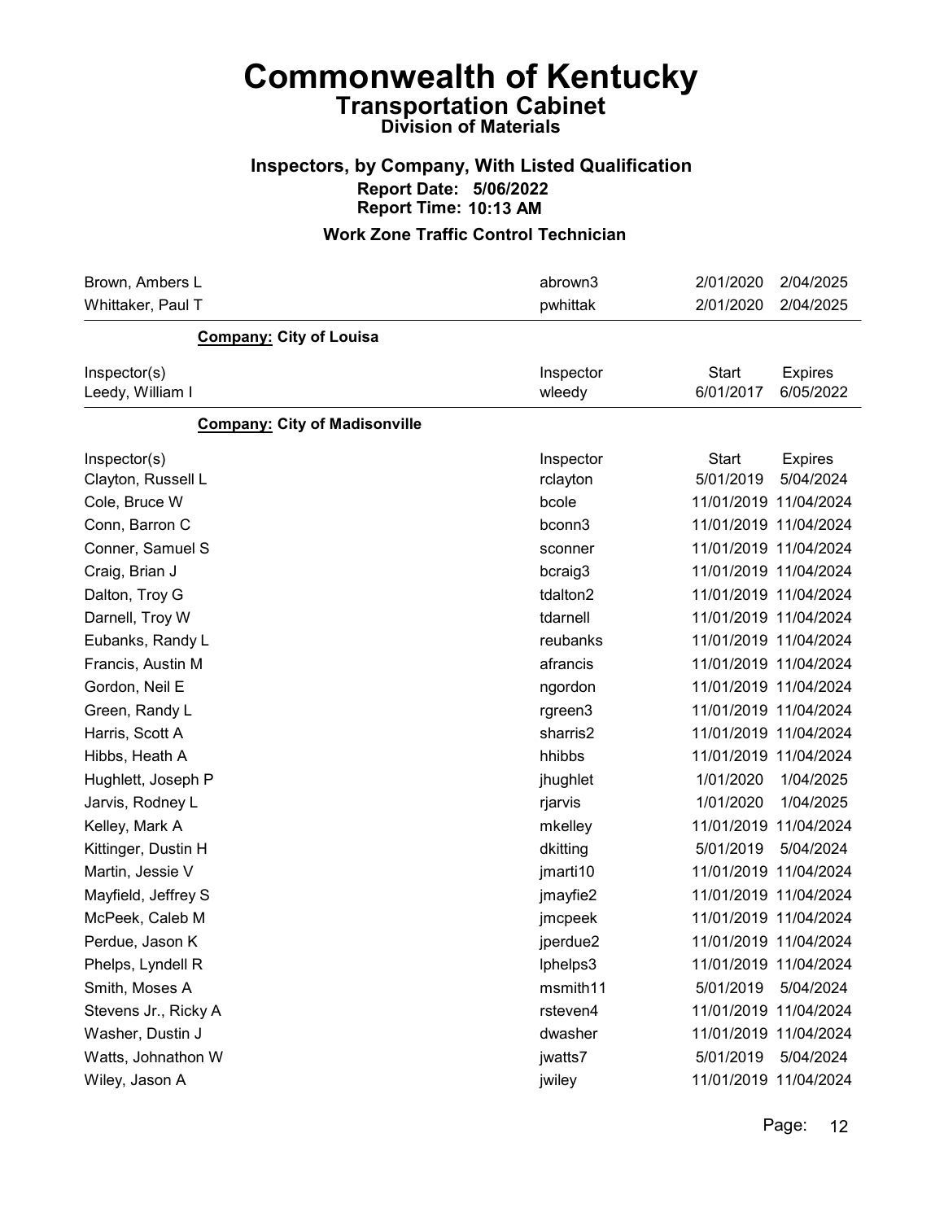# Commonwealth of Kentucky

## Transportation Cabinet

### Division of Materials

### Inspectors, by Company, With Listed Qualification

**Report Date: 5/06/2022**

**Report Time: 10:13 AM**

### Work Zone Traffic Control Technician

| | | | |
|---|---|---|---|
| Brown, Ambers L | abrown3 | 2/01/2020 | 2/04/2025 |
| Whittaker, Paul T | pwhittak | 2/01/2020 | 2/04/2025 |

**Company: City of Louisa**

| Inspector(s) | Inspector | Start | Expires |
|---|---|---|---|
| Leedy, William I | wleedy | 6/01/2017 | 6/05/2022 |

**Company: City of Madisonville**

| Inspector(s) | Inspector | Start | Expires |
|---|---|---|---|
| Clayton, Russell L | rclayton | 5/01/2019 | 5/04/2024 |
| Cole, Bruce W | bcole | 11/01/2019 | 11/04/2024 |
| Conn, Barron C | bconn3 | 11/01/2019 | 11/04/2024 |
| Conner, Samuel S | sconner | 11/01/2019 | 11/04/2024 |
| Craig, Brian J | bcraig3 | 11/01/2019 | 11/04/2024 |
| Dalton, Troy G | tdalton2 | 11/01/2019 | 11/04/2024 |
| Darnell, Troy W | tdarnell | 11/01/2019 | 11/04/2024 |
| Eubanks, Randy L | reubanks | 11/01/2019 | 11/04/2024 |
| Francis, Austin M | afrancis | 11/01/2019 | 11/04/2024 |
| Gordon, Neil E | ngordon | 11/01/2019 | 11/04/2024 |
| Green, Randy L | rgreen3 | 11/01/2019 | 11/04/2024 |
| Harris, Scott A | sharris2 | 11/01/2019 | 11/04/2024 |
| Hibbs, Heath A | hhibbs | 11/01/2019 | 11/04/2024 |
| Hughlett, Joseph P | jhughlet | 1/01/2020 | 1/04/2025 |
| Jarvis, Rodney L | rjarvis | 1/01/2020 | 1/04/2025 |
| Kelley, Mark A | mkelley | 11/01/2019 | 11/04/2024 |
| Kittinger, Dustin H | dkitting | 5/01/2019 | 5/04/2024 |
| Martin, Jessie V | jmarti10 | 11/01/2019 | 11/04/2024 |
| Mayfield, Jeffrey S | jmayfie2 | 11/01/2019 | 11/04/2024 |
| McPeek, Caleb M | jmcpeek | 11/01/2019 | 11/04/2024 |
| Perdue, Jason K | jperdue2 | 11/01/2019 | 11/04/2024 |
| Phelps, Lyndell R | lphelps3 | 11/01/2019 | 11/04/2024 |
| Smith, Moses A | msmith11 | 5/01/2019 | 5/04/2024 |
| Stevens Jr., Ricky A | rsteven4 | 11/01/2019 | 11/04/2024 |
| Washer, Dustin J | dwasher | 11/01/2019 | 11/04/2024 |
| Watts, Johnathon W | jwatts7 | 5/01/2019 | 5/04/2024 |
| Wiley, Jason A | jwiley | 11/01/2019 | 11/04/2024 |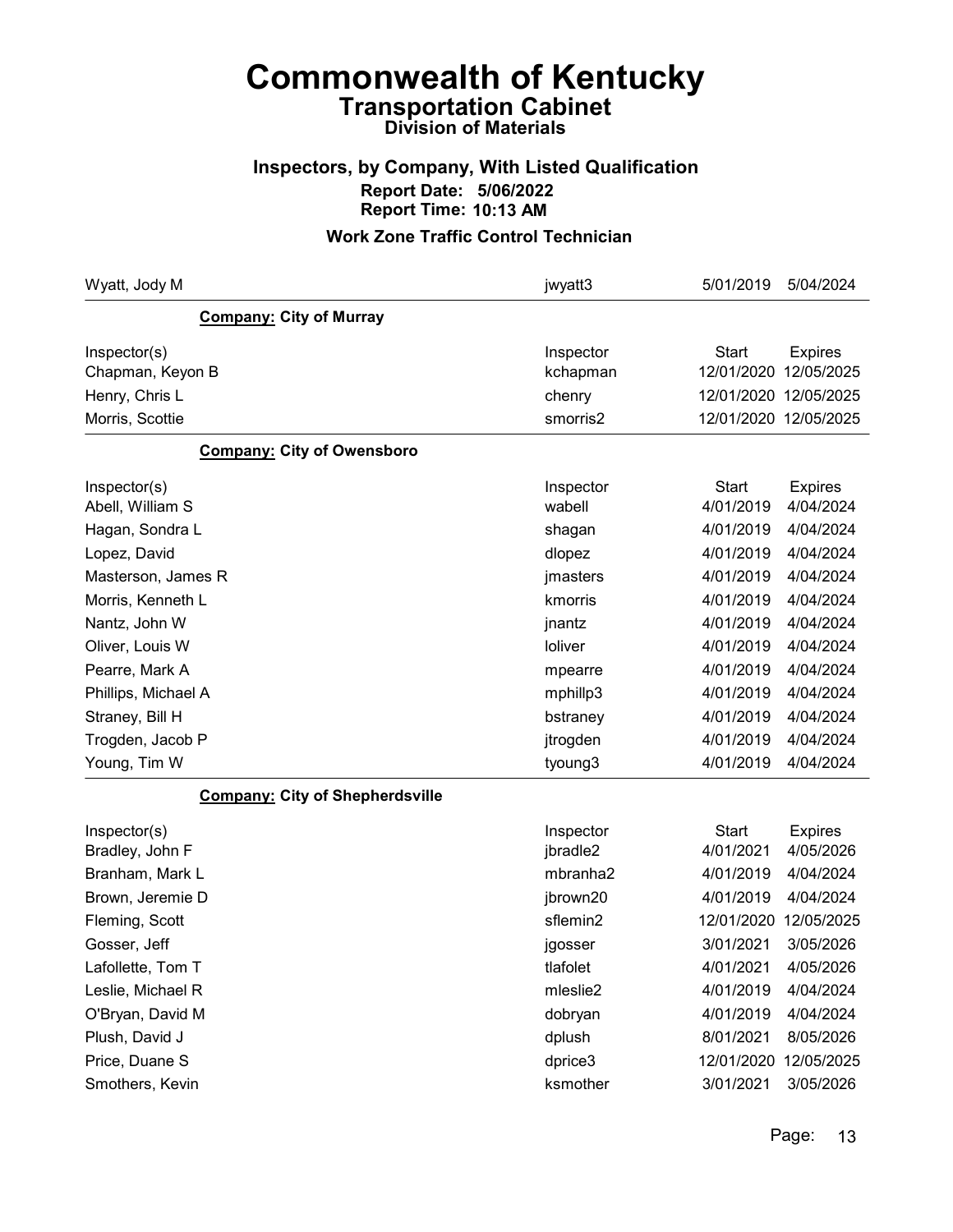# Commonwealth of Kentucky

## Transportation Cabinet

### Division of Materials

### Inspectors, by Company, With Listed Qualification

**Report Date: 5/06/2022**

**Report Time: 10:13 AM**

### Work Zone Traffic Control Technician

| | | | |
|---|---|---|---|
| Wyatt, Jody M | jwyatt3 | 5/01/2019 | 5/04/2024 |

**Company: City of Murray**

| Inspector(s) | Inspector | Start | Expires |
|---|---|---|---|
| Chapman, Keyon B | kchapman | 12/01/2020 | 12/05/2025 |
| Henry, Chris L | chenry | 12/01/2020 | 12/05/2025 |
| Morris, Scottie | smorris2 | 12/01/2020 | 12/05/2025 |

**Company: City of Owensboro**

| Inspector(s) | Inspector | Start | Expires |
|---|---|---|---|
| Abell, William S | wabell | 4/01/2019 | 4/04/2024 |
| Hagan, Sondra L | shagan | 4/01/2019 | 4/04/2024 |
| Lopez, David | dlopez | 4/01/2019 | 4/04/2024 |
| Masterson, James R | jmasters | 4/01/2019 | 4/04/2024 |
| Morris, Kenneth L | kmorris | 4/01/2019 | 4/04/2024 |
| Nantz, John W | jnantz | 4/01/2019 | 4/04/2024 |
| Oliver, Louis W | loliver | 4/01/2019 | 4/04/2024 |
| Pearre, Mark A | mpearre | 4/01/2019 | 4/04/2024 |
| Phillips, Michael A | mphillp3 | 4/01/2019 | 4/04/2024 |
| Straney, Bill H | bstraney | 4/01/2019 | 4/04/2024 |
| Trogden, Jacob P | jtrogden | 4/01/2019 | 4/04/2024 |
| Young, Tim W | tyoung3 | 4/01/2019 | 4/04/2024 |

**Company: City of Shepherdsville**

| Inspector(s) | Inspector | Start | Expires |
|---|---|---|---|
| Bradley, John F | jbradle2 | 4/01/2021 | 4/05/2026 |
| Branham, Mark L | mbranha2 | 4/01/2019 | 4/04/2024 |
| Brown, Jeremie D | jbrown20 | 4/01/2019 | 4/04/2024 |
| Fleming, Scott | sflemin2 | 12/01/2020 | 12/05/2025 |
| Gosser, Jeff | jgosser | 3/01/2021 | 3/05/2026 |
| Lafollette, Tom T | tlafolet | 4/01/2021 | 4/05/2026 |
| Leslie, Michael R | mleslie2 | 4/01/2019 | 4/04/2024 |
| O'Bryan, David M | dobryan | 4/01/2019 | 4/04/2024 |
| Plush, David J | dplush | 8/01/2021 | 8/05/2026 |
| Price, Duane S | dprice3 | 12/01/2020 | 12/05/2025 |
| Smothers, Kevin | ksmother | 3/01/2021 | 3/05/2026 |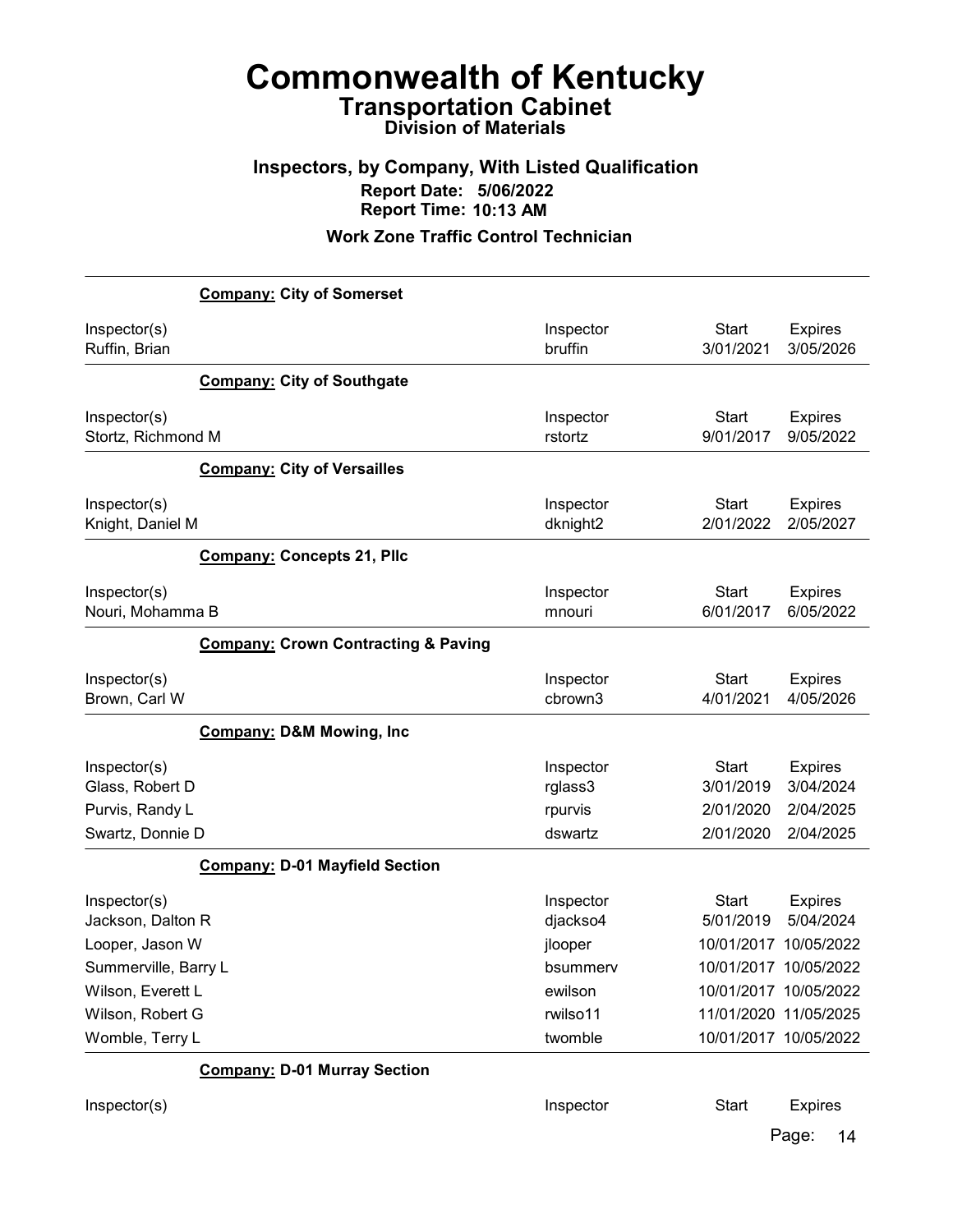# Commonwealth of Kentucky
## Transportation Cabinet
### Division of Materials

### Inspectors, by Company, With Listed Qualification
**Report Date: 5/06/2022**
**Report Time: 10:13 AM**

### Work Zone Traffic Control Technician

**Company: City of Somerset**

| Inspector(s) | Inspector | Start | Expires |
|---|---|---|---|
| Ruffin, Brian | bruffin | 3/01/2021 | 3/05/2026 |

**Company: City of Southgate**

| Inspector(s) | Inspector | Start | Expires |
|---|---|---|---|
| Stortz, Richmond M | rstortz | 9/01/2017 | 9/05/2022 |

**Company: City of Versailles**

| Inspector(s) | Inspector | Start | Expires |
|---|---|---|---|
| Knight, Daniel M | dknight2 | 2/01/2022 | 2/05/2027 |

**Company: Concepts 21, Pllc**

| Inspector(s) | Inspector | Start | Expires |
|---|---|---|---|
| Nouri, Mohamma B | mnouri | 6/01/2017 | 6/05/2022 |

**Company: Crown Contracting & Paving**

| Inspector(s) | Inspector | Start | Expires |
|---|---|---|---|
| Brown, Carl W | cbrown3 | 4/01/2021 | 4/05/2026 |

**Company: D&M Mowing, Inc**

| Inspector(s) | Inspector | Start | Expires |
|---|---|---|---|
| Glass, Robert D | rglass3 | 3/01/2019 | 3/04/2024 |
| Purvis, Randy L | rpurvis | 2/01/2020 | 2/04/2025 |
| Swartz, Donnie D | dswartz | 2/01/2020 | 2/04/2025 |

**Company: D-01 Mayfield Section**

| Inspector(s) | Inspector | Start | Expires |
|---|---|---|---|
| Jackson, Dalton R | djackso4 | 5/01/2019 | 5/04/2024 |
| Looper, Jason W | jlooper | 10/01/2017 | 10/05/2022 |
| Summerville, Barry L | bsummerv | 10/01/2017 | 10/05/2022 |
| Wilson, Everett L | ewilson | 10/01/2017 | 10/05/2022 |
| Wilson, Robert G | rwilso11 | 11/01/2020 | 11/05/2025 |
| Womble, Terry L | twomble | 10/01/2017 | 10/05/2022 |

**Company: D-01 Murray Section**

| Inspector(s) | Inspector | Start | Expires |
|---|---|---|---|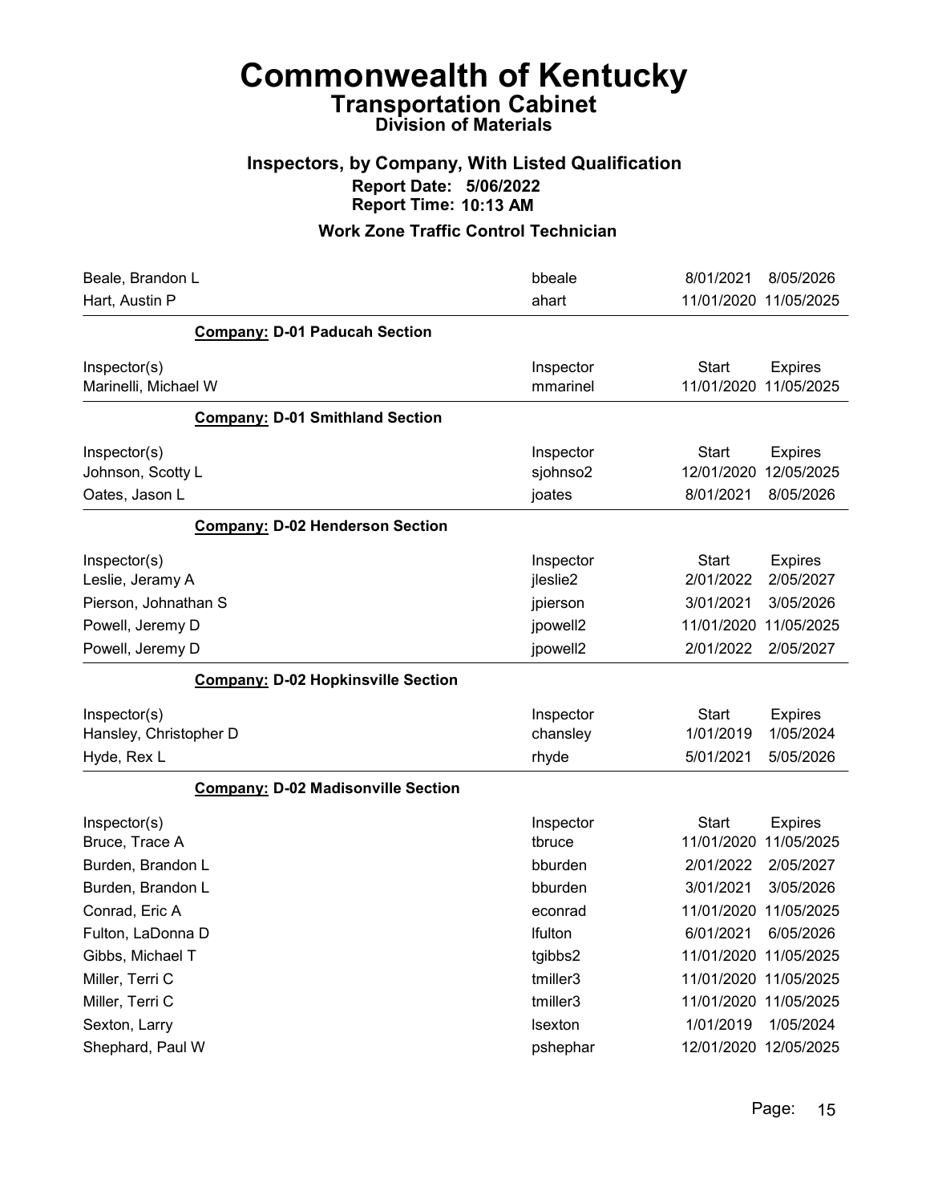# Commonwealth of Kentucky
## Transportation Cabinet
### Division of Materials

### Inspectors, by Company, With Listed Qualification
**Report Date: 5/06/2022**
**Report Time: 10:13 AM**

### Work Zone Traffic Control Technician

| Inspector(s) | Inspector | Start | Expires |
|---|---|---|---|
| Beale, Brandon L | bbeale | 8/01/2021 | 8/05/2026 |
| Hart, Austin P | ahart | 11/01/2020 | 11/05/2025 |

**Company: D-01 Paducah Section**

| Inspector(s) | Inspector | Start | Expires |
|---|---|---|---|
| Marinelli, Michael W | mmarinel | 11/01/2020 | 11/05/2025 |

**Company: D-01 Smithland Section**

| Inspector(s) | Inspector | Start | Expires |
|---|---|---|---|
| Johnson, Scotty L | sjohnso2 | 12/01/2020 | 12/05/2025 |
| Oates, Jason L | joates | 8/01/2021 | 8/05/2026 |

**Company: D-02 Henderson Section**

| Inspector(s) | Inspector | Start | Expires |
|---|---|---|---|
| Leslie, Jeramy A | jleslie2 | 2/01/2022 | 2/05/2027 |
| Pierson, Johnathan S | jpierson | 3/01/2021 | 3/05/2026 |
| Powell, Jeremy D | jpowell2 | 11/01/2020 | 11/05/2025 |
| Powell, Jeremy D | jpowell2 | 2/01/2022 | 2/05/2027 |

**Company: D-02 Hopkinsville Section**

| Inspector(s) | Inspector | Start | Expires |
|---|---|---|---|
| Hansley, Christopher D | chansley | 1/01/2019 | 1/05/2024 |
| Hyde, Rex L | rhyde | 5/01/2021 | 5/05/2026 |

**Company: D-02 Madisonville Section**

| Inspector(s) | Inspector | Start | Expires |
|---|---|---|---|
| Bruce, Trace A | tbruce | 11/01/2020 | 11/05/2025 |
| Burden, Brandon L | bburden | 2/01/2022 | 2/05/2027 |
| Burden, Brandon L | bburden | 3/01/2021 | 3/05/2026 |
| Conrad, Eric A | econrad | 11/01/2020 | 11/05/2025 |
| Fulton, LaDonna D | lfulton | 6/01/2021 | 6/05/2026 |
| Gibbs, Michael T | tgibbs2 | 11/01/2020 | 11/05/2025 |
| Miller, Terri C | tmiller3 | 11/01/2020 | 11/05/2025 |
| Miller, Terri C | tmiller3 | 11/01/2020 | 11/05/2025 |
| Sexton, Larry | lsexton | 1/01/2019 | 1/05/2024 |
| Shephard, Paul W | pshephar | 12/01/2020 | 12/05/2025 |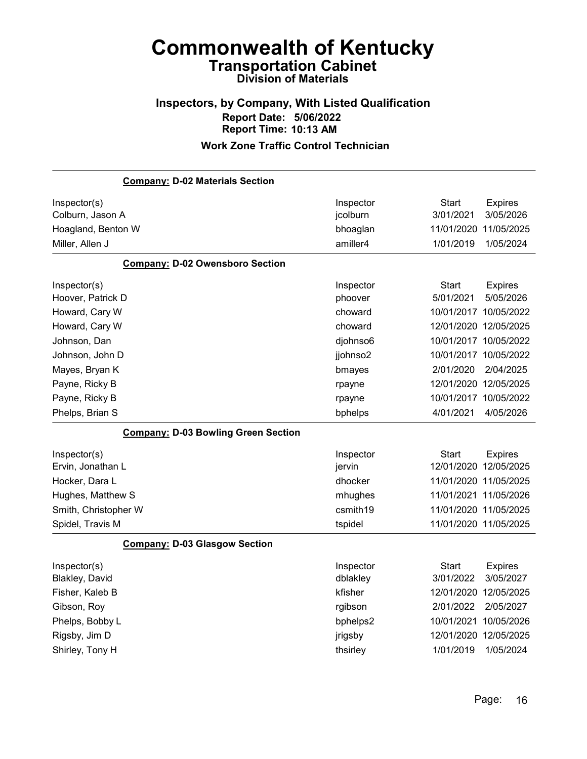# Commonwealth of Kentucky

## Transportation Cabinet

### Division of Materials

### Inspectors, by Company, With Listed Qualification

**Report Date: 5/06/2022**

**Report Time: 10:13 AM**

### Work Zone Traffic Control Technician

**Company: D-02 Materials Section**

| Inspector(s) | Inspector | Start | Expires |
|---|---|---|---|
| Colburn, Jason A | jcolburn | 3/01/2021 | 3/05/2026 |
| Hoagland, Benton W | bhoaglan | 11/01/2020 | 11/05/2025 |
| Miller, Allen J | amiller4 | 1/01/2019 | 1/05/2024 |

**Company: D-02 Owensboro Section**

| Inspector(s) | Inspector | Start | Expires |
|---|---|---|---|
| Hoover, Patrick D | phoover | 5/01/2021 | 5/05/2026 |
| Howard, Cary W | choward | 10/01/2017 | 10/05/2022 |
| Howard, Cary W | choward | 12/01/2020 | 12/05/2025 |
| Johnson, Dan | djohnso6 | 10/01/2017 | 10/05/2022 |
| Johnson, John D | jjohnso2 | 10/01/2017 | 10/05/2022 |
| Mayes, Bryan K | bmayes | 2/01/2020 | 2/04/2025 |
| Payne, Ricky B | rpayne | 12/01/2020 | 12/05/2025 |
| Payne, Ricky B | rpayne | 10/01/2017 | 10/05/2022 |
| Phelps, Brian S | bphelps | 4/01/2021 | 4/05/2026 |

**Company: D-03 Bowling Green Section**

| Inspector(s) | Inspector | Start | Expires |
|---|---|---|---|
| Ervin, Jonathan L | jervin | 12/01/2020 | 12/05/2025 |
| Hocker, Dara L | dhocker | 11/01/2020 | 11/05/2025 |
| Hughes, Matthew S | mhughes | 11/01/2021 | 11/05/2026 |
| Smith, Christopher W | csmith19 | 11/01/2020 | 11/05/2025 |
| Spidel, Travis M | tspidel | 11/01/2020 | 11/05/2025 |

**Company: D-03 Glasgow Section**

| Inspector(s) | Inspector | Start | Expires |
|---|---|---|---|
| Blakley, David | dblakley | 3/01/2022 | 3/05/2027 |
| Fisher, Kaleb B | kfisher | 12/01/2020 | 12/05/2025 |
| Gibson, Roy | rgibson | 2/01/2022 | 2/05/2027 |
| Phelps, Bobby L | bphelps2 | 10/01/2021 | 10/05/2026 |
| Rigsby, Jim D | jrigsby | 12/01/2020 | 12/05/2025 |
| Shirley, Tony H | thsirley | 1/01/2019 | 1/05/2024 |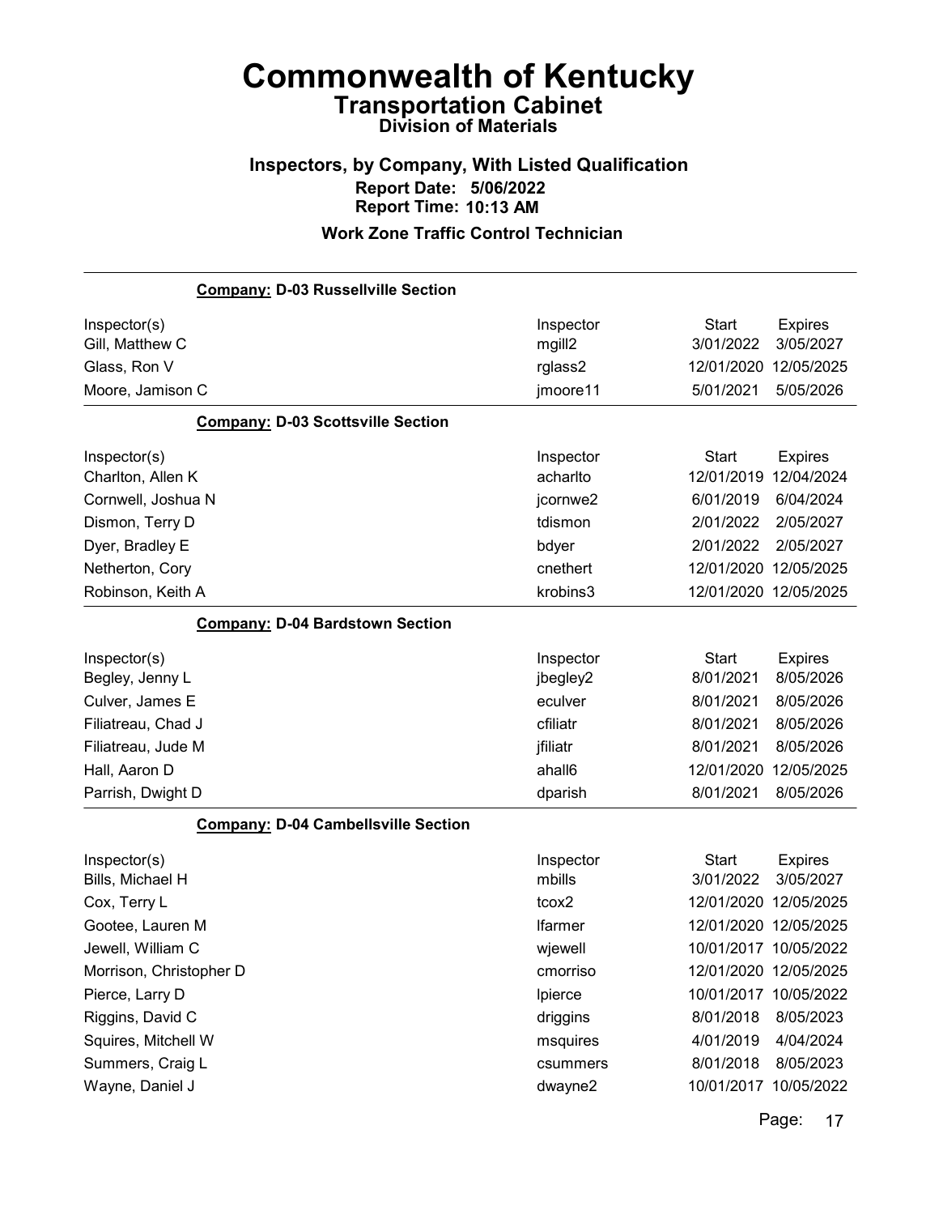# Commonwealth of Kentucky

## Transportation Cabinet

### Division of Materials

### Inspectors, by Company, With Listed Qualification

**Report Date: 5/06/2022**

**Report Time: 10:13 AM**

### Work Zone Traffic Control Technician

**Company: D-03 Russellville Section**

| Inspector(s) | Inspector | Start | Expires |
|---|---|---|---|
| Gill, Matthew C | mgill2 | 3/01/2022 | 3/05/2027 |
| Glass, Ron V | rglass2 | 12/01/2020 | 12/05/2025 |
| Moore, Jamison C | jmoore11 | 5/01/2021 | 5/05/2026 |

**Company: D-03 Scottsville Section**

| Inspector(s) | Inspector | Start | Expires |
|---|---|---|---|
| Charlton, Allen K | acharlto | 12/01/2019 | 12/04/2024 |
| Cornwell, Joshua N | jcornwe2 | 6/01/2019 | 6/04/2024 |
| Dismon, Terry D | tdismon | 2/01/2022 | 2/05/2027 |
| Dyer, Bradley E | bdyer | 2/01/2022 | 2/05/2027 |
| Netherton, Cory | cnethert | 12/01/2020 | 12/05/2025 |
| Robinson, Keith A | krobins3 | 12/01/2020 | 12/05/2025 |

**Company: D-04 Bardstown Section**

| Inspector(s) | Inspector | Start | Expires |
|---|---|---|---|
| Begley, Jenny L | jbegley2 | 8/01/2021 | 8/05/2026 |
| Culver, James E | eculver | 8/01/2021 | 8/05/2026 |
| Filiatreau, Chad J | cfiliatr | 8/01/2021 | 8/05/2026 |
| Filiatreau, Jude M | jfiliatr | 8/01/2021 | 8/05/2026 |
| Hall, Aaron D | ahall6 | 12/01/2020 | 12/05/2025 |
| Parrish, Dwight D | dparish | 8/01/2021 | 8/05/2026 |

**Company: D-04 Cambellsville Section**

| Inspector(s) | Inspector | Start | Expires |
|---|---|---|---|
| Bills, Michael H | mbills | 3/01/2022 | 3/05/2027 |
| Cox, Terry L | tcox2 | 12/01/2020 | 12/05/2025 |
| Gootee, Lauren M | lfarmer | 12/01/2020 | 12/05/2025 |
| Jewell, William C | wjewell | 10/01/2017 | 10/05/2022 |
| Morrison, Christopher D | cmorriso | 12/01/2020 | 12/05/2025 |
| Pierce, Larry D | lpierce | 10/01/2017 | 10/05/2022 |
| Riggins, David C | driggins | 8/01/2018 | 8/05/2023 |
| Squires, Mitchell W | msquires | 4/01/2019 | 4/04/2024 |
| Summers, Craig L | csummers | 8/01/2018 | 8/05/2023 |
| Wayne, Daniel J | dwayne2 | 10/01/2017 | 10/05/2022 |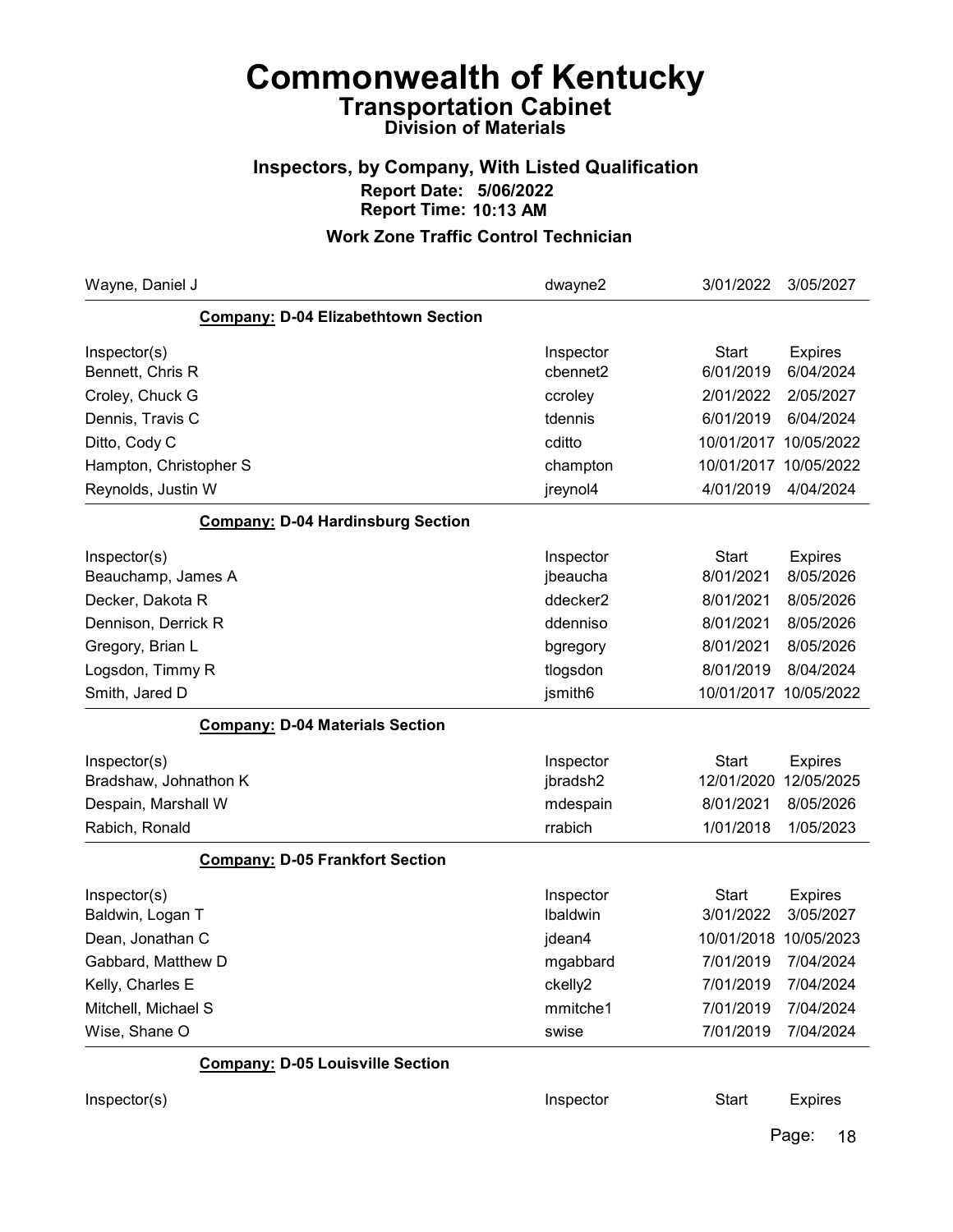# Commonwealth of Kentucky

## Transportation Cabinet

### Division of Materials

### Inspectors, by Company, With Listed Qualification

**Report Date: 5/06/2022**

**Report Time: 10:13 AM**

### Work Zone Traffic Control Technician

| | | | |
|---|---|---|---|
| Wayne, Daniel J | dwayne2 | 3/01/2022 | 3/05/2027 |

**Company: D-04 Elizabethtown Section**

| Inspector(s) | Inspector | Start | Expires |
|---|---|---|---|
| Bennett, Chris R | cbennet2 | 6/01/2019 | 6/04/2024 |
| Croley, Chuck G | ccroley | 2/01/2022 | 2/05/2027 |
| Dennis, Travis C | tdennis | 6/01/2019 | 6/04/2024 |
| Ditto, Cody C | cditto | 10/01/2017 | 10/05/2022 |
| Hampton, Christopher S | champton | 10/01/2017 | 10/05/2022 |
| Reynolds, Justin W | jreynol4 | 4/01/2019 | 4/04/2024 |

**Company: D-04 Hardinsburg Section**

| Inspector(s) | Inspector | Start | Expires |
|---|---|---|---|
| Beauchamp, James A | jbeaucha | 8/01/2021 | 8/05/2026 |
| Decker, Dakota R | ddecker2 | 8/01/2021 | 8/05/2026 |
| Dennison, Derrick R | ddenniso | 8/01/2021 | 8/05/2026 |
| Gregory, Brian L | bgregory | 8/01/2021 | 8/05/2026 |
| Logsdon, Timmy R | tlogsdon | 8/01/2019 | 8/04/2024 |
| Smith, Jared D | jsmith6 | 10/01/2017 | 10/05/2022 |

**Company: D-04 Materials Section**

| Inspector(s) | Inspector | Start | Expires |
|---|---|---|---|
| Bradshaw, Johnathon K | jbradsh2 | 12/01/2020 | 12/05/2025 |
| Despain, Marshall W | mdespain | 8/01/2021 | 8/05/2026 |
| Rabich, Ronald | rrabich | 1/01/2018 | 1/05/2023 |

**Company: D-05 Frankfort Section**

| Inspector(s) | Inspector | Start | Expires |
|---|---|---|---|
| Baldwin, Logan T | lbaldwin | 3/01/2022 | 3/05/2027 |
| Dean, Jonathan C | jdean4 | 10/01/2018 | 10/05/2023 |
| Gabbard, Matthew D | mgabbard | 7/01/2019 | 7/04/2024 |
| Kelly, Charles E | ckelly2 | 7/01/2019 | 7/04/2024 |
| Mitchell, Michael S | mmitche1 | 7/01/2019 | 7/04/2024 |
| Wise, Shane O | swise | 7/01/2019 | 7/04/2024 |

**Company: D-05 Louisville Section**

| Inspector(s) | Inspector | Start | Expires |
|---|---|---|---|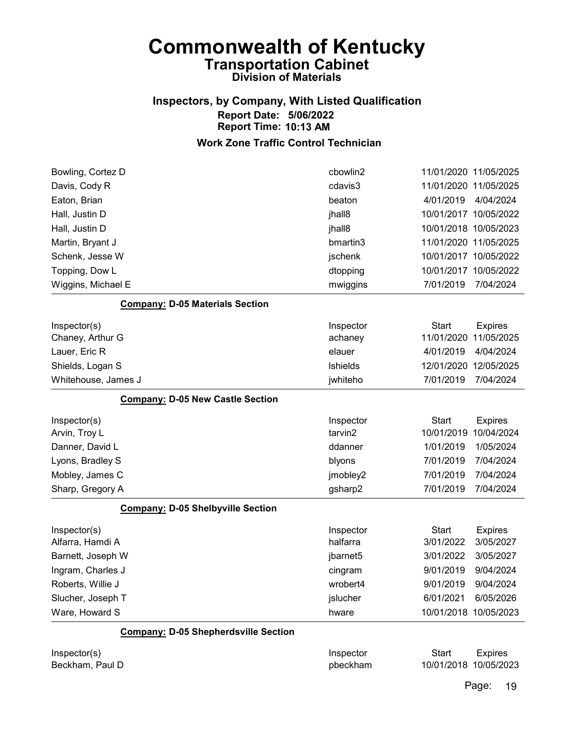# Commonwealth of Kentucky

## Transportation Cabinet

### Division of Materials

### Inspectors, by Company, With Listed Qualification

**Report Date: 5/06/2022**
**Report Time: 10:13 AM**

### Work Zone Traffic Control Technician

| Inspector(s) | Inspector | Start | Expires |
|---|---|---|---|
| Bowling, Cortez D | cbowlin2 | 11/01/2020 | 11/05/2025 |
| Davis, Cody R | cdavis3 | 11/01/2020 | 11/05/2025 |
| Eaton, Brian | beaton | 4/01/2019 | 4/04/2024 |
| Hall, Justin D | jhall8 | 10/01/2017 | 10/05/2022 |
| Hall, Justin D | jhall8 | 10/01/2018 | 10/05/2023 |
| Martin, Bryant J | bmartin3 | 11/01/2020 | 11/05/2025 |
| Schenk, Jesse W | jschenk | 10/01/2017 | 10/05/2022 |
| Topping, Dow L | dtopping | 10/01/2017 | 10/05/2022 |
| Wiggins, Michael E | mwiggins | 7/01/2019 | 7/04/2024 |

**Company: D-05 Materials Section**

| Inspector(s) | Inspector | Start | Expires |
|---|---|---|---|
| Chaney, Arthur G | achaney | 11/01/2020 | 11/05/2025 |
| Lauer, Eric R | elauer | 4/01/2019 | 4/04/2024 |
| Shields, Logan S | lshields | 12/01/2020 | 12/05/2025 |
| Whitehouse, James J | jwhiteho | 7/01/2019 | 7/04/2024 |

**Company: D-05 New Castle Section**

| Inspector(s) | Inspector | Start | Expires |
|---|---|---|---|
| Arvin, Troy L | tarvin2 | 10/01/2019 | 10/04/2024 |
| Danner, David L | ddanner | 1/01/2019 | 1/05/2024 |
| Lyons, Bradley S | blyons | 7/01/2019 | 7/04/2024 |
| Mobley, James C | jmobley2 | 7/01/2019 | 7/04/2024 |
| Sharp, Gregory A | gsharp2 | 7/01/2019 | 7/04/2024 |

**Company: D-05 Shelbyville Section**

| Inspector(s) | Inspector | Start | Expires |
|---|---|---|---|
| Alfarra, Hamdi A | halfarra | 3/01/2022 | 3/05/2027 |
| Barnett, Joseph W | jbarnet5 | 3/01/2022 | 3/05/2027 |
| Ingram, Charles J | cingram | 9/01/2019 | 9/04/2024 |
| Roberts, Willie J | wrobert4 | 9/01/2019 | 9/04/2024 |
| Slucher, Joseph T | jslucher | 6/01/2021 | 6/05/2026 |
| Ware, Howard S | hware | 10/01/2018 | 10/05/2023 |

**Company: D-05 Shepherdsville Section**

| Inspector(s) | Inspector | Start | Expires |
|---|---|---|---|
| Beckham, Paul D | pbeckham | 10/01/2018 | 10/05/2023 |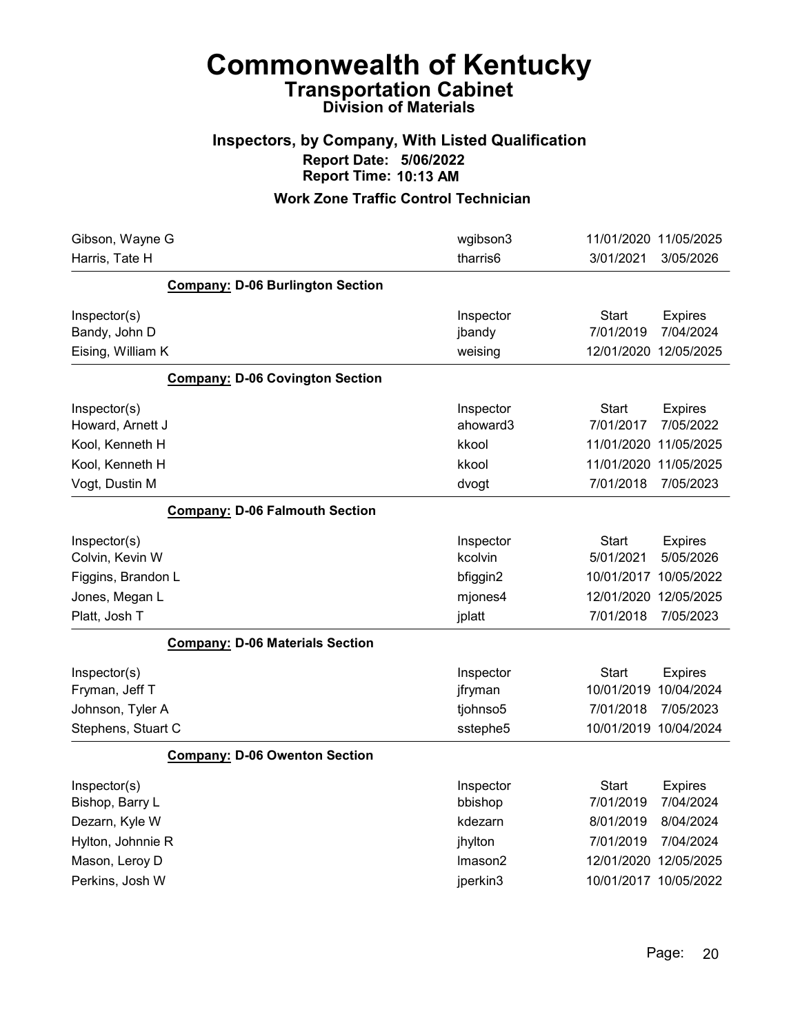# Commonwealth of Kentucky

## Transportation Cabinet

### Division of Materials

### Inspectors, by Company, With Listed Qualification

**Report Date: 5/06/2022**

**Report Time: 10:13 AM**

### Work Zone Traffic Control Technician

| | | | |
|---|---|---|---|
| Gibson, Wayne G | wgibson3 | 11/01/2020 | 11/05/2025 |
| Harris, Tate H | tharris6 | 3/01/2021 | 3/05/2026 |

**Company: D-06 Burlington Section**

| Inspector(s) | Inspector | Start | Expires |
|---|---|---|---|
| Bandy, John D | jbandy | 7/01/2019 | 7/04/2024 |
| Eising, William K | weising | 12/01/2020 | 12/05/2025 |

**Company: D-06 Covington Section**

| Inspector(s) | Inspector | Start | Expires |
|---|---|---|---|
| Howard, Arnett J | ahoward3 | 7/01/2017 | 7/05/2022 |
| Kool, Kenneth H | kkool | 11/01/2020 | 11/05/2025 |
| Kool, Kenneth H | kkool | 11/01/2020 | 11/05/2025 |
| Vogt, Dustin M | dvogt | 7/01/2018 | 7/05/2023 |

**Company: D-06 Falmouth Section**

| Inspector(s) | Inspector | Start | Expires |
|---|---|---|---|
| Colvin, Kevin W | kcolvin | 5/01/2021 | 5/05/2026 |
| Figgins, Brandon L | bfiggin2 | 10/01/2017 | 10/05/2022 |
| Jones, Megan L | mjones4 | 12/01/2020 | 12/05/2025 |
| Platt, Josh T | jplatt | 7/01/2018 | 7/05/2023 |

**Company: D-06 Materials Section**

| Inspector(s) | Inspector | Start | Expires |
|---|---|---|---|
| Fryman, Jeff T | jfryman | 10/01/2019 | 10/04/2024 |
| Johnson, Tyler A | tjohnso5 | 7/01/2018 | 7/05/2023 |
| Stephens, Stuart C | sstephe5 | 10/01/2019 | 10/04/2024 |

**Company: D-06 Owenton Section**

| Inspector(s) | Inspector | Start | Expires |
|---|---|---|---|
| Bishop, Barry L | bbishop | 7/01/2019 | 7/04/2024 |
| Dezarn, Kyle W | kdezarn | 8/01/2019 | 8/04/2024 |
| Hylton, Johnnie R | jhylton | 7/01/2019 | 7/04/2024 |
| Mason, Leroy D | lmason2 | 12/01/2020 | 12/05/2025 |
| Perkins, Josh W | jperkin3 | 10/01/2017 | 10/05/2022 |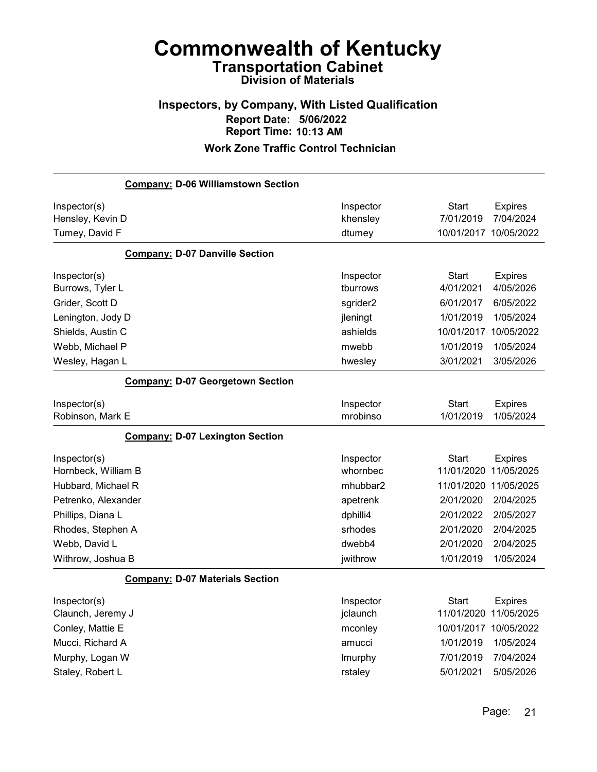# Commonwealth of Kentucky
## Transportation Cabinet
### Division of Materials

### Inspectors, by Company, With Listed Qualification
**Report Date: 5/06/2022**
**Report Time: 10:13 AM**

### Work Zone Traffic Control Technician

**Company: D-06 Williamstown Section**

| Inspector(s) | Inspector | Start | Expires |
|---|---|---|---|
| Hensley, Kevin D | khensley | 7/01/2019 | 7/04/2024 |
| Tumey, David F | dtumey | 10/01/2017 | 10/05/2022 |

**Company: D-07 Danville Section**

| Inspector(s) | Inspector | Start | Expires |
|---|---|---|---|
| Burrows, Tyler L | tburrows | 4/01/2021 | 4/05/2026 |
| Grider, Scott D | sgrider2 | 6/01/2017 | 6/05/2022 |
| Lenington, Jody D | jleningt | 1/01/2019 | 1/05/2024 |
| Shields, Austin C | ashields | 10/01/2017 | 10/05/2022 |
| Webb, Michael P | mwebb | 1/01/2019 | 1/05/2024 |
| Wesley, Hagan L | hwesley | 3/01/2021 | 3/05/2026 |

**Company: D-07 Georgetown Section**

| Inspector(s) | Inspector | Start | Expires |
|---|---|---|---|
| Robinson, Mark E | mrobinso | 1/01/2019 | 1/05/2024 |

**Company: D-07 Lexington Section**

| Inspector(s) | Inspector | Start | Expires |
|---|---|---|---|
| Hornbeck, William B | whornbec | 11/01/2020 | 11/05/2025 |
| Hubbard, Michael R | mhubbar2 | 11/01/2020 | 11/05/2025 |
| Petrenko, Alexander | apetrenk | 2/01/2020 | 2/04/2025 |
| Phillips, Diana L | dphilli4 | 2/01/2022 | 2/05/2027 |
| Rhodes, Stephen A | srhodes | 2/01/2020 | 2/04/2025 |
| Webb, David L | dwebb4 | 2/01/2020 | 2/04/2025 |
| Withrow, Joshua B | jwithrow | 1/01/2019 | 1/05/2024 |

**Company: D-07 Materials Section**

| Inspector(s) | Inspector | Start | Expires |
|---|---|---|---|
| Claunch, Jeremy J | jclaunch | 11/01/2020 | 11/05/2025 |
| Conley, Mattie E | mconley | 10/01/2017 | 10/05/2022 |
| Mucci, Richard A | amucci | 1/01/2019 | 1/05/2024 |
| Murphy, Logan W | lmurphy | 7/01/2019 | 7/04/2024 |
| Staley, Robert L | rstaley | 5/01/2021 | 5/05/2026 |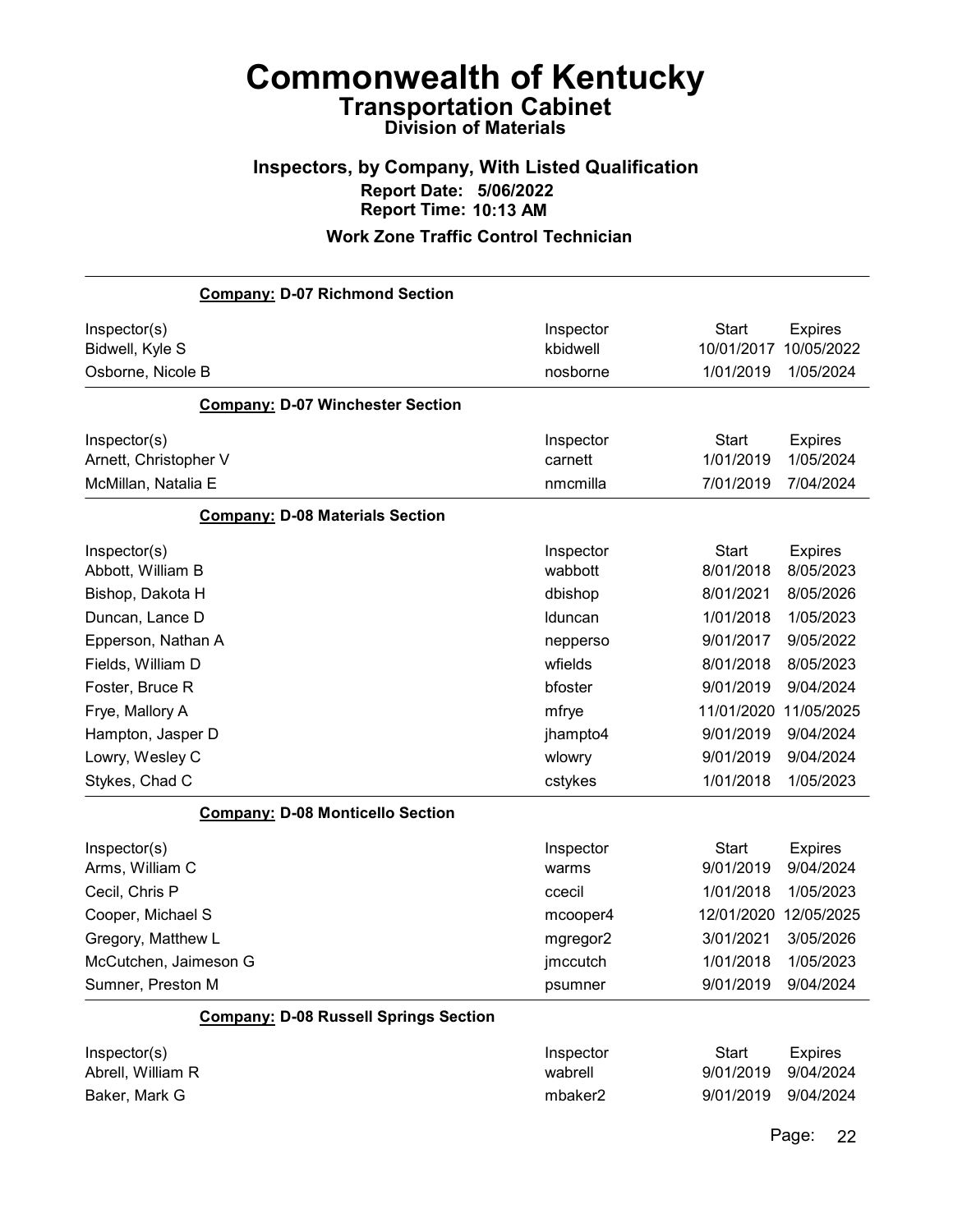# Commonwealth of Kentucky

## Transportation Cabinet

### Division of Materials

**Inspectors, by Company, With Listed Qualification**

**Report Date: 5/06/2022**

**Report Time: 10:13 AM**

**Work Zone Traffic Control Technician**

**Company: D-07 Richmond Section**

| Inspector(s) | Inspector | Start | Expires |
|---|---|---|---|
| Bidwell, Kyle S | kbidwell | 10/01/2017 | 10/05/2022 |
| Osborne, Nicole B | nosborne | 1/01/2019 | 1/05/2024 |

**Company: D-07 Winchester Section**

| Inspector(s) | Inspector | Start | Expires |
|---|---|---|---|
| Arnett, Christopher V | carnett | 1/01/2019 | 1/05/2024 |
| McMillan, Natalia E | nmcmilla | 7/01/2019 | 7/04/2024 |

**Company: D-08 Materials Section**

| Inspector(s) | Inspector | Start | Expires |
|---|---|---|---|
| Abbott, William B | wabbott | 8/01/2018 | 8/05/2023 |
| Bishop, Dakota H | dbishop | 8/01/2021 | 8/05/2026 |
| Duncan, Lance D | lduncan | 1/01/2018 | 1/05/2023 |
| Epperson, Nathan A | nepperso | 9/01/2017 | 9/05/2022 |
| Fields, William D | wfields | 8/01/2018 | 8/05/2023 |
| Foster, Bruce R | bfoster | 9/01/2019 | 9/04/2024 |
| Frye, Mallory A | mfrye | 11/01/2020 | 11/05/2025 |
| Hampton, Jasper D | jhampto4 | 9/01/2019 | 9/04/2024 |
| Lowry, Wesley C | wlowry | 9/01/2019 | 9/04/2024 |
| Stykes, Chad C | cstykes | 1/01/2018 | 1/05/2023 |

**Company: D-08 Monticello Section**

| Inspector(s) | Inspector | Start | Expires |
|---|---|---|---|
| Arms, William C | warms | 9/01/2019 | 9/04/2024 |
| Cecil, Chris P | ccecil | 1/01/2018 | 1/05/2023 |
| Cooper, Michael S | mcooper4 | 12/01/2020 | 12/05/2025 |
| Gregory, Matthew L | mgregor2 | 3/01/2021 | 3/05/2026 |
| McCutchen, Jaimeson G | jmccutch | 1/01/2018 | 1/05/2023 |
| Sumner, Preston M | psumner | 9/01/2019 | 9/04/2024 |

**Company: D-08 Russell Springs Section**

| Inspector(s) | Inspector | Start | Expires |
|---|---|---|---|
| Abrell, William R | wabrell | 9/01/2019 | 9/04/2024 |
| Baker, Mark G | mbaker2 | 9/01/2019 | 9/04/2024 |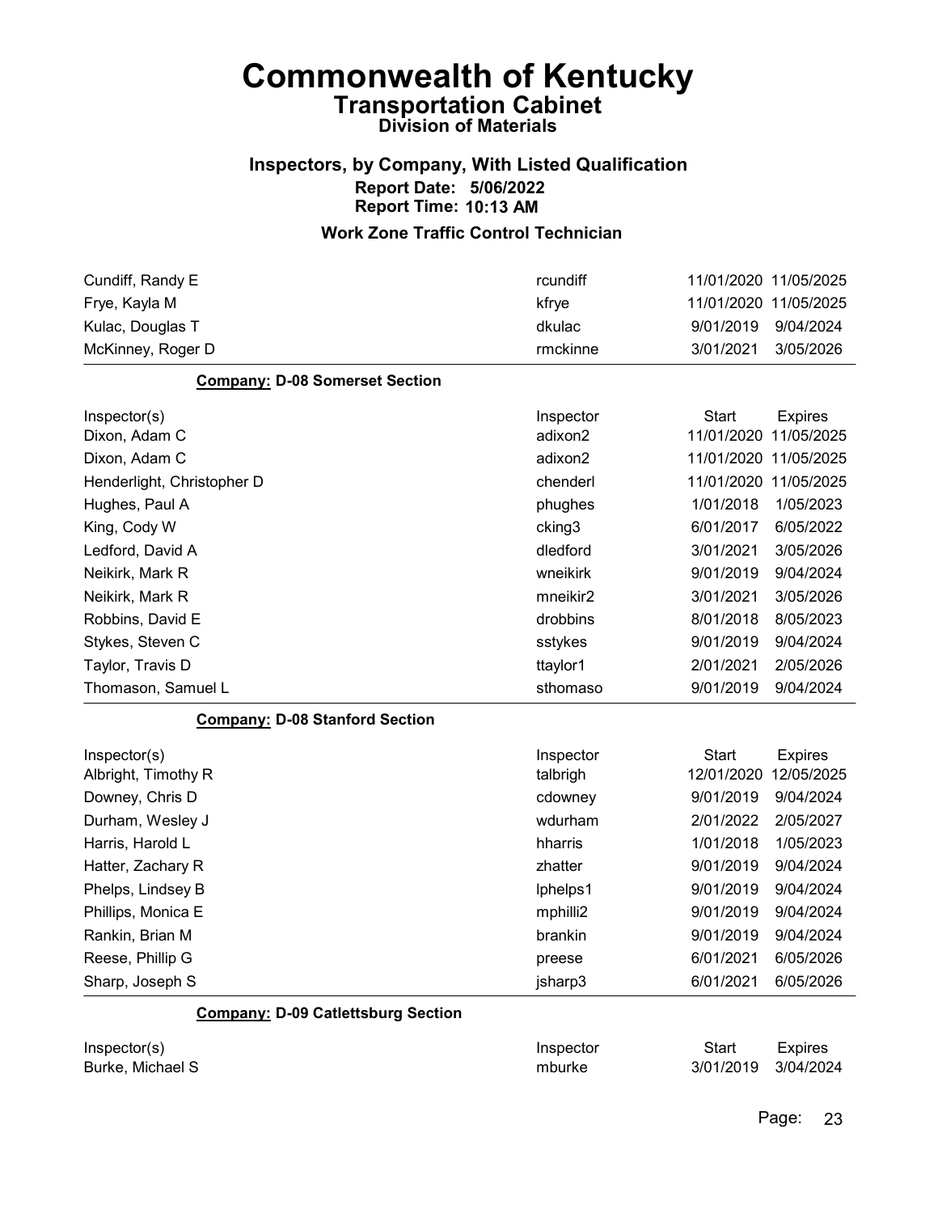# Commonwealth of Kentucky

## Transportation Cabinet

### Division of Materials

### Inspectors, by Company, With Listed Qualification

**Report Date: 5/06/2022**
**Report Time: 10:13 AM**

### Work Zone Traffic Control Technician

| Inspector(s) | Inspector | Start | Expires |
|---|---|---|---|
| Cundiff, Randy E | rcundiff | 11/01/2020 | 11/05/2025 |
| Frye, Kayla M | kfrye | 11/01/2020 | 11/05/2025 |
| Kulac, Douglas T | dkulac | 9/01/2019 | 9/04/2024 |
| McKinney, Roger D | rmckinne | 3/01/2021 | 3/05/2026 |

**Company: D-08 Somerset Section**

| Inspector(s) | Inspector | Start | Expires |
|---|---|---|---|
| Dixon, Adam C | adixon2 | 11/01/2020 | 11/05/2025 |
| Dixon, Adam C | adixon2 | 11/01/2020 | 11/05/2025 |
| Henderlight, Christopher D | chenderl | 11/01/2020 | 11/05/2025 |
| Hughes, Paul A | phughes | 1/01/2018 | 1/05/2023 |
| King, Cody W | cking3 | 6/01/2017 | 6/05/2022 |
| Ledford, David A | dledford | 3/01/2021 | 3/05/2026 |
| Neikirk, Mark R | wneikirk | 9/01/2019 | 9/04/2024 |
| Neikirk, Mark R | mneikir2 | 3/01/2021 | 3/05/2026 |
| Robbins, David E | drobbins | 8/01/2018 | 8/05/2023 |
| Stykes, Steven C | sstykes | 9/01/2019 | 9/04/2024 |
| Taylor, Travis D | ttaylor1 | 2/01/2021 | 2/05/2026 |
| Thomason, Samuel L | sthomaso | 9/01/2019 | 9/04/2024 |

**Company: D-08 Stanford Section**

| Inspector(s) | Inspector | Start | Expires |
|---|---|---|---|
| Albright, Timothy R | talbrigh | 12/01/2020 | 12/05/2025 |
| Downey, Chris D | cdowney | 9/01/2019 | 9/04/2024 |
| Durham, Wesley J | wdurham | 2/01/2022 | 2/05/2027 |
| Harris, Harold L | hharris | 1/01/2018 | 1/05/2023 |
| Hatter, Zachary R | zhatter | 9/01/2019 | 9/04/2024 |
| Phelps, Lindsey B | lphelps1 | 9/01/2019 | 9/04/2024 |
| Phillips, Monica E | mphilli2 | 9/01/2019 | 9/04/2024 |
| Rankin, Brian M | brankin | 9/01/2019 | 9/04/2024 |
| Reese, Phillip G | preese | 6/01/2021 | 6/05/2026 |
| Sharp, Joseph S | jsharp3 | 6/01/2021 | 6/05/2026 |

**Company: D-09 Catlettsburg Section**

| Inspector(s) | Inspector | Start | Expires |
|---|---|---|---|
| Burke, Michael S | mburke | 3/01/2019 | 3/04/2024 |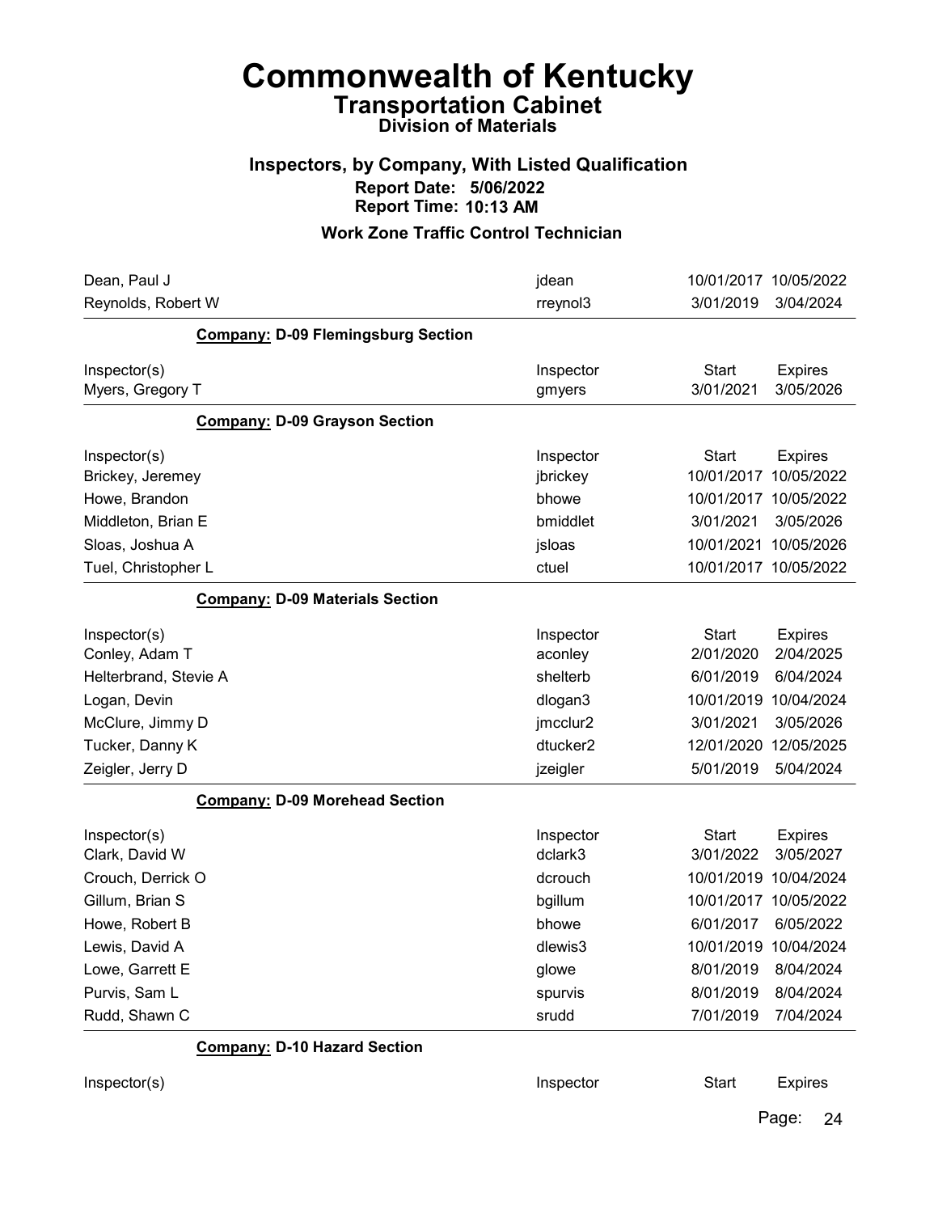# Commonwealth of Kentucky
## Transportation Cabinet
### Division of Materials

### Inspectors, by Company, With Listed Qualification
**Report Date: 5/06/2022**
**Report Time: 10:13 AM**

### Work Zone Traffic Control Technician

| Inspector(s) | Inspector | Start | Expires |
|---|---|---|---|
| Dean, Paul J | jdean | 10/01/2017 | 10/05/2022 |
| Reynolds, Robert W | rreynol3 | 3/01/2019 | 3/04/2024 |

**Company: D-09 Flemingsburg Section**

| Inspector(s) | Inspector | Start | Expires |
|---|---|---|---|
| Myers, Gregory T | gmyers | 3/01/2021 | 3/05/2026 |

**Company: D-09 Grayson Section**

| Inspector(s) | Inspector | Start | Expires |
|---|---|---|---|
| Brickey, Jeremey | jbrickey | 10/01/2017 | 10/05/2022 |
| Howe, Brandon | bhowe | 10/01/2017 | 10/05/2022 |
| Middleton, Brian E | bmiddlet | 3/01/2021 | 3/05/2026 |
| Sloas, Joshua A | jsloas | 10/01/2021 | 10/05/2026 |
| Tuel, Christopher L | ctuel | 10/01/2017 | 10/05/2022 |

**Company: D-09 Materials Section**

| Inspector(s) | Inspector | Start | Expires |
|---|---|---|---|
| Conley, Adam T | aconley | 2/01/2020 | 2/04/2025 |
| Helterbrand, Stevie A | shelterb | 6/01/2019 | 6/04/2024 |
| Logan, Devin | dlogan3 | 10/01/2019 | 10/04/2024 |
| McClure, Jimmy D | jmcclur2 | 3/01/2021 | 3/05/2026 |
| Tucker, Danny K | dtucker2 | 12/01/2020 | 12/05/2025 |
| Zeigler, Jerry D | jzeigler | 5/01/2019 | 5/04/2024 |

**Company: D-09 Morehead Section**

| Inspector(s) | Inspector | Start | Expires |
|---|---|---|---|
| Clark, David W | dclark3 | 3/01/2022 | 3/05/2027 |
| Crouch, Derrick O | dcrouch | 10/01/2019 | 10/04/2024 |
| Gillum, Brian S | bgillum | 10/01/2017 | 10/05/2022 |
| Howe, Robert B | bhowe | 6/01/2017 | 6/05/2022 |
| Lewis, David A | dlewis3 | 10/01/2019 | 10/04/2024 |
| Lowe, Garrett E | glowe | 8/01/2019 | 8/04/2024 |
| Purvis, Sam L | spurvis | 8/01/2019 | 8/04/2024 |
| Rudd, Shawn C | srudd | 7/01/2019 | 7/04/2024 |

**Company: D-10 Hazard Section**

| Inspector(s) | Inspector | Start | Expires |
|---|---|---|---|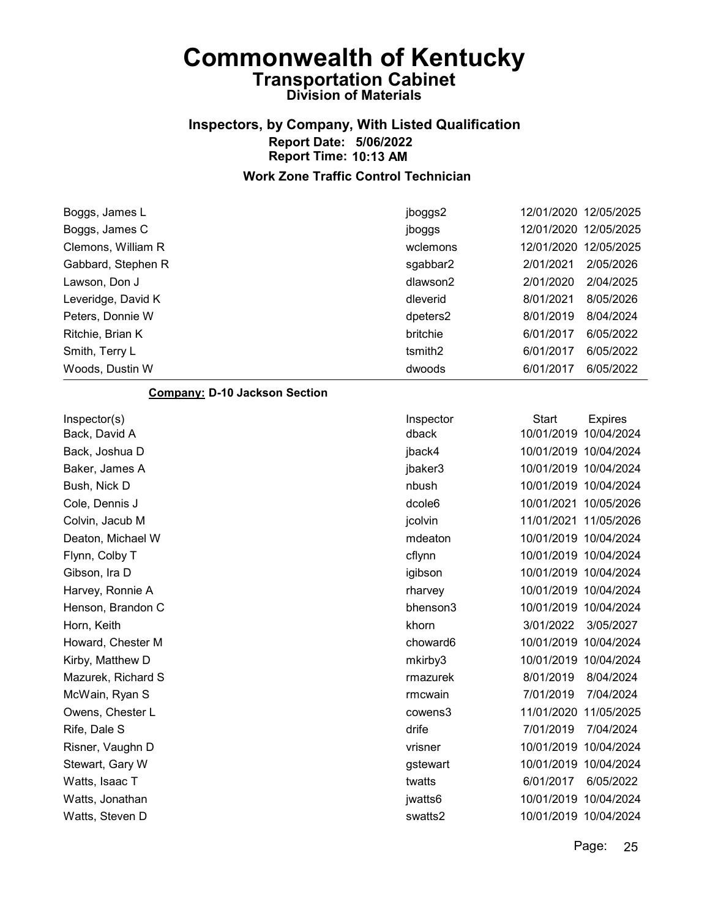# Commonwealth of Kentucky

## Transportation Cabinet

### Division of Materials

### Inspectors, by Company, With Listed Qualification

**Report Date: 5/06/2022**
**Report Time: 10:13 AM**

### Work Zone Traffic Control Technician

| Inspector(s) | Inspector | Start | Expires |
|---|---|---|---|
| Boggs, James L | jboggs2 | 12/01/2020 | 12/05/2025 |
| Boggs, James C | jboggs | 12/01/2020 | 12/05/2025 |
| Clemons, William R | wclemons | 12/01/2020 | 12/05/2025 |
| Gabbard, Stephen R | sgabbar2 | 2/01/2021 | 2/05/2026 |
| Lawson, Don J | dlawson2 | 2/01/2020 | 2/04/2025 |
| Leveridge, David K | dleverid | 8/01/2021 | 8/05/2026 |
| Peters, Donnie W | dpeters2 | 8/01/2019 | 8/04/2024 |
| Ritchie, Brian K | britchie | 6/01/2017 | 6/05/2022 |
| Smith, Terry L | tsmith2 | 6/01/2017 | 6/05/2022 |
| Woods, Dustin W | dwoods | 6/01/2017 | 6/05/2022 |

**Company: D-10 Jackson Section**

| Inspector(s) | Inspector | Start | Expires |
|---|---|---|---|
| Back, David A | dback | 10/01/2019 | 10/04/2024 |
| Back, Joshua D | jback4 | 10/01/2019 | 10/04/2024 |
| Baker, James A | jbaker3 | 10/01/2019 | 10/04/2024 |
| Bush, Nick D | nbush | 10/01/2019 | 10/04/2024 |
| Cole, Dennis J | dcole6 | 10/01/2021 | 10/05/2026 |
| Colvin, Jacub M | jcolvin | 11/01/2021 | 11/05/2026 |
| Deaton, Michael W | mdeaton | 10/01/2019 | 10/04/2024 |
| Flynn, Colby T | cflynn | 10/01/2019 | 10/04/2024 |
| Gibson, Ira D | igibson | 10/01/2019 | 10/04/2024 |
| Harvey, Ronnie A | rharvey | 10/01/2019 | 10/04/2024 |
| Henson, Brandon C | bhenson3 | 10/01/2019 | 10/04/2024 |
| Horn, Keith | khorn | 3/01/2022 | 3/05/2027 |
| Howard, Chester M | choward6 | 10/01/2019 | 10/04/2024 |
| Kirby, Matthew D | mkirby3 | 10/01/2019 | 10/04/2024 |
| Mazurek, Richard S | rmazurek | 8/01/2019 | 8/04/2024 |
| McWain, Ryan S | rmcwain | 7/01/2019 | 7/04/2024 |
| Owens, Chester L | cowens3 | 11/01/2020 | 11/05/2025 |
| Rife, Dale S | drife | 7/01/2019 | 7/04/2024 |
| Risner, Vaughn D | vrisner | 10/01/2019 | 10/04/2024 |
| Stewart, Gary W | gstewart | 10/01/2019 | 10/04/2024 |
| Watts, Isaac T | twatts | 6/01/2017 | 6/05/2022 |
| Watts, Jonathan | jwatts6 | 10/01/2019 | 10/04/2024 |
| Watts, Steven D | swatts2 | 10/01/2019 | 10/04/2024 |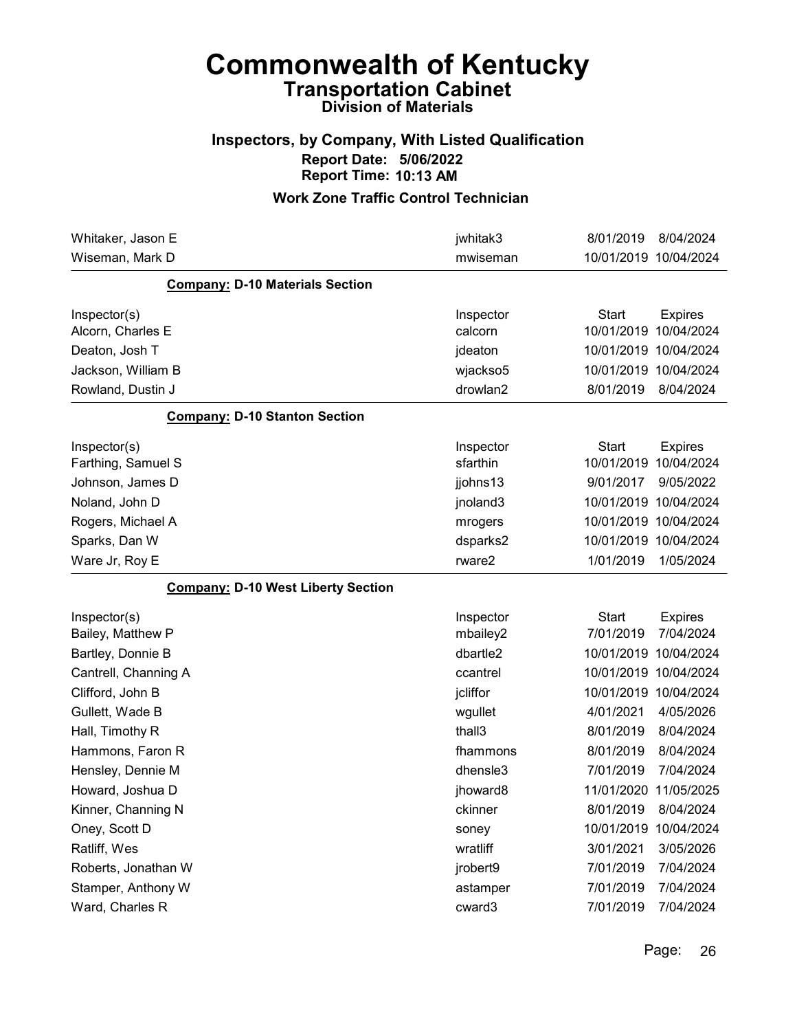# Commonwealth of Kentucky
## Transportation Cabinet
### Division of Materials

### Inspectors, by Company, With Listed Qualification
**Report Date: 5/06/2022**
**Report Time: 10:13 AM**

### Work Zone Traffic Control Technician

| | | | |
|---|---|---|---|
| Whitaker, Jason E | jwhitak3 | 8/01/2019 | 8/04/2024 |
| Wiseman, Mark D | mwiseman | 10/01/2019 | 10/04/2024 |

**Company: D-10 Materials Section**

| Inspector(s) | Inspector | Start | Expires |
|---|---|---|---|
| Alcorn, Charles E | calcorn | 10/01/2019 | 10/04/2024 |
| Deaton, Josh T | jdeaton | 10/01/2019 | 10/04/2024 |
| Jackson, William B | wjackso5 | 10/01/2019 | 10/04/2024 |
| Rowland, Dustin J | drowlan2 | 8/01/2019 | 8/04/2024 |

**Company: D-10 Stanton Section**

| Inspector(s) | Inspector | Start | Expires |
|---|---|---|---|
| Farthing, Samuel S | sfarthin | 10/01/2019 | 10/04/2024 |
| Johnson, James D | jjohns13 | 9/01/2017 | 9/05/2022 |
| Noland, John D | jnoland3 | 10/01/2019 | 10/04/2024 |
| Rogers, Michael A | mrogers | 10/01/2019 | 10/04/2024 |
| Sparks, Dan W | dsparks2 | 10/01/2019 | 10/04/2024 |
| Ware Jr, Roy E | rware2 | 1/01/2019 | 1/05/2024 |

**Company: D-10 West Liberty Section**

| Inspector(s) | Inspector | Start | Expires |
|---|---|---|---|
| Bailey, Matthew P | mbailey2 | 7/01/2019 | 7/04/2024 |
| Bartley, Donnie B | dbartle2 | 10/01/2019 | 10/04/2024 |
| Cantrell, Channing A | ccantrel | 10/01/2019 | 10/04/2024 |
| Clifford, John B | jcliffor | 10/01/2019 | 10/04/2024 |
| Gullett, Wade B | wgullet | 4/01/2021 | 4/05/2026 |
| Hall, Timothy R | thall3 | 8/01/2019 | 8/04/2024 |
| Hammons, Faron R | fhammons | 8/01/2019 | 8/04/2024 |
| Hensley, Dennie M | dhensle3 | 7/01/2019 | 7/04/2024 |
| Howard, Joshua D | jhoward8 | 11/01/2020 | 11/05/2025 |
| Kinner, Channing N | ckinner | 8/01/2019 | 8/04/2024 |
| Oney, Scott D | soney | 10/01/2019 | 10/04/2024 |
| Ratliff, Wes | wratliff | 3/01/2021 | 3/05/2026 |
| Roberts, Jonathan W | jrobert9 | 7/01/2019 | 7/04/2024 |
| Stamper, Anthony W | astamper | 7/01/2019 | 7/04/2024 |
| Ward, Charles R | cward3 | 7/01/2019 | 7/04/2024 |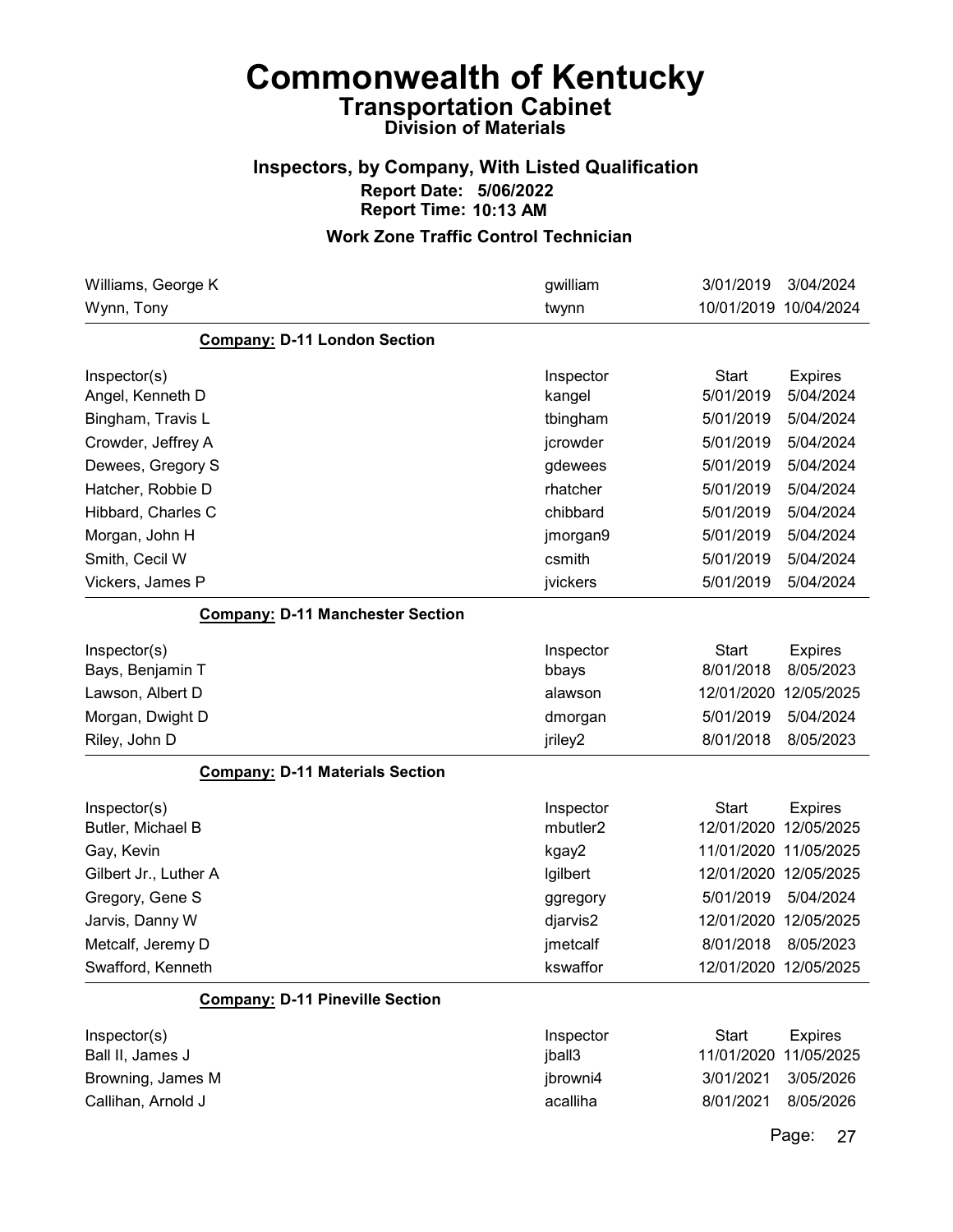# Commonwealth of Kentucky

## Transportation Cabinet

### Division of Materials

### Inspectors, by Company, With Listed Qualification

**Report Date: 5/06/2022**

**Report Time: 10:13 AM**

### Work Zone Traffic Control Technician

| | | | |
|---|---|---|---|
| Williams, George K | gwilliam | 3/01/2019 | 3/04/2024 |
| Wynn, Tony | twynn | 10/01/2019 | 10/04/2024 |

**Company: D-11 London Section**

| Inspector(s) | Inspector | Start | Expires |
|---|---|---|---|
| Angel, Kenneth D | kangel | 5/01/2019 | 5/04/2024 |
| Bingham, Travis L | tbingham | 5/01/2019 | 5/04/2024 |
| Crowder, Jeffrey A | jcrowder | 5/01/2019 | 5/04/2024 |
| Dewees, Gregory S | gdewees | 5/01/2019 | 5/04/2024 |
| Hatcher, Robbie D | rhatcher | 5/01/2019 | 5/04/2024 |
| Hibbard, Charles C | chibbard | 5/01/2019 | 5/04/2024 |
| Morgan, John H | jmorgan9 | 5/01/2019 | 5/04/2024 |
| Smith, Cecil W | csmith | 5/01/2019 | 5/04/2024 |
| Vickers, James P | jvickers | 5/01/2019 | 5/04/2024 |

**Company: D-11 Manchester Section**

| Inspector(s) | Inspector | Start | Expires |
|---|---|---|---|
| Bays, Benjamin T | bbays | 8/01/2018 | 8/05/2023 |
| Lawson, Albert D | alawson | 12/01/2020 | 12/05/2025 |
| Morgan, Dwight D | dmorgan | 5/01/2019 | 5/04/2024 |
| Riley, John D | jriley2 | 8/01/2018 | 8/05/2023 |

**Company: D-11 Materials Section**

| Inspector(s) | Inspector | Start | Expires |
|---|---|---|---|
| Butler, Michael B | mbutler2 | 12/01/2020 | 12/05/2025 |
| Gay, Kevin | kgay2 | 11/01/2020 | 11/05/2025 |
| Gilbert Jr., Luther A | lgilbert | 12/01/2020 | 12/05/2025 |
| Gregory, Gene S | ggregory | 5/01/2019 | 5/04/2024 |
| Jarvis, Danny W | djarvis2 | 12/01/2020 | 12/05/2025 |
| Metcalf, Jeremy D | jmetcalf | 8/01/2018 | 8/05/2023 |
| Swafford, Kenneth | kswaffor | 12/01/2020 | 12/05/2025 |

**Company: D-11 Pineville Section**

| Inspector(s) | Inspector | Start | Expires |
|---|---|---|---|
| Ball II, James J | jball3 | 11/01/2020 | 11/05/2025 |
| Browning, James M | jbrowni4 | 3/01/2021 | 3/05/2026 |
| Callihan, Arnold J | acalliha | 8/01/2021 | 8/05/2026 |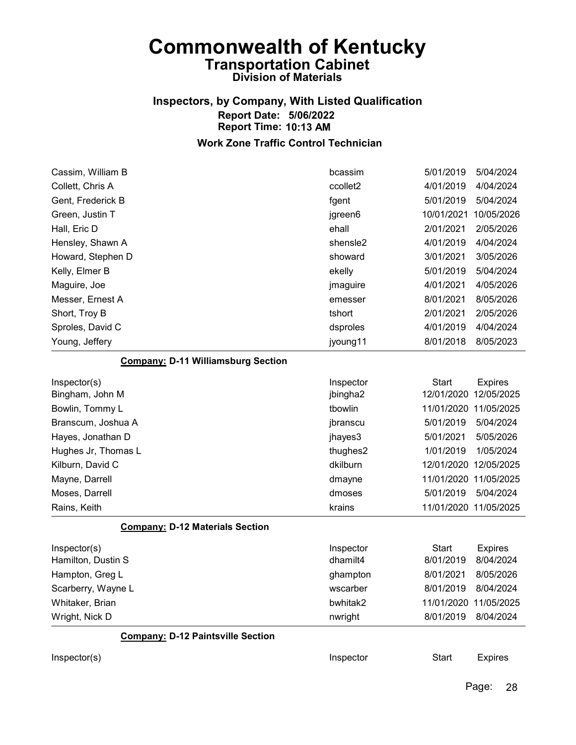# Commonwealth of Kentucky
## Transportation Cabinet
### Division of Materials

### Inspectors, by Company, With Listed Qualification
**Report Date: 5/06/2022**
**Report Time: 10:13 AM**

### Work Zone Traffic Control Technician

| Inspector(s) | Inspector | Start | Expires |
|---|---|---|---|
| Cassim, William B | bcassim | 5/01/2019 | 5/04/2024 |
| Collett, Chris A | ccollet2 | 4/01/2019 | 4/04/2024 |
| Gent, Frederick B | fgent | 5/01/2019 | 5/04/2024 |
| Green, Justin T | jgreen6 | 10/01/2021 | 10/05/2026 |
| Hall, Eric D | ehall | 2/01/2021 | 2/05/2026 |
| Hensley, Shawn A | shensle2 | 4/01/2019 | 4/04/2024 |
| Howard, Stephen D | showard | 3/01/2021 | 3/05/2026 |
| Kelly, Elmer B | ekelly | 5/01/2019 | 5/04/2024 |
| Maguire, Joe | jmaguire | 4/01/2021 | 4/05/2026 |
| Messer, Ernest A | emesser | 8/01/2021 | 8/05/2026 |
| Short, Troy B | tshort | 2/01/2021 | 2/05/2026 |
| Sproles, David C | dsproles | 4/01/2019 | 4/04/2024 |
| Young, Jeffery | jyoung11 | 8/01/2018 | 8/05/2023 |

**Company: D-11 Williamsburg Section**

| Inspector(s) | Inspector | Start | Expires |
|---|---|---|---|
| Bingham, John M | jbingha2 | 12/01/2020 | 12/05/2025 |
| Bowlin, Tommy L | tbowlin | 11/01/2020 | 11/05/2025 |
| Branscum, Joshua A | jbranscu | 5/01/2019 | 5/04/2024 |
| Hayes, Jonathan D | jhayes3 | 5/01/2021 | 5/05/2026 |
| Hughes Jr, Thomas L | thughes2 | 1/01/2019 | 1/05/2024 |
| Kilburn, David C | dkilburn | 12/01/2020 | 12/05/2025 |
| Mayne, Darrell | dmayne | 11/01/2020 | 11/05/2025 |
| Moses, Darrell | dmoses | 5/01/2019 | 5/04/2024 |
| Rains, Keith | krains | 11/01/2020 | 11/05/2025 |

**Company: D-12 Materials Section**

| Inspector(s) | Inspector | Start | Expires |
|---|---|---|---|
| Hamilton, Dustin S | dhamilt4 | 8/01/2019 | 8/04/2024 |
| Hampton, Greg L | ghampton | 8/01/2021 | 8/05/2026 |
| Scarberry, Wayne L | wscarber | 8/01/2019 | 8/04/2024 |
| Whitaker, Brian | bwhitak2 | 11/01/2020 | 11/05/2025 |
| Wright, Nick D | nwright | 8/01/2019 | 8/04/2024 |

**Company: D-12 Paintsville Section**

| Inspector(s) | Inspector | Start | Expires |
|---|---|---|---|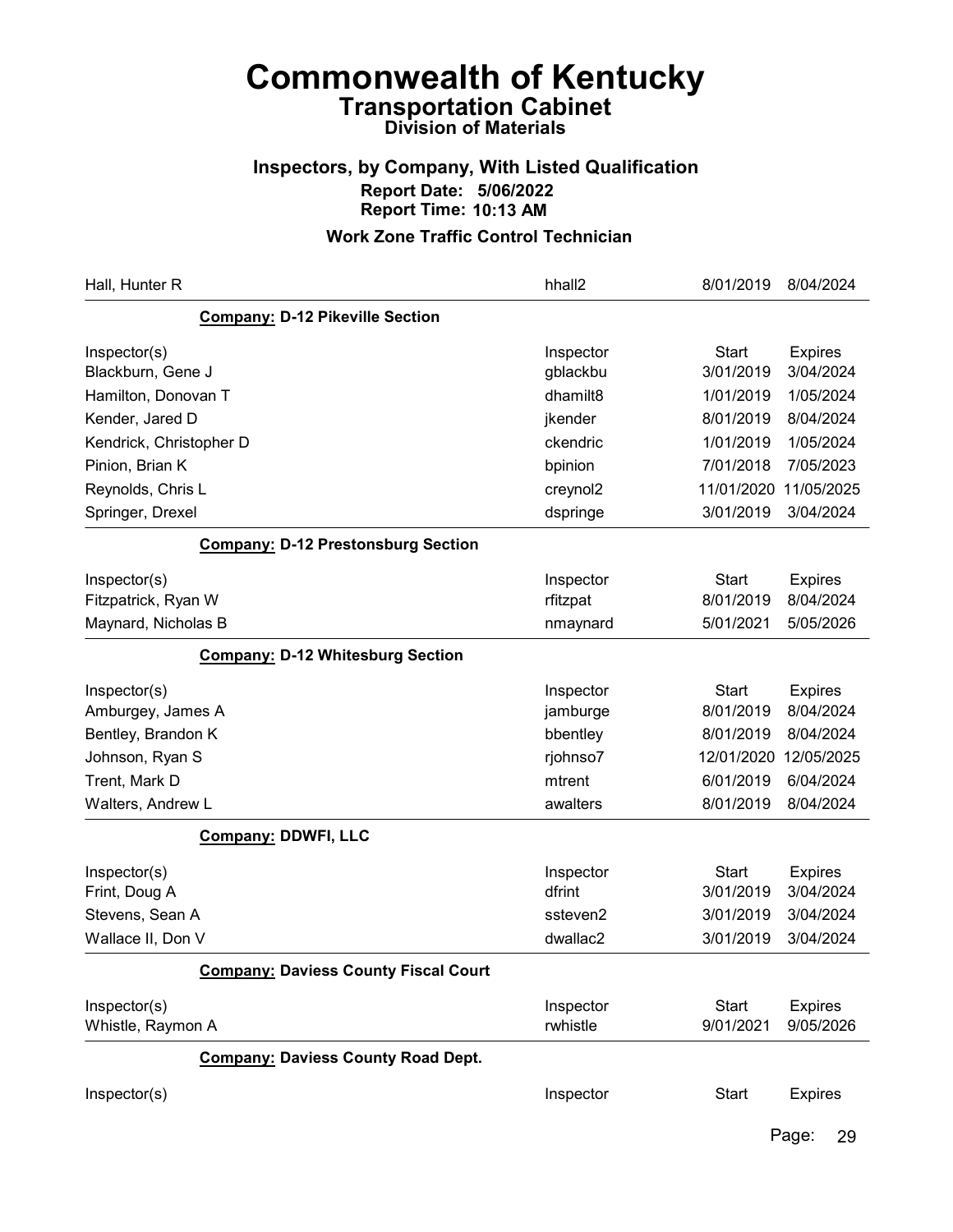# Commonwealth of Kentucky

## Transportation Cabinet

### Division of Materials

### Inspectors, by Company, With Listed Qualification

**Report Date: 5/06/2022**

**Report Time: 10:13 AM**

### Work Zone Traffic Control Technician

| | | | |
|---|---|---|---|
| Hall, Hunter R | hhall2 | 8/01/2019 | 8/04/2024 |

**Company: D-12 Pikeville Section**

| Inspector(s) | Inspector | Start | Expires |
|---|---|---|---|
| Blackburn, Gene J | gblackbu | 3/01/2019 | 3/04/2024 |
| Hamilton, Donovan T | dhamilt8 | 1/01/2019 | 1/05/2024 |
| Kender, Jared D | jkender | 8/01/2019 | 8/04/2024 |
| Kendrick, Christopher D | ckendric | 1/01/2019 | 1/05/2024 |
| Pinion, Brian K | bpinion | 7/01/2018 | 7/05/2023 |
| Reynolds, Chris L | creynol2 | 11/01/2020 | 11/05/2025 |
| Springer, Drexel | dspringe | 3/01/2019 | 3/04/2024 |

**Company: D-12 Prestonsburg Section**

| Inspector(s) | Inspector | Start | Expires |
|---|---|---|---|
| Fitzpatrick, Ryan W | rfitzpat | 8/01/2019 | 8/04/2024 |
| Maynard, Nicholas B | nmaynard | 5/01/2021 | 5/05/2026 |

**Company: D-12 Whitesburg Section**

| Inspector(s) | Inspector | Start | Expires |
|---|---|---|---|
| Amburgey, James A | jamburge | 8/01/2019 | 8/04/2024 |
| Bentley, Brandon K | bbentley | 8/01/2019 | 8/04/2024 |
| Johnson, Ryan S | rjohnso7 | 12/01/2020 | 12/05/2025 |
| Trent, Mark D | mtrent | 6/01/2019 | 6/04/2024 |
| Walters, Andrew L | awalters | 8/01/2019 | 8/04/2024 |

**Company: DDWFI, LLC**

| Inspector(s) | Inspector | Start | Expires |
|---|---|---|---|
| Frint, Doug A | dfrint | 3/01/2019 | 3/04/2024 |
| Stevens, Sean A | ssteven2 | 3/01/2019 | 3/04/2024 |
| Wallace II, Don V | dwallac2 | 3/01/2019 | 3/04/2024 |

**Company: Daviess County Fiscal Court**

| Inspector(s) | Inspector | Start | Expires |
|---|---|---|---|
| Whistle, Raymon A | rwhistle | 9/01/2021 | 9/05/2026 |

**Company: Daviess County Road Dept.**

| Inspector(s) | Inspector | Start | Expires |
|---|---|---|---|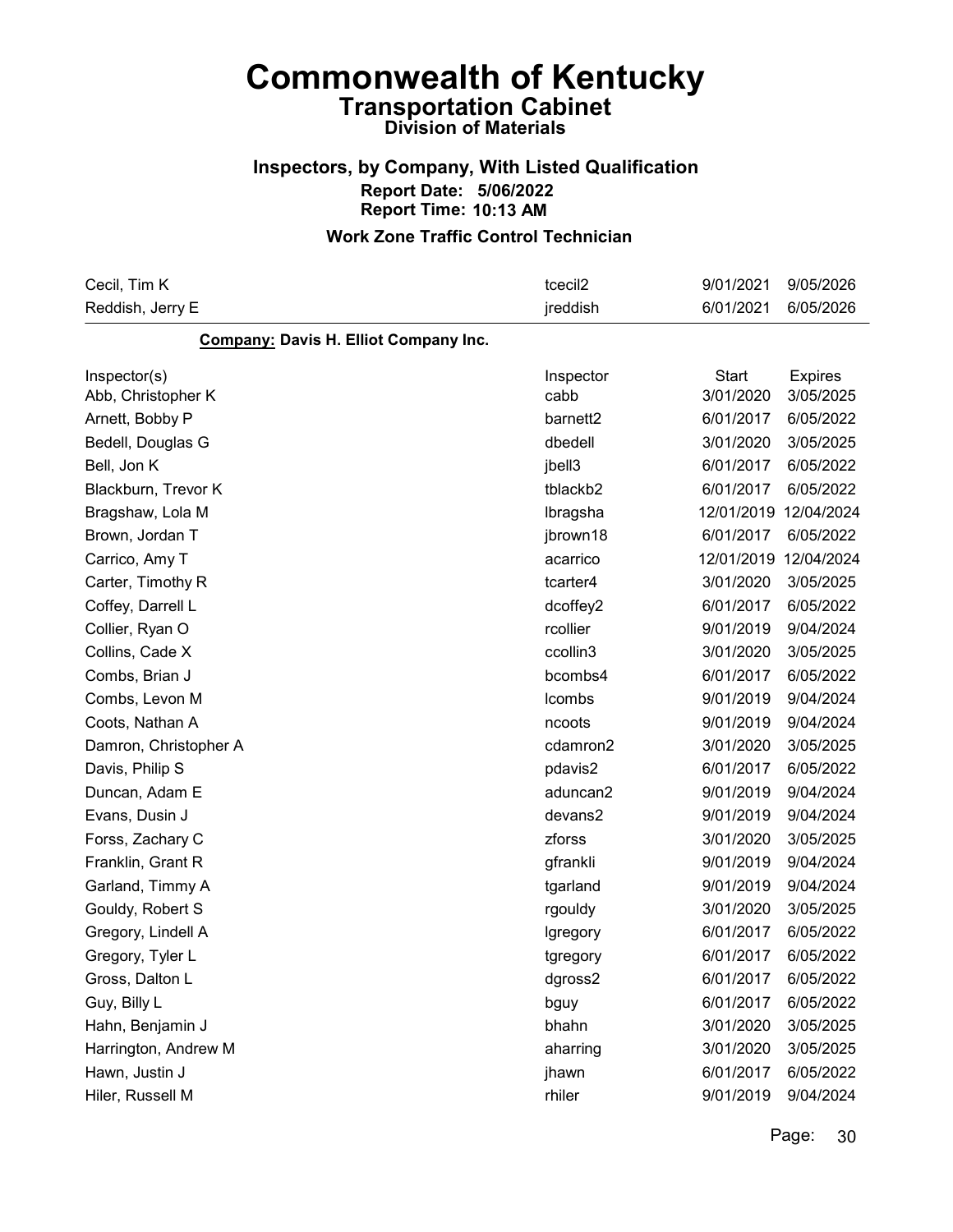# Commonwealth of Kentucky

## Transportation Cabinet

### Division of Materials

### Inspectors, by Company, With Listed Qualification

**Report Date: 5/06/2022**

**Report Time: 10:13 AM**

### Work Zone Traffic Control Technician

| | | | |
|---|---|---|---|
| Cecil, Tim K | tcecil2 | 9/01/2021 | 9/05/2026 |
| Reddish, Jerry E | jreddish | 6/01/2021 | 6/05/2026 |

**Company: Davis H. Elliot Company Inc.**

| Inspector(s) | Inspector | Start | Expires |
|---|---|---|---|
| Abb, Christopher K | cabb | 3/01/2020 | 3/05/2025 |
| Arnett, Bobby P | barnett2 | 6/01/2017 | 6/05/2022 |
| Bedell, Douglas G | dbedell | 3/01/2020 | 3/05/2025 |
| Bell, Jon K | jbell3 | 6/01/2017 | 6/05/2022 |
| Blackburn, Trevor K | tblackb2 | 6/01/2017 | 6/05/2022 |
| Bragshaw, Lola M | lbragsha | 12/01/2019 | 12/04/2024 |
| Brown, Jordan T | jbrown18 | 6/01/2017 | 6/05/2022 |
| Carrico, Amy T | acarrico | 12/01/2019 | 12/04/2024 |
| Carter, Timothy R | tcarter4 | 3/01/2020 | 3/05/2025 |
| Coffey, Darrell L | dcoffey2 | 6/01/2017 | 6/05/2022 |
| Collier, Ryan O | rcollier | 9/01/2019 | 9/04/2024 |
| Collins, Cade X | ccollin3 | 3/01/2020 | 3/05/2025 |
| Combs, Brian J | bcombs4 | 6/01/2017 | 6/05/2022 |
| Combs, Levon M | lcombs | 9/01/2019 | 9/04/2024 |
| Coots, Nathan A | ncoots | 9/01/2019 | 9/04/2024 |
| Damron, Christopher A | cdamron2 | 3/01/2020 | 3/05/2025 |
| Davis, Philip S | pdavis2 | 6/01/2017 | 6/05/2022 |
| Duncan, Adam E | aduncan2 | 9/01/2019 | 9/04/2024 |
| Evans, Dusin J | devans2 | 9/01/2019 | 9/04/2024 |
| Forss, Zachary C | zforss | 3/01/2020 | 3/05/2025 |
| Franklin, Grant R | gfrankli | 9/01/2019 | 9/04/2024 |
| Garland, Timmy A | tgarland | 9/01/2019 | 9/04/2024 |
| Gouldy, Robert S | rgouldy | 3/01/2020 | 3/05/2025 |
| Gregory, Lindell A | lgregory | 6/01/2017 | 6/05/2022 |
| Gregory, Tyler L | tgregory | 6/01/2017 | 6/05/2022 |
| Gross, Dalton L | dgross2 | 6/01/2017 | 6/05/2022 |
| Guy, Billy L | bguy | 6/01/2017 | 6/05/2022 |
| Hahn, Benjamin J | bhahn | 3/01/2020 | 3/05/2025 |
| Harrington, Andrew M | aharring | 3/01/2020 | 3/05/2025 |
| Hawn, Justin J | jhawn | 6/01/2017 | 6/05/2022 |
| Hiler, Russell M | rhiler | 9/01/2019 | 9/04/2024 |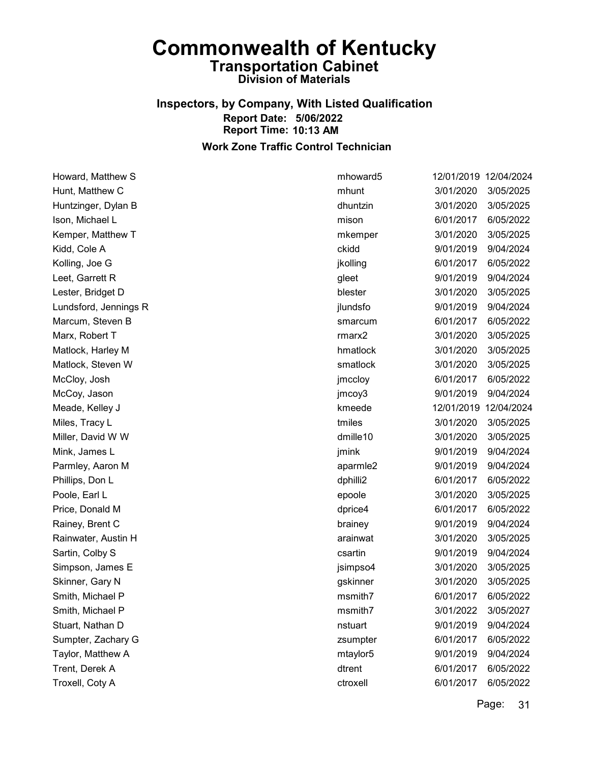# Commonwealth of Kentucky

## Transportation Cabinet

### Division of Materials

### Inspectors, by Company, With Listed Qualification

**Report Date: 5/06/2022**
**Report Time: 10:13 AM**

### Work Zone Traffic Control Technician

| Name | User ID | Start Date | Expiration Date |
|---|---|---|---|
| Howard, Matthew S | mhoward5 | 12/01/2019 | 12/04/2024 |
| Hunt, Matthew C | mhunt | 3/01/2020 | 3/05/2025 |
| Huntzinger, Dylan B | dhuntzin | 3/01/2020 | 3/05/2025 |
| Ison, Michael L | mison | 6/01/2017 | 6/05/2022 |
| Kemper, Matthew T | mkemper | 3/01/2020 | 3/05/2025 |
| Kidd, Cole A | ckidd | 9/01/2019 | 9/04/2024 |
| Kolling, Joe G | jkolling | 6/01/2017 | 6/05/2022 |
| Leet, Garrett R | gleet | 9/01/2019 | 9/04/2024 |
| Lester, Bridget D | blester | 3/01/2020 | 3/05/2025 |
| Lundsford, Jennings R | jlundsfo | 9/01/2019 | 9/04/2024 |
| Marcum, Steven B | smarcum | 6/01/2017 | 6/05/2022 |
| Marx, Robert T | rmarx2 | 3/01/2020 | 3/05/2025 |
| Matlock, Harley M | hmatlock | 3/01/2020 | 3/05/2025 |
| Matlock, Steven W | smatlock | 3/01/2020 | 3/05/2025 |
| McCloy, Josh | jmccloy | 6/01/2017 | 6/05/2022 |
| McCoy, Jason | jmcoy3 | 9/01/2019 | 9/04/2024 |
| Meade, Kelley J | kmeede | 12/01/2019 | 12/04/2024 |
| Miles, Tracy L | tmiles | 3/01/2020 | 3/05/2025 |
| Miller, David W W | dmille10 | 3/01/2020 | 3/05/2025 |
| Mink, James L | jmink | 9/01/2019 | 9/04/2024 |
| Parmley, Aaron M | aparmle2 | 9/01/2019 | 9/04/2024 |
| Phillips, Don L | dphilli2 | 6/01/2017 | 6/05/2022 |
| Poole, Earl L | epoole | 3/01/2020 | 3/05/2025 |
| Price, Donald M | dprice4 | 6/01/2017 | 6/05/2022 |
| Rainey, Brent C | brainey | 9/01/2019 | 9/04/2024 |
| Rainwater, Austin H | arainwat | 3/01/2020 | 3/05/2025 |
| Sartin, Colby S | csartin | 9/01/2019 | 9/04/2024 |
| Simpson, James E | jsimpso4 | 3/01/2020 | 3/05/2025 |
| Skinner, Gary N | gskinner | 3/01/2020 | 3/05/2025 |
| Smith, Michael P | msmith7 | 6/01/2017 | 6/05/2022 |
| Smith, Michael P | msmith7 | 3/01/2022 | 3/05/2027 |
| Stuart, Nathan D | nstuart | 9/01/2019 | 9/04/2024 |
| Sumpter, Zachary G | zsumpter | 6/01/2017 | 6/05/2022 |
| Taylor, Matthew A | mtaylor5 | 9/01/2019 | 9/04/2024 |
| Trent, Derek A | dtrent | 6/01/2017 | 6/05/2022 |
| Troxell, Coty A | ctroxell | 6/01/2017 | 6/05/2022 |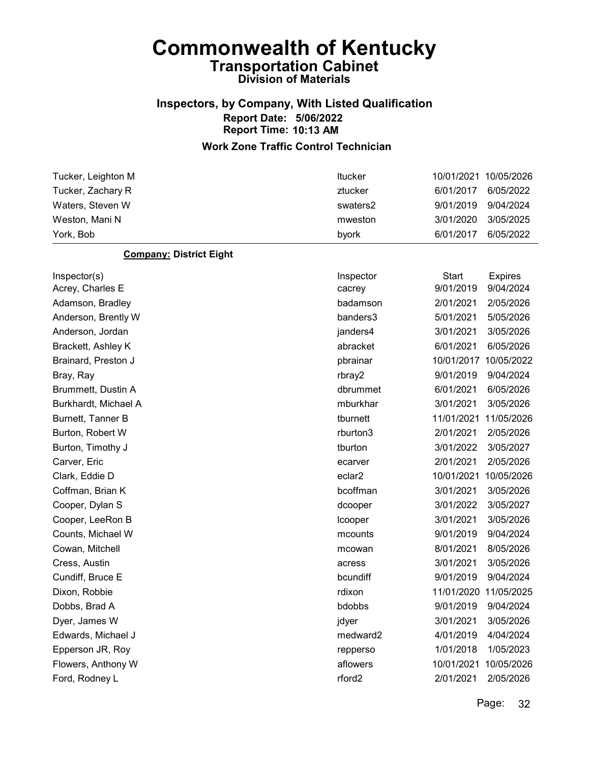# Commonwealth of Kentucky

## Transportation Cabinet

### Division of Materials

### Inspectors, by Company, With Listed Qualification

**Report Date: 5/06/2022**

**Report Time: 10:13 AM**

### Work Zone Traffic Control Technician

| | | | |
|---|---|---|---|
| Tucker, Leighton M | ltucker | 10/01/2021 | 10/05/2026 |
| Tucker, Zachary R | ztucker | 6/01/2017 | 6/05/2022 |
| Waters, Steven W | swaters2 | 9/01/2019 | 9/04/2024 |
| Weston, Mani N | mweston | 3/01/2020 | 3/05/2025 |
| York, Bob | byork | 6/01/2017 | 6/05/2022 |

**Company:** District Eight

| Inspector(s) | Inspector | Start | Expires |
|---|---|---|---|
| Acrey, Charles E | cacrey | 9/01/2019 | 9/04/2024 |
| Adamson, Bradley | badamson | 2/01/2021 | 2/05/2026 |
| Anderson, Brently W | banders3 | 5/01/2021 | 5/05/2026 |
| Anderson, Jordan | janders4 | 3/01/2021 | 3/05/2026 |
| Brackett, Ashley K | abracket | 6/01/2021 | 6/05/2026 |
| Brainard, Preston J | pbrainar | 10/01/2017 | 10/05/2022 |
| Bray, Ray | rbray2 | 9/01/2019 | 9/04/2024 |
| Brummett, Dustin A | dbrummet | 6/01/2021 | 6/05/2026 |
| Burkhardt, Michael A | mburkhar | 3/01/2021 | 3/05/2026 |
| Burnett, Tanner B | tburnett | 11/01/2021 | 11/05/2026 |
| Burton, Robert W | rburton3 | 2/01/2021 | 2/05/2026 |
| Burton, Timothy J | tburton | 3/01/2022 | 3/05/2027 |
| Carver, Eric | ecarver | 2/01/2021 | 2/05/2026 |
| Clark, Eddie D | eclar2 | 10/01/2021 | 10/05/2026 |
| Coffman, Brian K | bcoffman | 3/01/2021 | 3/05/2026 |
| Cooper, Dylan S | dcooper | 3/01/2022 | 3/05/2027 |
| Cooper, LeeRon B | lcooper | 3/01/2021 | 3/05/2026 |
| Counts, Michael W | mcounts | 9/01/2019 | 9/04/2024 |
| Cowan, Mitchell | mcowan | 8/01/2021 | 8/05/2026 |
| Cress, Austin | acress | 3/01/2021 | 3/05/2026 |
| Cundiff, Bruce E | bcundiff | 9/01/2019 | 9/04/2024 |
| Dixon, Robbie | rdixon | 11/01/2020 | 11/05/2025 |
| Dobbs, Brad A | bdobbs | 9/01/2019 | 9/04/2024 |
| Dyer, James W | jdyer | 3/01/2021 | 3/05/2026 |
| Edwards, Michael J | medward2 | 4/01/2019 | 4/04/2024 |
| Epperson JR, Roy | repperso | 1/01/2018 | 1/05/2023 |
| Flowers, Anthony W | aflowers | 10/01/2021 | 10/05/2026 |
| Ford, Rodney L | rford2 | 2/01/2021 | 2/05/2026 |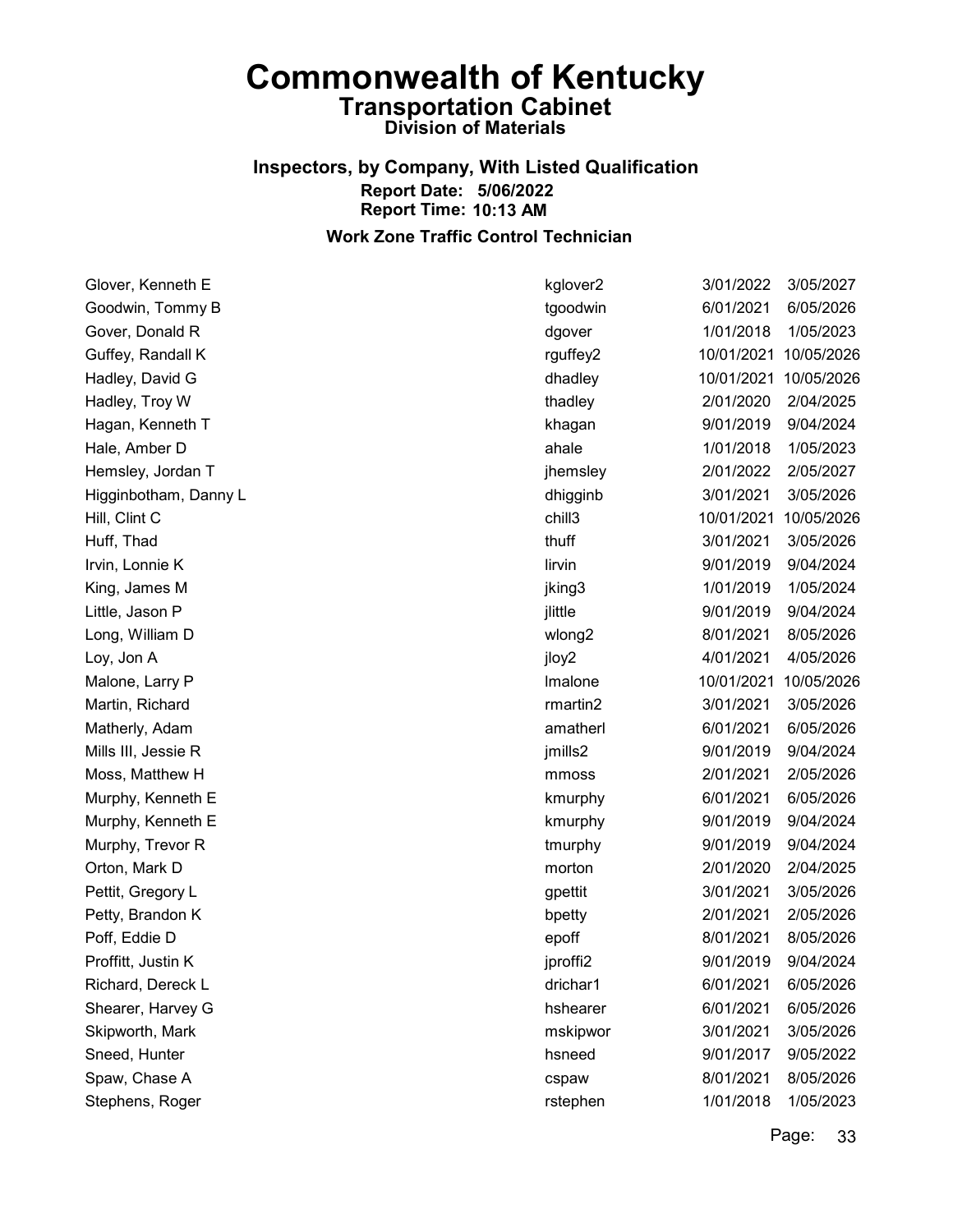# Commonwealth of Kentucky

## Transportation Cabinet

### Division of Materials

### Inspectors, by Company, With Listed Qualification

**Report Date: 5/06/2022**

**Report Time: 10:13 AM**

### Work Zone Traffic Control Technician

| Name | User ID | Date | Expiration |
|---|---|---|---|
| Glover, Kenneth E | kglover2 | 3/01/2022 | 3/05/2027 |
| Goodwin, Tommy B | tgoodwin | 6/01/2021 | 6/05/2026 |
| Gover, Donald R | dgover | 1/01/2018 | 1/05/2023 |
| Guffey, Randall K | rguffey2 | 10/01/2021 | 10/05/2026 |
| Hadley, David G | dhadley | 10/01/2021 | 10/05/2026 |
| Hadley, Troy W | thadley | 2/01/2020 | 2/04/2025 |
| Hagan, Kenneth T | khagan | 9/01/2019 | 9/04/2024 |
| Hale, Amber D | ahale | 1/01/2018 | 1/05/2023 |
| Hemsley, Jordan T | jhemsley | 2/01/2022 | 2/05/2027 |
| Higginbotham, Danny L | dhigginb | 3/01/2021 | 3/05/2026 |
| Hill, Clint C | chill3 | 10/01/2021 | 10/05/2026 |
| Huff, Thad | thuff | 3/01/2021 | 3/05/2026 |
| Irvin, Lonnie K | lirvin | 9/01/2019 | 9/04/2024 |
| King, James M | jking3 | 1/01/2019 | 1/05/2024 |
| Little, Jason P | jlittle | 9/01/2019 | 9/04/2024 |
| Long, William D | wlong2 | 8/01/2021 | 8/05/2026 |
| Loy, Jon A | jloy2 | 4/01/2021 | 4/05/2026 |
| Malone, Larry P | lmalone | 10/01/2021 | 10/05/2026 |
| Martin, Richard | rmartin2 | 3/01/2021 | 3/05/2026 |
| Matherly, Adam | amatherl | 6/01/2021 | 6/05/2026 |
| Mills III, Jessie R | jmills2 | 9/01/2019 | 9/04/2024 |
| Moss, Matthew H | mmoss | 2/01/2021 | 2/05/2026 |
| Murphy, Kenneth E | kmurphy | 6/01/2021 | 6/05/2026 |
| Murphy, Kenneth E | kmurphy | 9/01/2019 | 9/04/2024 |
| Murphy, Trevor R | tmurphy | 9/01/2019 | 9/04/2024 |
| Orton, Mark D | morton | 2/01/2020 | 2/04/2025 |
| Pettit, Gregory L | gpettit | 3/01/2021 | 3/05/2026 |
| Petty, Brandon K | bpetty | 2/01/2021 | 2/05/2026 |
| Poff, Eddie D | epoff | 8/01/2021 | 8/05/2026 |
| Proffitt, Justin K | jproffi2 | 9/01/2019 | 9/04/2024 |
| Richard, Dereck L | drichar1 | 6/01/2021 | 6/05/2026 |
| Shearer, Harvey G | hshearer | 6/01/2021 | 6/05/2026 |
| Skipworth, Mark | mskipwor | 3/01/2021 | 3/05/2026 |
| Sneed, Hunter | hsneed | 9/01/2017 | 9/05/2022 |
| Spaw, Chase A | cspaw | 8/01/2021 | 8/05/2026 |
| Stephens, Roger | rstephen | 1/01/2018 | 1/05/2023 |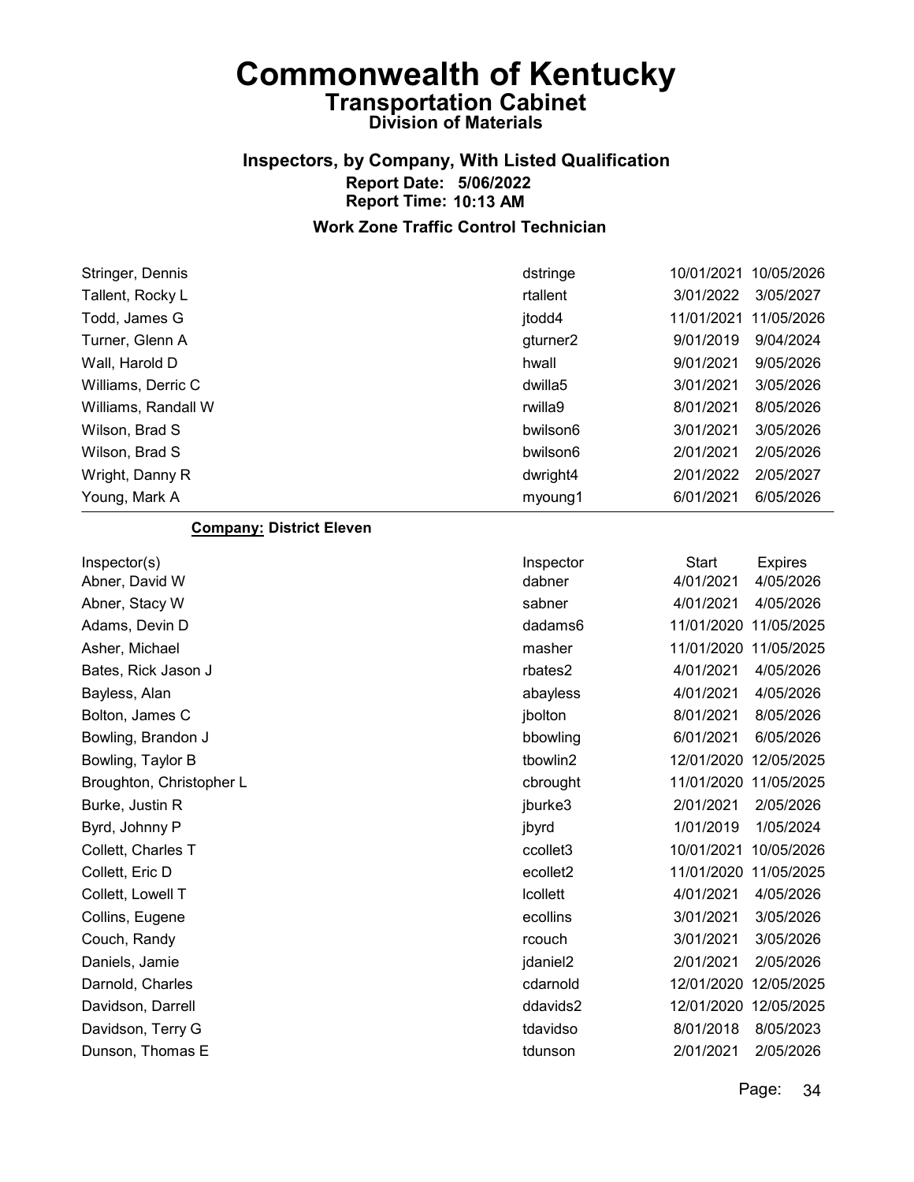# Commonwealth of Kentucky

## Transportation Cabinet

### Division of Materials

### Inspectors, by Company, With Listed Qualification

**Report Date: 5/06/2022**
**Report Time: 10:13 AM**

### Work Zone Traffic Control Technician

| | | | |
|---|---|---|---|
| Stringer, Dennis | dstringe | 10/01/2021 | 10/05/2026 |
| Tallent, Rocky L | rtallent | 3/01/2022 | 3/05/2027 |
| Todd, James G | jtodd4 | 11/01/2021 | 11/05/2026 |
| Turner, Glenn A | gturner2 | 9/01/2019 | 9/04/2024 |
| Wall, Harold D | hwall | 9/01/2021 | 9/05/2026 |
| Williams, Derric C | dwilla5 | 3/01/2021 | 3/05/2026 |
| Williams, Randall W | rwilla9 | 8/01/2021 | 8/05/2026 |
| Wilson, Brad S | bwilson6 | 3/01/2021 | 3/05/2026 |
| Wilson, Brad S | bwilson6 | 2/01/2021 | 2/05/2026 |
| Wright, Danny R | dwright4 | 2/01/2022 | 2/05/2027 |
| Young, Mark A | myoung1 | 6/01/2021 | 6/05/2026 |

**Company: District Eleven**

| Inspector(s) | Inspector | Start | Expires |
|---|---|---|---|
| Abner, David W | dabner | 4/01/2021 | 4/05/2026 |
| Abner, Stacy W | sabner | 4/01/2021 | 4/05/2026 |
| Adams, Devin D | dadams6 | 11/01/2020 | 11/05/2025 |
| Asher, Michael | masher | 11/01/2020 | 11/05/2025 |
| Bates, Rick Jason J | rbates2 | 4/01/2021 | 4/05/2026 |
| Bayless, Alan | abayless | 4/01/2021 | 4/05/2026 |
| Bolton, James C | jbolton | 8/01/2021 | 8/05/2026 |
| Bowling, Brandon J | bbowling | 6/01/2021 | 6/05/2026 |
| Bowling, Taylor B | tbowlin2 | 12/01/2020 | 12/05/2025 |
| Broughton, Christopher L | cbrought | 11/01/2020 | 11/05/2025 |
| Burke, Justin R | jburke3 | 2/01/2021 | 2/05/2026 |
| Byrd, Johnny P | jbyrd | 1/01/2019 | 1/05/2024 |
| Collett, Charles T | ccollet3 | 10/01/2021 | 10/05/2026 |
| Collett, Eric D | ecollet2 | 11/01/2020 | 11/05/2025 |
| Collett, Lowell T | lcollett | 4/01/2021 | 4/05/2026 |
| Collins, Eugene | ecollins | 3/01/2021 | 3/05/2026 |
| Couch, Randy | rcouch | 3/01/2021 | 3/05/2026 |
| Daniels, Jamie | jdaniel2 | 2/01/2021 | 2/05/2026 |
| Darnold, Charles | cdarnold | 12/01/2020 | 12/05/2025 |
| Davidson, Darrell | ddavids2 | 12/01/2020 | 12/05/2025 |
| Davidson, Terry G | tdavidso | 8/01/2018 | 8/05/2023 |
| Dunson, Thomas E | tdunson | 2/01/2021 | 2/05/2026 |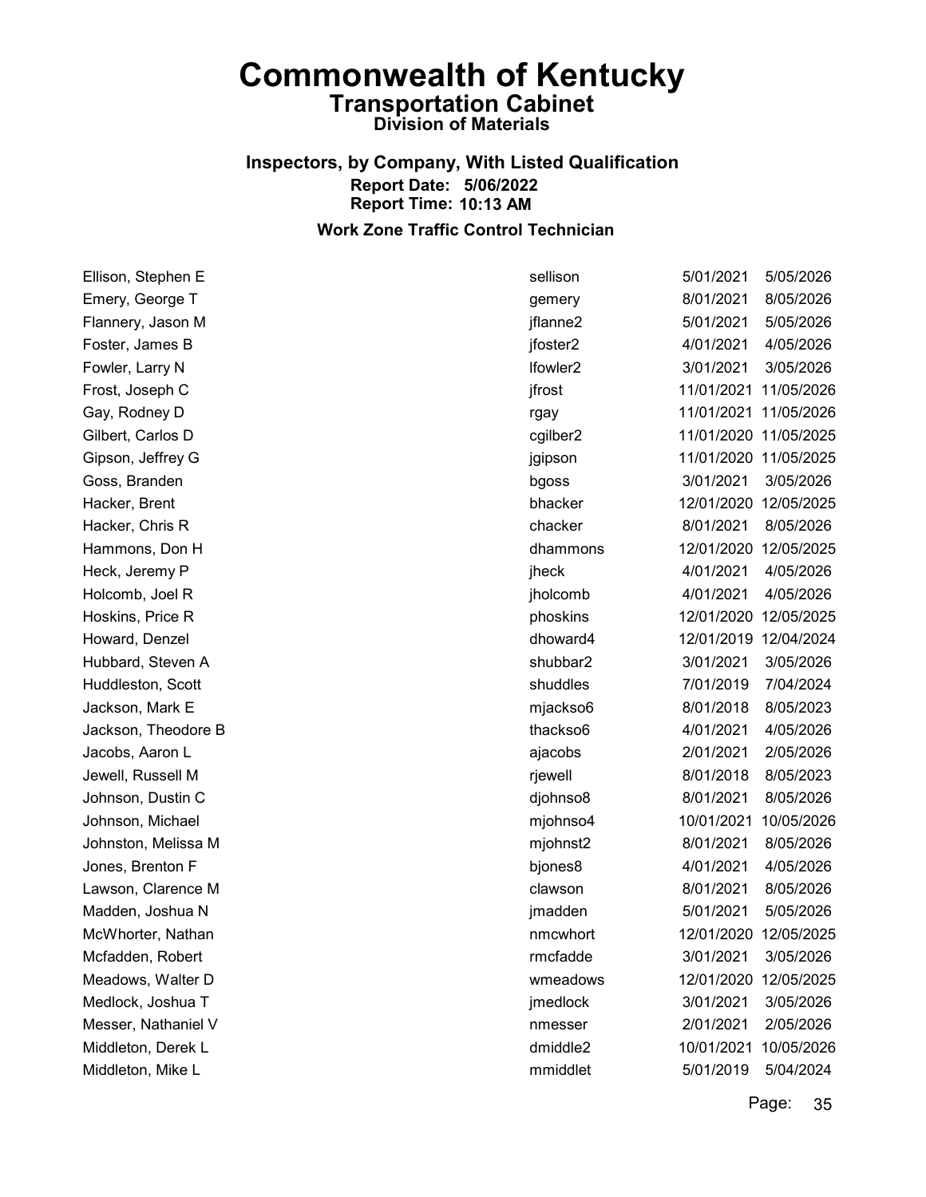# Commonwealth of Kentucky

## Transportation Cabinet

### Division of Materials

**Inspectors, by Company, With Listed Qualification**

**Report Date: 5/06/2022**

**Report Time: 10:13 AM**

**Work Zone Traffic Control Technician**

| Name | User ID | Date | Expiration |
|---|---|---|---|
| Ellison, Stephen E | sellison | 5/01/2021 | 5/05/2026 |
| Emery, George T | gemery | 8/01/2021 | 8/05/2026 |
| Flannery, Jason M | jflanne2 | 5/01/2021 | 5/05/2026 |
| Foster, James B | jfoster2 | 4/01/2021 | 4/05/2026 |
| Fowler, Larry N | lfowler2 | 3/01/2021 | 3/05/2026 |
| Frost, Joseph C | jfrost | 11/01/2021 | 11/05/2026 |
| Gay, Rodney D | rgay | 11/01/2021 | 11/05/2026 |
| Gilbert, Carlos D | cgilber2 | 11/01/2020 | 11/05/2025 |
| Gipson, Jeffrey G | jgipson | 11/01/2020 | 11/05/2025 |
| Goss, Branden | bgoss | 3/01/2021 | 3/05/2026 |
| Hacker, Brent | bhacker | 12/01/2020 | 12/05/2025 |
| Hacker, Chris R | chacker | 8/01/2021 | 8/05/2026 |
| Hammons, Don H | dhammons | 12/01/2020 | 12/05/2025 |
| Heck, Jeremy P | jheck | 4/01/2021 | 4/05/2026 |
| Holcomb, Joel R | jholcomb | 4/01/2021 | 4/05/2026 |
| Hoskins, Price R | phoskins | 12/01/2020 | 12/05/2025 |
| Howard, Denzel | dhoward4 | 12/01/2019 | 12/04/2024 |
| Hubbard, Steven A | shubbar2 | 3/01/2021 | 3/05/2026 |
| Huddleston, Scott | shuddles | 7/01/2019 | 7/04/2024 |
| Jackson, Mark E | mjackso6 | 8/01/2018 | 8/05/2023 |
| Jackson, Theodore B | thackso6 | 4/01/2021 | 4/05/2026 |
| Jacobs, Aaron L | ajacobs | 2/01/2021 | 2/05/2026 |
| Jewell, Russell M | rjewell | 8/01/2018 | 8/05/2023 |
| Johnson, Dustin C | djohnso8 | 8/01/2021 | 8/05/2026 |
| Johnson, Michael | mjohnso4 | 10/01/2021 | 10/05/2026 |
| Johnston, Melissa M | mjohnst2 | 8/01/2021 | 8/05/2026 |
| Jones, Brenton F | bjones8 | 4/01/2021 | 4/05/2026 |
| Lawson, Clarence M | clawson | 8/01/2021 | 8/05/2026 |
| Madden, Joshua N | jmadden | 5/01/2021 | 5/05/2026 |
| McWhorter, Nathan | nmcwhort | 12/01/2020 | 12/05/2025 |
| Mcfadden, Robert | rmcfadde | 3/01/2021 | 3/05/2026 |
| Meadows, Walter D | wmeadows | 12/01/2020 | 12/05/2025 |
| Medlock, Joshua T | jmedlock | 3/01/2021 | 3/05/2026 |
| Messer, Nathaniel V | nmesser | 2/01/2021 | 2/05/2026 |
| Middleton, Derek L | dmiddle2 | 10/01/2021 | 10/05/2026 |
| Middleton, Mike L | mmiddlet | 5/01/2019 | 5/04/2024 |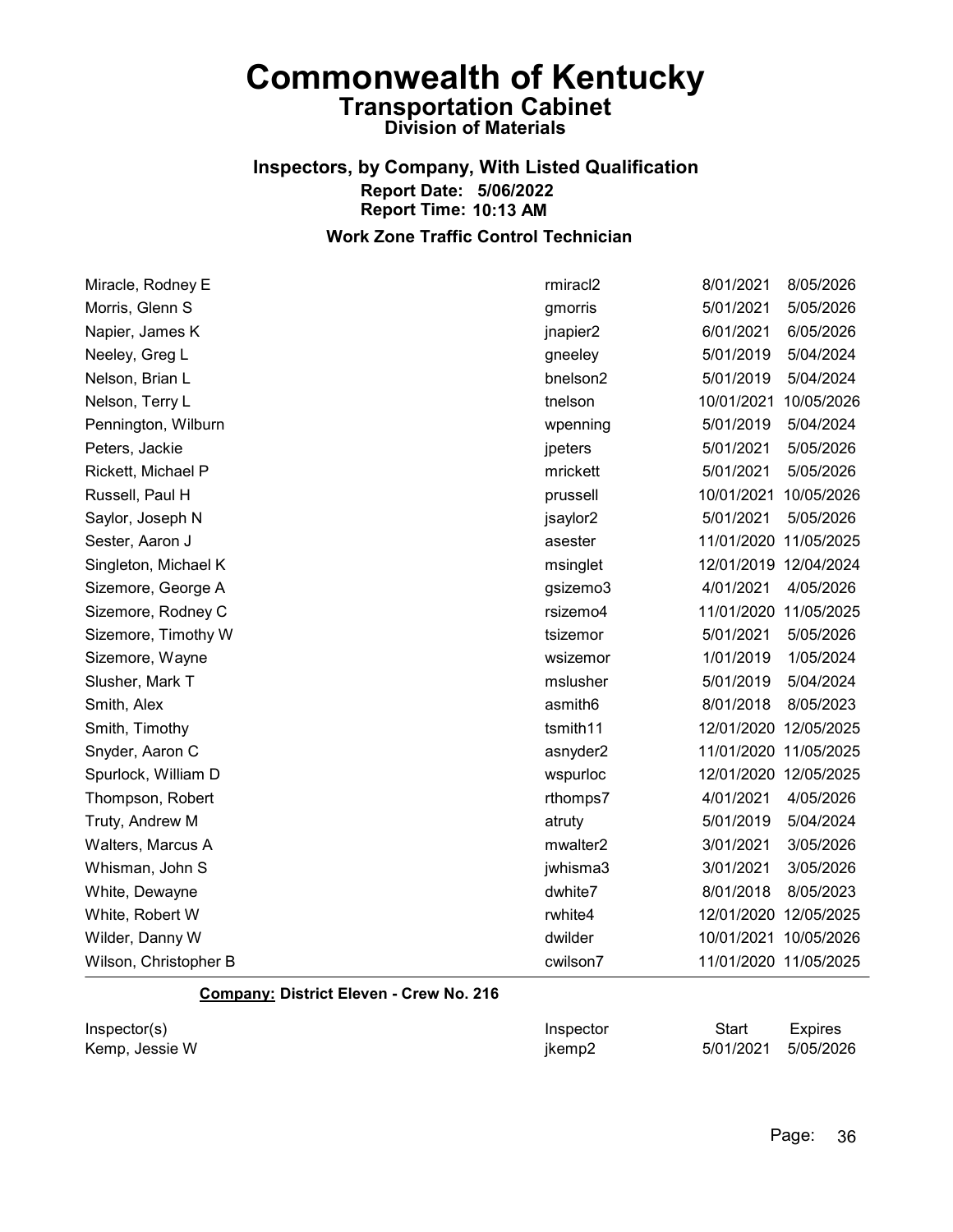# Commonwealth of Kentucky

## Transportation Cabinet

### Division of Materials

### Inspectors, by Company, With Listed Qualification

**Report Date: 5/06/2022**
**Report Time: 10:13 AM**

### Work Zone Traffic Control Technician

| | | | |
|---|---|---|---|
| Miracle, Rodney E | rmiracl2 | 8/01/2021 | 8/05/2026 |
| Morris, Glenn S | gmorris | 5/01/2021 | 5/05/2026 |
| Napier, James K | jnapier2 | 6/01/2021 | 6/05/2026 |
| Neeley, Greg L | gneeley | 5/01/2019 | 5/04/2024 |
| Nelson, Brian L | bnelson2 | 5/01/2019 | 5/04/2024 |
| Nelson, Terry L | tnelson | 10/01/2021 | 10/05/2026 |
| Pennington, Wilburn | wpenning | 5/01/2019 | 5/04/2024 |
| Peters, Jackie | jpeters | 5/01/2021 | 5/05/2026 |
| Rickett, Michael P | mrickett | 5/01/2021 | 5/05/2026 |
| Russell, Paul H | prussell | 10/01/2021 | 10/05/2026 |
| Saylor, Joseph N | jsaylor2 | 5/01/2021 | 5/05/2026 |
| Sester, Aaron J | asester | 11/01/2020 | 11/05/2025 |
| Singleton, Michael K | msinglet | 12/01/2019 | 12/04/2024 |
| Sizemore, George A | gsizemo3 | 4/01/2021 | 4/05/2026 |
| Sizemore, Rodney C | rsizemo4 | 11/01/2020 | 11/05/2025 |
| Sizemore, Timothy W | tsizemor | 5/01/2021 | 5/05/2026 |
| Sizemore, Wayne | wsizemor | 1/01/2019 | 1/05/2024 |
| Slusher, Mark T | mslusher | 5/01/2019 | 5/04/2024 |
| Smith, Alex | asmith6 | 8/01/2018 | 8/05/2023 |
| Smith, Timothy | tsmith11 | 12/01/2020 | 12/05/2025 |
| Snyder, Aaron C | asnyder2 | 11/01/2020 | 11/05/2025 |
| Spurlock, William D | wspurloc | 12/01/2020 | 12/05/2025 |
| Thompson, Robert | rthomps7 | 4/01/2021 | 4/05/2026 |
| Truty, Andrew M | atruty | 5/01/2019 | 5/04/2024 |
| Walters, Marcus A | mwalter2 | 3/01/2021 | 3/05/2026 |
| Whisman, John S | jwhisma3 | 3/01/2021 | 3/05/2026 |
| White, Dewayne | dwhite7 | 8/01/2018 | 8/05/2023 |
| White, Robert W | rwhite4 | 12/01/2020 | 12/05/2025 |
| Wilder, Danny W | dwilder | 10/01/2021 | 10/05/2026 |
| Wilson, Christopher B | cwilson7 | 11/01/2020 | 11/05/2025 |

**Company: District Eleven - Crew No. 216**

| Inspector(s) | Inspector | Start | Expires |
|---|---|---|---|
| Kemp, Jessie W | jkemp2 | 5/01/2021 | 5/05/2026 |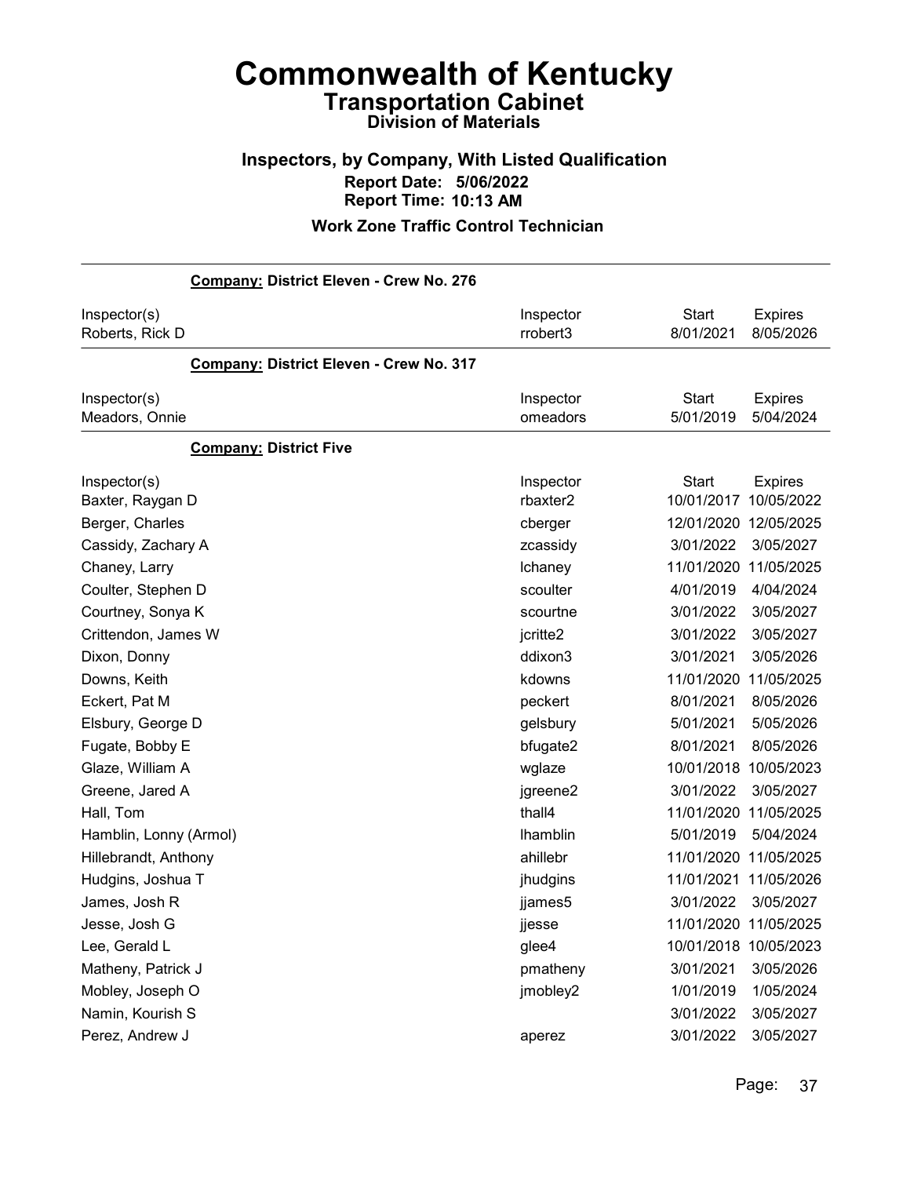# Commonwealth of Kentucky

## Transportation Cabinet

### Division of Materials

### Inspectors, by Company, With Listed Qualification

**Report Date: 5/06/2022**

**Report Time: 10:13 AM**

### Work Zone Traffic Control Technician

**Company: District Eleven - Crew No. 276**

| Inspector(s) | Inspector | Start | Expires |
|---|---|---|---|
| Roberts, Rick D | rrobert3 | 8/01/2021 | 8/05/2026 |

**Company: District Eleven - Crew No. 317**

| Inspector(s) | Inspector | Start | Expires |
|---|---|---|---|
| Meadors, Onnie | omeadors | 5/01/2019 | 5/04/2024 |

**Company: District Five**

| Inspector(s) | Inspector | Start | Expires |
|---|---|---|---|
| Baxter, Raygan D | rbaxter2 | 10/01/2017 | 10/05/2022 |
| Berger, Charles | cberger | 12/01/2020 | 12/05/2025 |
| Cassidy, Zachary A | zcassidy | 3/01/2022 | 3/05/2027 |
| Chaney, Larry | lchaney | 11/01/2020 | 11/05/2025 |
| Coulter, Stephen D | scoulter | 4/01/2019 | 4/04/2024 |
| Courtney, Sonya K | scourtne | 3/01/2022 | 3/05/2027 |
| Crittendon, James W | jcritte2 | 3/01/2022 | 3/05/2027 |
| Dixon, Donny | ddixon3 | 3/01/2021 | 3/05/2026 |
| Downs, Keith | kdowns | 11/01/2020 | 11/05/2025 |
| Eckert, Pat M | peckert | 8/01/2021 | 8/05/2026 |
| Elsbury, George D | gelsbury | 5/01/2021 | 5/05/2026 |
| Fugate, Bobby E | bfugate2 | 8/01/2021 | 8/05/2026 |
| Glaze, William A | wglaze | 10/01/2018 | 10/05/2023 |
| Greene, Jared A | jgreene2 | 3/01/2022 | 3/05/2027 |
| Hall, Tom | thall4 | 11/01/2020 | 11/05/2025 |
| Hamblin, Lonny (Armol) | lhamblin | 5/01/2019 | 5/04/2024 |
| Hillebrandt, Anthony | ahillebr | 11/01/2020 | 11/05/2025 |
| Hudgins, Joshua T | jhudgins | 11/01/2021 | 11/05/2026 |
| James, Josh R | jjames5 | 3/01/2022 | 3/05/2027 |
| Jesse, Josh G | jjesse | 11/01/2020 | 11/05/2025 |
| Lee, Gerald L | glee4 | 10/01/2018 | 10/05/2023 |
| Matheny, Patrick J | pmatheny | 3/01/2021 | 3/05/2026 |
| Mobley, Joseph O | jmobley2 | 1/01/2019 | 1/05/2024 |
| Namin, Kourish S | | 3/01/2022 | 3/05/2027 |
| Perez, Andrew J | aperez | 3/01/2022 | 3/05/2027 |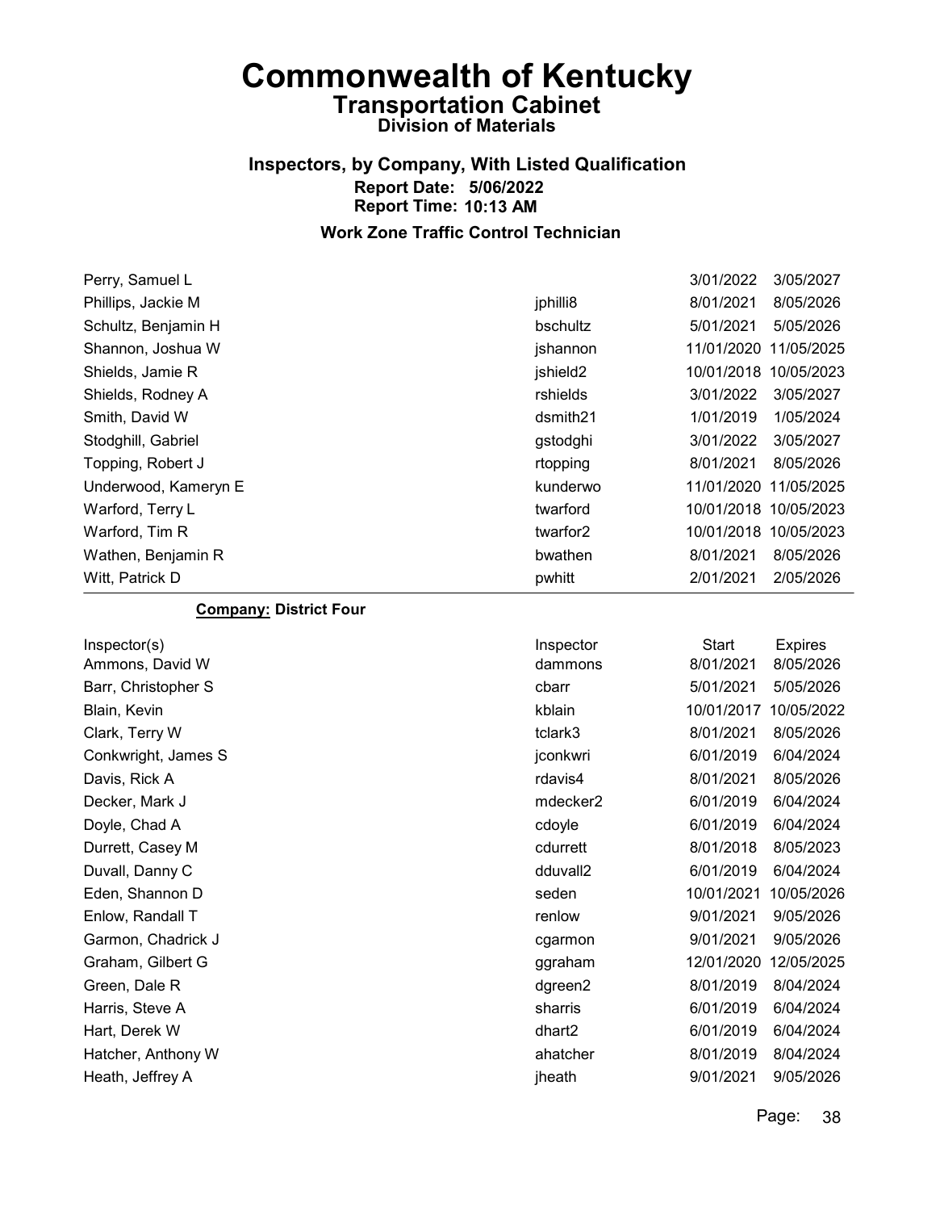# Commonwealth of Kentucky

## Transportation Cabinet

### Division of Materials

### Inspectors, by Company, With Listed Qualification

**Report Date: 5/06/2022**
**Report Time: 10:13 AM**

### Work Zone Traffic Control Technician

| Inspector(s) | Inspector | Start | Expires |
|---|---|---|---|
| Perry, Samuel L | | 3/01/2022 | 3/05/2027 |
| Phillips, Jackie M | jphilli8 | 8/01/2021 | 8/05/2026 |
| Schultz, Benjamin H | bschultz | 5/01/2021 | 5/05/2026 |
| Shannon, Joshua W | jshannon | 11/01/2020 | 11/05/2025 |
| Shields, Jamie R | jshield2 | 10/01/2018 | 10/05/2023 |
| Shields, Rodney A | rshields | 3/01/2022 | 3/05/2027 |
| Smith, David W | dsmith21 | 1/01/2019 | 1/05/2024 |
| Stodghill, Gabriel | gstodghi | 3/01/2022 | 3/05/2027 |
| Topping, Robert J | rtopping | 8/01/2021 | 8/05/2026 |
| Underwood, Kameryn E | kunderwo | 11/01/2020 | 11/05/2025 |
| Warford, Terry L | twarford | 10/01/2018 | 10/05/2023 |
| Warford, Tim R | twarfor2 | 10/01/2018 | 10/05/2023 |
| Wathen, Benjamin R | bwathen | 8/01/2021 | 8/05/2026 |
| Witt, Patrick D | pwhitt | 2/01/2021 | 2/05/2026 |

**Company: District Four**

| Inspector(s) | Inspector | Start | Expires |
|---|---|---|---|
| Ammons, David W | dammons | 8/01/2021 | 8/05/2026 |
| Barr, Christopher S | cbarr | 5/01/2021 | 5/05/2026 |
| Blain, Kevin | kblain | 10/01/2017 | 10/05/2022 |
| Clark, Terry W | tclark3 | 8/01/2021 | 8/05/2026 |
| Conkwright, James S | jconkwri | 6/01/2019 | 6/04/2024 |
| Davis, Rick A | rdavis4 | 8/01/2021 | 8/05/2026 |
| Decker, Mark J | mdecker2 | 6/01/2019 | 6/04/2024 |
| Doyle, Chad A | cdoyle | 6/01/2019 | 6/04/2024 |
| Durrett, Casey M | cdurrett | 8/01/2018 | 8/05/2023 |
| Duvall, Danny C | dduvall2 | 6/01/2019 | 6/04/2024 |
| Eden, Shannon D | seden | 10/01/2021 | 10/05/2026 |
| Enlow, Randall T | renlow | 9/01/2021 | 9/05/2026 |
| Garmon, Chadrick J | cgarmon | 9/01/2021 | 9/05/2026 |
| Graham, Gilbert G | ggraham | 12/01/2020 | 12/05/2025 |
| Green, Dale R | dgreen2 | 8/01/2019 | 8/04/2024 |
| Harris, Steve A | sharris | 6/01/2019 | 6/04/2024 |
| Hart, Derek W | dhart2 | 6/01/2019 | 6/04/2024 |
| Hatcher, Anthony W | ahatcher | 8/01/2019 | 8/04/2024 |
| Heath, Jeffrey A | jheath | 9/01/2021 | 9/05/2026 |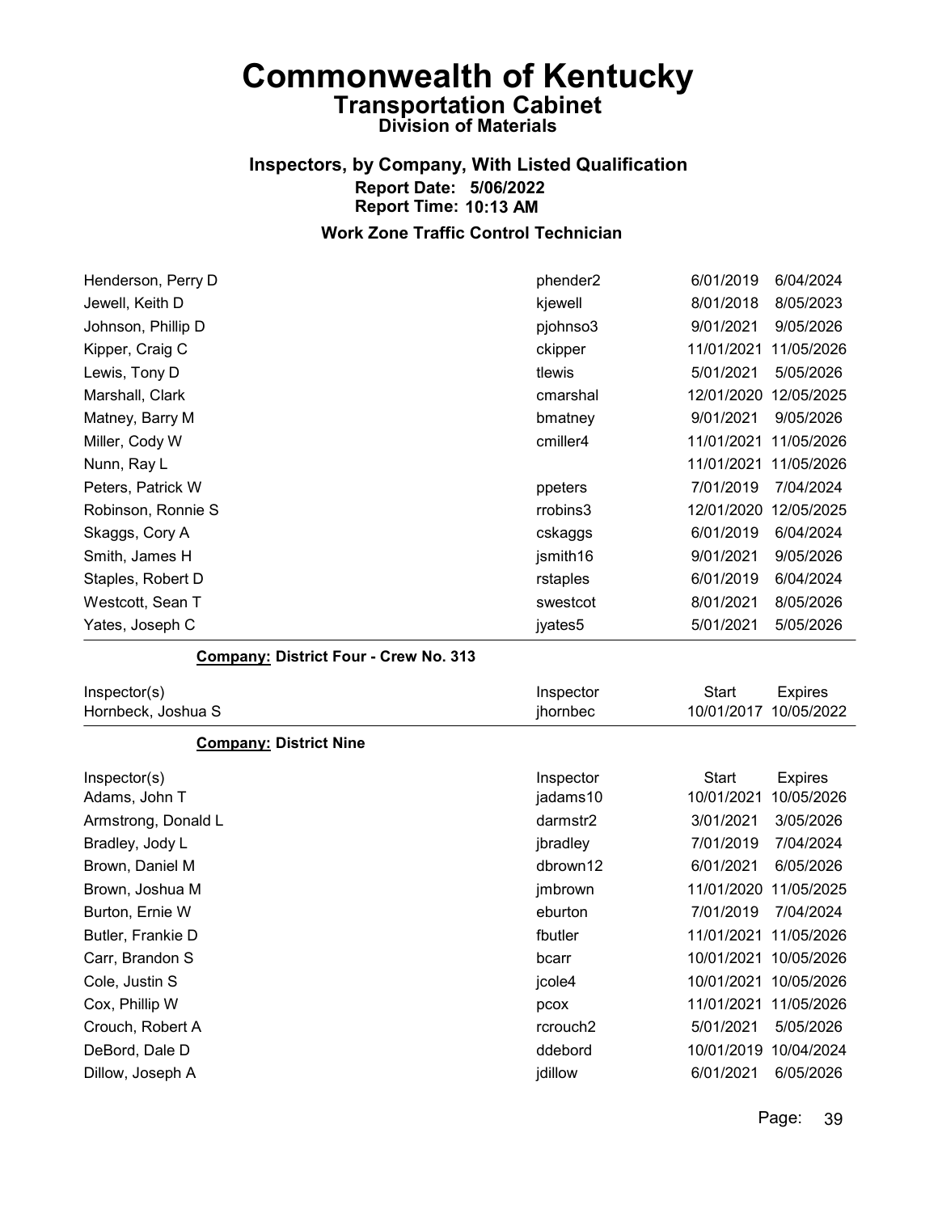# Commonwealth of Kentucky
## Transportation Cabinet
### Division of Materials

### Inspectors, by Company, With Listed Qualification
**Report Date: 5/06/2022**
**Report Time: 10:13 AM**

### Work Zone Traffic Control Technician

| Inspector(s) | Inspector | Start | Expires |
|---|---|---|---|
| Henderson, Perry D | phender2 | 6/01/2019 | 6/04/2024 |
| Jewell, Keith D | kjewell | 8/01/2018 | 8/05/2023 |
| Johnson, Phillip D | pjohnso3 | 9/01/2021 | 9/05/2026 |
| Kipper, Craig C | ckipper | 11/01/2021 | 11/05/2026 |
| Lewis, Tony D | tlewis | 5/01/2021 | 5/05/2026 |
| Marshall, Clark | cmarshal | 12/01/2020 | 12/05/2025 |
| Matney, Barry M | bmatney | 9/01/2021 | 9/05/2026 |
| Miller, Cody W | cmiller4 | 11/01/2021 | 11/05/2026 |
| Nunn, Ray L | | 11/01/2021 | 11/05/2026 |
| Peters, Patrick W | ppeters | 7/01/2019 | 7/04/2024 |
| Robinson, Ronnie S | rrobins3 | 12/01/2020 | 12/05/2025 |
| Skaggs, Cory A | cskaggs | 6/01/2019 | 6/04/2024 |
| Smith, James H | jsmith16 | 9/01/2021 | 9/05/2026 |
| Staples, Robert D | rstaples | 6/01/2019 | 6/04/2024 |
| Westcott, Sean T | swestcot | 8/01/2021 | 8/05/2026 |
| Yates, Joseph C | jyates5 | 5/01/2021 | 5/05/2026 |

**Company: District Four - Crew No. 313**

| Inspector(s) | Inspector | Start | Expires |
|---|---|---|---|
| Hornbeck, Joshua S | jhornbec | 10/01/2017 | 10/05/2022 |

**Company: District Nine**

| Inspector(s) | Inspector | Start | Expires |
|---|---|---|---|
| Adams, John T | jadams10 | 10/01/2021 | 10/05/2026 |
| Armstrong, Donald L | darmstr2 | 3/01/2021 | 3/05/2026 |
| Bradley, Jody L | jbradley | 7/01/2019 | 7/04/2024 |
| Brown, Daniel M | dbrown12 | 6/01/2021 | 6/05/2026 |
| Brown, Joshua M | jmbrown | 11/01/2020 | 11/05/2025 |
| Burton, Ernie W | eburton | 7/01/2019 | 7/04/2024 |
| Butler, Frankie D | fbutler | 11/01/2021 | 11/05/2026 |
| Carr, Brandon S | bcarr | 10/01/2021 | 10/05/2026 |
| Cole, Justin S | jcole4 | 10/01/2021 | 10/05/2026 |
| Cox, Phillip W | pcox | 11/01/2021 | 11/05/2026 |
| Crouch, Robert A | rcrouch2 | 5/01/2021 | 5/05/2026 |
| DeBord, Dale D | ddebord | 10/01/2019 | 10/04/2024 |
| Dillow, Joseph A | jdillow | 6/01/2021 | 6/05/2026 |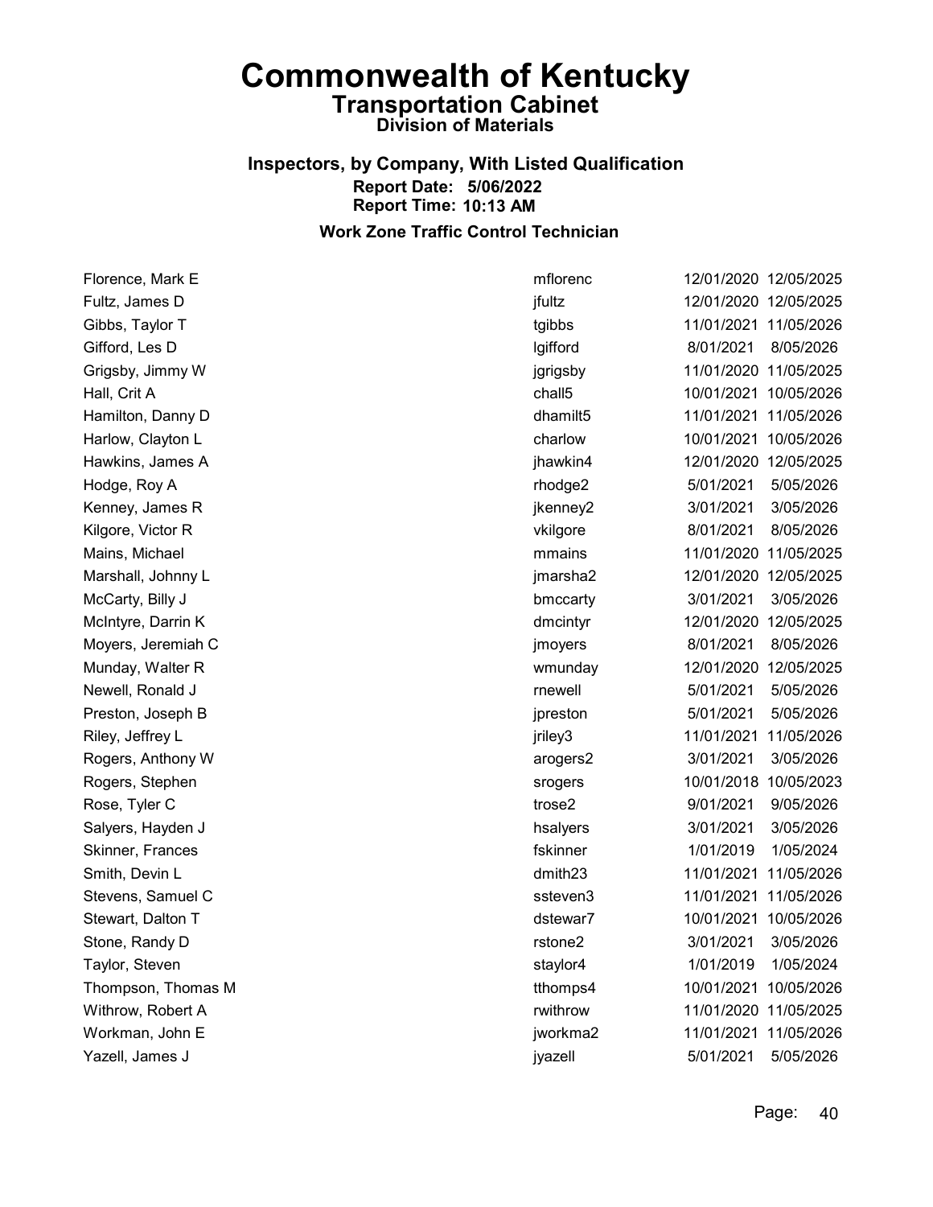# Commonwealth of Kentucky

## Transportation Cabinet

### Division of Materials

### Inspectors, by Company, With Listed Qualification

**Report Date: 5/06/2022**
**Report Time: 10:13 AM**

### Work Zone Traffic Control Technician

| Name | User ID | Start Date | Expiration Date |
| --- | --- | --- | --- |
| Florence, Mark E | mflorenc | 12/01/2020 | 12/05/2025 |
| Fultz, James D | jfultz | 12/01/2020 | 12/05/2025 |
| Gibbs, Taylor T | tgibbs | 11/01/2021 | 11/05/2026 |
| Gifford, Les D | lgifford | 8/01/2021 | 8/05/2026 |
| Grigsby, Jimmy W | jgrigsby | 11/01/2020 | 11/05/2025 |
| Hall, Crit A | chall5 | 10/01/2021 | 10/05/2026 |
| Hamilton, Danny D | dhamilt5 | 11/01/2021 | 11/05/2026 |
| Harlow, Clayton L | charlow | 10/01/2021 | 10/05/2026 |
| Hawkins, James A | jhawkin4 | 12/01/2020 | 12/05/2025 |
| Hodge, Roy A | rhodge2 | 5/01/2021 | 5/05/2026 |
| Kenney, James R | jkenney2 | 3/01/2021 | 3/05/2026 |
| Kilgore, Victor R | vkilgore | 8/01/2021 | 8/05/2026 |
| Mains, Michael | mmains | 11/01/2020 | 11/05/2025 |
| Marshall, Johnny L | jmarsha2 | 12/01/2020 | 12/05/2025 |
| McCarty, Billy J | bmccarty | 3/01/2021 | 3/05/2026 |
| McIntyre, Darrin K | dmcintyr | 12/01/2020 | 12/05/2025 |
| Moyers, Jeremiah C | jmoyers | 8/01/2021 | 8/05/2026 |
| Munday, Walter R | wmunday | 12/01/2020 | 12/05/2025 |
| Newell, Ronald J | rnewell | 5/01/2021 | 5/05/2026 |
| Preston, Joseph B | jpreston | 5/01/2021 | 5/05/2026 |
| Riley, Jeffrey L | jriley3 | 11/01/2021 | 11/05/2026 |
| Rogers, Anthony W | arogers2 | 3/01/2021 | 3/05/2026 |
| Rogers, Stephen | srogers | 10/01/2018 | 10/05/2023 |
| Rose, Tyler C | trose2 | 9/01/2021 | 9/05/2026 |
| Salyers, Hayden J | hsalyers | 3/01/2021 | 3/05/2026 |
| Skinner, Frances | fskinner | 1/01/2019 | 1/05/2024 |
| Smith, Devin L | dmith23 | 11/01/2021 | 11/05/2026 |
| Stevens, Samuel C | ssteven3 | 11/01/2021 | 11/05/2026 |
| Stewart, Dalton T | dstewar7 | 10/01/2021 | 10/05/2026 |
| Stone, Randy D | rstone2 | 3/01/2021 | 3/05/2026 |
| Taylor, Steven | staylor4 | 1/01/2019 | 1/05/2024 |
| Thompson, Thomas M | tthomps4 | 10/01/2021 | 10/05/2026 |
| Withrow, Robert A | rwithrow | 11/01/2020 | 11/05/2025 |
| Workman, John E | jworkma2 | 11/01/2021 | 11/05/2026 |
| Yazell, James J | jyazell | 5/01/2021 | 5/05/2026 |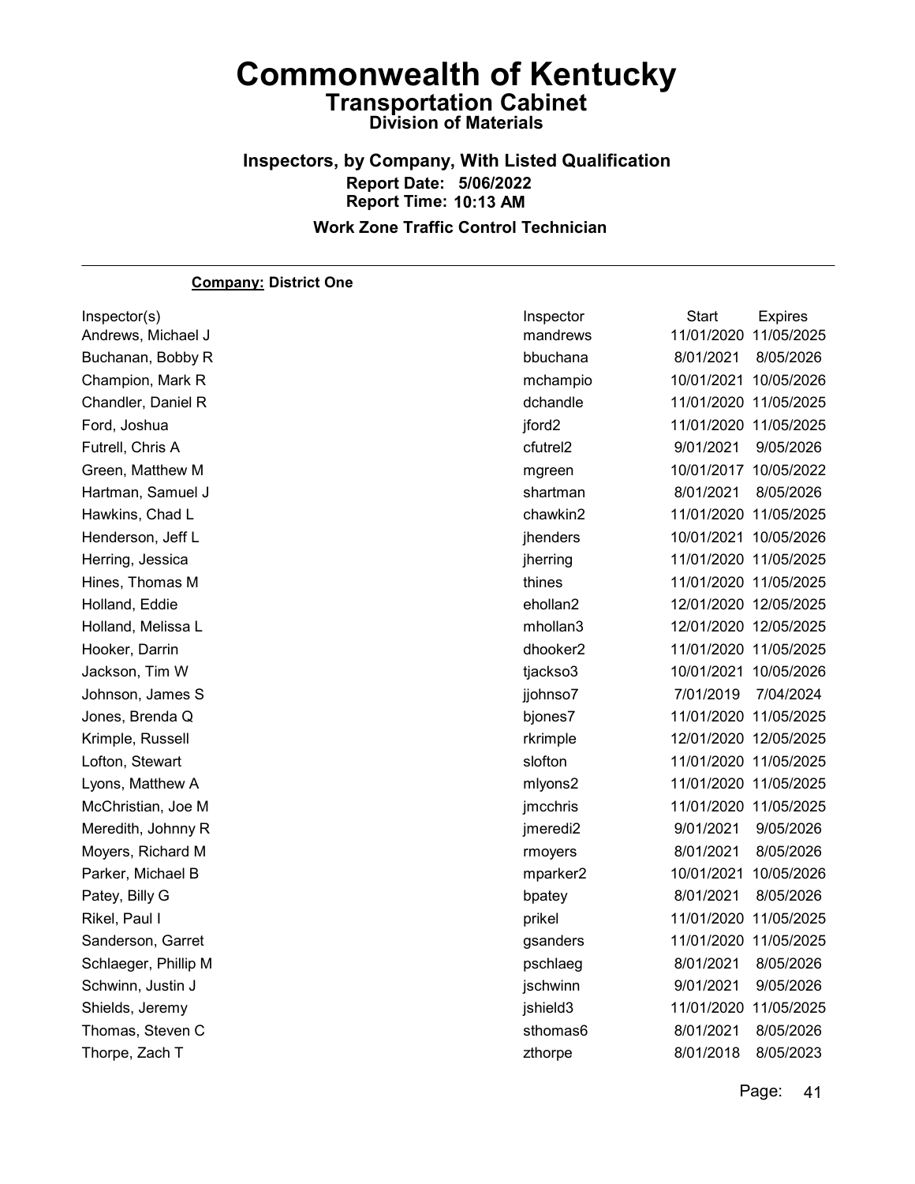# Commonwealth of Kentucky

## Transportation Cabinet

### Division of Materials

### Inspectors, by Company, With Listed Qualification

**Report Date: 5/06/2022**
**Report Time: 10:13 AM**

**Work Zone Traffic Control Technician**

**Company: District One**

| Inspector(s) | Inspector | Start | Expires |
|---|---|---|---|
| Andrews, Michael J | mandrews | 11/01/2020 | 11/05/2025 |
| Buchanan, Bobby R | bbuchana | 8/01/2021 | 8/05/2026 |
| Champion, Mark R | mchampio | 10/01/2021 | 10/05/2026 |
| Chandler, Daniel R | dchandle | 11/01/2020 | 11/05/2025 |
| Ford, Joshua | jford2 | 11/01/2020 | 11/05/2025 |
| Futrell, Chris A | cfutrel2 | 9/01/2021 | 9/05/2026 |
| Green, Matthew M | mgreen | 10/01/2017 | 10/05/2022 |
| Hartman, Samuel J | shartman | 8/01/2021 | 8/05/2026 |
| Hawkins, Chad L | chawkin2 | 11/01/2020 | 11/05/2025 |
| Henderson, Jeff L | jhenders | 10/01/2021 | 10/05/2026 |
| Herring, Jessica | jherring | 11/01/2020 | 11/05/2025 |
| Hines, Thomas M | thines | 11/01/2020 | 11/05/2025 |
| Holland, Eddie | ehollan2 | 12/01/2020 | 12/05/2025 |
| Holland, Melissa L | mhollan3 | 12/01/2020 | 12/05/2025 |
| Hooker, Darrin | dhooker2 | 11/01/2020 | 11/05/2025 |
| Jackson, Tim W | tjackso3 | 10/01/2021 | 10/05/2026 |
| Johnson, James S | jjohnso7 | 7/01/2019 | 7/04/2024 |
| Jones, Brenda Q | bjones7 | 11/01/2020 | 11/05/2025 |
| Krimple, Russell | rkrimple | 12/01/2020 | 12/05/2025 |
| Lofton, Stewart | slofton | 11/01/2020 | 11/05/2025 |
| Lyons, Matthew A | mlyons2 | 11/01/2020 | 11/05/2025 |
| McChristian, Joe M | jmcchris | 11/01/2020 | 11/05/2025 |
| Meredith, Johnny R | jmeredi2 | 9/01/2021 | 9/05/2026 |
| Moyers, Richard M | rmoyers | 8/01/2021 | 8/05/2026 |
| Parker, Michael B | mparker2 | 10/01/2021 | 10/05/2026 |
| Patey, Billy G | bpatey | 8/01/2021 | 8/05/2026 |
| Rikel, Paul I | prikel | 11/01/2020 | 11/05/2025 |
| Sanderson, Garret | gsanders | 11/01/2020 | 11/05/2025 |
| Schlaeger, Phillip M | pschlaeg | 8/01/2021 | 8/05/2026 |
| Schwinn, Justin J | jschwinn | 9/01/2021 | 9/05/2026 |
| Shields, Jeremy | jshield3 | 11/01/2020 | 11/05/2025 |
| Thomas, Steven C | sthomas6 | 8/01/2021 | 8/05/2026 |
| Thorpe, Zach T | zthorpe | 8/01/2018 | 8/05/2023 |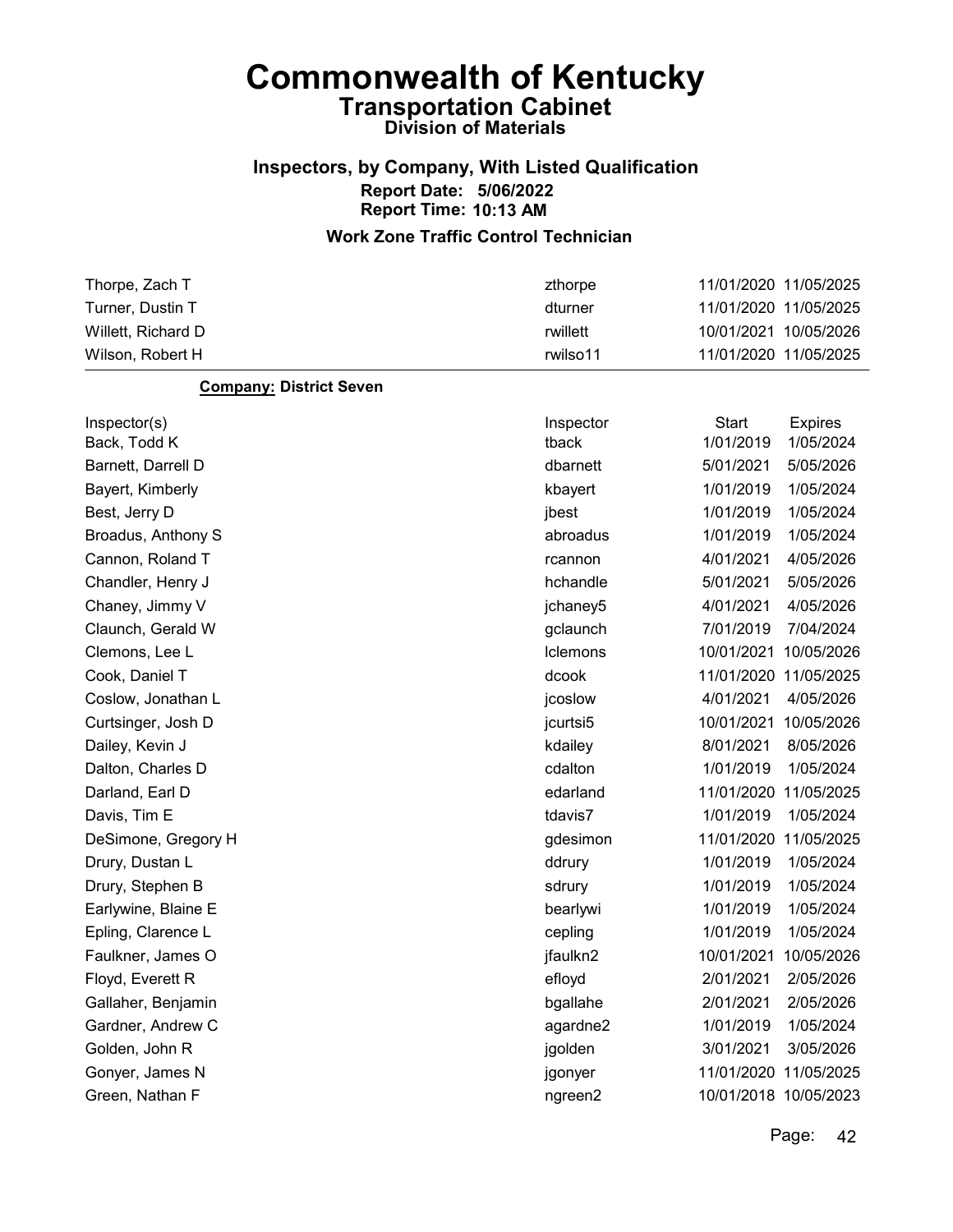# Commonwealth of Kentucky

## Transportation Cabinet

### Division of Materials

### Inspectors, by Company, With Listed Qualification

**Report Date: 5/06/2022**
**Report Time: 10:13 AM**

### Work Zone Traffic Control Technician

| | | | |
|---|---|---|---|
| Thorpe, Zach T | zthorpe | 11/01/2020 | 11/05/2025 |
| Turner, Dustin T | dturner | 11/01/2020 | 11/05/2025 |
| Willett, Richard D | rwillett | 10/01/2021 | 10/05/2026 |
| Wilson, Robert H | rwilso11 | 11/01/2020 | 11/05/2025 |

**Company: District Seven**

| Inspector(s) | Inspector | Start | Expires |
|---|---|---|---|
| Back, Todd K | tback | 1/01/2019 | 1/05/2024 |
| Barnett, Darrell D | dbarnett | 5/01/2021 | 5/05/2026 |
| Bayert, Kimberly | kbayert | 1/01/2019 | 1/05/2024 |
| Best, Jerry D | jbest | 1/01/2019 | 1/05/2024 |
| Broadus, Anthony S | abroadus | 1/01/2019 | 1/05/2024 |
| Cannon, Roland T | rcannon | 4/01/2021 | 4/05/2026 |
| Chandler, Henry J | hchandle | 5/01/2021 | 5/05/2026 |
| Chaney, Jimmy V | jchaney5 | 4/01/2021 | 4/05/2026 |
| Claunch, Gerald W | gclaunch | 7/01/2019 | 7/04/2024 |
| Clemons, Lee L | lclemons | 10/01/2021 | 10/05/2026 |
| Cook, Daniel T | dcook | 11/01/2020 | 11/05/2025 |
| Coslow, Jonathan L | jcoslow | 4/01/2021 | 4/05/2026 |
| Curtsinger, Josh D | jcurtsi5 | 10/01/2021 | 10/05/2026 |
| Dailey, Kevin J | kdailey | 8/01/2021 | 8/05/2026 |
| Dalton, Charles D | cdalton | 1/01/2019 | 1/05/2024 |
| Darland, Earl D | edarland | 11/01/2020 | 11/05/2025 |
| Davis, Tim E | tdavis7 | 1/01/2019 | 1/05/2024 |
| DeSimone, Gregory H | gdesimon | 11/01/2020 | 11/05/2025 |
| Drury, Dustan L | ddrury | 1/01/2019 | 1/05/2024 |
| Drury, Stephen B | sdrury | 1/01/2019 | 1/05/2024 |
| Earlywine, Blaine E | bearlywi | 1/01/2019 | 1/05/2024 |
| Epling, Clarence L | cepling | 1/01/2019 | 1/05/2024 |
| Faulkner, James O | jfaulkn2 | 10/01/2021 | 10/05/2026 |
| Floyd, Everett R | efloyd | 2/01/2021 | 2/05/2026 |
| Gallaher, Benjamin | bgallahe | 2/01/2021 | 2/05/2026 |
| Gardner, Andrew C | agardne2 | 1/01/2019 | 1/05/2024 |
| Golden, John R | jgolden | 3/01/2021 | 3/05/2026 |
| Gonyer, James N | jgonyer | 11/01/2020 | 11/05/2025 |
| Green, Nathan F | ngreen2 | 10/01/2018 | 10/05/2023 |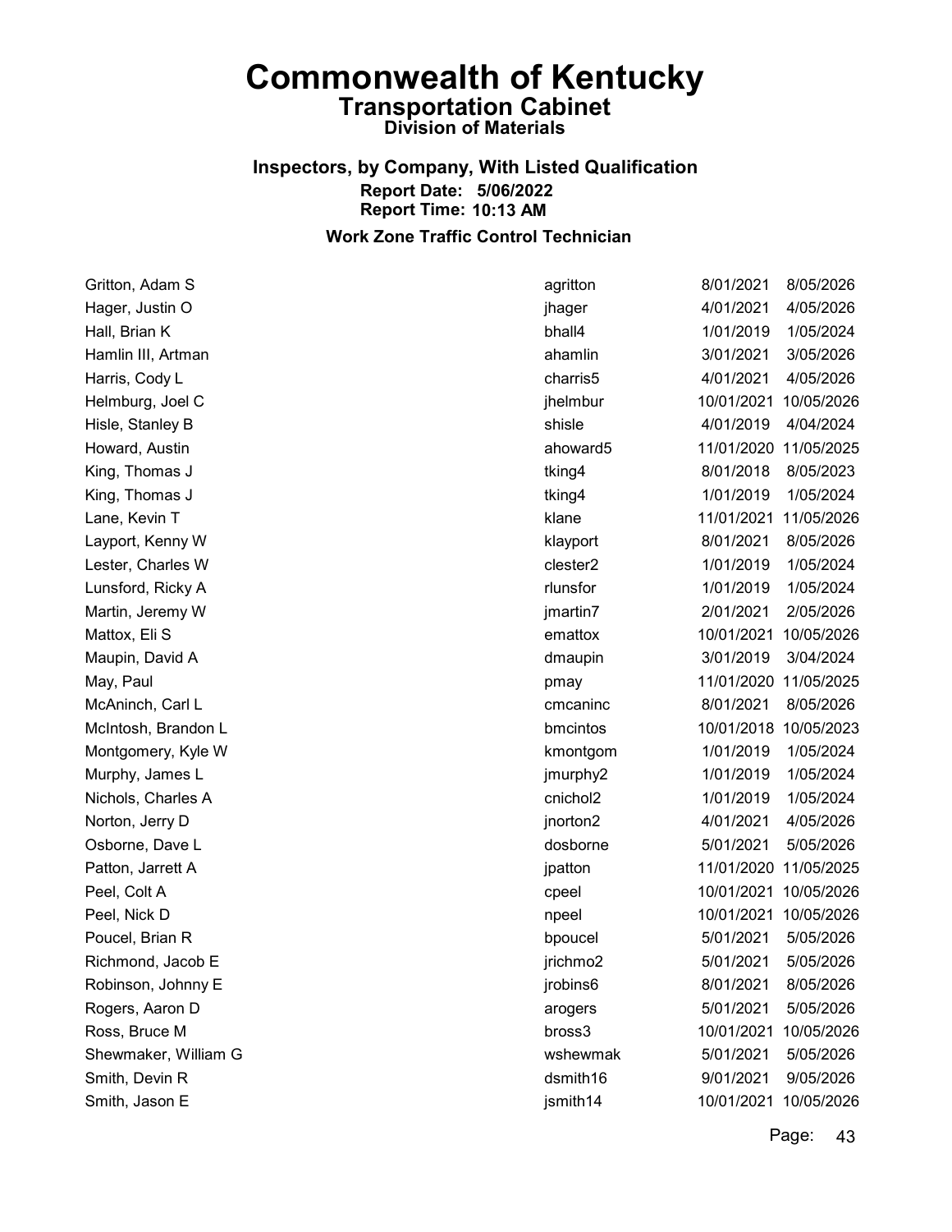# Commonwealth of Kentucky

## Transportation Cabinet

### Division of Materials

### Inspectors, by Company, With Listed Qualification

**Report Date: 5/06/2022**
**Report Time: 10:13 AM**

### Work Zone Traffic Control Technician

| | | | |
|---|---|---|---|
| Gritton, Adam S | agritton | 8/01/2021 | 8/05/2026 |
| Hager, Justin O | jhager | 4/01/2021 | 4/05/2026 |
| Hall, Brian K | bhall4 | 1/01/2019 | 1/05/2024 |
| Hamlin III, Artman | ahamlin | 3/01/2021 | 3/05/2026 |
| Harris, Cody L | charris5 | 4/01/2021 | 4/05/2026 |
| Helmburg, Joel C | jhelmbur | 10/01/2021 | 10/05/2026 |
| Hisle, Stanley B | shisle | 4/01/2019 | 4/04/2024 |
| Howard, Austin | ahoward5 | 11/01/2020 | 11/05/2025 |
| King, Thomas J | tking4 | 8/01/2018 | 8/05/2023 |
| King, Thomas J | tking4 | 1/01/2019 | 1/05/2024 |
| Lane, Kevin T | klane | 11/01/2021 | 11/05/2026 |
| Layport, Kenny W | klayport | 8/01/2021 | 8/05/2026 |
| Lester, Charles W | clester2 | 1/01/2019 | 1/05/2024 |
| Lunsford, Ricky A | rlunsfor | 1/01/2019 | 1/05/2024 |
| Martin, Jeremy W | jmartin7 | 2/01/2021 | 2/05/2026 |
| Mattox, Eli S | emattox | 10/01/2021 | 10/05/2026 |
| Maupin, David A | dmaupin | 3/01/2019 | 3/04/2024 |
| May, Paul | pmay | 11/01/2020 | 11/05/2025 |
| McAninch, Carl L | cmcaninc | 8/01/2021 | 8/05/2026 |
| McIntosh, Brandon L | bmcintos | 10/01/2018 | 10/05/2023 |
| Montgomery, Kyle W | kmontgom | 1/01/2019 | 1/05/2024 |
| Murphy, James L | jmurphy2 | 1/01/2019 | 1/05/2024 |
| Nichols, Charles A | cnichol2 | 1/01/2019 | 1/05/2024 |
| Norton, Jerry D | jnorton2 | 4/01/2021 | 4/05/2026 |
| Osborne, Dave L | dosborne | 5/01/2021 | 5/05/2026 |
| Patton, Jarrett A | jpatton | 11/01/2020 | 11/05/2025 |
| Peel, Colt A | cpeel | 10/01/2021 | 10/05/2026 |
| Peel, Nick D | npeel | 10/01/2021 | 10/05/2026 |
| Poucel, Brian R | bpoucel | 5/01/2021 | 5/05/2026 |
| Richmond, Jacob E | jrichmo2 | 5/01/2021 | 5/05/2026 |
| Robinson, Johnny E | jrobins6 | 8/01/2021 | 8/05/2026 |
| Rogers, Aaron D | arogers | 5/01/2021 | 5/05/2026 |
| Ross, Bruce M | bross3 | 10/01/2021 | 10/05/2026 |
| Shewmaker, William G | wshewmak | 5/01/2021 | 5/05/2026 |
| Smith, Devin R | dsmith16 | 9/01/2021 | 9/05/2026 |
| Smith, Jason E | jsmith14 | 10/01/2021 | 10/05/2026 |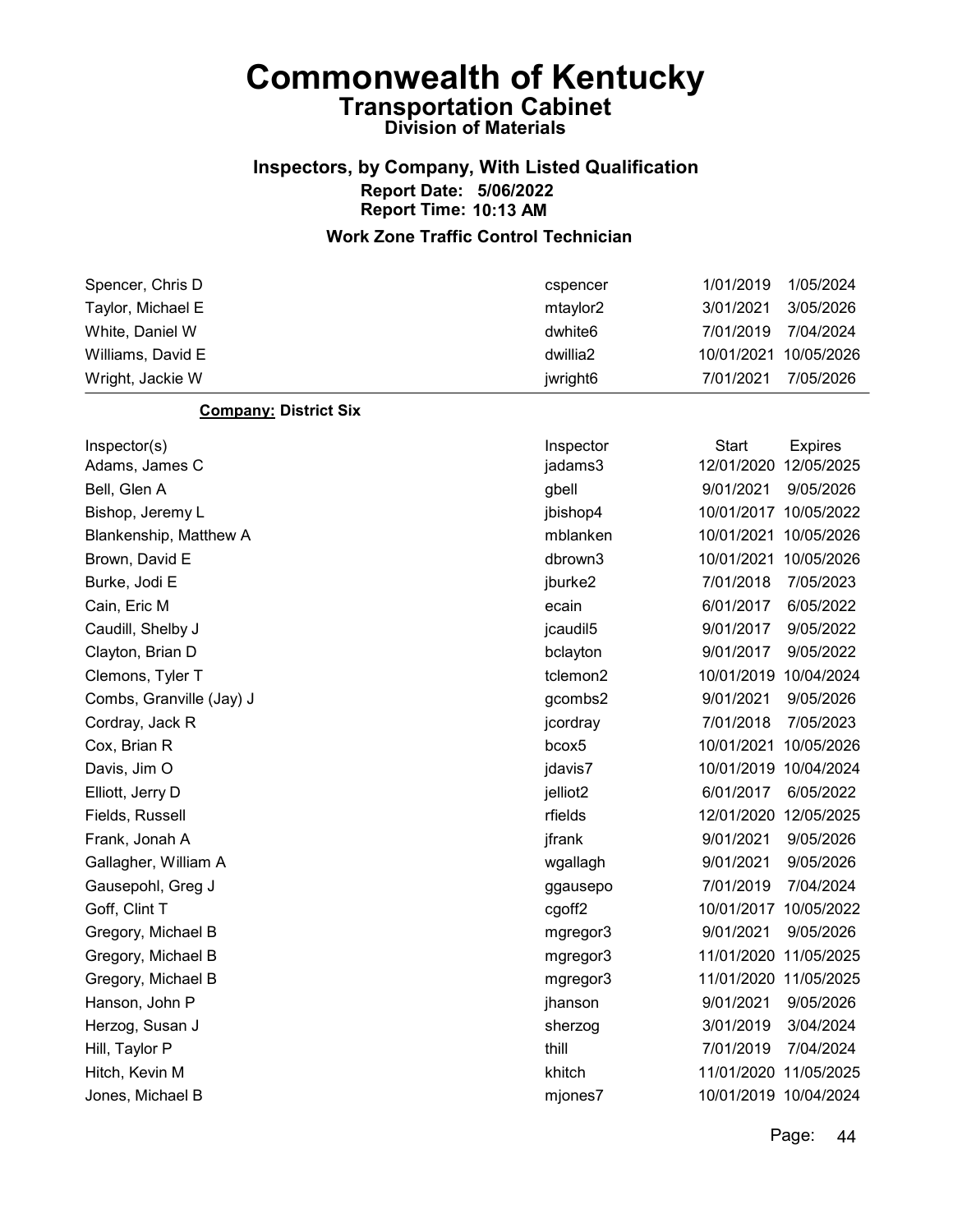# Commonwealth of Kentucky

## Transportation Cabinet

### Division of Materials

### Inspectors, by Company, With Listed Qualification

**Report Date: 5/06/2022**
**Report Time: 10:13 AM**

### Work Zone Traffic Control Technician

| | | | |
|---|---|---|---|
| Spencer, Chris D | cspencer | 1/01/2019 | 1/05/2024 |
| Taylor, Michael E | mtaylor2 | 3/01/2021 | 3/05/2026 |
| White, Daniel W | dwhite6 | 7/01/2019 | 7/04/2024 |
| Williams, David E | dwillia2 | 10/01/2021 | 10/05/2026 |
| Wright, Jackie W | jwright6 | 7/01/2021 | 7/05/2026 |

**Company: District Six**

| Inspector(s) | Inspector | Start | Expires |
|---|---|---|---|
| Adams, James C | jadams3 | 12/01/2020 | 12/05/2025 |
| Bell, Glen A | gbell | 9/01/2021 | 9/05/2026 |
| Bishop, Jeremy L | jbishop4 | 10/01/2017 | 10/05/2022 |
| Blankenship, Matthew A | mblanken | 10/01/2021 | 10/05/2026 |
| Brown, David E | dbrown3 | 10/01/2021 | 10/05/2026 |
| Burke, Jodi E | jburke2 | 7/01/2018 | 7/05/2023 |
| Cain, Eric M | ecain | 6/01/2017 | 6/05/2022 |
| Caudill, Shelby J | jcaudil5 | 9/01/2017 | 9/05/2022 |
| Clayton, Brian D | bclayton | 9/01/2017 | 9/05/2022 |
| Clemons, Tyler T | tclemon2 | 10/01/2019 | 10/04/2024 |
| Combs, Granville (Jay) J | gcombs2 | 9/01/2021 | 9/05/2026 |
| Cordray, Jack R | jcordray | 7/01/2018 | 7/05/2023 |
| Cox, Brian R | bcox5 | 10/01/2021 | 10/05/2026 |
| Davis, Jim O | jdavis7 | 10/01/2019 | 10/04/2024 |
| Elliott, Jerry D | jelliot2 | 6/01/2017 | 6/05/2022 |
| Fields, Russell | rfields | 12/01/2020 | 12/05/2025 |
| Frank, Jonah A | jfrank | 9/01/2021 | 9/05/2026 |
| Gallagher, William A | wgallagh | 9/01/2021 | 9/05/2026 |
| Gausepohl, Greg J | ggausepo | 7/01/2019 | 7/04/2024 |
| Goff, Clint T | cgoff2 | 10/01/2017 | 10/05/2022 |
| Gregory, Michael B | mgregor3 | 9/01/2021 | 9/05/2026 |
| Gregory, Michael B | mgregor3 | 11/01/2020 | 11/05/2025 |
| Gregory, Michael B | mgregor3 | 11/01/2020 | 11/05/2025 |
| Hanson, John P | jhanson | 9/01/2021 | 9/05/2026 |
| Herzog, Susan J | sherzog | 3/01/2019 | 3/04/2024 |
| Hill, Taylor P | thill | 7/01/2019 | 7/04/2024 |
| Hitch, Kevin M | khitch | 11/01/2020 | 11/05/2025 |
| Jones, Michael B | mjones7 | 10/01/2019 | 10/04/2024 |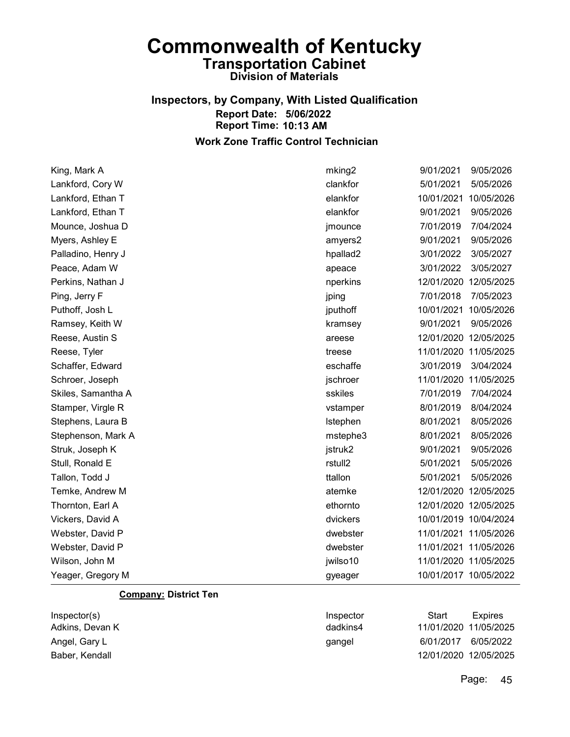# Commonwealth of Kentucky

## Transportation Cabinet

### Division of Materials

### Inspectors, by Company, With Listed Qualification

**Report Date: 5/06/2022**

**Report Time: 10:13 AM**

### Work Zone Traffic Control Technician

| | | | |
|---|---|---|---|
| King, Mark A | mking2 | 9/01/2021 | 9/05/2026 |
| Lankford, Cory W | clankfor | 5/01/2021 | 5/05/2026 |
| Lankford, Ethan T | elankfor | 10/01/2021 | 10/05/2026 |
| Lankford, Ethan T | elankfor | 9/01/2021 | 9/05/2026 |
| Mounce, Joshua D | jmounce | 7/01/2019 | 7/04/2024 |
| Myers, Ashley E | amyers2 | 9/01/2021 | 9/05/2026 |
| Palladino, Henry J | hpallad2 | 3/01/2022 | 3/05/2027 |
| Peace, Adam W | apeace | 3/01/2022 | 3/05/2027 |
| Perkins, Nathan J | nperkins | 12/01/2020 | 12/05/2025 |
| Ping, Jerry F | jping | 7/01/2018 | 7/05/2023 |
| Puthoff, Josh L | jputhoff | 10/01/2021 | 10/05/2026 |
| Ramsey, Keith W | kramsey | 9/01/2021 | 9/05/2026 |
| Reese, Austin S | areese | 12/01/2020 | 12/05/2025 |
| Reese, Tyler | treese | 11/01/2020 | 11/05/2025 |
| Schaffer, Edward | eschaffe | 3/01/2019 | 3/04/2024 |
| Schroer, Joseph | jschroer | 11/01/2020 | 11/05/2025 |
| Skiles, Samantha A | sskiles | 7/01/2019 | 7/04/2024 |
| Stamper, Virgle R | vstamper | 8/01/2019 | 8/04/2024 |
| Stephens, Laura B | lstephen | 8/01/2021 | 8/05/2026 |
| Stephenson, Mark A | mstephe3 | 8/01/2021 | 8/05/2026 |
| Struk, Joseph K | jstruk2 | 9/01/2021 | 9/05/2026 |
| Stull, Ronald E | rstull2 | 5/01/2021 | 5/05/2026 |
| Tallon, Todd J | ttallon | 5/01/2021 | 5/05/2026 |
| Temke, Andrew M | atemke | 12/01/2020 | 12/05/2025 |
| Thornton, Earl A | ethornto | 12/01/2020 | 12/05/2025 |
| Vickers, David A | dvickers | 10/01/2019 | 10/04/2024 |
| Webster, David P | dwebster | 11/01/2021 | 11/05/2026 |
| Webster, David P | dwebster | 11/01/2021 | 11/05/2026 |
| Wilson, John M | jwilso10 | 11/01/2020 | 11/05/2025 |
| Yeager, Gregory M | gyeager | 10/01/2017 | 10/05/2022 |

**Company: District Ten**

| Inspector(s) | Inspector | Start | Expires |
|---|---|---|---|
| Adkins, Devan K | dadkins4 | 11/01/2020 | 11/05/2025 |
| Angel, Gary L | gangel | 6/01/2017 | 6/05/2022 |
| Baber, Kendall | | 12/01/2020 | 12/05/2025 |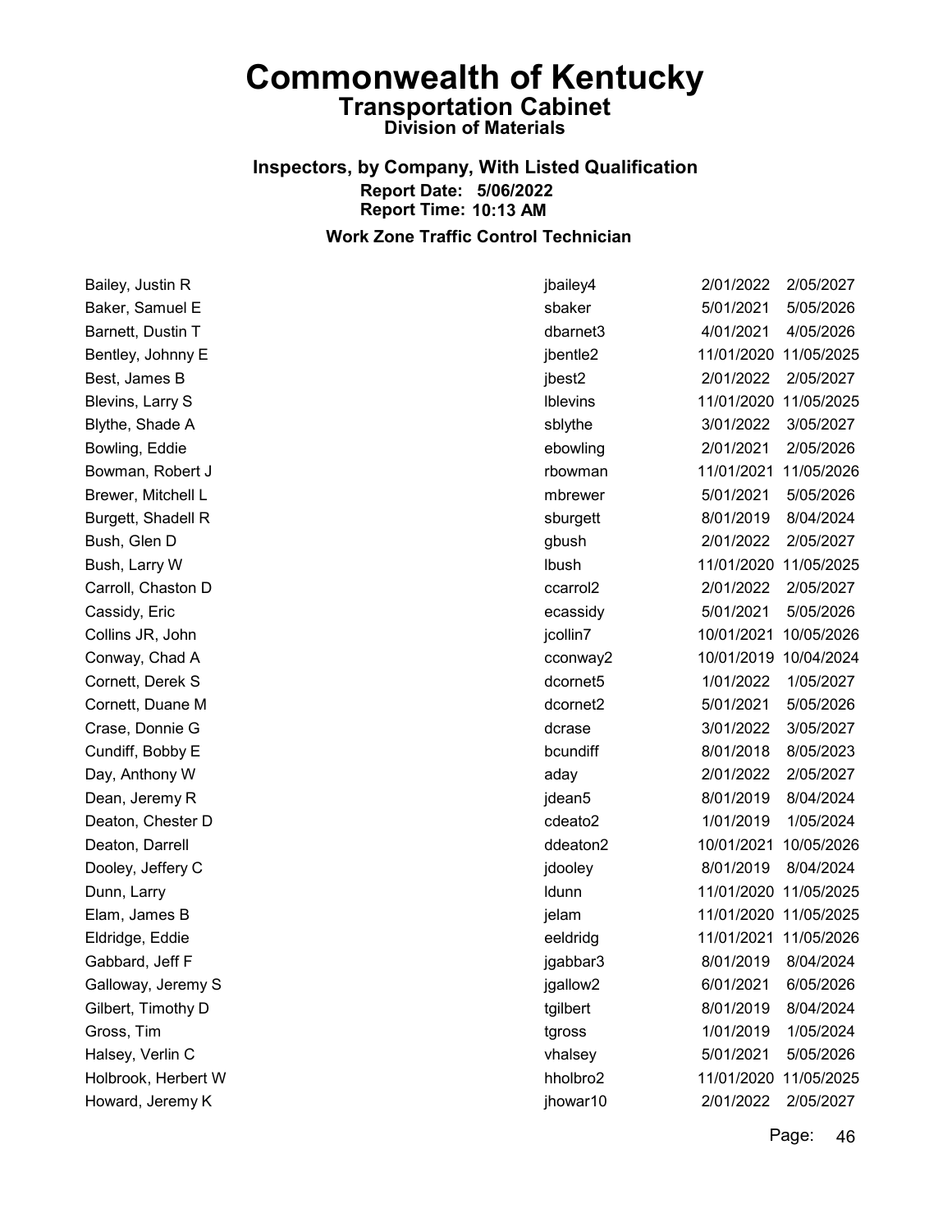# Commonwealth of Kentucky
## Transportation Cabinet
### Division of Materials

**Inspectors, by Company, With Listed Qualification**
**Report Date: 5/06/2022**
**Report Time: 10:13 AM**

**Work Zone Traffic Control Technician**

| Name | User ID | Date | Expiration |
|---|---|---|---|
| Bailey, Justin R | jbailey4 | 2/01/2022 | 2/05/2027 |
| Baker, Samuel E | sbaker | 5/01/2021 | 5/05/2026 |
| Barnett, Dustin T | dbarnet3 | 4/01/2021 | 4/05/2026 |
| Bentley, Johnny E | jbentle2 | 11/01/2020 | 11/05/2025 |
| Best, James B | jbest2 | 2/01/2022 | 2/05/2027 |
| Blevins, Larry S | lblevins | 11/01/2020 | 11/05/2025 |
| Blythe, Shade A | sblythe | 3/01/2022 | 3/05/2027 |
| Bowling, Eddie | ebowling | 2/01/2021 | 2/05/2026 |
| Bowman, Robert J | rbowman | 11/01/2021 | 11/05/2026 |
| Brewer, Mitchell L | mbrewer | 5/01/2021 | 5/05/2026 |
| Burgett, Shadell R | sburgett | 8/01/2019 | 8/04/2024 |
| Bush, Glen D | gbush | 2/01/2022 | 2/05/2027 |
| Bush, Larry W | lbush | 11/01/2020 | 11/05/2025 |
| Carroll, Chaston D | ccarrol2 | 2/01/2022 | 2/05/2027 |
| Cassidy, Eric | ecassidy | 5/01/2021 | 5/05/2026 |
| Collins JR, John | jcollin7 | 10/01/2021 | 10/05/2026 |
| Conway, Chad A | cconway2 | 10/01/2019 | 10/04/2024 |
| Cornett, Derek S | dcornet5 | 1/01/2022 | 1/05/2027 |
| Cornett, Duane M | dcornet2 | 5/01/2021 | 5/05/2026 |
| Crase, Donnie G | dcrase | 3/01/2022 | 3/05/2027 |
| Cundiff, Bobby E | bcundiff | 8/01/2018 | 8/05/2023 |
| Day, Anthony W | aday | 2/01/2022 | 2/05/2027 |
| Dean, Jeremy R | jdean5 | 8/01/2019 | 8/04/2024 |
| Deaton, Chester D | cdeato2 | 1/01/2019 | 1/05/2024 |
| Deaton, Darrell | ddeaton2 | 10/01/2021 | 10/05/2026 |
| Dooley, Jeffery C | jdooley | 8/01/2019 | 8/04/2024 |
| Dunn, Larry | ldunn | 11/01/2020 | 11/05/2025 |
| Elam, James B | jelam | 11/01/2020 | 11/05/2025 |
| Eldridge, Eddie | eeldridg | 11/01/2021 | 11/05/2026 |
| Gabbard, Jeff F | jgabbar3 | 8/01/2019 | 8/04/2024 |
| Galloway, Jeremy S | jgallow2 | 6/01/2021 | 6/05/2026 |
| Gilbert, Timothy D | tgilbert | 8/01/2019 | 8/04/2024 |
| Gross, Tim | tgross | 1/01/2019 | 1/05/2024 |
| Halsey, Verlin C | vhalsey | 5/01/2021 | 5/05/2026 |
| Holbrook, Herbert W | hholbro2 | 11/01/2020 | 11/05/2025 |
| Howard, Jeremy K | jhowar10 | 2/01/2022 | 2/05/2027 |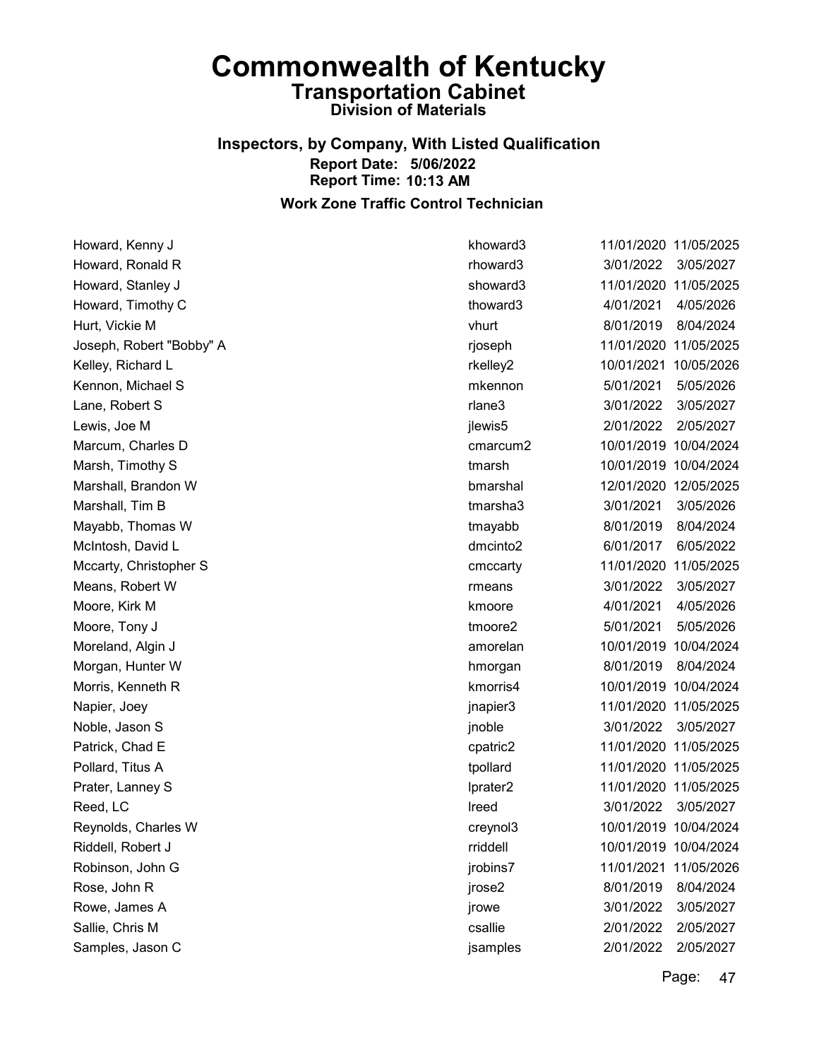# Commonwealth of Kentucky

## Transportation Cabinet

### Division of Materials

### Inspectors, by Company, With Listed Qualification

**Report Date: 5/06/2022**

**Report Time: 10:13 AM**

### Work Zone Traffic Control Technician

| Name | User ID | Start Date | Expiration Date |
|---|---|---|---|
| Howard, Kenny J | khoward3 | 11/01/2020 | 11/05/2025 |
| Howard, Ronald R | rhoward3 | 3/01/2022 | 3/05/2027 |
| Howard, Stanley J | showard3 | 11/01/2020 | 11/05/2025 |
| Howard, Timothy C | thoward3 | 4/01/2021 | 4/05/2026 |
| Hurt, Vickie M | vhurt | 8/01/2019 | 8/04/2024 |
| Joseph, Robert "Bobby" A | rjoseph | 11/01/2020 | 11/05/2025 |
| Kelley, Richard L | rkelley2 | 10/01/2021 | 10/05/2026 |
| Kennon, Michael S | mkennon | 5/01/2021 | 5/05/2026 |
| Lane, Robert S | rlane3 | 3/01/2022 | 3/05/2027 |
| Lewis, Joe M | jlewis5 | 2/01/2022 | 2/05/2027 |
| Marcum, Charles D | cmarcum2 | 10/01/2019 | 10/04/2024 |
| Marsh, Timothy S | tmarsh | 10/01/2019 | 10/04/2024 |
| Marshall, Brandon W | bmarshal | 12/01/2020 | 12/05/2025 |
| Marshall, Tim B | tmarsha3 | 3/01/2021 | 3/05/2026 |
| Mayabb, Thomas W | tmayabb | 8/01/2019 | 8/04/2024 |
| McIntosh, David L | dmcinto2 | 6/01/2017 | 6/05/2022 |
| Mccarty, Christopher S | cmccarty | 11/01/2020 | 11/05/2025 |
| Means, Robert W | rmeans | 3/01/2022 | 3/05/2027 |
| Moore, Kirk M | kmoore | 4/01/2021 | 4/05/2026 |
| Moore, Tony J | tmoore2 | 5/01/2021 | 5/05/2026 |
| Moreland, Algin J | amorelan | 10/01/2019 | 10/04/2024 |
| Morgan, Hunter W | hmorgan | 8/01/2019 | 8/04/2024 |
| Morris, Kenneth R | kmorris4 | 10/01/2019 | 10/04/2024 |
| Napier, Joey | jnapier3 | 11/01/2020 | 11/05/2025 |
| Noble, Jason S | jnoble | 3/01/2022 | 3/05/2027 |
| Patrick, Chad E | cpatric2 | 11/01/2020 | 11/05/2025 |
| Pollard, Titus A | tpollard | 11/01/2020 | 11/05/2025 |
| Prater, Lanney S | lprater2 | 11/01/2020 | 11/05/2025 |
| Reed, LC | lreed | 3/01/2022 | 3/05/2027 |
| Reynolds, Charles W | creynol3 | 10/01/2019 | 10/04/2024 |
| Riddell, Robert J | rriddell | 10/01/2019 | 10/04/2024 |
| Robinson, John G | jrobins7 | 11/01/2021 | 11/05/2026 |
| Rose, John R | jrose2 | 8/01/2019 | 8/04/2024 |
| Rowe, James A | jrowe | 3/01/2022 | 3/05/2027 |
| Sallie, Chris M | csallie | 2/01/2022 | 2/05/2027 |
| Samples, Jason C | jsamples | 2/01/2022 | 2/05/2027 |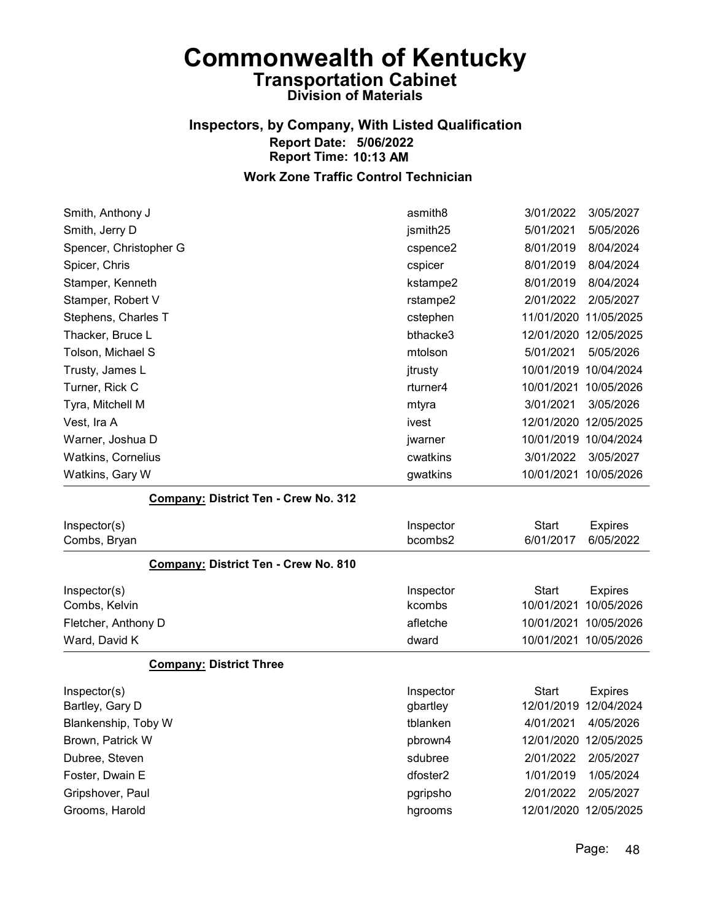# Commonwealth of Kentucky
## Transportation Cabinet
### Division of Materials

### Inspectors, by Company, With Listed Qualification
**Report Date: 5/06/2022**
**Report Time: 10:13 AM**

### Work Zone Traffic Control Technician

| | | | |
|---|---|---|---|
| Smith, Anthony J | asmith8 | 3/01/2022 | 3/05/2027 |
| Smith, Jerry D | jsmith25 | 5/01/2021 | 5/05/2026 |
| Spencer, Christopher G | cspence2 | 8/01/2019 | 8/04/2024 |
| Spicer, Chris | cspicer | 8/01/2019 | 8/04/2024 |
| Stamper, Kenneth | kstampe2 | 8/01/2019 | 8/04/2024 |
| Stamper, Robert V | rstampe2 | 2/01/2022 | 2/05/2027 |
| Stephens, Charles T | cstephen | 11/01/2020 | 11/05/2025 |
| Thacker, Bruce L | bthacke3 | 12/01/2020 | 12/05/2025 |
| Tolson, Michael S | mtolson | 5/01/2021 | 5/05/2026 |
| Trusty, James L | jtrusty | 10/01/2019 | 10/04/2024 |
| Turner, Rick C | rturner4 | 10/01/2021 | 10/05/2026 |
| Tyra, Mitchell M | mtyra | 3/01/2021 | 3/05/2026 |
| Vest, Ira A | ivest | 12/01/2020 | 12/05/2025 |
| Warner, Joshua D | jwarner | 10/01/2019 | 10/04/2024 |
| Watkins, Cornelius | cwatkins | 3/01/2022 | 3/05/2027 |
| Watkins, Gary W | gwatkins | 10/01/2021 | 10/05/2026 |

**Company: District Ten - Crew No. 312**

| Inspector(s) | Inspector | Start | Expires |
|---|---|---|---|
| Combs, Bryan | bcombs2 | 6/01/2017 | 6/05/2022 |

**Company: District Ten - Crew No. 810**

| Inspector(s) | Inspector | Start | Expires |
|---|---|---|---|
| Combs, Kelvin | kcombs | 10/01/2021 | 10/05/2026 |
| Fletcher, Anthony D | afletche | 10/01/2021 | 10/05/2026 |
| Ward, David K | dward | 10/01/2021 | 10/05/2026 |

**Company: District Three**

| Inspector(s) | Inspector | Start | Expires |
|---|---|---|---|
| Bartley, Gary D | gbartley | 12/01/2019 | 12/04/2024 |
| Blankenship, Toby W | tblanken | 4/01/2021 | 4/05/2026 |
| Brown, Patrick W | pbrown4 | 12/01/2020 | 12/05/2025 |
| Dubree, Steven | sdubree | 2/01/2022 | 2/05/2027 |
| Foster, Dwain E | dfoster2 | 1/01/2019 | 1/05/2024 |
| Gripshover, Paul | pgripsho | 2/01/2022 | 2/05/2027 |
| Grooms, Harold | hgrooms | 12/01/2020 | 12/05/2025 |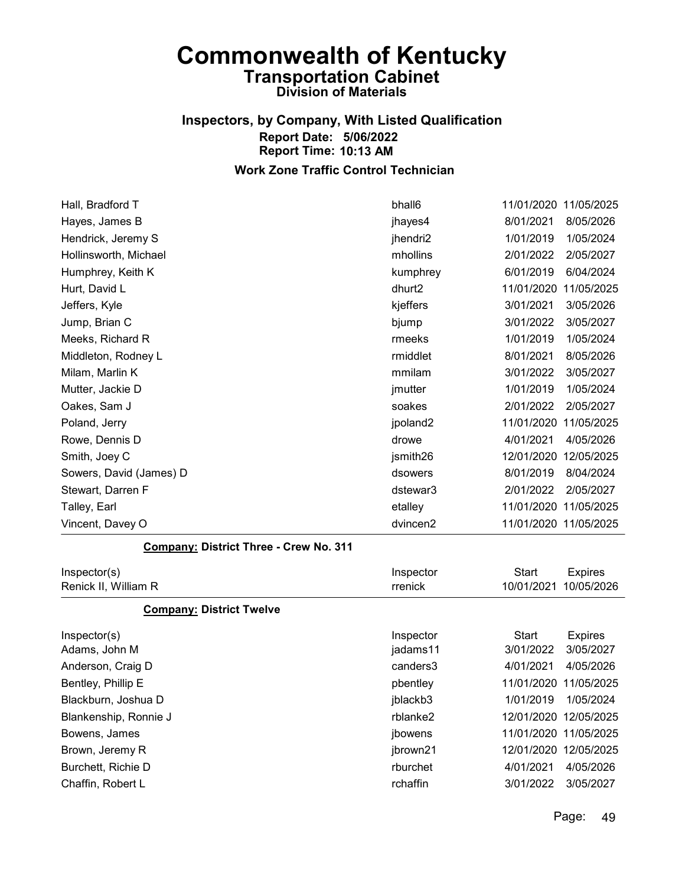# Commonwealth of Kentucky
## Transportation Cabinet
### Division of Materials

### Inspectors, by Company, With Listed Qualification
**Report Date: 5/06/2022**
**Report Time: 10:13 AM**

### Work Zone Traffic Control Technician

| Inspector(s) | Inspector | Start | Expires |
|---|---|---|---|
| Hall, Bradford T | bhall6 | 11/01/2020 | 11/05/2025 |
| Hayes, James B | jhayes4 | 8/01/2021 | 8/05/2026 |
| Hendrick, Jeremy S | jhendri2 | 1/01/2019 | 1/05/2024 |
| Hollinsworth, Michael | mhollins | 2/01/2022 | 2/05/2027 |
| Humphrey, Keith K | kumphrey | 6/01/2019 | 6/04/2024 |
| Hurt, David L | dhurt2 | 11/01/2020 | 11/05/2025 |
| Jeffers, Kyle | kjeffers | 3/01/2021 | 3/05/2026 |
| Jump, Brian C | bjump | 3/01/2022 | 3/05/2027 |
| Meeks, Richard R | rmeeks | 1/01/2019 | 1/05/2024 |
| Middleton, Rodney L | rmiddlet | 8/01/2021 | 8/05/2026 |
| Milam, Marlin K | mmilam | 3/01/2022 | 3/05/2027 |
| Mutter, Jackie D | jmutter | 1/01/2019 | 1/05/2024 |
| Oakes, Sam J | soakes | 2/01/2022 | 2/05/2027 |
| Poland, Jerry | jpoland2 | 11/01/2020 | 11/05/2025 |
| Rowe, Dennis D | drowe | 4/01/2021 | 4/05/2026 |
| Smith, Joey C | jsmith26 | 12/01/2020 | 12/05/2025 |
| Sowers, David (James) D | dsowers | 8/01/2019 | 8/04/2024 |
| Stewart, Darren F | dstewar3 | 2/01/2022 | 2/05/2027 |
| Talley, Earl | etalley | 11/01/2020 | 11/05/2025 |
| Vincent, Davey O | dvincen2 | 11/01/2020 | 11/05/2025 |

**Company: District Three - Crew No. 311**

| Inspector(s) | Inspector | Start | Expires |
|---|---|---|---|
| Renick II, William R | rrenick | 10/01/2021 | 10/05/2026 |

**Company: District Twelve**

| Inspector(s) | Inspector | Start | Expires |
|---|---|---|---|
| Adams, John M | jadams11 | 3/01/2022 | 3/05/2027 |
| Anderson, Craig D | canders3 | 4/01/2021 | 4/05/2026 |
| Bentley, Phillip E | pbentley | 11/01/2020 | 11/05/2025 |
| Blackburn, Joshua D | jblackb3 | 1/01/2019 | 1/05/2024 |
| Blankenship, Ronnie J | rblanke2 | 12/01/2020 | 12/05/2025 |
| Bowens, James | jbowens | 11/01/2020 | 11/05/2025 |
| Brown, Jeremy R | jbrown21 | 12/01/2020 | 12/05/2025 |
| Burchett, Richie D | rburchet | 4/01/2021 | 4/05/2026 |
| Chaffin, Robert L | rchaffin | 3/01/2022 | 3/05/2027 |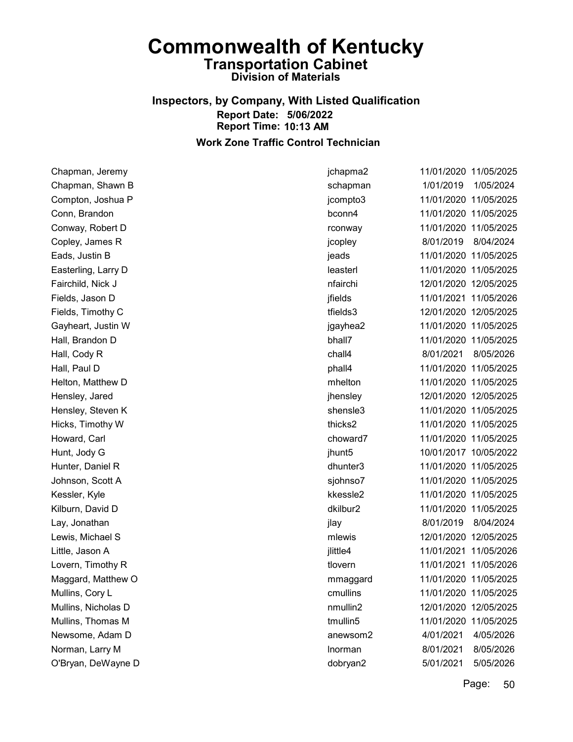# Commonwealth of Kentucky

## Transportation Cabinet

### Division of Materials

### Inspectors, by Company, With Listed Qualification

**Report Date: 5/06/2022**
**Report Time: 10:13 AM**

### Work Zone Traffic Control Technician

| Name | User ID | Start Date | End Date |
|---|---|---|---|
| Chapman, Jeremy | jchapma2 | 11/01/2020 | 11/05/2025 |
| Chapman, Shawn B | schapman | 1/01/2019 | 1/05/2024 |
| Compton, Joshua P | jcompto3 | 11/01/2020 | 11/05/2025 |
| Conn, Brandon | bconn4 | 11/01/2020 | 11/05/2025 |
| Conway, Robert D | rconway | 11/01/2020 | 11/05/2025 |
| Copley, James R | jcopley | 8/01/2019 | 8/04/2024 |
| Eads, Justin B | jeads | 11/01/2020 | 11/05/2025 |
| Easterling, Larry D | leasterl | 11/01/2020 | 11/05/2025 |
| Fairchild, Nick J | nfairchi | 12/01/2020 | 12/05/2025 |
| Fields, Jason D | jfields | 11/01/2021 | 11/05/2026 |
| Fields, Timothy C | tfields3 | 12/01/2020 | 12/05/2025 |
| Gayheart, Justin W | jgayhea2 | 11/01/2020 | 11/05/2025 |
| Hall, Brandon D | bhall7 | 11/01/2020 | 11/05/2025 |
| Hall, Cody R | chall4 | 8/01/2021 | 8/05/2026 |
| Hall, Paul D | phall4 | 11/01/2020 | 11/05/2025 |
| Helton, Matthew D | mhelton | 11/01/2020 | 11/05/2025 |
| Hensley, Jared | jhensley | 12/01/2020 | 12/05/2025 |
| Hensley, Steven K | shensle3 | 11/01/2020 | 11/05/2025 |
| Hicks, Timothy W | thicks2 | 11/01/2020 | 11/05/2025 |
| Howard, Carl | choward7 | 11/01/2020 | 11/05/2025 |
| Hunt, Jody G | jhunt5 | 10/01/2017 | 10/05/2022 |
| Hunter, Daniel R | dhunter3 | 11/01/2020 | 11/05/2025 |
| Johnson, Scott A | sjohnso7 | 11/01/2020 | 11/05/2025 |
| Kessler, Kyle | kkessle2 | 11/01/2020 | 11/05/2025 |
| Kilburn, David D | dkilbur2 | 11/01/2020 | 11/05/2025 |
| Lay, Jonathan | jlay | 8/01/2019 | 8/04/2024 |
| Lewis, Michael S | mlewis | 12/01/2020 | 12/05/2025 |
| Little, Jason A | jlittle4 | 11/01/2021 | 11/05/2026 |
| Lovern, Timothy R | tlovern | 11/01/2021 | 11/05/2026 |
| Maggard, Matthew O | mmaggard | 11/01/2020 | 11/05/2025 |
| Mullins, Cory L | cmullins | 11/01/2020 | 11/05/2025 |
| Mullins, Nicholas D | nmullin2 | 12/01/2020 | 12/05/2025 |
| Mullins, Thomas M | tmullin5 | 11/01/2020 | 11/05/2025 |
| Newsome, Adam D | anewsom2 | 4/01/2021 | 4/05/2026 |
| Norman, Larry M | lnorman | 8/01/2021 | 8/05/2026 |
| O'Bryan, DeWayne D | dobryan2 | 5/01/2021 | 5/05/2026 |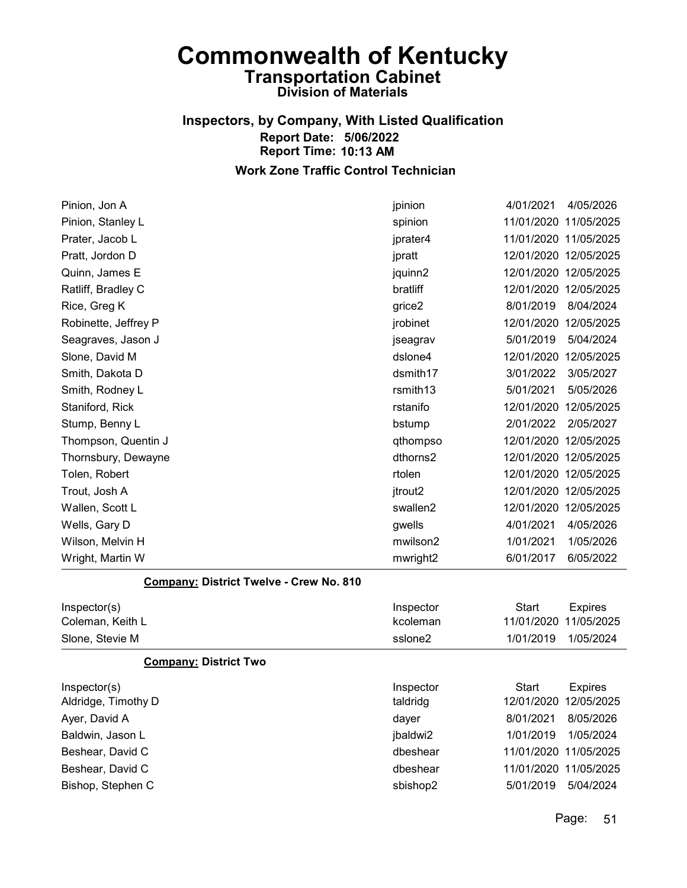# Commonwealth of Kentucky
## Transportation Cabinet
### Division of Materials

### Inspectors, by Company, With Listed Qualification
**Report Date: 5/06/2022**
**Report Time: 10:13 AM**

### Work Zone Traffic Control Technician

| Inspector(s) | Inspector | Start | Expires |
|---|---|---|---|
| Pinion, Jon A | jpinion | 4/01/2021 | 4/05/2026 |
| Pinion, Stanley L | spinion | 11/01/2020 | 11/05/2025 |
| Prater, Jacob L | jprater4 | 11/01/2020 | 11/05/2025 |
| Pratt, Jordon D | jpratt | 12/01/2020 | 12/05/2025 |
| Quinn, James E | jquinn2 | 12/01/2020 | 12/05/2025 |
| Ratliff, Bradley C | bratliff | 12/01/2020 | 12/05/2025 |
| Rice, Greg K | grice2 | 8/01/2019 | 8/04/2024 |
| Robinette, Jeffrey P | jrobinet | 12/01/2020 | 12/05/2025 |
| Seagraves, Jason J | jseagrav | 5/01/2019 | 5/04/2024 |
| Slone, David M | dslone4 | 12/01/2020 | 12/05/2025 |
| Smith, Dakota D | dsmith17 | 3/01/2022 | 3/05/2027 |
| Smith, Rodney L | rsmith13 | 5/01/2021 | 5/05/2026 |
| Staniford, Rick | rstanifo | 12/01/2020 | 12/05/2025 |
| Stump, Benny L | bstump | 2/01/2022 | 2/05/2027 |
| Thompson, Quentin J | qthompso | 12/01/2020 | 12/05/2025 |
| Thornsbury, Dewayne | dthorns2 | 12/01/2020 | 12/05/2025 |
| Tolen, Robert | rtolen | 12/01/2020 | 12/05/2025 |
| Trout, Josh A | jtrout2 | 12/01/2020 | 12/05/2025 |
| Wallen, Scott L | swallen2 | 12/01/2020 | 12/05/2025 |
| Wells, Gary D | gwells | 4/01/2021 | 4/05/2026 |
| Wilson, Melvin H | mwilson2 | 1/01/2021 | 1/05/2026 |
| Wright, Martin W | mwright2 | 6/01/2017 | 6/05/2022 |

**Company: District Twelve - Crew No. 810**

| Inspector(s) | Inspector | Start | Expires |
|---|---|---|---|
| Coleman, Keith L | kcoleman | 11/01/2020 | 11/05/2025 |
| Slone, Stevie M | sslone2 | 1/01/2019 | 1/05/2024 |

**Company: District Two**

| Inspector(s) | Inspector | Start | Expires |
|---|---|---|---|
| Aldridge, Timothy D | taldridg | 12/01/2020 | 12/05/2025 |
| Ayer, David A | dayer | 8/01/2021 | 8/05/2026 |
| Baldwin, Jason L | jbaldwi2 | 1/01/2019 | 1/05/2024 |
| Beshear, David C | dbeshear | 11/01/2020 | 11/05/2025 |
| Beshear, David C | dbeshear | 11/01/2020 | 11/05/2025 |
| Bishop, Stephen C | sbishop2 | 5/01/2019 | 5/04/2024 |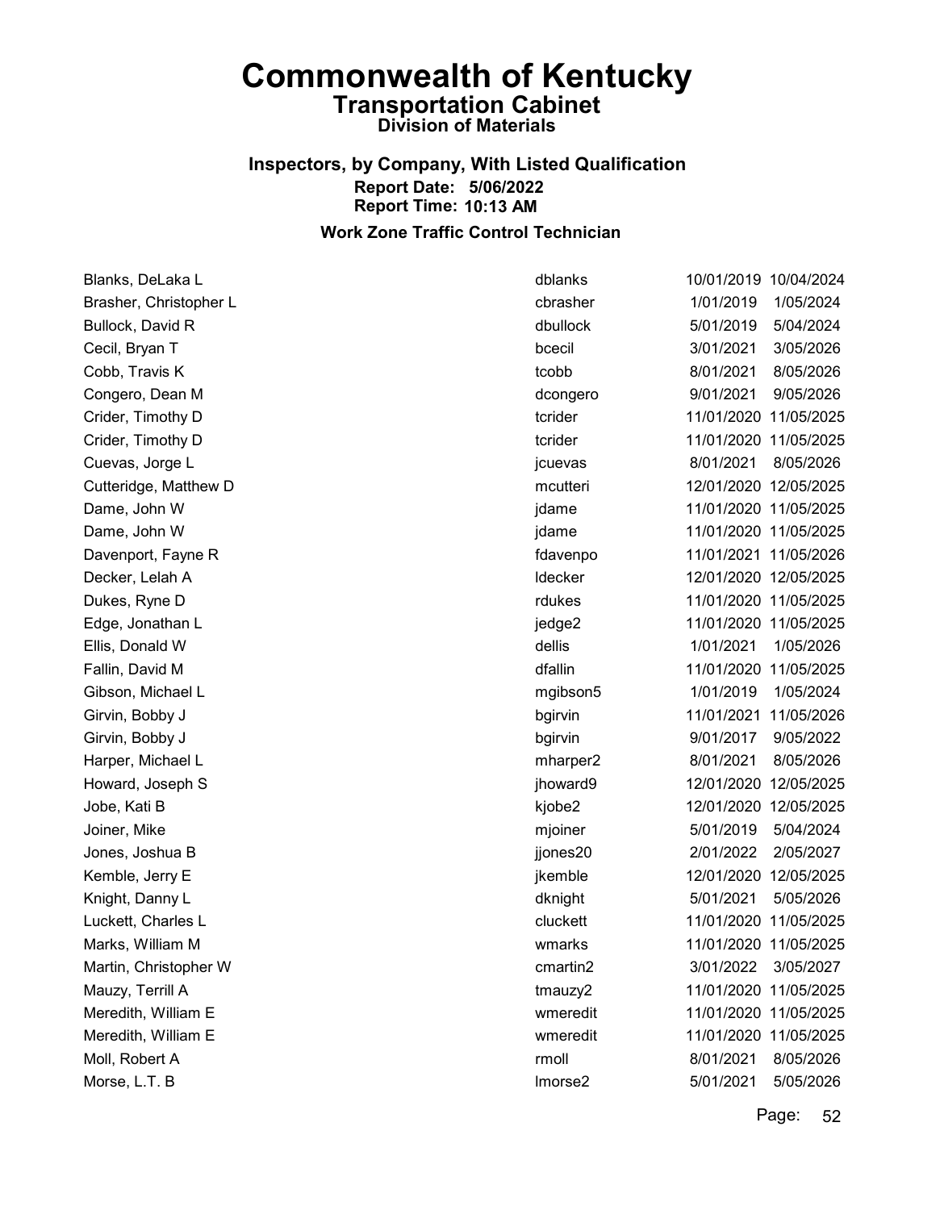# Commonwealth of Kentucky

## Transportation Cabinet

### Division of Materials

**Inspectors, by Company, With Listed Qualification**

**Report Date: 5/06/2022**

**Report Time: 10:13 AM**

**Work Zone Traffic Control Technician**

| Name | User ID | Date | Expiration |
|---|---|---|---|
| Blanks, DeLaka L | dblanks | 10/01/2019 | 10/04/2024 |
| Brasher, Christopher L | cbrasher | 1/01/2019 | 1/05/2024 |
| Bullock, David R | dbullock | 5/01/2019 | 5/04/2024 |
| Cecil, Bryan T | bcecil | 3/01/2021 | 3/05/2026 |
| Cobb, Travis K | tcobb | 8/01/2021 | 8/05/2026 |
| Congero, Dean M | dcongero | 9/01/2021 | 9/05/2026 |
| Crider, Timothy D | tcrider | 11/01/2020 | 11/05/2025 |
| Crider, Timothy D | tcrider | 11/01/2020 | 11/05/2025 |
| Cuevas, Jorge L | jcuevas | 8/01/2021 | 8/05/2026 |
| Cutteridge, Matthew D | mcutteri | 12/01/2020 | 12/05/2025 |
| Dame, John W | jdame | 11/01/2020 | 11/05/2025 |
| Dame, John W | jdame | 11/01/2020 | 11/05/2025 |
| Davenport, Fayne R | fdavenpo | 11/01/2021 | 11/05/2026 |
| Decker, Lelah A | ldecker | 12/01/2020 | 12/05/2025 |
| Dukes, Ryne D | rdukes | 11/01/2020 | 11/05/2025 |
| Edge, Jonathan L | jedge2 | 11/01/2020 | 11/05/2025 |
| Ellis, Donald W | dellis | 1/01/2021 | 1/05/2026 |
| Fallin, David M | dfallin | 11/01/2020 | 11/05/2025 |
| Gibson, Michael L | mgibson5 | 1/01/2019 | 1/05/2024 |
| Girvin, Bobby J | bgirvin | 11/01/2021 | 11/05/2026 |
| Girvin, Bobby J | bgirvin | 9/01/2017 | 9/05/2022 |
| Harper, Michael L | mharper2 | 8/01/2021 | 8/05/2026 |
| Howard, Joseph S | jhoward9 | 12/01/2020 | 12/05/2025 |
| Jobe, Kati B | kjobe2 | 12/01/2020 | 12/05/2025 |
| Joiner, Mike | mjoiner | 5/01/2019 | 5/04/2024 |
| Jones, Joshua B | jjones20 | 2/01/2022 | 2/05/2027 |
| Kemble, Jerry E | jkemble | 12/01/2020 | 12/05/2025 |
| Knight, Danny L | dknight | 5/01/2021 | 5/05/2026 |
| Luckett, Charles L | cluckett | 11/01/2020 | 11/05/2025 |
| Marks, William M | wmarks | 11/01/2020 | 11/05/2025 |
| Martin, Christopher W | cmartin2 | 3/01/2022 | 3/05/2027 |
| Mauzy, Terrill A | tmauzy2 | 11/01/2020 | 11/05/2025 |
| Meredith, William E | wmeredit | 11/01/2020 | 11/05/2025 |
| Meredith, William E | wmeredit | 11/01/2020 | 11/05/2025 |
| Moll, Robert A | rmoll | 8/01/2021 | 8/05/2026 |
| Morse, L.T. B | lmorse2 | 5/01/2021 | 5/05/2026 |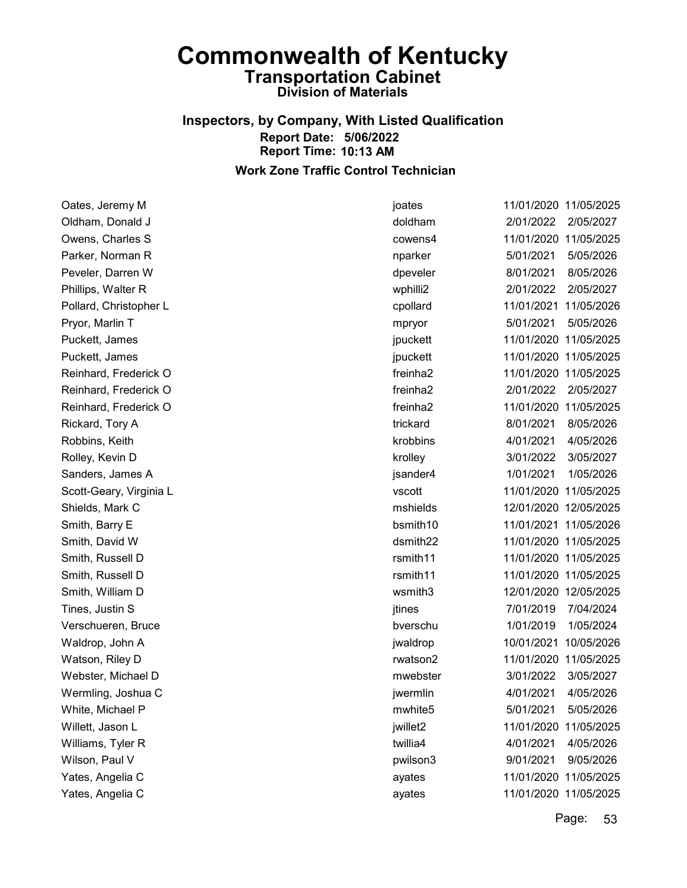# Commonwealth of Kentucky

## Transportation Cabinet

### Division of Materials

### Inspectors, by Company, With Listed Qualification

**Report Date: 5/06/2022**
**Report Time: 10:13 AM**

### Work Zone Traffic Control Technician

| | | | |
|---|---|---|---|
| Oates, Jeremy M | joates | 11/01/2020 | 11/05/2025 |
| Oldham, Donald J | doldham | 2/01/2022 | 2/05/2027 |
| Owens, Charles S | cowens4 | 11/01/2020 | 11/05/2025 |
| Parker, Norman R | nparker | 5/01/2021 | 5/05/2026 |
| Peveler, Darren W | dpeveler | 8/01/2021 | 8/05/2026 |
| Phillips, Walter R | wphilli2 | 2/01/2022 | 2/05/2027 |
| Pollard, Christopher L | cpollard | 11/01/2021 | 11/05/2026 |
| Pryor, Marlin T | mpryor | 5/01/2021 | 5/05/2026 |
| Puckett, James | jpuckett | 11/01/2020 | 11/05/2025 |
| Puckett, James | jpuckett | 11/01/2020 | 11/05/2025 |
| Reinhard, Frederick O | freinha2 | 11/01/2020 | 11/05/2025 |
| Reinhard, Frederick O | freinha2 | 2/01/2022 | 2/05/2027 |
| Reinhard, Frederick O | freinha2 | 11/01/2020 | 11/05/2025 |
| Rickard, Tory A | trickard | 8/01/2021 | 8/05/2026 |
| Robbins, Keith | krobbins | 4/01/2021 | 4/05/2026 |
| Rolley, Kevin D | krolley | 3/01/2022 | 3/05/2027 |
| Sanders, James A | jsander4 | 1/01/2021 | 1/05/2026 |
| Scott-Geary, Virginia L | vscott | 11/01/2020 | 11/05/2025 |
| Shields, Mark C | mshields | 12/01/2020 | 12/05/2025 |
| Smith, Barry E | bsmith10 | 11/01/2021 | 11/05/2026 |
| Smith, David W | dsmith22 | 11/01/2020 | 11/05/2025 |
| Smith, Russell D | rsmith11 | 11/01/2020 | 11/05/2025 |
| Smith, Russell D | rsmith11 | 11/01/2020 | 11/05/2025 |
| Smith, William D | wsmith3 | 12/01/2020 | 12/05/2025 |
| Tines, Justin S | jtines | 7/01/2019 | 7/04/2024 |
| Verschueren, Bruce | bverschu | 1/01/2019 | 1/05/2024 |
| Waldrop, John A | jwaldrop | 10/01/2021 | 10/05/2026 |
| Watson, Riley D | rwatson2 | 11/01/2020 | 11/05/2025 |
| Webster, Michael D | mwebster | 3/01/2022 | 3/05/2027 |
| Wermling, Joshua C | jwermlin | 4/01/2021 | 4/05/2026 |
| White, Michael P | mwhite5 | 5/01/2021 | 5/05/2026 |
| Willett, Jason L | jwillet2 | 11/01/2020 | 11/05/2025 |
| Williams, Tyler R | twillia4 | 4/01/2021 | 4/05/2026 |
| Wilson, Paul V | pwilson3 | 9/01/2021 | 9/05/2026 |
| Yates, Angelia C | ayates | 11/01/2020 | 11/05/2025 |
| Yates, Angelia C | ayates | 11/01/2020 | 11/05/2025 |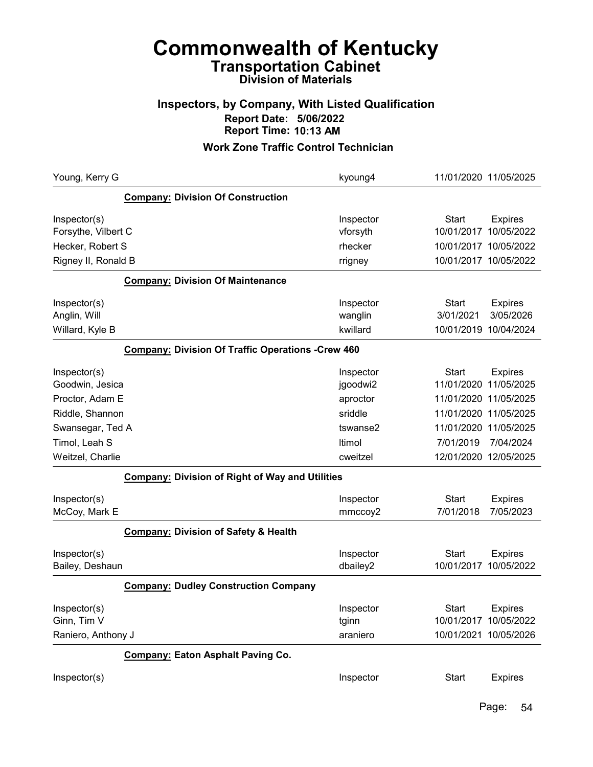# Commonwealth of Kentucky
## Transportation Cabinet
### Division of Materials

### Inspectors, by Company, With Listed Qualification
**Report Date: 5/06/2022**
**Report Time: 10:13 AM**

### Work Zone Traffic Control Technician

| | | | |
|---|---|---|---|
| Young, Kerry G | kyoung4 | 11/01/2020 | 11/05/2025 |

**Company:** Division Of Construction

| Inspector(s) | Inspector | Start | Expires |
|---|---|---|---|
| Forsythe, Vilbert C | vforsyth | 10/01/2017 | 10/05/2022 |
| Hecker, Robert S | rhecker | 10/01/2017 | 10/05/2022 |
| Rigney II, Ronald B | rrigney | 10/01/2017 | 10/05/2022 |

**Company:** Division Of Maintenance

| Inspector(s) | Inspector | Start | Expires |
|---|---|---|---|
| Anglin, Will | wanglin | 3/01/2021 | 3/05/2026 |
| Willard, Kyle B | kwillard | 10/01/2019 | 10/04/2024 |

**Company:** Division Of Traffic Operations -Crew 460

| Inspector(s) | Inspector | Start | Expires |
|---|---|---|---|
| Goodwin, Jesica | jgoodwi2 | 11/01/2020 | 11/05/2025 |
| Proctor, Adam E | aproctor | 11/01/2020 | 11/05/2025 |
| Riddle, Shannon | sriddle | 11/01/2020 | 11/05/2025 |
| Swansegar, Ted A | tswanse2 | 11/01/2020 | 11/05/2025 |
| Timol, Leah S | ltimol | 7/01/2019 | 7/04/2024 |
| Weitzel, Charlie | cweitzel | 12/01/2020 | 12/05/2025 |

**Company:** Division of Right of Way and Utilities

| Inspector(s) | Inspector | Start | Expires |
|---|---|---|---|
| McCoy, Mark E | mmccoy2 | 7/01/2018 | 7/05/2023 |

**Company:** Division of Safety & Health

| Inspector(s) | Inspector | Start | Expires |
|---|---|---|---|
| Bailey, Deshaun | dbailey2 | 10/01/2017 | 10/05/2022 |

**Company:** Dudley Construction Company

| Inspector(s) | Inspector | Start | Expires |
|---|---|---|---|
| Ginn, Tim V | tginn | 10/01/2017 | 10/05/2022 |
| Raniero, Anthony J | araniero | 10/01/2021 | 10/05/2026 |

**Company:** Eaton Asphalt Paving Co.

| Inspector(s) | Inspector | Start | Expires |
|---|---|---|---|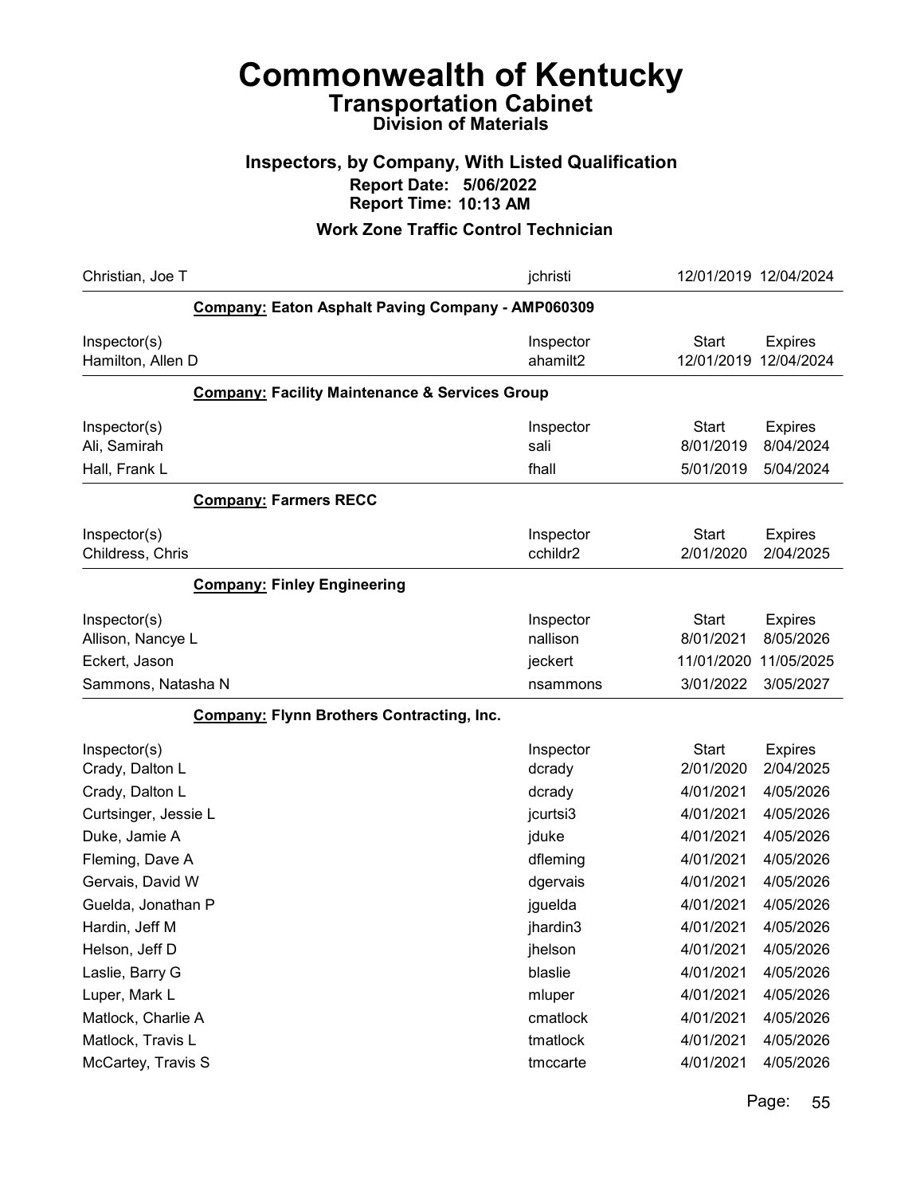# Commonwealth of Kentucky

## Transportation Cabinet

### Division of Materials

### Inspectors, by Company, With Listed Qualification

**Report Date: 5/06/2022**
**Report Time: 10:13 AM**

### Work Zone Traffic Control Technician

| Inspector(s) | Inspector | Start | Expires |
|---|---|---|---|
| Christian, Joe T | jchristi | 12/01/2019 | 12/04/2024 |

**Company: Eaton Asphalt Paving Company - AMP060309**

| Inspector(s) | Inspector | Start | Expires |
|---|---|---|---|
| Hamilton, Allen D | ahamilt2 | 12/01/2019 | 12/04/2024 |

**Company: Facility Maintenance & Services Group**

| Inspector(s) | Inspector | Start | Expires |
|---|---|---|---|
| Ali, Samirah | sali | 8/01/2019 | 8/04/2024 |
| Hall, Frank L | fhall | 5/01/2019 | 5/04/2024 |

**Company: Farmers RECC**

| Inspector(s) | Inspector | Start | Expires |
|---|---|---|---|
| Childress, Chris | cchildr2 | 2/01/2020 | 2/04/2025 |

**Company: Finley Engineering**

| Inspector(s) | Inspector | Start | Expires |
|---|---|---|---|
| Allison, Nancye L | nallison | 8/01/2021 | 8/05/2026 |
| Eckert, Jason | jeckert | 11/01/2020 | 11/05/2025 |
| Sammons, Natasha N | nsammons | 3/01/2022 | 3/05/2027 |

**Company: Flynn Brothers Contracting, Inc.**

| Inspector(s) | Inspector | Start | Expires |
|---|---|---|---|
| Crady, Dalton L | dcrady | 2/01/2020 | 2/04/2025 |
| Crady, Dalton L | dcrady | 4/01/2021 | 4/05/2026 |
| Curtsinger, Jessie L | jcurtsi3 | 4/01/2021 | 4/05/2026 |
| Duke, Jamie A | jduke | 4/01/2021 | 4/05/2026 |
| Fleming, Dave A | dfleming | 4/01/2021 | 4/05/2026 |
| Gervais, David W | dgervais | 4/01/2021 | 4/05/2026 |
| Guelda, Jonathan P | jguelda | 4/01/2021 | 4/05/2026 |
| Hardin, Jeff M | jhardin3 | 4/01/2021 | 4/05/2026 |
| Helson, Jeff D | jhelson | 4/01/2021 | 4/05/2026 |
| Laslie, Barry G | blaslie | 4/01/2021 | 4/05/2026 |
| Luper, Mark L | mluper | 4/01/2021 | 4/05/2026 |
| Matlock, Charlie A | cmatlock | 4/01/2021 | 4/05/2026 |
| Matlock, Travis L | tmatlock | 4/01/2021 | 4/05/2026 |
| McCartey, Travis S | tmccarte | 4/01/2021 | 4/05/2026 |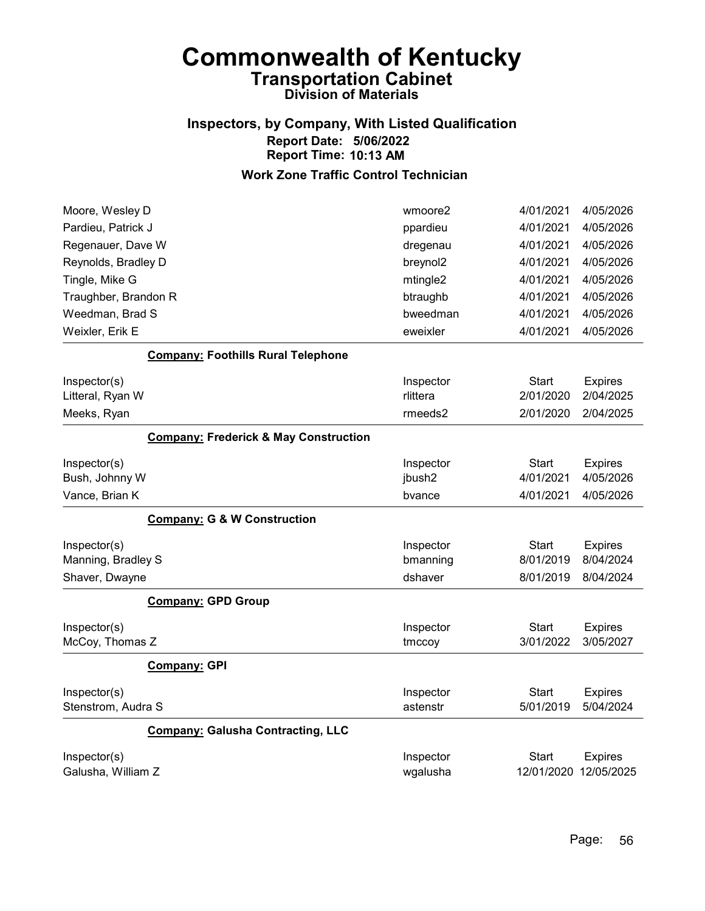# Commonwealth of Kentucky
## Transportation Cabinet
### Division of Materials

### Inspectors, by Company, With Listed Qualification
**Report Date: 5/06/2022**
**Report Time: 10:13 AM**

### Work Zone Traffic Control Technician

| | | | |
|---|---|---|---|
| Moore, Wesley D | wmoore2 | 4/01/2021 | 4/05/2026 |
| Pardieu, Patrick J | ppardieu | 4/01/2021 | 4/05/2026 |
| Regenauer, Dave W | dregenau | 4/01/2021 | 4/05/2026 |
| Reynolds, Bradley D | breynol2 | 4/01/2021 | 4/05/2026 |
| Tingle, Mike G | mtingle2 | 4/01/2021 | 4/05/2026 |
| Traughber, Brandon R | btraughb | 4/01/2021 | 4/05/2026 |
| Weedman, Brad S | bweedman | 4/01/2021 | 4/05/2026 |
| Weixler, Erik E | eweixler | 4/01/2021 | 4/05/2026 |

**Company: Foothills Rural Telephone**

| Inspector(s) | Inspector | Start | Expires |
|---|---|---|---|
| Litteral, Ryan W | rlittera | 2/01/2020 | 2/04/2025 |
| Meeks, Ryan | rmeeds2 | 2/01/2020 | 2/04/2025 |

**Company: Frederick & May Construction**

| Inspector(s) | Inspector | Start | Expires |
|---|---|---|---|
| Bush, Johnny W | jbush2 | 4/01/2021 | 4/05/2026 |
| Vance, Brian K | bvance | 4/01/2021 | 4/05/2026 |

**Company: G & W Construction**

| Inspector(s) | Inspector | Start | Expires |
|---|---|---|---|
| Manning, Bradley S | bmanning | 8/01/2019 | 8/04/2024 |
| Shaver, Dwayne | dshaver | 8/01/2019 | 8/04/2024 |

**Company: GPD Group**

| Inspector(s) | Inspector | Start | Expires |
|---|---|---|---|
| McCoy, Thomas Z | tmccoy | 3/01/2022 | 3/05/2027 |

**Company: GPI**

| Inspector(s) | Inspector | Start | Expires |
|---|---|---|---|
| Stenstrom, Audra S | astenstr | 5/01/2019 | 5/04/2024 |

**Company: Galusha Contracting, LLC**

| Inspector(s) | Inspector | Start | Expires |
|---|---|---|---|
| Galusha, William Z | wgalusha | 12/01/2020 | 12/05/2025 |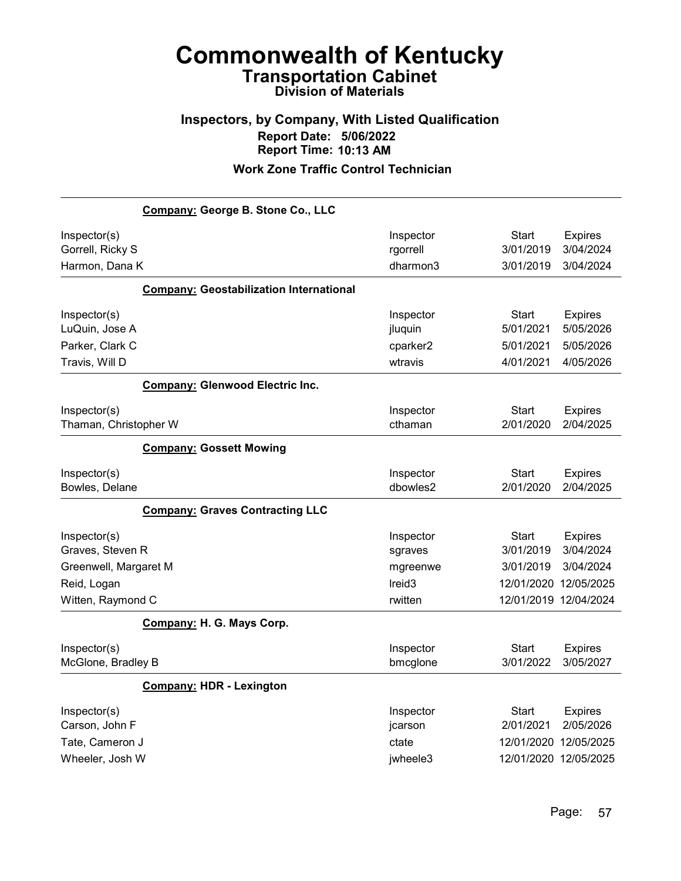# Commonwealth of Kentucky
## Transportation Cabinet
### Division of Materials

### Inspectors, by Company, With Listed Qualification
**Report Date: 5/06/2022**
**Report Time: 10:13 AM**

### Work Zone Traffic Control Technician

**Company: George B. Stone Co., LLC**

| Inspector(s) | Inspector | Start | Expires |
|---|---|---|---|
| Gorrell, Ricky S | rgorrell | 3/01/2019 | 3/04/2024 |
| Harmon, Dana K | dharmon3 | 3/01/2019 | 3/04/2024 |

**Company: Geostabilization International**

| Inspector(s) | Inspector | Start | Expires |
|---|---|---|---|
| LuQuin, Jose A | jluquin | 5/01/2021 | 5/05/2026 |
| Parker, Clark C | cparker2 | 5/01/2021 | 5/05/2026 |
| Travis, Will D | wtravis | 4/01/2021 | 4/05/2026 |

**Company: Glenwood Electric Inc.**

| Inspector(s) | Inspector | Start | Expires |
|---|---|---|---|
| Thaman, Christopher W | cthaman | 2/01/2020 | 2/04/2025 |

**Company: Gossett Mowing**

| Inspector(s) | Inspector | Start | Expires |
|---|---|---|---|
| Bowles, Delane | dbowles2 | 2/01/2020 | 2/04/2025 |

**Company: Graves Contracting LLC**

| Inspector(s) | Inspector | Start | Expires |
|---|---|---|---|
| Graves, Steven R | sgraves | 3/01/2019 | 3/04/2024 |
| Greenwell, Margaret M | mgreenwe | 3/01/2019 | 3/04/2024 |
| Reid, Logan | lreid3 | 12/01/2020 | 12/05/2025 |
| Witten, Raymond C | rwitten | 12/01/2019 | 12/04/2024 |

**Company: H. G. Mays Corp.**

| Inspector(s) | Inspector | Start | Expires |
|---|---|---|---|
| McGlone, Bradley B | bmcglone | 3/01/2022 | 3/05/2027 |

**Company: HDR - Lexington**

| Inspector(s) | Inspector | Start | Expires |
|---|---|---|---|
| Carson, John F | jcarson | 2/01/2021 | 2/05/2026 |
| Tate, Cameron J | ctate | 12/01/2020 | 12/05/2025 |
| Wheeler, Josh W | jwheele3 | 12/01/2020 | 12/05/2025 |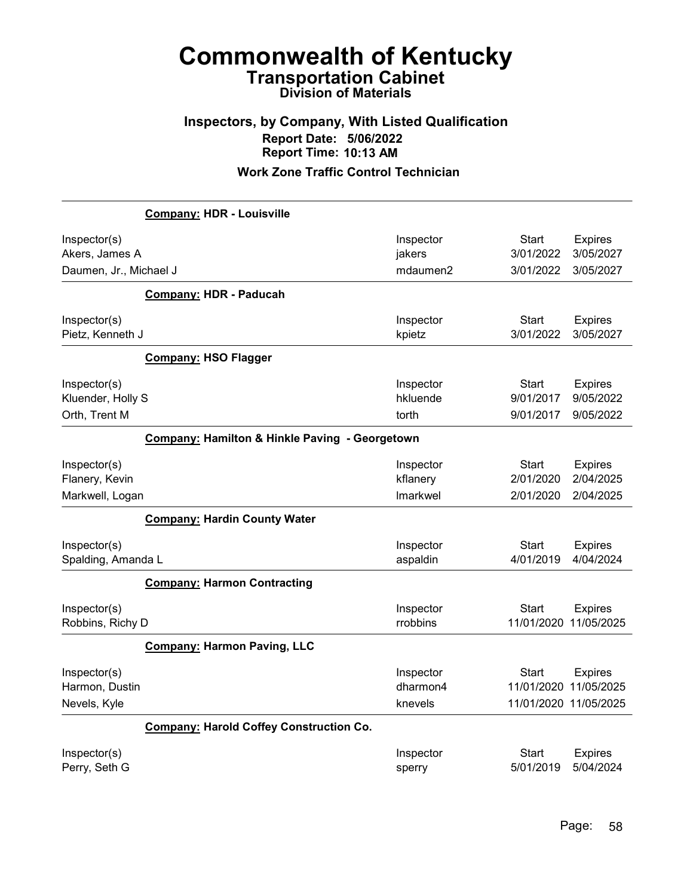# Commonwealth of Kentucky

## Transportation Cabinet

### Division of Materials

### Inspectors, by Company, With Listed Qualification

**Report Date: 5/06/2022**

**Report Time: 10:13 AM**

### Work Zone Traffic Control Technician

**Company: HDR - Louisville**

| Inspector(s) | Inspector | Start | Expires |
|---|---|---|---|
| Akers, James A | jakers | 3/01/2022 | 3/05/2027 |
| Daumen, Jr., Michael J | mdaumen2 | 3/01/2022 | 3/05/2027 |

**Company: HDR - Paducah**

| Inspector(s) | Inspector | Start | Expires |
|---|---|---|---|
| Pietz, Kenneth J | kpietz | 3/01/2022 | 3/05/2027 |

**Company: HSO Flagger**

| Inspector(s) | Inspector | Start | Expires |
|---|---|---|---|
| Kluender, Holly S | hkluende | 9/01/2017 | 9/05/2022 |
| Orth, Trent M | torth | 9/01/2017 | 9/05/2022 |

**Company: Hamilton & Hinkle Paving - Georgetown**

| Inspector(s) | Inspector | Start | Expires |
|---|---|---|---|
| Flanery, Kevin | kflanery | 2/01/2020 | 2/04/2025 |
| Markwell, Logan | lmarkwel | 2/01/2020 | 2/04/2025 |

**Company: Hardin County Water**

| Inspector(s) | Inspector | Start | Expires |
|---|---|---|---|
| Spalding, Amanda L | aspaldin | 4/01/2019 | 4/04/2024 |

**Company: Harmon Contracting**

| Inspector(s) | Inspector | Start | Expires |
|---|---|---|---|
| Robbins, Richy D | rrobbins | 11/01/2020 | 11/05/2025 |

**Company: Harmon Paving, LLC**

| Inspector(s) | Inspector | Start | Expires |
|---|---|---|---|
| Harmon, Dustin | dharmon4 | 11/01/2020 | 11/05/2025 |
| Nevels, Kyle | knevels | 11/01/2020 | 11/05/2025 |

**Company: Harold Coffey Construction Co.**

| Inspector(s) | Inspector | Start | Expires |
|---|---|---|---|
| Perry, Seth G | sperry | 5/01/2019 | 5/04/2024 |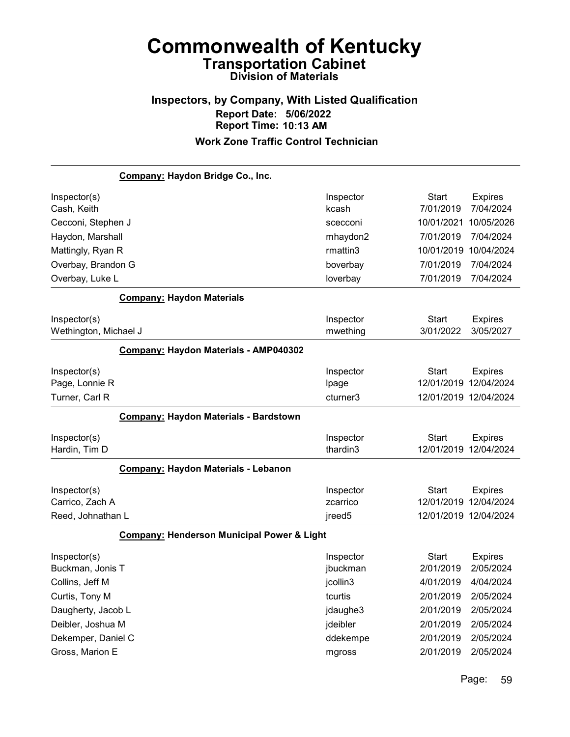# Commonwealth of Kentucky
## Transportation Cabinet
### Division of Materials

### Inspectors, by Company, With Listed Qualification
**Report Date: 5/06/2022**
**Report Time: 10:13 AM**

### Work Zone Traffic Control Technician

**Company: Haydon Bridge Co., Inc.**

| Inspector(s) | Inspector | Start | Expires |
|---|---|---|---|
| Cash, Keith | kcash | 7/01/2019 | 7/04/2024 |
| Cecconi, Stephen J | scecconi | 10/01/2021 | 10/05/2026 |
| Haydon, Marshall | mhaydon2 | 7/01/2019 | 7/04/2024 |
| Mattingly, Ryan R | rmattin3 | 10/01/2019 | 10/04/2024 |
| Overbay, Brandon G | boverbay | 7/01/2019 | 7/04/2024 |
| Overbay, Luke L | loverbay | 7/01/2019 | 7/04/2024 |

**Company: Haydon Materials**

| Inspector(s) | Inspector | Start | Expires |
|---|---|---|---|
| Wethington, Michael J | mwething | 3/01/2022 | 3/05/2027 |

**Company: Haydon Materials - AMP040302**

| Inspector(s) | Inspector | Start | Expires |
|---|---|---|---|
| Page, Lonnie R | lpage | 12/01/2019 | 12/04/2024 |
| Turner, Carl R | cturner3 | 12/01/2019 | 12/04/2024 |

**Company: Haydon Materials - Bardstown**

| Inspector(s) | Inspector | Start | Expires |
|---|---|---|---|
| Hardin, Tim D | thardin3 | 12/01/2019 | 12/04/2024 |

**Company: Haydon Materials - Lebanon**

| Inspector(s) | Inspector | Start | Expires |
|---|---|---|---|
| Carrico, Zach A | zcarrico | 12/01/2019 | 12/04/2024 |
| Reed, Johnathan L | jreed5 | 12/01/2019 | 12/04/2024 |

**Company: Henderson Municipal Power & Light**

| Inspector(s) | Inspector | Start | Expires |
|---|---|---|---|
| Buckman, Jonis T | jbuckman | 2/01/2019 | 2/05/2024 |
| Collins, Jeff M | jcollin3 | 4/01/2019 | 4/04/2024 |
| Curtis, Tony M | tcurtis | 2/01/2019 | 2/05/2024 |
| Daugherty, Jacob L | jdaughe3 | 2/01/2019 | 2/05/2024 |
| Deibler, Joshua M | jdeibler | 2/01/2019 | 2/05/2024 |
| Dekemper, Daniel C | ddekempe | 2/01/2019 | 2/05/2024 |
| Gross, Marion E | mgross | 2/01/2019 | 2/05/2024 |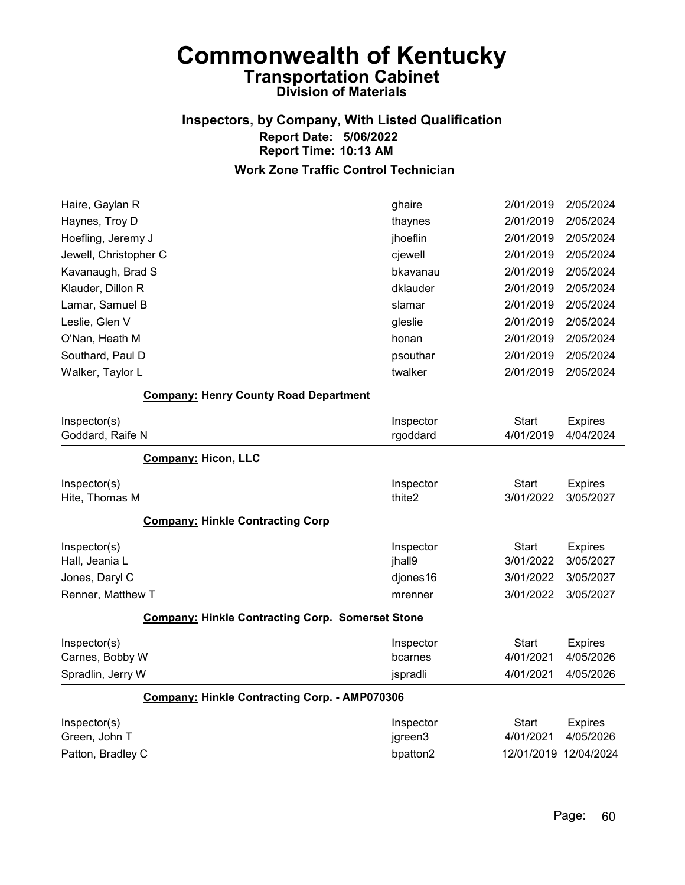# Commonwealth of Kentucky
## Transportation Cabinet
### Division of Materials

### Inspectors, by Company, With Listed Qualification
**Report Date: 5/06/2022**
**Report Time: 10:13 AM**

### Work Zone Traffic Control Technician

| Inspector(s) | Inspector | Start | Expires |
|---|---|---|---|
| Haire, Gaylan R | ghaire | 2/01/2019 | 2/05/2024 |
| Haynes, Troy D | thaynes | 2/01/2019 | 2/05/2024 |
| Hoefling, Jeremy J | jhoeflin | 2/01/2019 | 2/05/2024 |
| Jewell, Christopher C | cjewell | 2/01/2019 | 2/05/2024 |
| Kavanaugh, Brad S | bkavanau | 2/01/2019 | 2/05/2024 |
| Klauder, Dillon R | dklauder | 2/01/2019 | 2/05/2024 |
| Lamar, Samuel B | slamar | 2/01/2019 | 2/05/2024 |
| Leslie, Glen V | gleslie | 2/01/2019 | 2/05/2024 |
| O'Nan, Heath M | honan | 2/01/2019 | 2/05/2024 |
| Southard, Paul D | psouthar | 2/01/2019 | 2/05/2024 |
| Walker, Taylor L | twalker | 2/01/2019 | 2/05/2024 |

**Company: Henry County Road Department**

| Inspector(s) | Inspector | Start | Expires |
|---|---|---|---|
| Goddard, Raife N | rgoddard | 4/01/2019 | 4/04/2024 |

**Company: Hicon, LLC**

| Inspector(s) | Inspector | Start | Expires |
|---|---|---|---|
| Hite, Thomas M | thite2 | 3/01/2022 | 3/05/2027 |

**Company: Hinkle Contracting Corp**

| Inspector(s) | Inspector | Start | Expires |
|---|---|---|---|
| Hall, Jeania L | jhall9 | 3/01/2022 | 3/05/2027 |
| Jones, Daryl C | djones16 | 3/01/2022 | 3/05/2027 |
| Renner, Matthew T | mrenner | 3/01/2022 | 3/05/2027 |

**Company: Hinkle Contracting Corp. Somerset Stone**

| Inspector(s) | Inspector | Start | Expires |
|---|---|---|---|
| Carnes, Bobby W | bcarnes | 4/01/2021 | 4/05/2026 |
| Spradlin, Jerry W | jspradli | 4/01/2021 | 4/05/2026 |

**Company: Hinkle Contracting Corp. - AMP070306**

| Inspector(s) | Inspector | Start | Expires |
|---|---|---|---|
| Green, John T | jgreen3 | 4/01/2021 | 4/05/2026 |
| Patton, Bradley C | bpatton2 | 12/01/2019 | 12/04/2024 |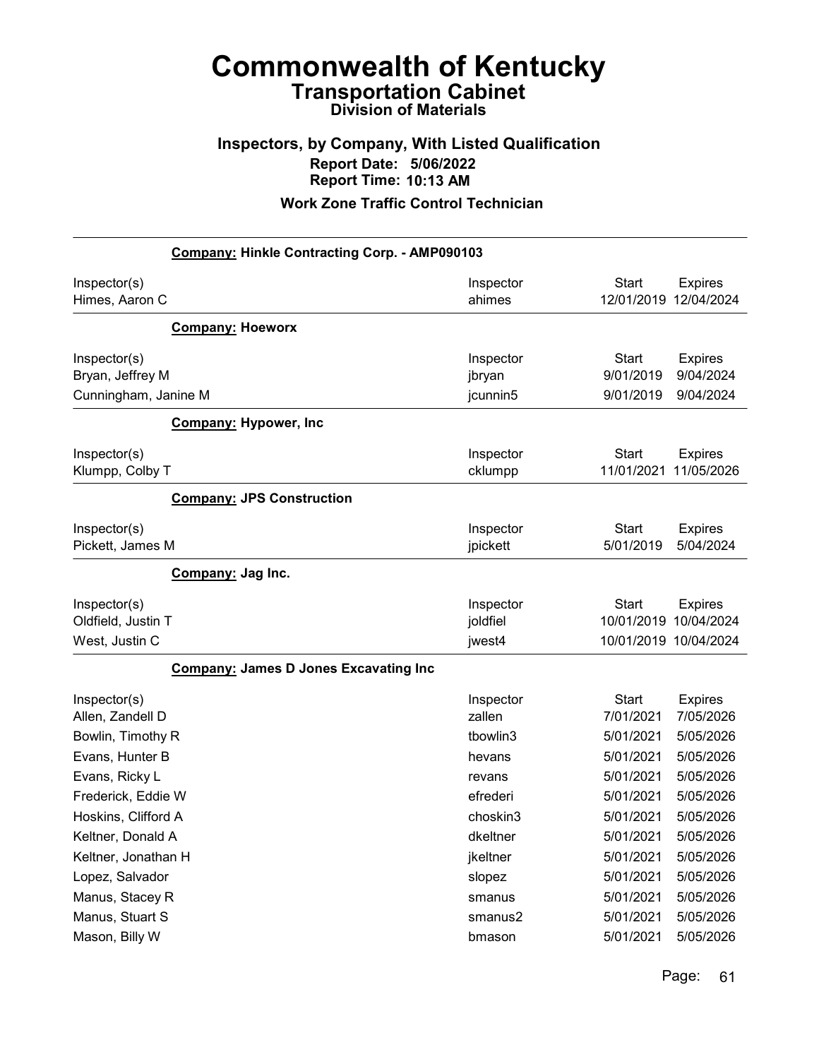# Commonwealth of Kentucky
## Transportation Cabinet
### Division of Materials

### Inspectors, by Company, With Listed Qualification
**Report Date: 5/06/2022**
**Report Time: 10:13 AM**

### Work Zone Traffic Control Technician

**Company: Hinkle Contracting Corp. - AMP090103**

| Inspector(s) | Inspector | Start | Expires |
|---|---|---|---|
| Himes, Aaron C | ahimes | 12/01/2019 | 12/04/2024 |

**Company: Hoeworx**

| Inspector(s) | Inspector | Start | Expires |
|---|---|---|---|
| Bryan, Jeffrey M | jbryan | 9/01/2019 | 9/04/2024 |
| Cunningham, Janine M | jcunnin5 | 9/01/2019 | 9/04/2024 |

**Company: Hypower, Inc**

| Inspector(s) | Inspector | Start | Expires |
|---|---|---|---|
| Klumpp, Colby T | cklumpp | 11/01/2021 | 11/05/2026 |

**Company: JPS Construction**

| Inspector(s) | Inspector | Start | Expires |
|---|---|---|---|
| Pickett, James M | jpickett | 5/01/2019 | 5/04/2024 |

**Company: Jag Inc.**

| Inspector(s) | Inspector | Start | Expires |
|---|---|---|---|
| Oldfield, Justin T | joldfiel | 10/01/2019 | 10/04/2024 |
| West, Justin C | jwest4 | 10/01/2019 | 10/04/2024 |

**Company: James D Jones Excavating Inc**

| Inspector(s) | Inspector | Start | Expires |
|---|---|---|---|
| Allen, Zandell D | zallen | 7/01/2021 | 7/05/2026 |
| Bowlin, Timothy R | tbowlin3 | 5/01/2021 | 5/05/2026 |
| Evans, Hunter B | hevans | 5/01/2021 | 5/05/2026 |
| Evans, Ricky L | revans | 5/01/2021 | 5/05/2026 |
| Frederick, Eddie W | efrederi | 5/01/2021 | 5/05/2026 |
| Hoskins, Clifford A | choskin3 | 5/01/2021 | 5/05/2026 |
| Keltner, Donald A | dkeltner | 5/01/2021 | 5/05/2026 |
| Keltner, Jonathan H | jkeltner | 5/01/2021 | 5/05/2026 |
| Lopez, Salvador | slopez | 5/01/2021 | 5/05/2026 |
| Manus, Stacey R | smanus | 5/01/2021 | 5/05/2026 |
| Manus, Stuart S | smanus2 | 5/01/2021 | 5/05/2026 |
| Mason, Billy W | bmason | 5/01/2021 | 5/05/2026 |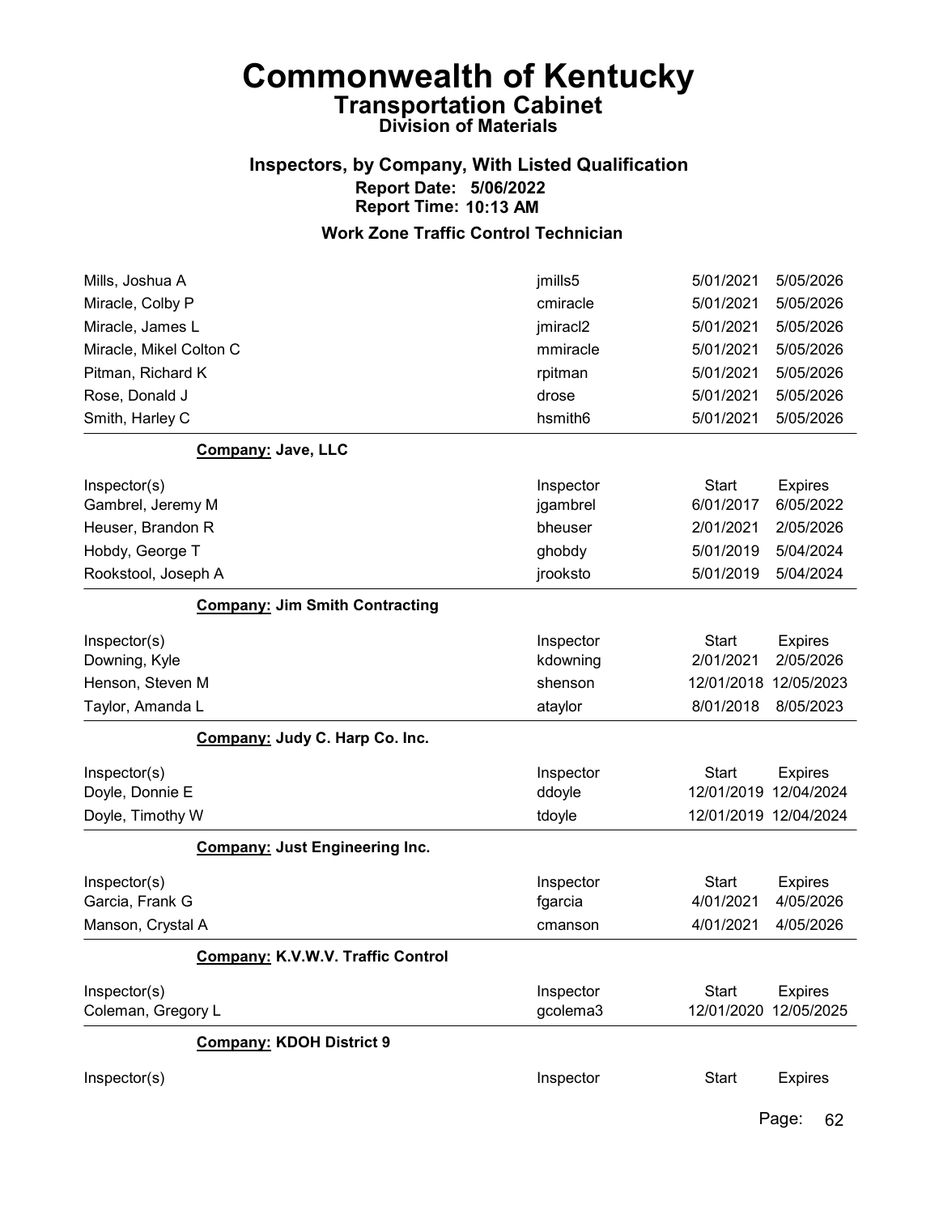# Commonwealth of Kentucky
## Transportation Cabinet
### Division of Materials

### Inspectors, by Company, With Listed Qualification
**Report Date: 5/06/2022**
**Report Time: 10:13 AM**

### Work Zone Traffic Control Technician

| | | | |
|---|---|---|---|
| Mills, Joshua A | jmills5 | 5/01/2021 | 5/05/2026 |
| Miracle, Colby P | cmiracle | 5/01/2021 | 5/05/2026 |
| Miracle, James L | jmiracl2 | 5/01/2021 | 5/05/2026 |
| Miracle, Mikel Colton C | mmiracle | 5/01/2021 | 5/05/2026 |
| Pitman, Richard K | rpitman | 5/01/2021 | 5/05/2026 |
| Rose, Donald J | drose | 5/01/2021 | 5/05/2026 |
| Smith, Harley C | hsmith6 | 5/01/2021 | 5/05/2026 |

**Company: Jave, LLC**

| Inspector(s) | Inspector | Start | Expires |
|---|---|---|---|
| Gambrel, Jeremy M | jgambrel | 6/01/2017 | 6/05/2022 |
| Heuser, Brandon R | bheuser | 2/01/2021 | 2/05/2026 |
| Hobdy, George T | ghobdy | 5/01/2019 | 5/04/2024 |
| Rookstool, Joseph A | jrooksto | 5/01/2019 | 5/04/2024 |

**Company: Jim Smith Contracting**

| Inspector(s) | Inspector | Start | Expires |
|---|---|---|---|
| Downing, Kyle | kdowning | 2/01/2021 | 2/05/2026 |
| Henson, Steven M | shenson | 12/01/2018 | 12/05/2023 |
| Taylor, Amanda L | ataylor | 8/01/2018 | 8/05/2023 |

**Company: Judy C. Harp Co. Inc.**

| Inspector(s) | Inspector | Start | Expires |
|---|---|---|---|
| Doyle, Donnie E | ddoyle | 12/01/2019 | 12/04/2024 |
| Doyle, Timothy W | tdoyle | 12/01/2019 | 12/04/2024 |

**Company: Just Engineering Inc.**

| Inspector(s) | Inspector | Start | Expires |
|---|---|---|---|
| Garcia, Frank G | fgarcia | 4/01/2021 | 4/05/2026 |
| Manson, Crystal A | cmanson | 4/01/2021 | 4/05/2026 |

**Company: K.V.W.V. Traffic Control**

| Inspector(s) | Inspector | Start | Expires |
|---|---|---|---|
| Coleman, Gregory L | gcolema3 | 12/01/2020 | 12/05/2025 |

**Company: KDOH District 9**

| Inspector(s) | Inspector | Start | Expires |
|---|---|---|---|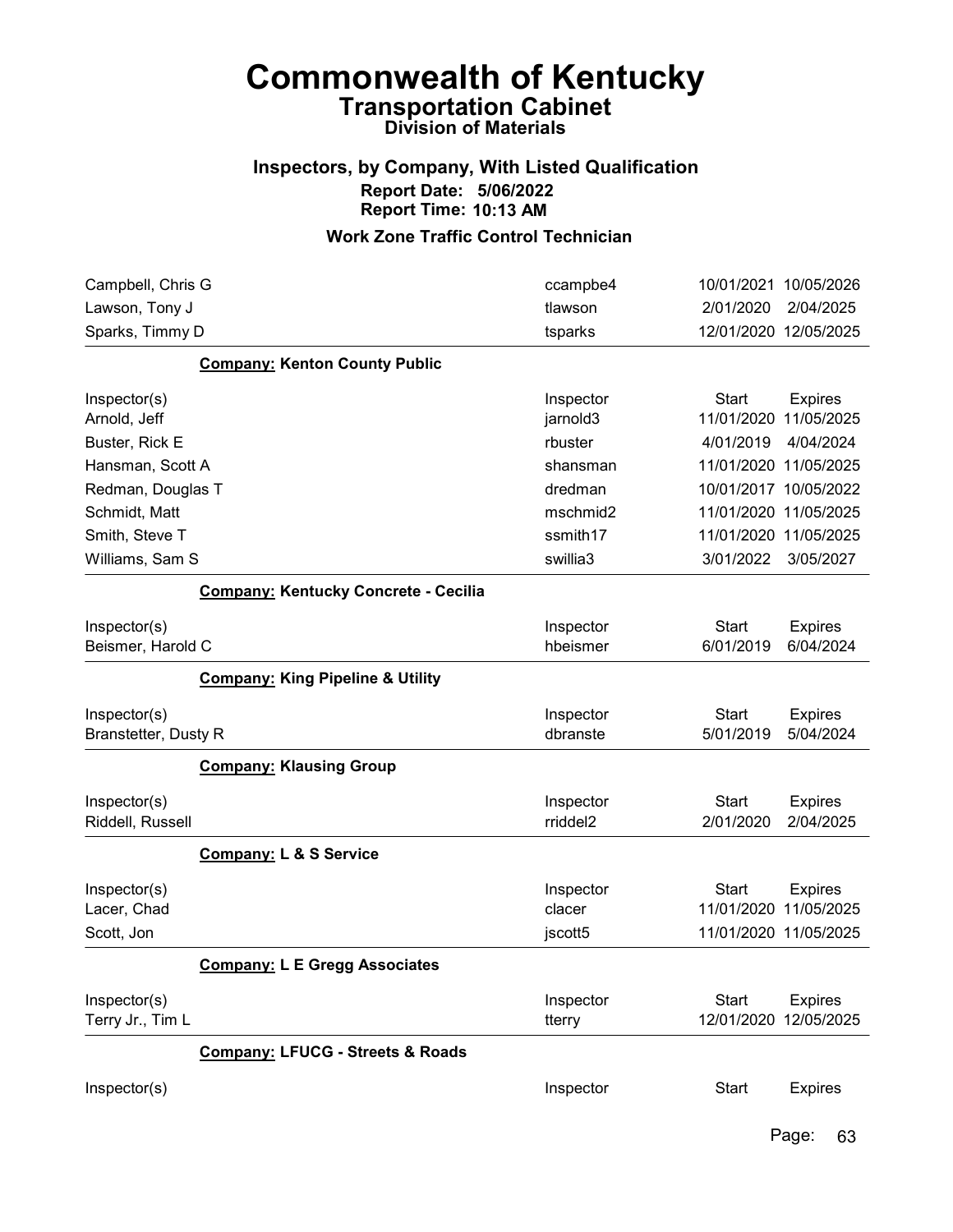# Commonwealth of Kentucky
## Transportation Cabinet
### Division of Materials

### Inspectors, by Company, With Listed Qualification
**Report Date: 5/06/2022**
**Report Time: 10:13 AM**

### Work Zone Traffic Control Technician

| Inspector(s) | Inspector | Start | Expires |
|---|---|---|---|
| Campbell, Chris G | ccampbe4 | 10/01/2021 | 10/05/2026 |
| Lawson, Tony J | tlawson | 2/01/2020 | 2/04/2025 |
| Sparks, Timmy D | tsparks | 12/01/2020 | 12/05/2025 |

**Company: Kenton County Public**

| Inspector(s) | Inspector | Start | Expires |
|---|---|---|---|
| Arnold, Jeff | jarnold3 | 11/01/2020 | 11/05/2025 |
| Buster, Rick E | rbuster | 4/01/2019 | 4/04/2024 |
| Hansman, Scott A | shansman | 11/01/2020 | 11/05/2025 |
| Redman, Douglas T | dredman | 10/01/2017 | 10/05/2022 |
| Schmidt, Matt | mschmid2 | 11/01/2020 | 11/05/2025 |
| Smith, Steve T | ssmith17 | 11/01/2020 | 11/05/2025 |
| Williams, Sam S | swillia3 | 3/01/2022 | 3/05/2027 |

**Company: Kentucky Concrete - Cecilia**

| Inspector(s) | Inspector | Start | Expires |
|---|---|---|---|
| Beismer, Harold C | hbeismer | 6/01/2019 | 6/04/2024 |

**Company: King Pipeline & Utility**

| Inspector(s) | Inspector | Start | Expires |
|---|---|---|---|
| Branstetter, Dusty R | dbranste | 5/01/2019 | 5/04/2024 |

**Company: Klausing Group**

| Inspector(s) | Inspector | Start | Expires |
|---|---|---|---|
| Riddell, Russell | rriddel2 | 2/01/2020 | 2/04/2025 |

**Company: L & S Service**

| Inspector(s) | Inspector | Start | Expires |
|---|---|---|---|
| Lacer, Chad | clacer | 11/01/2020 | 11/05/2025 |
| Scott, Jon | jscott5 | 11/01/2020 | 11/05/2025 |

**Company: L E Gregg Associates**

| Inspector(s) | Inspector | Start | Expires |
|---|---|---|---|
| Terry Jr., Tim L | tterry | 12/01/2020 | 12/05/2025 |

**Company: LFUCG - Streets & Roads**

| Inspector(s) | Inspector | Start | Expires |
|---|---|---|---|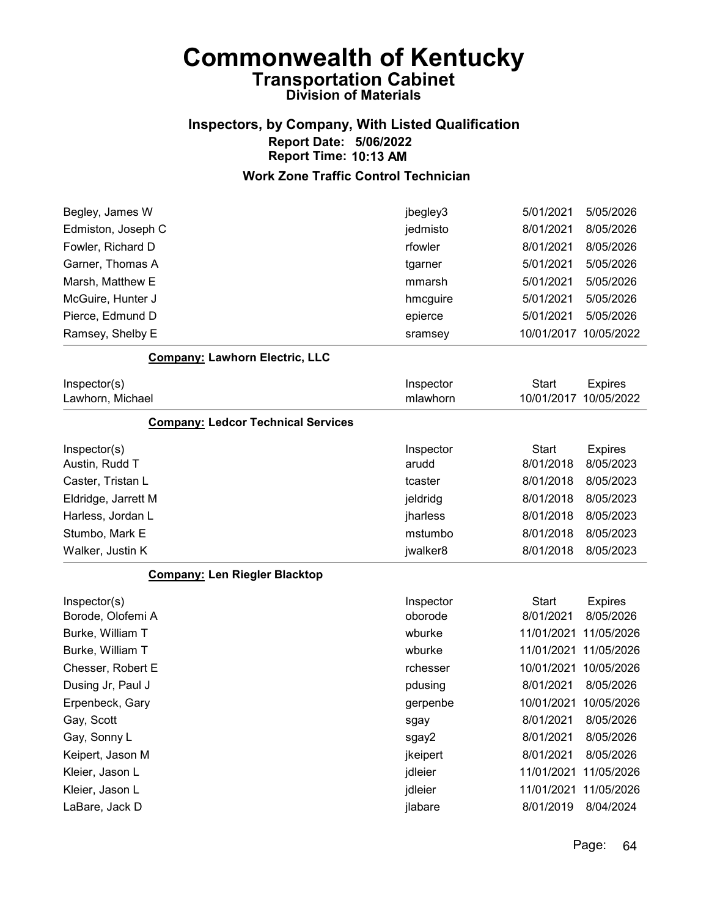# Commonwealth of Kentucky

## Transportation Cabinet

### Division of Materials

### Inspectors, by Company, With Listed Qualification

**Report Date: 5/06/2022**
**Report Time: 10:13 AM**

### Work Zone Traffic Control Technician

| Inspector(s) | Inspector | Start | Expires |
|---|---|---|---|
| Begley, James W | jbegley3 | 5/01/2021 | 5/05/2026 |
| Edmiston, Joseph C | jedmisto | 8/01/2021 | 8/05/2026 |
| Fowler, Richard D | rfowler | 8/01/2021 | 8/05/2026 |
| Garner, Thomas A | tgarner | 5/01/2021 | 5/05/2026 |
| Marsh, Matthew E | mmarsh | 5/01/2021 | 5/05/2026 |
| McGuire, Hunter J | hmcguire | 5/01/2021 | 5/05/2026 |
| Pierce, Edmund D | epierce | 5/01/2021 | 5/05/2026 |
| Ramsey, Shelby E | sramsey | 10/01/2017 | 10/05/2022 |

**Company: Lawhorn Electric, LLC**

| Inspector(s) | Inspector | Start | Expires |
|---|---|---|---|
| Lawhorn, Michael | mlawhorn | 10/01/2017 | 10/05/2022 |

**Company: Ledcor Technical Services**

| Inspector(s) | Inspector | Start | Expires |
|---|---|---|---|
| Austin, Rudd T | arudd | 8/01/2018 | 8/05/2023 |
| Caster, Tristan L | tcaster | 8/01/2018 | 8/05/2023 |
| Eldridge, Jarrett M | jeldridg | 8/01/2018 | 8/05/2023 |
| Harless, Jordan L | jharless | 8/01/2018 | 8/05/2023 |
| Stumbo, Mark E | mstumbo | 8/01/2018 | 8/05/2023 |
| Walker, Justin K | jwalker8 | 8/01/2018 | 8/05/2023 |

**Company: Len Riegler Blacktop**

| Inspector(s) | Inspector | Start | Expires |
|---|---|---|---|
| Borode, Olofemi A | oborode | 8/01/2021 | 8/05/2026 |
| Burke, William T | wburke | 11/01/2021 | 11/05/2026 |
| Burke, William T | wburke | 11/01/2021 | 11/05/2026 |
| Chesser, Robert E | rchesser | 10/01/2021 | 10/05/2026 |
| Dusing Jr, Paul J | pdusing | 8/01/2021 | 8/05/2026 |
| Erpenbeck, Gary | gerpenbe | 10/01/2021 | 10/05/2026 |
| Gay, Scott | sgay | 8/01/2021 | 8/05/2026 |
| Gay, Sonny L | sgay2 | 8/01/2021 | 8/05/2026 |
| Keipert, Jason M | jkeipert | 8/01/2021 | 8/05/2026 |
| Kleier, Jason L | jdleier | 11/01/2021 | 11/05/2026 |
| Kleier, Jason L | jdleier | 11/01/2021 | 11/05/2026 |
| LaBare, Jack D | jlabare | 8/01/2019 | 8/04/2024 |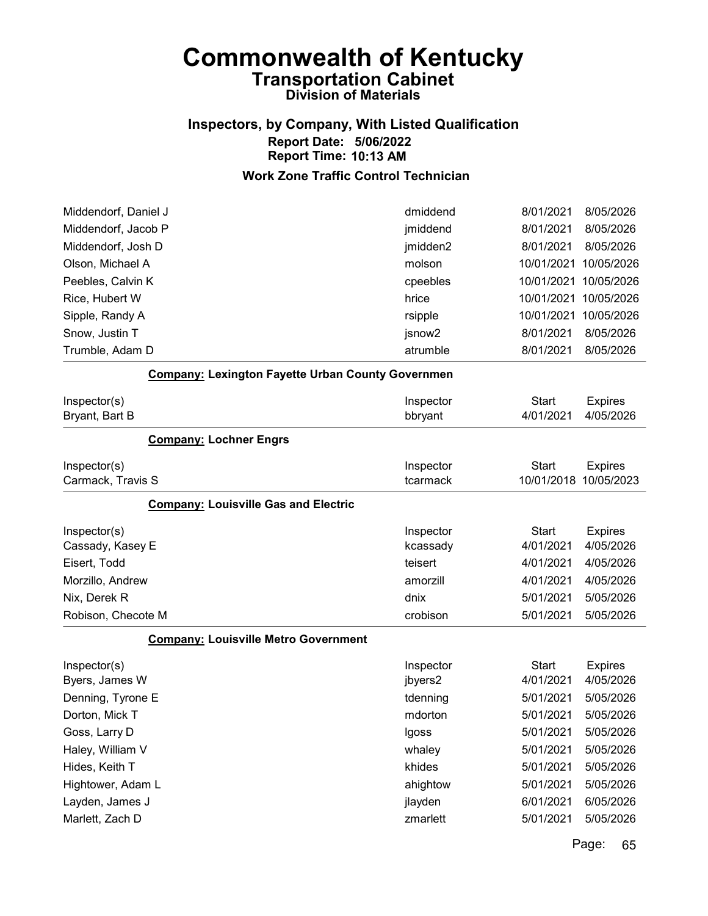# Commonwealth of Kentucky

## Transportation Cabinet

### Division of Materials

### Inspectors, by Company, With Listed Qualification

**Report Date: 5/06/2022**
**Report Time: 10:13 AM**

### Work Zone Traffic Control Technician

| | | | |
|---|---|---|---|
| Middendorf, Daniel J | dmiddend | 8/01/2021 | 8/05/2026 |
| Middendorf, Jacob P | jmiddend | 8/01/2021 | 8/05/2026 |
| Middendorf, Josh D | jmidden2 | 8/01/2021 | 8/05/2026 |
| Olson, Michael A | molson | 10/01/2021 | 10/05/2026 |
| Peebles, Calvin K | cpeebles | 10/01/2021 | 10/05/2026 |
| Rice, Hubert W | hrice | 10/01/2021 | 10/05/2026 |
| Sipple, Randy A | rsipple | 10/01/2021 | 10/05/2026 |
| Snow, Justin T | jsnow2 | 8/01/2021 | 8/05/2026 |
| Trumble, Adam D | atrumble | 8/01/2021 | 8/05/2026 |

**Company: Lexington Fayette Urban County Governmen**

| Inspector(s) | Inspector | Start | Expires |
|---|---|---|---|
| Bryant, Bart B | bbryant | 4/01/2021 | 4/05/2026 |

**Company: Lochner Engrs**

| Inspector(s) | Inspector | Start | Expires |
|---|---|---|---|
| Carmack, Travis S | tcarmack | 10/01/2018 | 10/05/2023 |

**Company: Louisville Gas and Electric**

| Inspector(s) | Inspector | Start | Expires |
|---|---|---|---|
| Cassady, Kasey E | kcassady | 4/01/2021 | 4/05/2026 |
| Eisert, Todd | teisert | 4/01/2021 | 4/05/2026 |
| Morzillo, Andrew | amorzill | 4/01/2021 | 4/05/2026 |
| Nix, Derek R | dnix | 5/01/2021 | 5/05/2026 |
| Robison, Checote M | crobison | 5/01/2021 | 5/05/2026 |

**Company: Louisville Metro Government**

| Inspector(s) | Inspector | Start | Expires |
|---|---|---|---|
| Byers, James W | jbyers2 | 4/01/2021 | 4/05/2026 |
| Denning, Tyrone E | tdenning | 5/01/2021 | 5/05/2026 |
| Dorton, Mick T | mdorton | 5/01/2021 | 5/05/2026 |
| Goss, Larry D | lgoss | 5/01/2021 | 5/05/2026 |
| Haley, William V | whaley | 5/01/2021 | 5/05/2026 |
| Hides, Keith T | khides | 5/01/2021 | 5/05/2026 |
| Hightower, Adam L | ahightow | 5/01/2021 | 5/05/2026 |
| Layden, James J | jlayden | 6/01/2021 | 6/05/2026 |
| Marlett, Zach D | zmarlett | 5/01/2021 | 5/05/2026 |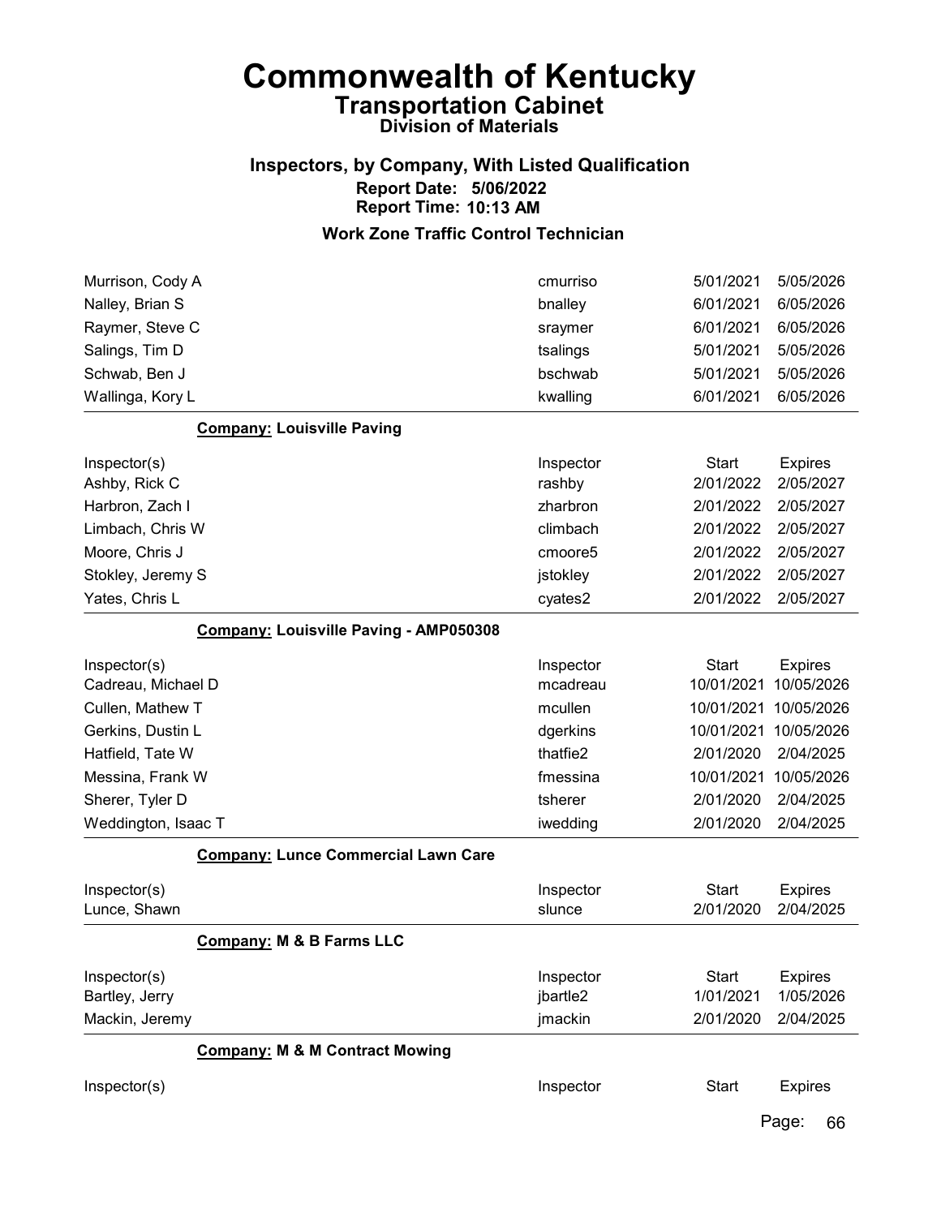# Commonwealth of Kentucky
## Transportation Cabinet
### Division of Materials

### Inspectors, by Company, With Listed Qualification
**Report Date: 5/06/2022**
**Report Time: 10:13 AM**

### Work Zone Traffic Control Technician

| Inspector(s) | Inspector | Start | Expires |
|---|---|---|---|
| Murrison, Cody A | cmurriso | 5/01/2021 | 5/05/2026 |
| Nalley, Brian S | bnalley | 6/01/2021 | 6/05/2026 |
| Raymer, Steve C | sraymer | 6/01/2021 | 6/05/2026 |
| Salings, Tim D | tsalings | 5/01/2021 | 5/05/2026 |
| Schwab, Ben J | bschwab | 5/01/2021 | 5/05/2026 |
| Wallinga, Kory L | kwalling | 6/01/2021 | 6/05/2026 |

**Company: Louisville Paving**

| Inspector(s) | Inspector | Start | Expires |
|---|---|---|---|
| Ashby, Rick C | rashby | 2/01/2022 | 2/05/2027 |
| Harbron, Zach I | zharbron | 2/01/2022 | 2/05/2027 |
| Limbach, Chris W | climbach | 2/01/2022 | 2/05/2027 |
| Moore, Chris J | cmoore5 | 2/01/2022 | 2/05/2027 |
| Stokley, Jeremy S | jstokley | 2/01/2022 | 2/05/2027 |
| Yates, Chris L | cyates2 | 2/01/2022 | 2/05/2027 |

**Company: Louisville Paving - AMP050308**

| Inspector(s) | Inspector | Start | Expires |
|---|---|---|---|
| Cadreau, Michael D | mcadreau | 10/01/2021 | 10/05/2026 |
| Cullen, Mathew T | mcullen | 10/01/2021 | 10/05/2026 |
| Gerkins, Dustin L | dgerkins | 10/01/2021 | 10/05/2026 |
| Hatfield, Tate W | thatfie2 | 2/01/2020 | 2/04/2025 |
| Messina, Frank W | fmessina | 10/01/2021 | 10/05/2026 |
| Sherer, Tyler D | tsherer | 2/01/2020 | 2/04/2025 |
| Weddington, Isaac T | iwedding | 2/01/2020 | 2/04/2025 |

**Company: Lunce Commercial Lawn Care**

| Inspector(s) | Inspector | Start | Expires |
|---|---|---|---|
| Lunce, Shawn | slunce | 2/01/2020 | 2/04/2025 |

**Company: M & B Farms LLC**

| Inspector(s) | Inspector | Start | Expires |
|---|---|---|---|
| Bartley, Jerry | jbartle2 | 1/01/2021 | 1/05/2026 |
| Mackin, Jeremy | jmackin | 2/01/2020 | 2/04/2025 |

**Company: M & M Contract Mowing**

| Inspector(s) | Inspector | Start | Expires |
|---|---|---|---|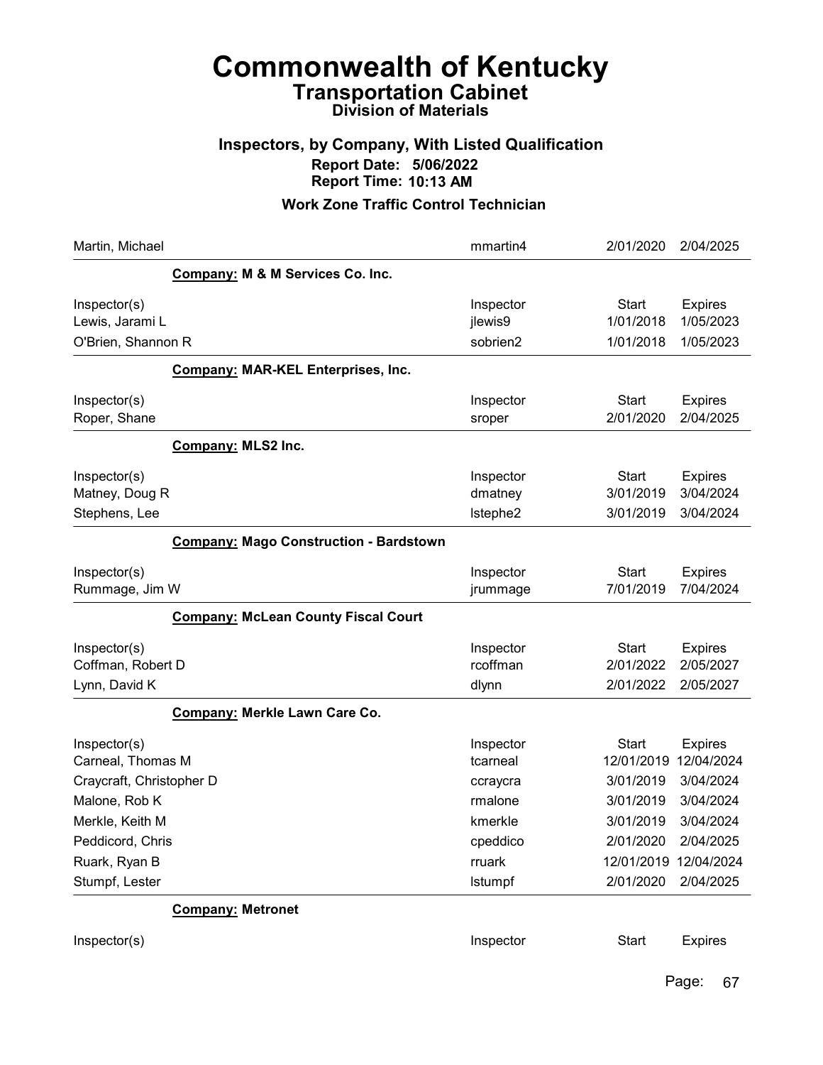# Commonwealth of Kentucky
## Transportation Cabinet
### Division of Materials

### Inspectors, by Company, With Listed Qualification
**Report Date: 5/06/2022**
**Report Time: 10:13 AM**

### Work Zone Traffic Control Technician

| | Inspector | Start | Expires |
|---|---|---|---|
| Martin, Michael | mmartin4 | 2/01/2020 | 2/04/2025 |

**Company: M & M Services Co. Inc.**

| Inspector(s) | Inspector | Start | Expires |
|---|---|---|---|
| Lewis, Jarami L | jlewis9 | 1/01/2018 | 1/05/2023 |
| O'Brien, Shannon R | sobrien2 | 1/01/2018 | 1/05/2023 |

**Company: MAR-KEL Enterprises, Inc.**

| Inspector(s) | Inspector | Start | Expires |
|---|---|---|---|
| Roper, Shane | sroper | 2/01/2020 | 2/04/2025 |

**Company: MLS2 Inc.**

| Inspector(s) | Inspector | Start | Expires |
|---|---|---|---|
| Matney, Doug R | dmatney | 3/01/2019 | 3/04/2024 |
| Stephens, Lee | lstephe2 | 3/01/2019 | 3/04/2024 |

**Company: Mago Construction - Bardstown**

| Inspector(s) | Inspector | Start | Expires |
|---|---|---|---|
| Rummage, Jim W | jrummage | 7/01/2019 | 7/04/2024 |

**Company: McLean County Fiscal Court**

| Inspector(s) | Inspector | Start | Expires |
|---|---|---|---|
| Coffman, Robert D | rcoffman | 2/01/2022 | 2/05/2027 |
| Lynn, David K | dlynn | 2/01/2022 | 2/05/2027 |

**Company: Merkle Lawn Care Co.**

| Inspector(s) | Inspector | Start | Expires |
|---|---|---|---|
| Carneal, Thomas M | tcarneal | 12/01/2019 | 12/04/2024 |
| Craycraft, Christopher D | ccraycra | 3/01/2019 | 3/04/2024 |
| Malone, Rob K | rmalone | 3/01/2019 | 3/04/2024 |
| Merkle, Keith M | kmerkle | 3/01/2019 | 3/04/2024 |
| Peddicord, Chris | cpeddico | 2/01/2020 | 2/04/2025 |
| Ruark, Ryan B | rruark | 12/01/2019 | 12/04/2024 |
| Stumpf, Lester | lstumpf | 2/01/2020 | 2/04/2025 |

**Company: Metronet**

| Inspector(s) | Inspector | Start | Expires |
|---|---|---|---|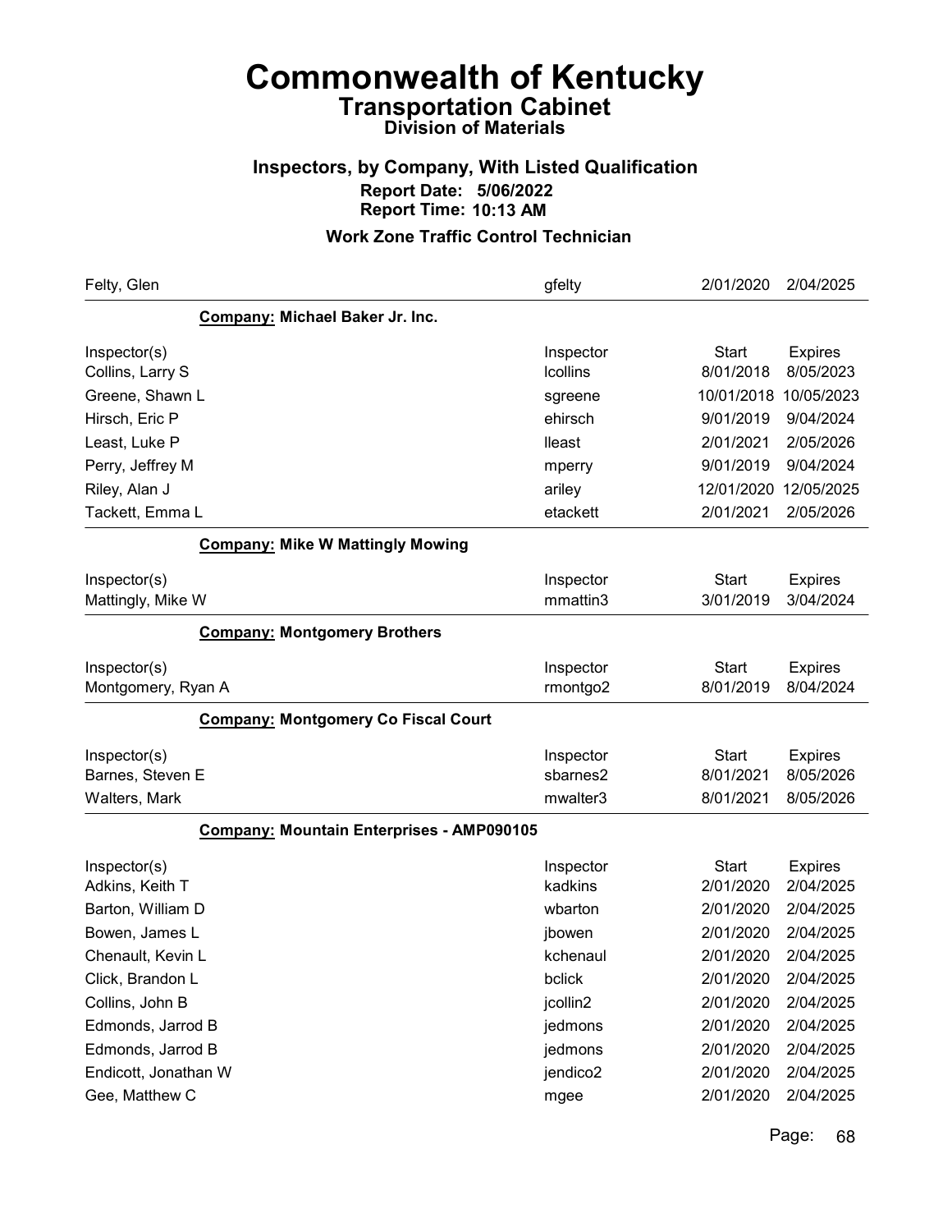# Commonwealth of Kentucky
## Transportation Cabinet
### Division of Materials

### Inspectors, by Company, With Listed Qualification
**Report Date: 5/06/2022**
**Report Time: 10:13 AM**

### Work Zone Traffic Control Technician

| | | | |
|---|---|---|---|
| Felty, Glen | gfelty | 2/01/2020 | 2/04/2025 |

**Company: Michael Baker Jr. Inc.**

| Inspector(s) | Inspector | Start | Expires |
|---|---|---|---|
| Collins, Larry S | lcollins | 8/01/2018 | 8/05/2023 |
| Greene, Shawn L | sgreene | 10/01/2018 | 10/05/2023 |
| Hirsch, Eric P | ehirsch | 9/01/2019 | 9/04/2024 |
| Least, Luke P | lleast | 2/01/2021 | 2/05/2026 |
| Perry, Jeffrey M | mperry | 9/01/2019 | 9/04/2024 |
| Riley, Alan J | ariley | 12/01/2020 | 12/05/2025 |
| Tackett, Emma L | etackett | 2/01/2021 | 2/05/2026 |

**Company: Mike W Mattingly Mowing**

| Inspector(s) | Inspector | Start | Expires |
|---|---|---|---|
| Mattingly, Mike W | mmattin3 | 3/01/2019 | 3/04/2024 |

**Company: Montgomery Brothers**

| Inspector(s) | Inspector | Start | Expires |
|---|---|---|---|
| Montgomery, Ryan A | rmontgo2 | 8/01/2019 | 8/04/2024 |

**Company: Montgomery Co Fiscal Court**

| Inspector(s) | Inspector | Start | Expires |
|---|---|---|---|
| Barnes, Steven E | sbarnes2 | 8/01/2021 | 8/05/2026 |
| Walters, Mark | mwalter3 | 8/01/2021 | 8/05/2026 |

**Company: Mountain Enterprises - AMP090105**

| Inspector(s) | Inspector | Start | Expires |
|---|---|---|---|
| Adkins, Keith T | kadkins | 2/01/2020 | 2/04/2025 |
| Barton, William D | wbarton | 2/01/2020 | 2/04/2025 |
| Bowen, James L | jbowen | 2/01/2020 | 2/04/2025 |
| Chenault, Kevin L | kchenaul | 2/01/2020 | 2/04/2025 |
| Click, Brandon L | bclick | 2/01/2020 | 2/04/2025 |
| Collins, John B | jcollin2 | 2/01/2020 | 2/04/2025 |
| Edmonds, Jarrod B | jedmons | 2/01/2020 | 2/04/2025 |
| Edmonds, Jarrod B | jedmons | 2/01/2020 | 2/04/2025 |
| Endicott, Jonathan W | jendico2 | 2/01/2020 | 2/04/2025 |
| Gee, Matthew C | mgee | 2/01/2020 | 2/04/2025 |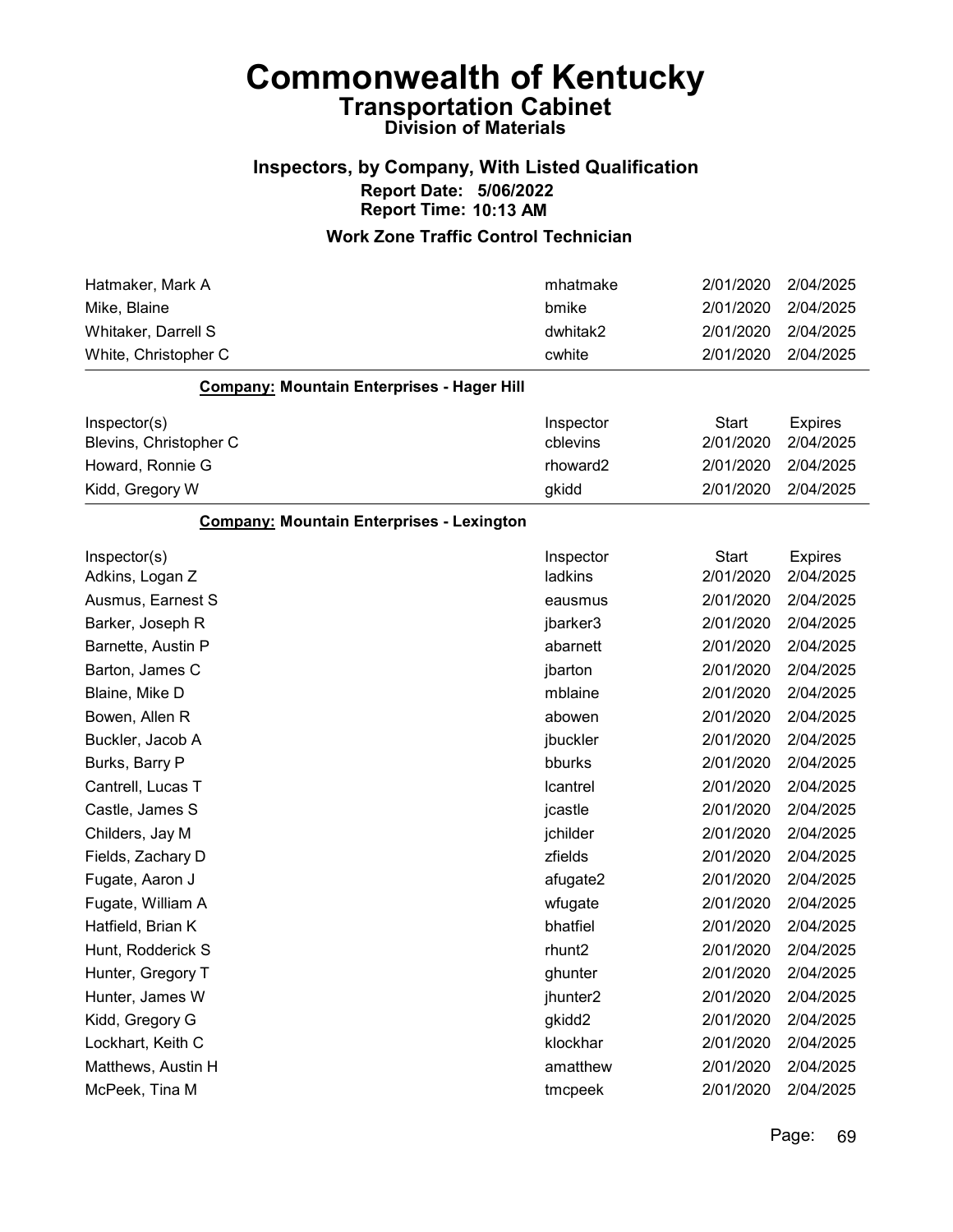# Commonwealth of Kentucky

## Transportation Cabinet

### Division of Materials

### Inspectors, by Company, With Listed Qualification

**Report Date: 5/06/2022**
**Report Time: 10:13 AM**

### Work Zone Traffic Control Technician

| Inspector(s) | Inspector | Start | Expires |
|---|---|---|---|
| Hatmaker, Mark A | mhatmake | 2/01/2020 | 2/04/2025 |
| Mike, Blaine | bmike | 2/01/2020 | 2/04/2025 |
| Whitaker, Darrell S | dwhitak2 | 2/01/2020 | 2/04/2025 |
| White, Christopher C | cwhite | 2/01/2020 | 2/04/2025 |

**Company: Mountain Enterprises - Hager Hill**

| Inspector(s) | Inspector | Start | Expires |
|---|---|---|---|
| Blevins, Christopher C | cblevins | 2/01/2020 | 2/04/2025 |
| Howard, Ronnie G | rhoward2 | 2/01/2020 | 2/04/2025 |
| Kidd, Gregory W | gkidd | 2/01/2020 | 2/04/2025 |

**Company: Mountain Enterprises - Lexington**

| Inspector(s) | Inspector | Start | Expires |
|---|---|---|---|
| Adkins, Logan Z | ladkins | 2/01/2020 | 2/04/2025 |
| Ausmus, Earnest S | eausmus | 2/01/2020 | 2/04/2025 |
| Barker, Joseph R | jbarker3 | 2/01/2020 | 2/04/2025 |
| Barnette, Austin P | abarnett | 2/01/2020 | 2/04/2025 |
| Barton, James C | jbarton | 2/01/2020 | 2/04/2025 |
| Blaine, Mike D | mblaine | 2/01/2020 | 2/04/2025 |
| Bowen, Allen R | abowen | 2/01/2020 | 2/04/2025 |
| Buckler, Jacob A | jbuckler | 2/01/2020 | 2/04/2025 |
| Burks, Barry P | bburks | 2/01/2020 | 2/04/2025 |
| Cantrell, Lucas T | lcantrel | 2/01/2020 | 2/04/2025 |
| Castle, James S | jcastle | 2/01/2020 | 2/04/2025 |
| Childers, Jay M | jchilder | 2/01/2020 | 2/04/2025 |
| Fields, Zachary D | zfields | 2/01/2020 | 2/04/2025 |
| Fugate, Aaron J | afugate2 | 2/01/2020 | 2/04/2025 |
| Fugate, William A | wfugate | 2/01/2020 | 2/04/2025 |
| Hatfield, Brian K | bhatfiel | 2/01/2020 | 2/04/2025 |
| Hunt, Rodderick S | rhunt2 | 2/01/2020 | 2/04/2025 |
| Hunter, Gregory T | ghunter | 2/01/2020 | 2/04/2025 |
| Hunter, James W | jhunter2 | 2/01/2020 | 2/04/2025 |
| Kidd, Gregory G | gkidd2 | 2/01/2020 | 2/04/2025 |
| Lockhart, Keith C | klockhar | 2/01/2020 | 2/04/2025 |
| Matthews, Austin H | amatthew | 2/01/2020 | 2/04/2025 |
| McPeek, Tina M | tmcpeek | 2/01/2020 | 2/04/2025 |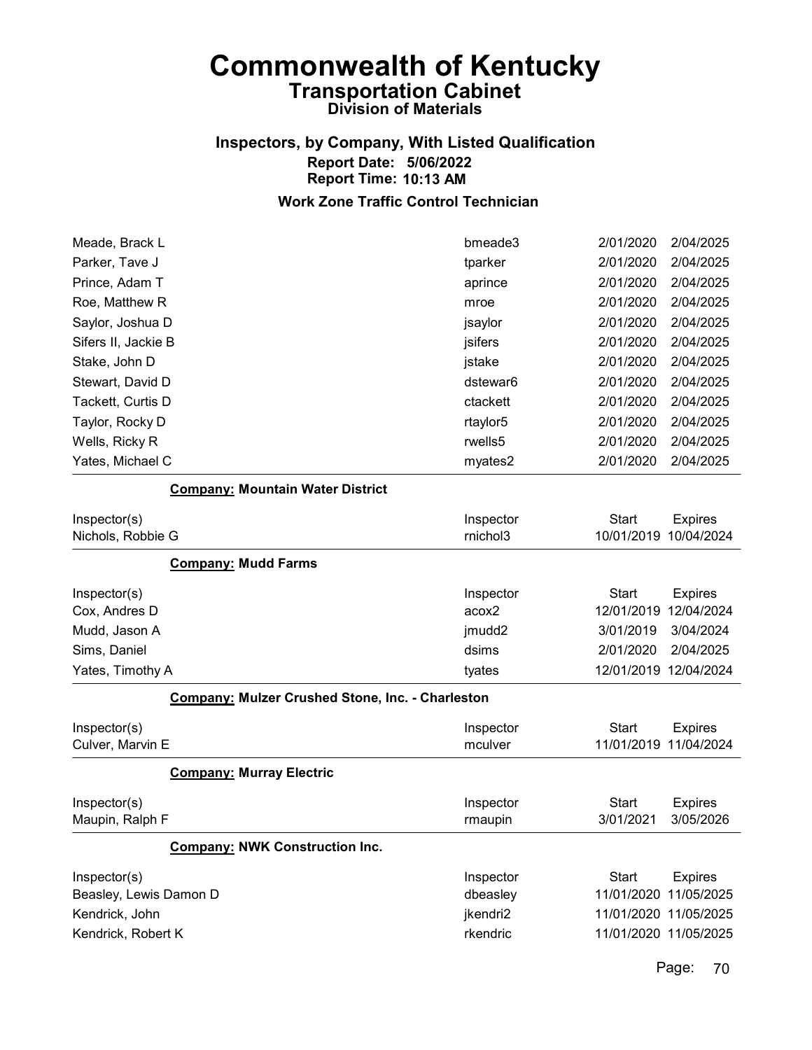# Commonwealth of Kentucky
## Transportation Cabinet
### Division of Materials

### Inspectors, by Company, With Listed Qualification
**Report Date: 5/06/2022**
**Report Time: 10:13 AM**

### Work Zone Traffic Control Technician

| | | | |
|---|---|---|---|
| Meade, Brack L | bmeade3 | 2/01/2020 | 2/04/2025 |
| Parker, Tave J | tparker | 2/01/2020 | 2/04/2025 |
| Prince, Adam T | aprince | 2/01/2020 | 2/04/2025 |
| Roe, Matthew R | mroe | 2/01/2020 | 2/04/2025 |
| Saylor, Joshua D | jsaylor | 2/01/2020 | 2/04/2025 |
| Sifers II, Jackie B | jsifers | 2/01/2020 | 2/04/2025 |
| Stake, John D | jstake | 2/01/2020 | 2/04/2025 |
| Stewart, David D | dstewar6 | 2/01/2020 | 2/04/2025 |
| Tackett, Curtis D | ctackett | 2/01/2020 | 2/04/2025 |
| Taylor, Rocky D | rtaylor5 | 2/01/2020 | 2/04/2025 |
| Wells, Ricky R | rwells5 | 2/01/2020 | 2/04/2025 |
| Yates, Michael C | myates2 | 2/01/2020 | 2/04/2025 |

**Company: Mountain Water District**

| Inspector(s) | Inspector | Start | Expires |
|---|---|---|---|
| Nichols, Robbie G | rnichol3 | 10/01/2019 | 10/04/2024 |

**Company: Mudd Farms**

| Inspector(s) | Inspector | Start | Expires |
|---|---|---|---|
| Cox, Andres D | acox2 | 12/01/2019 | 12/04/2024 |
| Mudd, Jason A | jmudd2 | 3/01/2019 | 3/04/2024 |
| Sims, Daniel | dsims | 2/01/2020 | 2/04/2025 |
| Yates, Timothy A | tyates | 12/01/2019 | 12/04/2024 |

**Company: Mulzer Crushed Stone, Inc. - Charleston**

| Inspector(s) | Inspector | Start | Expires |
|---|---|---|---|
| Culver, Marvin E | mculver | 11/01/2019 | 11/04/2024 |

**Company: Murray Electric**

| Inspector(s) | Inspector | Start | Expires |
|---|---|---|---|
| Maupin, Ralph F | rmaupin | 3/01/2021 | 3/05/2026 |

**Company: NWK Construction Inc.**

| Inspector(s) | Inspector | Start | Expires |
|---|---|---|---|
| Beasley, Lewis Damon D | dbeasley | 11/01/2020 | 11/05/2025 |
| Kendrick, John | jkendri2 | 11/01/2020 | 11/05/2025 |
| Kendrick, Robert K | rkendric | 11/01/2020 | 11/05/2025 |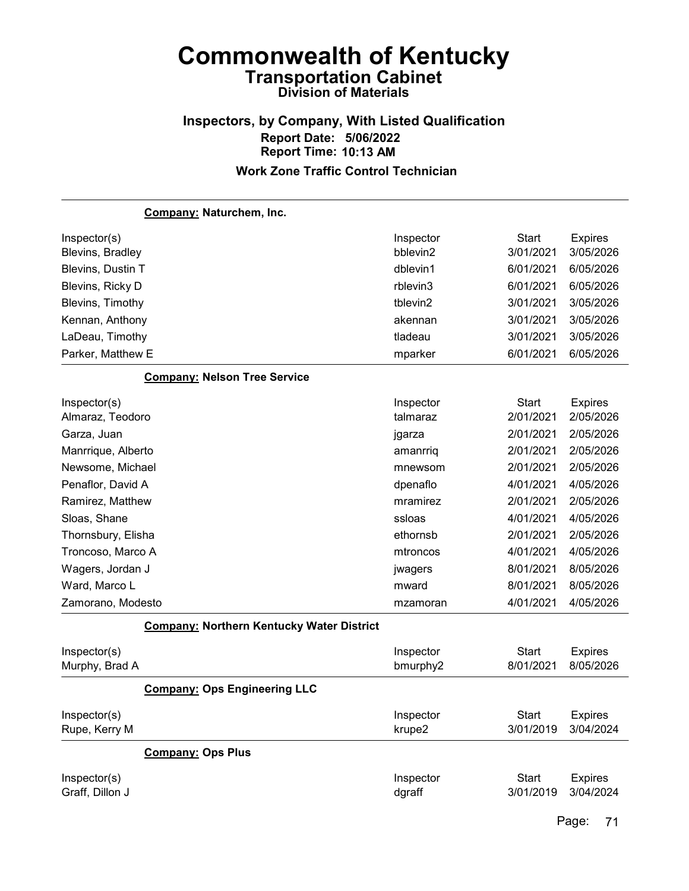# Commonwealth of Kentucky
## Transportation Cabinet
### Division of Materials

### Inspectors, by Company, With Listed Qualification
**Report Date: 5/06/2022**
**Report Time: 10:13 AM**

### Work Zone Traffic Control Technician

**Company: Naturchem, Inc.**

| Inspector(s) | Inspector | Start | Expires |
|---|---|---|---|
| Blevins, Bradley | bblevin2 | 3/01/2021 | 3/05/2026 |
| Blevins, Dustin T | dblevin1 | 6/01/2021 | 6/05/2026 |
| Blevins, Ricky D | rblevin3 | 6/01/2021 | 6/05/2026 |
| Blevins, Timothy | tblevin2 | 3/01/2021 | 3/05/2026 |
| Kennan, Anthony | akennan | 3/01/2021 | 3/05/2026 |
| LaDeau, Timothy | tladeau | 3/01/2021 | 3/05/2026 |
| Parker, Matthew E | mparker | 6/01/2021 | 6/05/2026 |

**Company: Nelson Tree Service**

| Inspector(s) | Inspector | Start | Expires |
|---|---|---|---|
| Almaraz, Teodoro | talmaraz | 2/01/2021 | 2/05/2026 |
| Garza, Juan | jgarza | 2/01/2021 | 2/05/2026 |
| Manrrique, Alberto | amanrriq | 2/01/2021 | 2/05/2026 |
| Newsome, Michael | mnewsom | 2/01/2021 | 2/05/2026 |
| Penaflor, David A | dpenaflo | 4/01/2021 | 4/05/2026 |
| Ramirez, Matthew | mramirez | 2/01/2021 | 2/05/2026 |
| Sloas, Shane | ssloas | 4/01/2021 | 4/05/2026 |
| Thornsbury, Elisha | ethornsb | 2/01/2021 | 2/05/2026 |
| Troncoso, Marco A | mtroncos | 4/01/2021 | 4/05/2026 |
| Wagers, Jordan J | jwagers | 8/01/2021 | 8/05/2026 |
| Ward, Marco L | mward | 8/01/2021 | 8/05/2026 |
| Zamorano, Modesto | mzamoran | 4/01/2021 | 4/05/2026 |

**Company: Northern Kentucky Water District**

| Inspector(s) | Inspector | Start | Expires |
|---|---|---|---|
| Murphy, Brad A | bmurphy2 | 8/01/2021 | 8/05/2026 |

**Company: Ops Engineering LLC**

| Inspector(s) | Inspector | Start | Expires |
|---|---|---|---|
| Rupe, Kerry M | krupe2 | 3/01/2019 | 3/04/2024 |

**Company: Ops Plus**

| Inspector(s) | Inspector | Start | Expires |
|---|---|---|---|
| Graff, Dillon J | dgraff | 3/01/2019 | 3/04/2024 |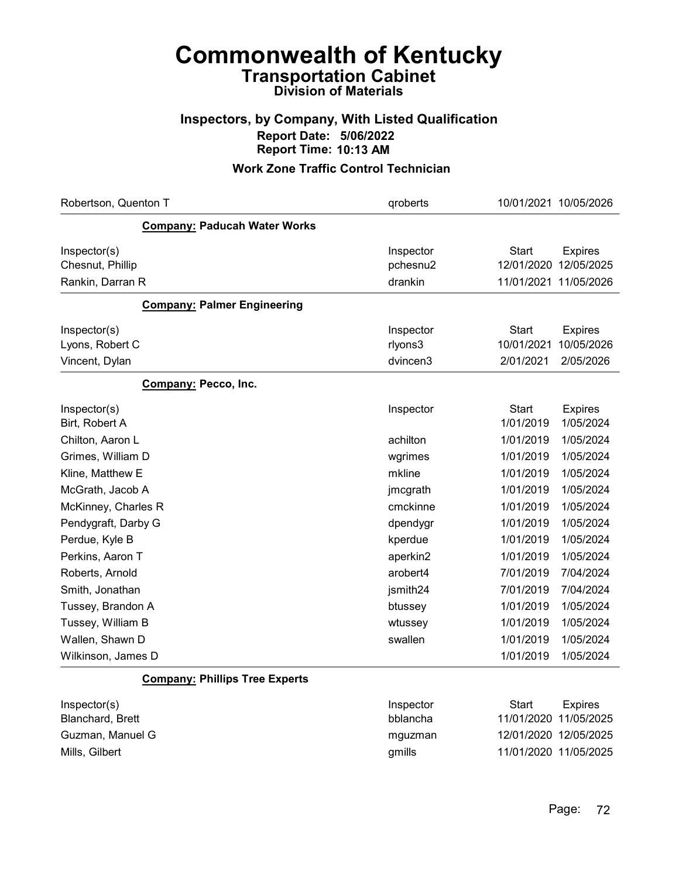# Commonwealth of Kentucky
## Transportation Cabinet
### Division of Materials

### Inspectors, by Company, With Listed Qualification
**Report Date: 5/06/2022**
**Report Time: 10:13 AM**

### Work Zone Traffic Control Technician

| | | | |
|---|---|---|---|
| Robertson, Quenton T | qroberts | 10/01/2021 | 10/05/2026 |

**Company: Paducah Water Works**

| Inspector(s) | Inspector | Start | Expires |
|---|---|---|---|
| Chesnut, Phillip | pchesnu2 | 12/01/2020 | 12/05/2025 |
| Rankin, Darran R | drankin | 11/01/2021 | 11/05/2026 |

**Company: Palmer Engineering**

| Inspector(s) | Inspector | Start | Expires |
|---|---|---|---|
| Lyons, Robert C | rlyons3 | 10/01/2021 | 10/05/2026 |
| Vincent, Dylan | dvincen3 | 2/01/2021 | 2/05/2026 |

**Company: Pecco, Inc.**

| Inspector(s) | Inspector | Start | Expires |
|---|---|---|---|
| Birt, Robert A | | 1/01/2019 | 1/05/2024 |
| Chilton, Aaron L | achilton | 1/01/2019 | 1/05/2024 |
| Grimes, William D | wgrimes | 1/01/2019 | 1/05/2024 |
| Kline, Matthew E | mkline | 1/01/2019 | 1/05/2024 |
| McGrath, Jacob A | jmcgrath | 1/01/2019 | 1/05/2024 |
| McKinney, Charles R | cmckinne | 1/01/2019 | 1/05/2024 |
| Pendygraft, Darby G | dpendygr | 1/01/2019 | 1/05/2024 |
| Perdue, Kyle B | kperdue | 1/01/2019 | 1/05/2024 |
| Perkins, Aaron T | aperkin2 | 1/01/2019 | 1/05/2024 |
| Roberts, Arnold | arobert4 | 7/01/2019 | 7/04/2024 |
| Smith, Jonathan | jsmith24 | 7/01/2019 | 7/04/2024 |
| Tussey, Brandon A | btussey | 1/01/2019 | 1/05/2024 |
| Tussey, William B | wtussey | 1/01/2019 | 1/05/2024 |
| Wallen, Shawn D | swallen | 1/01/2019 | 1/05/2024 |
| Wilkinson, James D | | 1/01/2019 | 1/05/2024 |

**Company: Phillips Tree Experts**

| Inspector(s) | Inspector | Start | Expires |
|---|---|---|---|
| Blanchard, Brett | bblancha | 11/01/2020 | 11/05/2025 |
| Guzman, Manuel G | mguzman | 12/01/2020 | 12/05/2025 |
| Mills, Gilbert | gmills | 11/01/2020 | 11/05/2025 |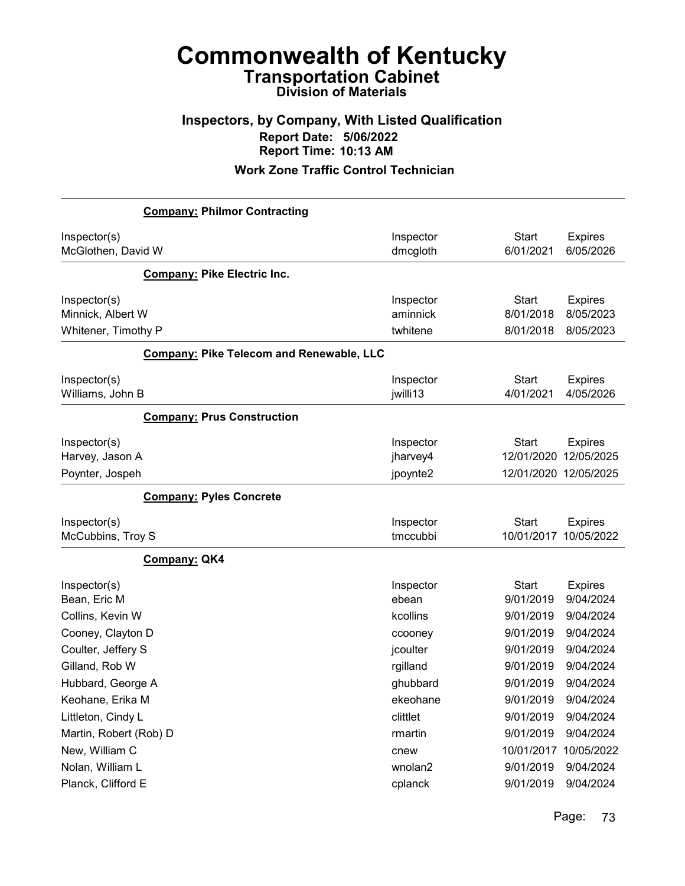# Commonwealth of Kentucky

## Transportation Cabinet

### Division of Materials

### Inspectors, by Company, With Listed Qualification

**Report Date: 5/06/2022**

**Report Time: 10:13 AM**

**Work Zone Traffic Control Technician**

**Company: Philmor Contracting**

| Inspector(s) | Inspector | Start | Expires |
|---|---|---|---|
| McGlothen, David W | dmcgloth | 6/01/2021 | 6/05/2026 |

**Company: Pike Electric Inc.**

| Inspector(s) | Inspector | Start | Expires |
|---|---|---|---|
| Minnick, Albert W | aminnick | 8/01/2018 | 8/05/2023 |
| Whitener, Timothy P | twhitene | 8/01/2018 | 8/05/2023 |

**Company: Pike Telecom and Renewable, LLC**

| Inspector(s) | Inspector | Start | Expires |
|---|---|---|---|
| Williams, John B | jwilli13 | 4/01/2021 | 4/05/2026 |

**Company: Prus Construction**

| Inspector(s) | Inspector | Start | Expires |
|---|---|---|---|
| Harvey, Jason A | jharvey4 | 12/01/2020 | 12/05/2025 |
| Poynter, Jospeh | jpoynte2 | 12/01/2020 | 12/05/2025 |

**Company: Pyles Concrete**

| Inspector(s) | Inspector | Start | Expires |
|---|---|---|---|
| McCubbins, Troy S | tmccubbi | 10/01/2017 | 10/05/2022 |

**Company: QK4**

| Inspector(s) | Inspector | Start | Expires |
|---|---|---|---|
| Bean, Eric M | ebean | 9/01/2019 | 9/04/2024 |
| Collins, Kevin W | kcollins | 9/01/2019 | 9/04/2024 |
| Cooney, Clayton D | ccooney | 9/01/2019 | 9/04/2024 |
| Coulter, Jeffery S | jcoulter | 9/01/2019 | 9/04/2024 |
| Gilland, Rob W | rgilland | 9/01/2019 | 9/04/2024 |
| Hubbard, George A | ghubbard | 9/01/2019 | 9/04/2024 |
| Keohane, Erika M | ekeohane | 9/01/2019 | 9/04/2024 |
| Littleton, Cindy L | clittlet | 9/01/2019 | 9/04/2024 |
| Martin, Robert (Rob) D | rmartin | 9/01/2019 | 9/04/2024 |
| New, William C | cnew | 10/01/2017 | 10/05/2022 |
| Nolan, William L | wnolan2 | 9/01/2019 | 9/04/2024 |
| Planck, Clifford E | cplanck | 9/01/2019 | 9/04/2024 |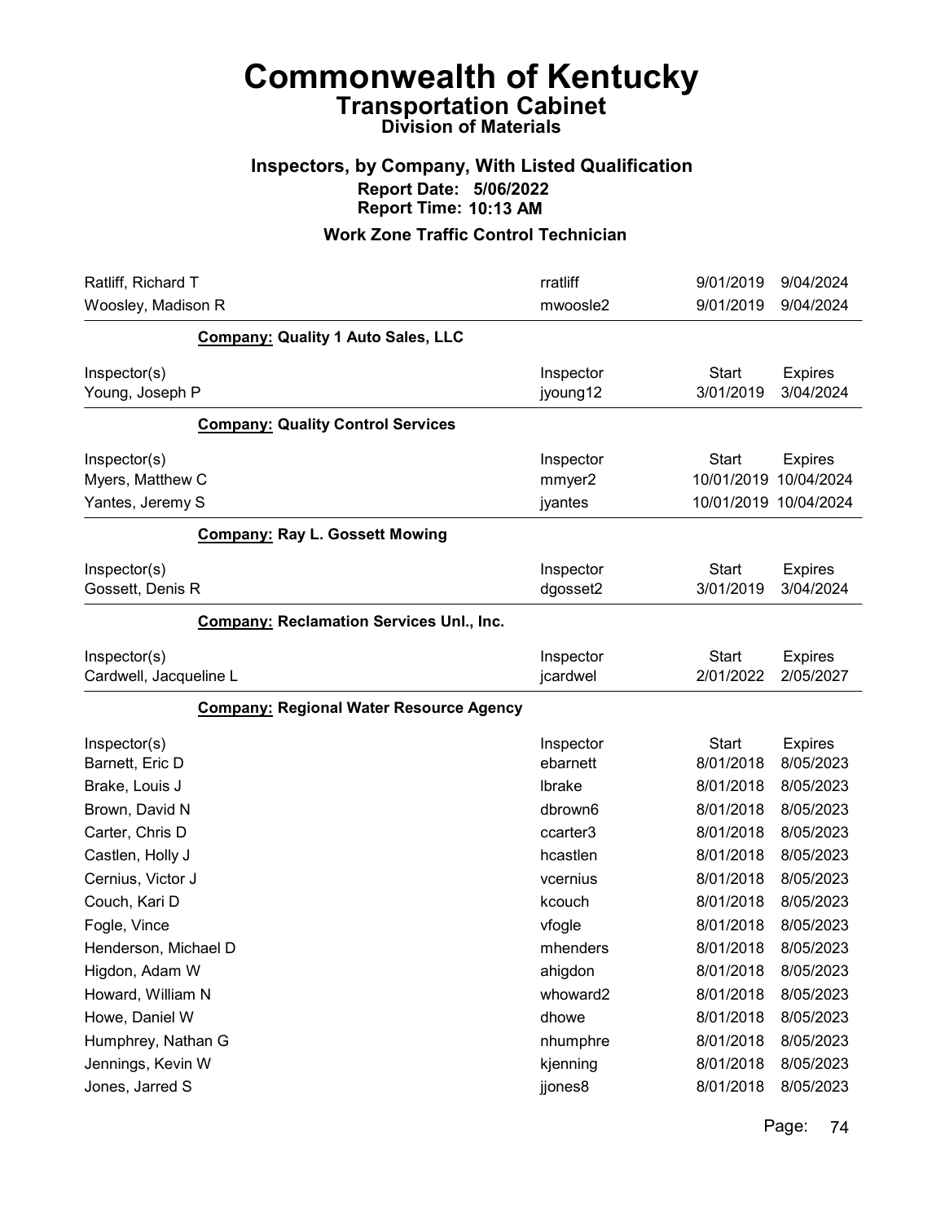# Commonwealth of Kentucky

## Transportation Cabinet

### Division of Materials

### Inspectors, by Company, With Listed Qualification

**Report Date: 5/06/2022**
**Report Time: 10:13 AM**

### Work Zone Traffic Control Technician

| | | | |
|---|---|---|---|
| Ratliff, Richard T | rratliff | 9/01/2019 | 9/04/2024 |
| Woosley, Madison R | mwoosle2 | 9/01/2019 | 9/04/2024 |

**Company: Quality 1 Auto Sales, LLC**

| Inspector(s) | Inspector | Start | Expires |
|---|---|---|---|
| Young, Joseph P | jyoung12 | 3/01/2019 | 3/04/2024 |

**Company: Quality Control Services**

| Inspector(s) | Inspector | Start | Expires |
|---|---|---|---|
| Myers, Matthew C | mmyer2 | 10/01/2019 | 10/04/2024 |
| Yantes, Jeremy S | jyantes | 10/01/2019 | 10/04/2024 |

**Company: Ray L. Gossett Mowing**

| Inspector(s) | Inspector | Start | Expires |
|---|---|---|---|
| Gossett, Denis R | dgosset2 | 3/01/2019 | 3/04/2024 |

**Company: Reclamation Services Unl., Inc.**

| Inspector(s) | Inspector | Start | Expires |
|---|---|---|---|
| Cardwell, Jacqueline L | jcardwel | 2/01/2022 | 2/05/2027 |

**Company: Regional Water Resource Agency**

| Inspector(s) | Inspector | Start | Expires |
|---|---|---|---|
| Barnett, Eric D | ebarnett | 8/01/2018 | 8/05/2023 |
| Brake, Louis J | lbrake | 8/01/2018 | 8/05/2023 |
| Brown, David N | dbrown6 | 8/01/2018 | 8/05/2023 |
| Carter, Chris D | ccarter3 | 8/01/2018 | 8/05/2023 |
| Castlen, Holly J | hcastlen | 8/01/2018 | 8/05/2023 |
| Cernius, Victor J | vcernius | 8/01/2018 | 8/05/2023 |
| Couch, Kari D | kcouch | 8/01/2018 | 8/05/2023 |
| Fogle, Vince | vfogle | 8/01/2018 | 8/05/2023 |
| Henderson, Michael D | mhenders | 8/01/2018 | 8/05/2023 |
| Higdon, Adam W | ahigdon | 8/01/2018 | 8/05/2023 |
| Howard, William N | whoward2 | 8/01/2018 | 8/05/2023 |
| Howe, Daniel W | dhowe | 8/01/2018 | 8/05/2023 |
| Humphrey, Nathan G | nhumphre | 8/01/2018 | 8/05/2023 |
| Jennings, Kevin W | kjenning | 8/01/2018 | 8/05/2023 |
| Jones, Jarred S | jjones8 | 8/01/2018 | 8/05/2023 |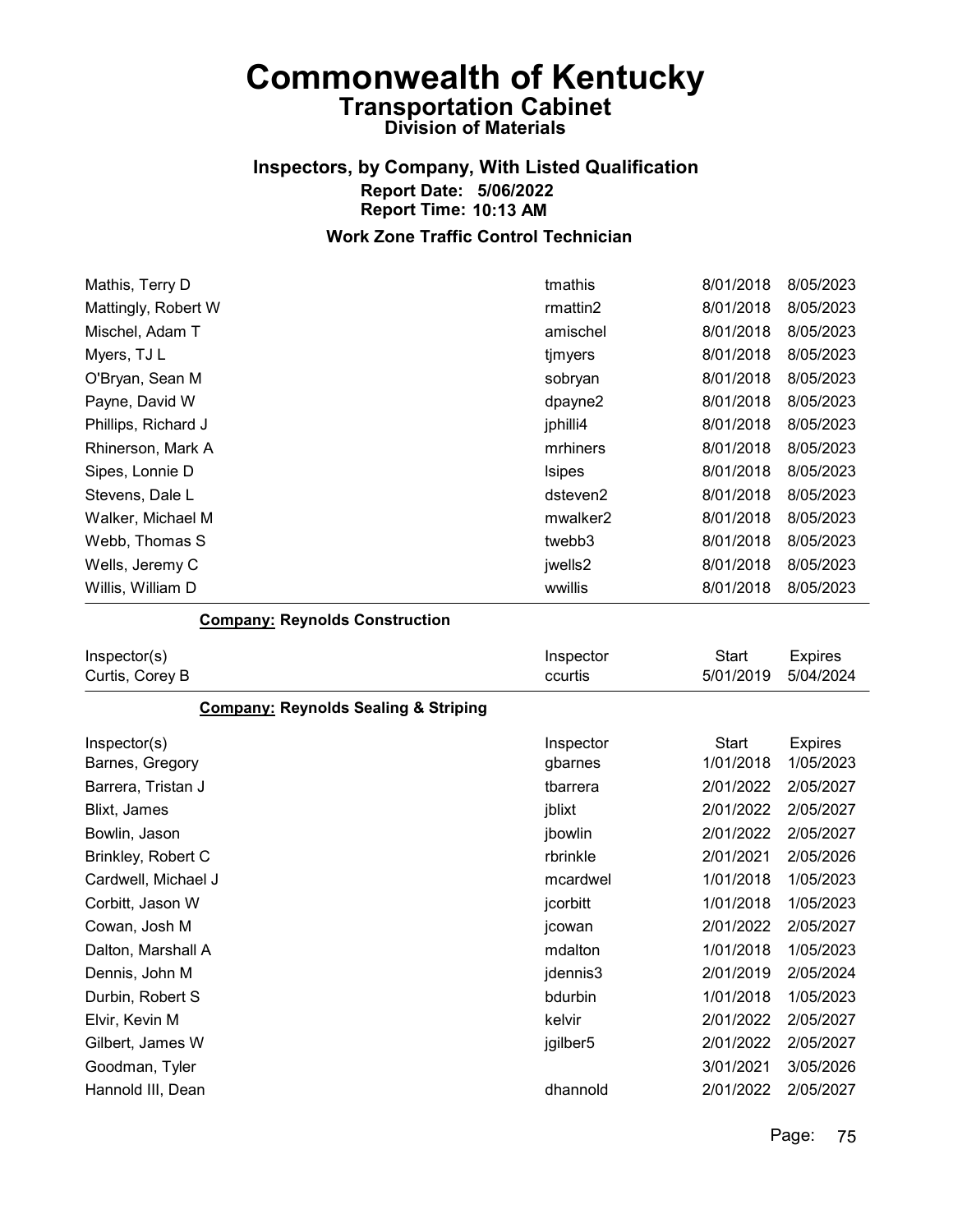# Commonwealth of Kentucky
## Transportation Cabinet
### Division of Materials

### Inspectors, by Company, With Listed Qualification
**Report Date: 5/06/2022**
**Report Time: 10:13 AM**

### Work Zone Traffic Control Technician

| | | | |
|---|---|---|---|
| Mathis, Terry D | tmathis | 8/01/2018 | 8/05/2023 |
| Mattingly, Robert W | rmattin2 | 8/01/2018 | 8/05/2023 |
| Mischel, Adam T | amischel | 8/01/2018 | 8/05/2023 |
| Myers, TJ L | tjmyers | 8/01/2018 | 8/05/2023 |
| O'Bryan, Sean M | sobryan | 8/01/2018 | 8/05/2023 |
| Payne, David W | dpayne2 | 8/01/2018 | 8/05/2023 |
| Phillips, Richard J | jphilli4 | 8/01/2018 | 8/05/2023 |
| Rhinerson, Mark A | mrhiners | 8/01/2018 | 8/05/2023 |
| Sipes, Lonnie D | lsipes | 8/01/2018 | 8/05/2023 |
| Stevens, Dale L | dsteven2 | 8/01/2018 | 8/05/2023 |
| Walker, Michael M | mwalker2 | 8/01/2018 | 8/05/2023 |
| Webb, Thomas S | twebb3 | 8/01/2018 | 8/05/2023 |
| Wells, Jeremy C | jwells2 | 8/01/2018 | 8/05/2023 |
| Willis, William D | wwillis | 8/01/2018 | 8/05/2023 |

**Company: Reynolds Construction**

| Inspector(s) | Inspector | Start | Expires |
|---|---|---|---|
| Curtis, Corey B | ccurtis | 5/01/2019 | 5/04/2024 |

**Company: Reynolds Sealing & Striping**

| Inspector(s) | Inspector | Start | Expires |
|---|---|---|---|
| Barnes, Gregory | gbarnes | 1/01/2018 | 1/05/2023 |
| Barrera, Tristan J | tbarrera | 2/01/2022 | 2/05/2027 |
| Blixt, James | jblixt | 2/01/2022 | 2/05/2027 |
| Bowlin, Jason | jbowlin | 2/01/2022 | 2/05/2027 |
| Brinkley, Robert C | rbrinkle | 2/01/2021 | 2/05/2026 |
| Cardwell, Michael J | mcardwel | 1/01/2018 | 1/05/2023 |
| Corbitt, Jason W | jcorbitt | 1/01/2018 | 1/05/2023 |
| Cowan, Josh M | jcowan | 2/01/2022 | 2/05/2027 |
| Dalton, Marshall A | mdalton | 1/01/2018 | 1/05/2023 |
| Dennis, John M | jdennis3 | 2/01/2019 | 2/05/2024 |
| Durbin, Robert S | bdurbin | 1/01/2018 | 1/05/2023 |
| Elvir, Kevin M | kelvir | 2/01/2022 | 2/05/2027 |
| Gilbert, James W | jgilber5 | 2/01/2022 | 2/05/2027 |
| Goodman, Tyler | | 3/01/2021 | 3/05/2026 |
| Hannold III, Dean | dhannold | 2/01/2022 | 2/05/2027 |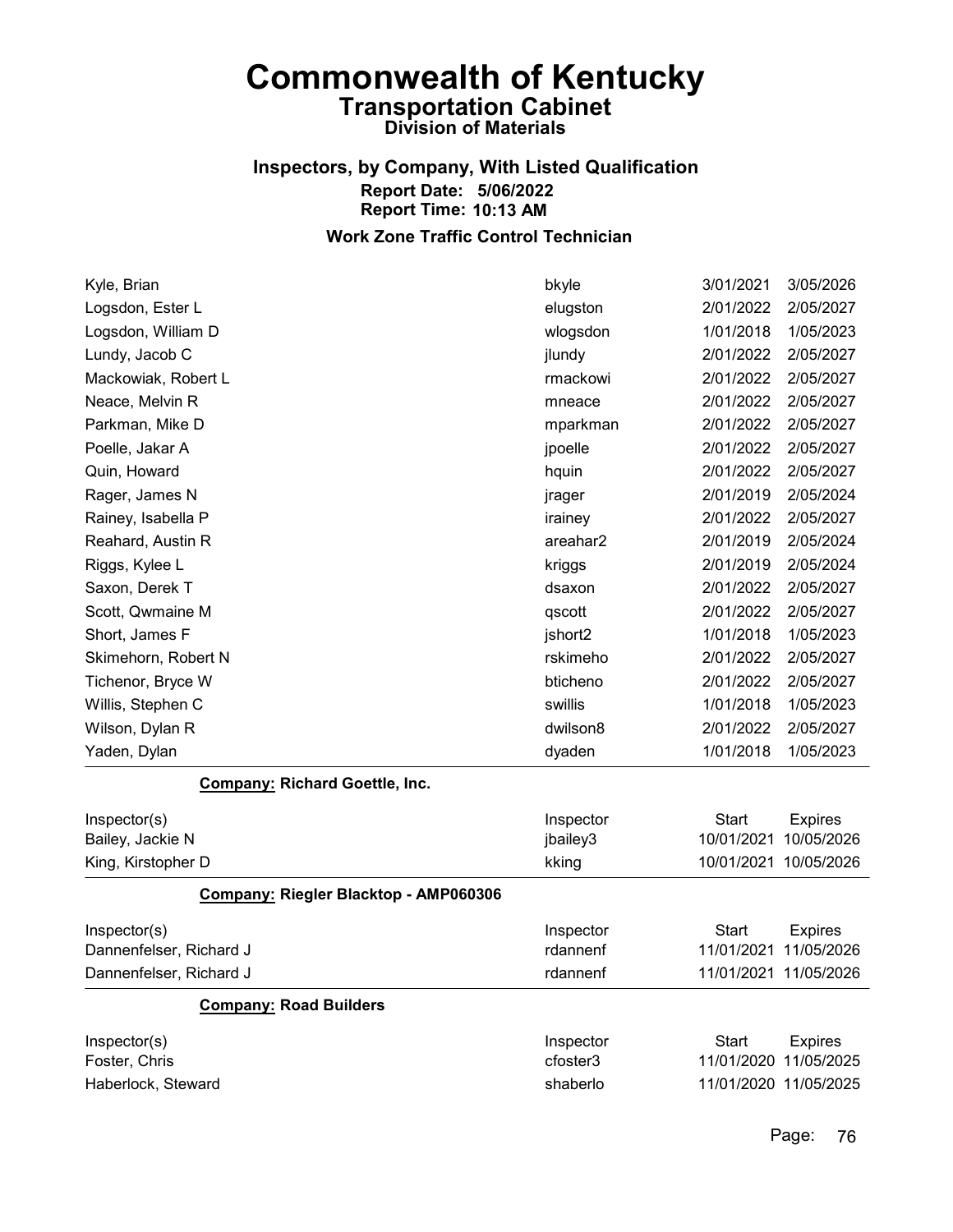# Commonwealth of Kentucky
## Transportation Cabinet
### Division of Materials

### Inspectors, by Company, With Listed Qualification
**Report Date: 5/06/2022**
**Report Time: 10:13 AM**

### Work Zone Traffic Control Technician

| Inspector(s) | Inspector | Start | Expires |
|---|---|---|---|
| Kyle, Brian | bkyle | 3/01/2021 | 3/05/2026 |
| Logsdon, Ester L | elugston | 2/01/2022 | 2/05/2027 |
| Logsdon, William D | wlogsdon | 1/01/2018 | 1/05/2023 |
| Lundy, Jacob C | jlundy | 2/01/2022 | 2/05/2027 |
| Mackowiak, Robert L | rmackowi | 2/01/2022 | 2/05/2027 |
| Neace, Melvin R | mneace | 2/01/2022 | 2/05/2027 |
| Parkman, Mike D | mparkman | 2/01/2022 | 2/05/2027 |
| Poelle, Jakar A | jpoelle | 2/01/2022 | 2/05/2027 |
| Quin, Howard | hquin | 2/01/2022 | 2/05/2027 |
| Rager, James N | jrager | 2/01/2019 | 2/05/2024 |
| Rainey, Isabella P | irainey | 2/01/2022 | 2/05/2027 |
| Reahard, Austin R | areahar2 | 2/01/2019 | 2/05/2024 |
| Riggs, Kylee L | kriggs | 2/01/2019 | 2/05/2024 |
| Saxon, Derek T | dsaxon | 2/01/2022 | 2/05/2027 |
| Scott, Qwmaine M | qscott | 2/01/2022 | 2/05/2027 |
| Short, James F | jshort2 | 1/01/2018 | 1/05/2023 |
| Skimehorn, Robert N | rskimeho | 2/01/2022 | 2/05/2027 |
| Tichenor, Bryce W | bticheno | 2/01/2022 | 2/05/2027 |
| Willis, Stephen C | swillis | 1/01/2018 | 1/05/2023 |
| Wilson, Dylan R | dwilson8 | 2/01/2022 | 2/05/2027 |
| Yaden, Dylan | dyaden | 1/01/2018 | 1/05/2023 |

**Company:** Richard Goettle, Inc.

| Inspector(s) | Inspector | Start | Expires |
|---|---|---|---|
| Bailey, Jackie N | jbailey3 | 10/01/2021 | 10/05/2026 |
| King, Kirstopher D | kking | 10/01/2021 | 10/05/2026 |

**Company:** Riegler Blacktop - AMP060306

| Inspector(s) | Inspector | Start | Expires |
|---|---|---|---|
| Dannenfelser, Richard J | rdannenf | 11/01/2021 | 11/05/2026 |
| Dannenfelser, Richard J | rdannenf | 11/01/2021 | 11/05/2026 |

**Company:** Road Builders

| Inspector(s) | Inspector | Start | Expires |
|---|---|---|---|
| Foster, Chris | cfoster3 | 11/01/2020 | 11/05/2025 |
| Haberlock, Steward | shaberlo | 11/01/2020 | 11/05/2025 |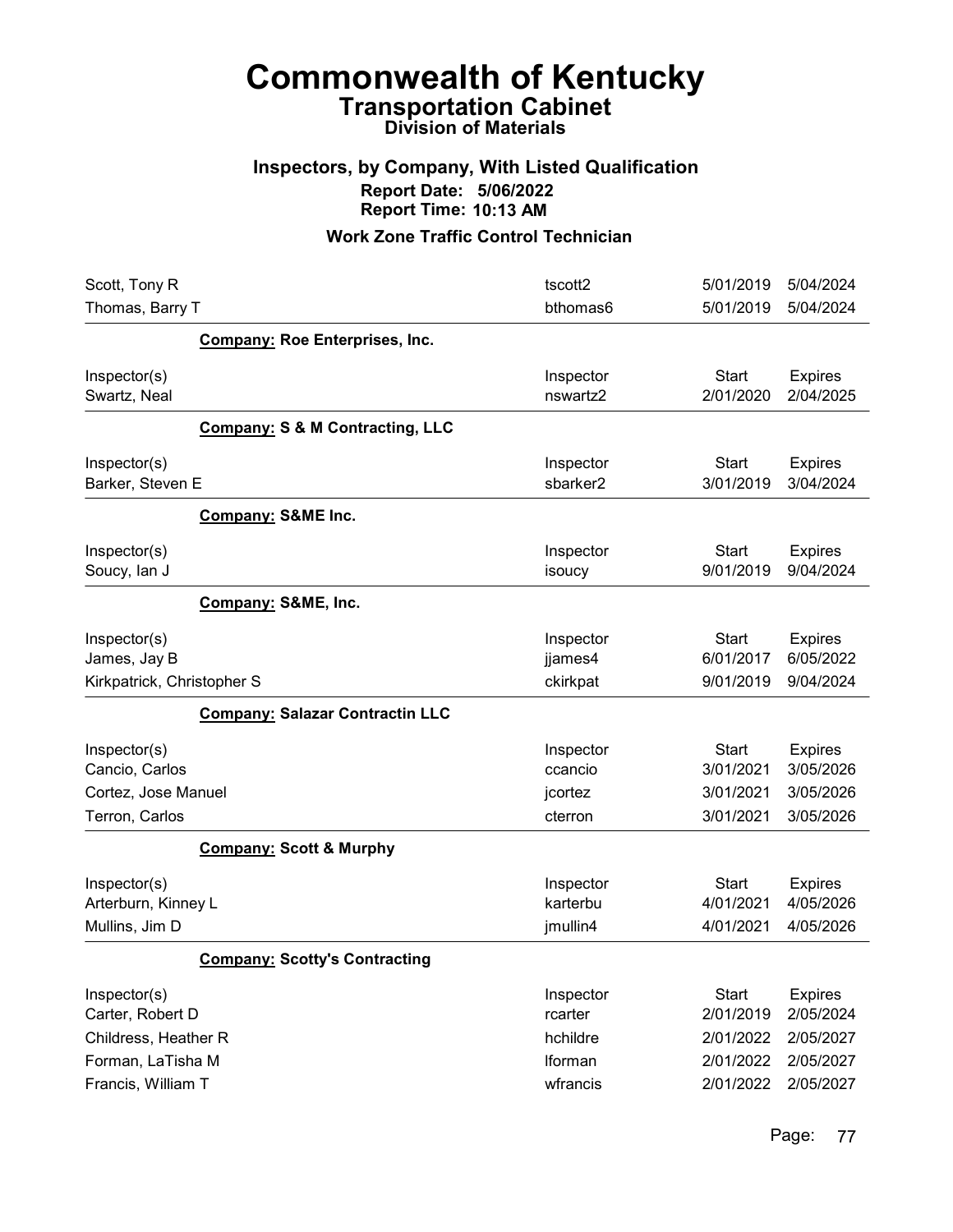# Commonwealth of Kentucky

## Transportation Cabinet

### Division of Materials

### Inspectors, by Company, With Listed Qualification

**Report Date: 5/06/2022**
**Report Time: 10:13 AM**

### Work Zone Traffic Control Technician

| Inspector(s) | Inspector | Start | Expires |
|---|---|---|---|
| Scott, Tony R | tscott2 | 5/01/2019 | 5/04/2024 |
| Thomas, Barry T | bthomas6 | 5/01/2019 | 5/04/2024 |

**Company: Roe Enterprises, Inc.**

| Inspector(s) | Inspector | Start | Expires |
|---|---|---|---|
| Swartz, Neal | nswartz2 | 2/01/2020 | 2/04/2025 |

**Company: S & M Contracting, LLC**

| Inspector(s) | Inspector | Start | Expires |
|---|---|---|---|
| Barker, Steven E | sbarker2 | 3/01/2019 | 3/04/2024 |

**Company: S&ME Inc.**

| Inspector(s) | Inspector | Start | Expires |
|---|---|---|---|
| Soucy, Ian J | isoucy | 9/01/2019 | 9/04/2024 |

**Company: S&ME, Inc.**

| Inspector(s) | Inspector | Start | Expires |
|---|---|---|---|
| James, Jay B | jjames4 | 6/01/2017 | 6/05/2022 |
| Kirkpatrick, Christopher S | ckirkpat | 9/01/2019 | 9/04/2024 |

**Company: Salazar Contractin LLC**

| Inspector(s) | Inspector | Start | Expires |
|---|---|---|---|
| Cancio, Carlos | ccancio | 3/01/2021 | 3/05/2026 |
| Cortez, Jose Manuel | jcortez | 3/01/2021 | 3/05/2026 |
| Terron, Carlos | cterron | 3/01/2021 | 3/05/2026 |

**Company: Scott & Murphy**

| Inspector(s) | Inspector | Start | Expires |
|---|---|---|---|
| Arterburn, Kinney L | karterbu | 4/01/2021 | 4/05/2026 |
| Mullins, Jim D | jmullin4 | 4/01/2021 | 4/05/2026 |

**Company: Scotty's Contracting**

| Inspector(s) | Inspector | Start | Expires |
|---|---|---|---|
| Carter, Robert D | rcarter | 2/01/2019 | 2/05/2024 |
| Childress, Heather R | hchildre | 2/01/2022 | 2/05/2027 |
| Forman, LaTisha M | lforman | 2/01/2022 | 2/05/2027 |
| Francis, William T | wfrancis | 2/01/2022 | 2/05/2027 |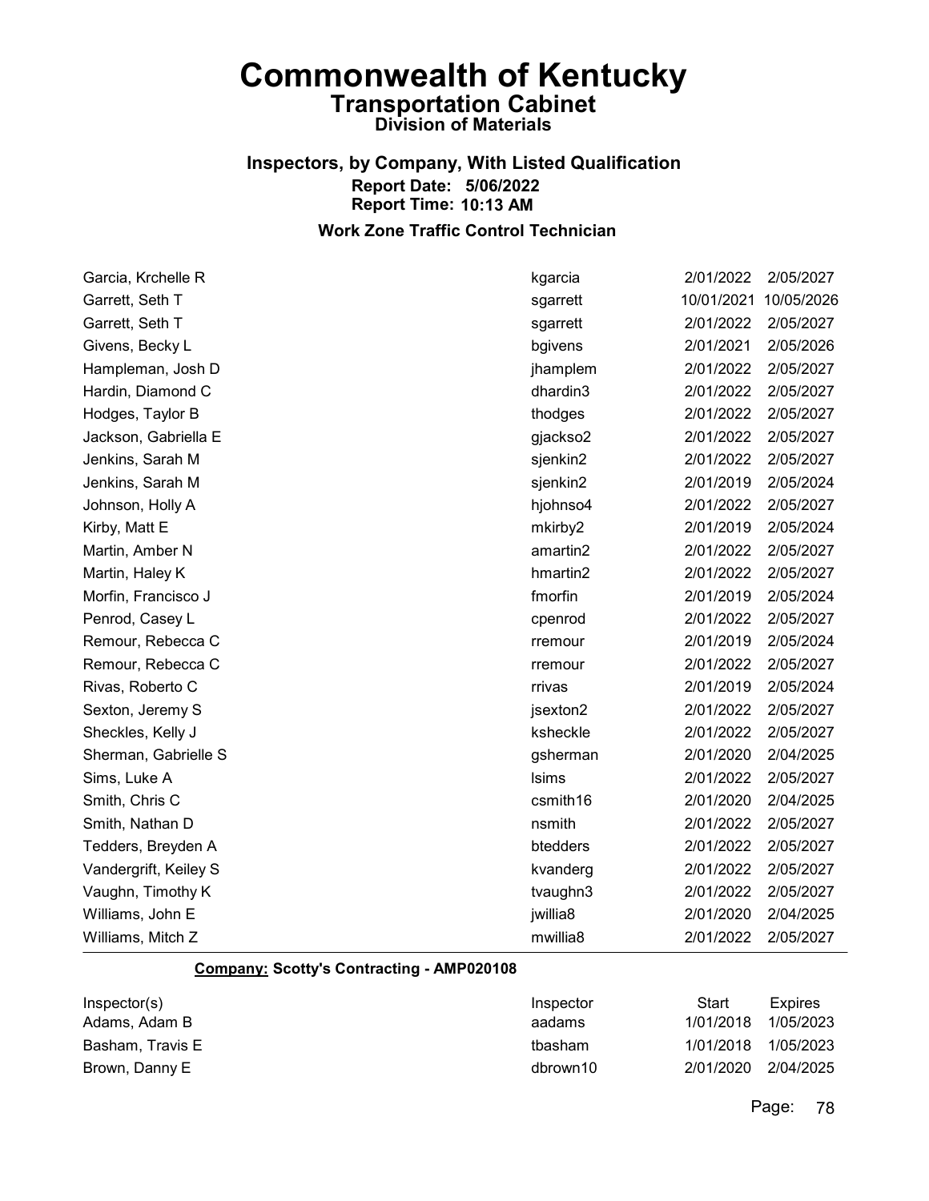# Commonwealth of Kentucky

## Transportation Cabinet

### Division of Materials

### Inspectors, by Company, With Listed Qualification

**Report Date: 5/06/2022**
**Report Time: 10:13 AM**

### Work Zone Traffic Control Technician

| | | | |
|---|---|---|---|
| Garcia, Krchelle R | kgarcia | 2/01/2022 | 2/05/2027 |
| Garrett, Seth T | sgarrett | 10/01/2021 | 10/05/2026 |
| Garrett, Seth T | sgarrett | 2/01/2022 | 2/05/2027 |
| Givens, Becky L | bgivens | 2/01/2021 | 2/05/2026 |
| Hampleman, Josh D | jhamplem | 2/01/2022 | 2/05/2027 |
| Hardin, Diamond C | dhardin3 | 2/01/2022 | 2/05/2027 |
| Hodges, Taylor B | thodges | 2/01/2022 | 2/05/2027 |
| Jackson, Gabriella E | gjackso2 | 2/01/2022 | 2/05/2027 |
| Jenkins, Sarah M | sjenkin2 | 2/01/2022 | 2/05/2027 |
| Jenkins, Sarah M | sjenkin2 | 2/01/2019 | 2/05/2024 |
| Johnson, Holly A | hjohnso4 | 2/01/2022 | 2/05/2027 |
| Kirby, Matt E | mkirby2 | 2/01/2019 | 2/05/2024 |
| Martin, Amber N | amartin2 | 2/01/2022 | 2/05/2027 |
| Martin, Haley K | hmartin2 | 2/01/2022 | 2/05/2027 |
| Morfin, Francisco J | fmorfin | 2/01/2019 | 2/05/2024 |
| Penrod, Casey L | cpenrod | 2/01/2022 | 2/05/2027 |
| Remour, Rebecca C | rremour | 2/01/2019 | 2/05/2024 |
| Remour, Rebecca C | rremour | 2/01/2022 | 2/05/2027 |
| Rivas, Roberto C | rrivas | 2/01/2019 | 2/05/2024 |
| Sexton, Jeremy S | jsexton2 | 2/01/2022 | 2/05/2027 |
| Sheckles, Kelly J | ksheckle | 2/01/2022 | 2/05/2027 |
| Sherman, Gabrielle S | gsherman | 2/01/2020 | 2/04/2025 |
| Sims, Luke A | lsims | 2/01/2022 | 2/05/2027 |
| Smith, Chris C | csmith16 | 2/01/2020 | 2/04/2025 |
| Smith, Nathan D | nsmith | 2/01/2022 | 2/05/2027 |
| Tedders, Breyden A | btedders | 2/01/2022 | 2/05/2027 |
| Vandergrift, Keiley S | kvanderg | 2/01/2022 | 2/05/2027 |
| Vaughn, Timothy K | tvaughn3 | 2/01/2022 | 2/05/2027 |
| Williams, John E | jwillia8 | 2/01/2020 | 2/04/2025 |
| Williams, Mitch Z | mwillia8 | 2/01/2022 | 2/05/2027 |

**Company: Scotty's Contracting - AMP020108**

| Inspector(s) | Inspector | Start | Expires |
|---|---|---|---|
| Adams, Adam B | aadams | 1/01/2018 | 1/05/2023 |
| Basham, Travis E | tbasham | 1/01/2018 | 1/05/2023 |
| Brown, Danny E | dbrown10 | 2/01/2020 | 2/04/2025 |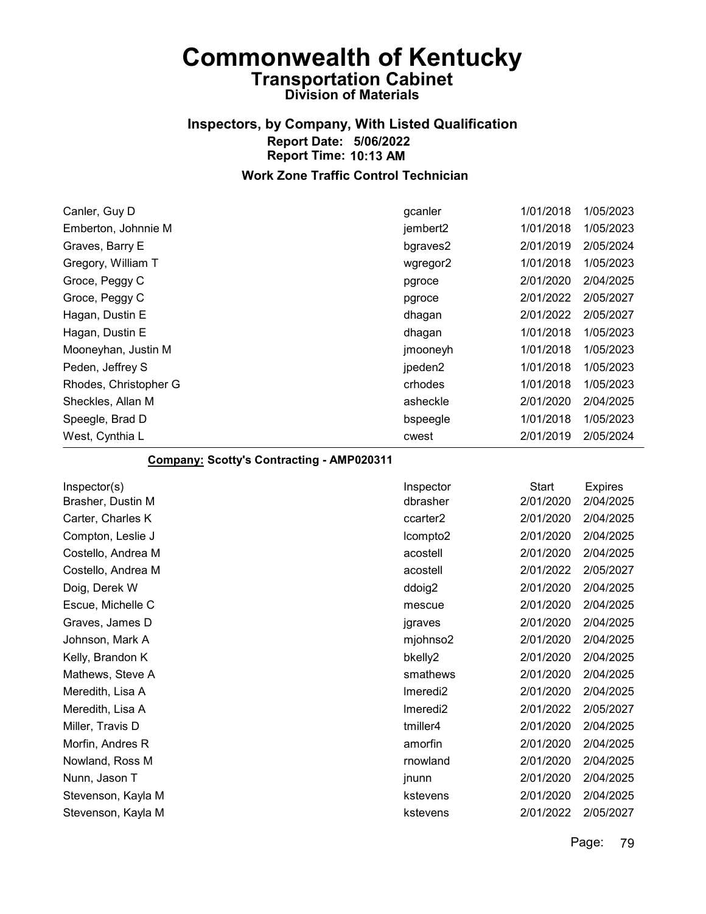# Commonwealth of Kentucky

## Transportation Cabinet

### Division of Materials

### Inspectors, by Company, With Listed Qualification

**Report Date: 5/06/2022**
**Report Time: 10:13 AM**

### Work Zone Traffic Control Technician

| | | | |
|---|---|---|---|
| Canler, Guy D | gcanler | 1/01/2018 | 1/05/2023 |
| Emberton, Johnnie M | jembert2 | 1/01/2018 | 1/05/2023 |
| Graves, Barry E | bgraves2 | 2/01/2019 | 2/05/2024 |
| Gregory, William T | wgregor2 | 1/01/2018 | 1/05/2023 |
| Groce, Peggy C | pgroce | 2/01/2020 | 2/04/2025 |
| Groce, Peggy C | pgroce | 2/01/2022 | 2/05/2027 |
| Hagan, Dustin E | dhagan | 2/01/2022 | 2/05/2027 |
| Hagan, Dustin E | dhagan | 1/01/2018 | 1/05/2023 |
| Mooneyhan, Justin M | jmooneyh | 1/01/2018 | 1/05/2023 |
| Peden, Jeffrey S | jpeden2 | 1/01/2018 | 1/05/2023 |
| Rhodes, Christopher G | crhodes | 1/01/2018 | 1/05/2023 |
| Sheckles, Allan M | asheckle | 2/01/2020 | 2/04/2025 |
| Speegle, Brad D | bspeegle | 1/01/2018 | 1/05/2023 |
| West, Cynthia L | cwest | 2/01/2019 | 2/05/2024 |

**Company: Scotty's Contracting - AMP020311**

| Inspector(s) | Inspector | Start | Expires |
|---|---|---|---|
| Brasher, Dustin M | dbrasher | 2/01/2020 | 2/04/2025 |
| Carter, Charles K | ccarter2 | 2/01/2020 | 2/04/2025 |
| Compton, Leslie J | lcompto2 | 2/01/2020 | 2/04/2025 |
| Costello, Andrea M | acostell | 2/01/2020 | 2/04/2025 |
| Costello, Andrea M | acostell | 2/01/2022 | 2/05/2027 |
| Doig, Derek W | ddoig2 | 2/01/2020 | 2/04/2025 |
| Escue, Michelle C | mescue | 2/01/2020 | 2/04/2025 |
| Graves, James D | jgraves | 2/01/2020 | 2/04/2025 |
| Johnson, Mark A | mjohnso2 | 2/01/2020 | 2/04/2025 |
| Kelly, Brandon K | bkelly2 | 2/01/2020 | 2/04/2025 |
| Mathews, Steve A | smathews | 2/01/2020 | 2/04/2025 |
| Meredith, Lisa A | lmeredi2 | 2/01/2020 | 2/04/2025 |
| Meredith, Lisa A | lmeredi2 | 2/01/2022 | 2/05/2027 |
| Miller, Travis D | tmiller4 | 2/01/2020 | 2/04/2025 |
| Morfin, Andres R | amorfin | 2/01/2020 | 2/04/2025 |
| Nowland, Ross M | rnowland | 2/01/2020 | 2/04/2025 |
| Nunn, Jason T | jnunn | 2/01/2020 | 2/04/2025 |
| Stevenson, Kayla M | kstevens | 2/01/2020 | 2/04/2025 |
| Stevenson, Kayla M | kstevens | 2/01/2022 | 2/05/2027 |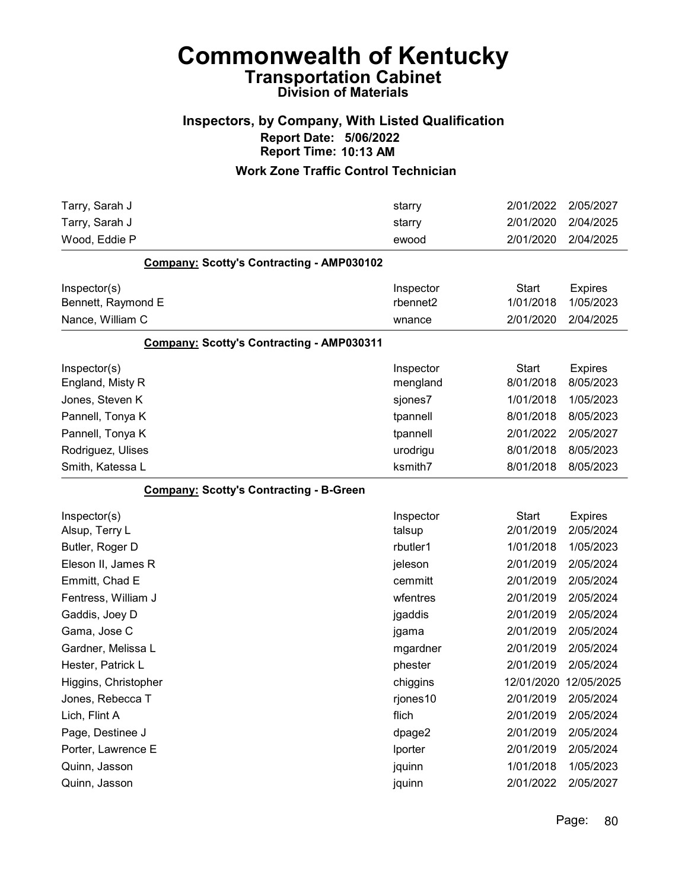# Commonwealth of Kentucky

## Transportation Cabinet

### Division of Materials

### Inspectors, by Company, With Listed Qualification

**Report Date: 5/06/2022**

**Report Time: 10:13 AM**

### Work Zone Traffic Control Technician

| | | | |
|---|---|---|---|
| Tarry, Sarah J | starry | 2/01/2022 | 2/05/2027 |
| Tarry, Sarah J | starry | 2/01/2020 | 2/04/2025 |
| Wood, Eddie P | ewood | 2/01/2020 | 2/04/2025 |

**Company: Scotty's Contracting - AMP030102**

| Inspector(s) | Inspector | Start | Expires |
|---|---|---|---|
| Bennett, Raymond E | rbennet2 | 1/01/2018 | 1/05/2023 |
| Nance, William C | wnance | 2/01/2020 | 2/04/2025 |

**Company: Scotty's Contracting - AMP030311**

| Inspector(s) | Inspector | Start | Expires |
|---|---|---|---|
| England, Misty R | mengland | 8/01/2018 | 8/05/2023 |
| Jones, Steven K | sjones7 | 1/01/2018 | 1/05/2023 |
| Pannell, Tonya K | tpannell | 8/01/2018 | 8/05/2023 |
| Pannell, Tonya K | tpannell | 2/01/2022 | 2/05/2027 |
| Rodriguez, Ulises | urodrigu | 8/01/2018 | 8/05/2023 |
| Smith, Katessa L | ksmith7 | 8/01/2018 | 8/05/2023 |

**Company: Scotty's Contracting - B-Green**

| Inspector(s) | Inspector | Start | Expires |
|---|---|---|---|
| Alsup, Terry L | talsup | 2/01/2019 | 2/05/2024 |
| Butler, Roger D | rbutler1 | 1/01/2018 | 1/05/2023 |
| Eleson II, James R | jeleson | 2/01/2019 | 2/05/2024 |
| Emmitt, Chad E | cemmitt | 2/01/2019 | 2/05/2024 |
| Fentress, William J | wfentres | 2/01/2019 | 2/05/2024 |
| Gaddis, Joey D | jgaddis | 2/01/2019 | 2/05/2024 |
| Gama, Jose C | jgama | 2/01/2019 | 2/05/2024 |
| Gardner, Melissa L | mgardner | 2/01/2019 | 2/05/2024 |
| Hester, Patrick L | phester | 2/01/2019 | 2/05/2024 |
| Higgins, Christopher | chiggins | 12/01/2020 | 12/05/2025 |
| Jones, Rebecca T | rjones10 | 2/01/2019 | 2/05/2024 |
| Lich, Flint A | flich | 2/01/2019 | 2/05/2024 |
| Page, Destinee J | dpage2 | 2/01/2019 | 2/05/2024 |
| Porter, Lawrence E | lporter | 2/01/2019 | 2/05/2024 |
| Quinn, Jasson | jquinn | 1/01/2018 | 1/05/2023 |
| Quinn, Jasson | jquinn | 2/01/2022 | 2/05/2027 |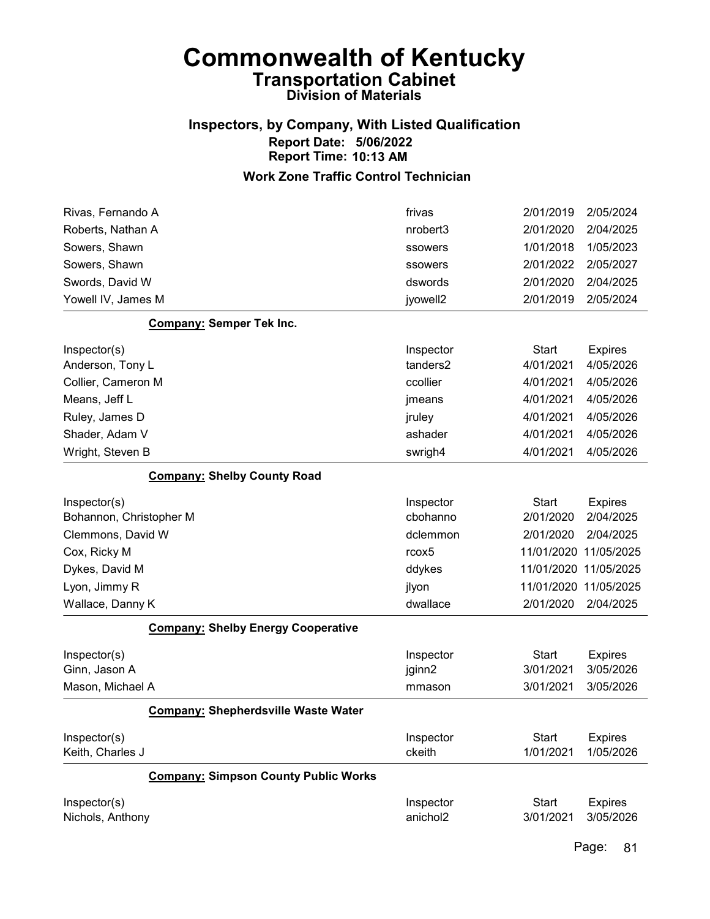# Commonwealth of Kentucky
## Transportation Cabinet
### Division of Materials

### Inspectors, by Company, With Listed Qualification
**Report Date: 5/06/2022**
**Report Time: 10:13 AM**

### Work Zone Traffic Control Technician

| | | | |
|---|---|---|---|
| Rivas, Fernando A | frivas | 2/01/2019 | 2/05/2024 |
| Roberts, Nathan A | nrobert3 | 2/01/2020 | 2/04/2025 |
| Sowers, Shawn | ssowers | 1/01/2018 | 1/05/2023 |
| Sowers, Shawn | ssowers | 2/01/2022 | 2/05/2027 |
| Swords, David W | dswords | 2/01/2020 | 2/04/2025 |
| Yowell IV, James M | jyowell2 | 2/01/2019 | 2/05/2024 |

**Company:** Semper Tek Inc.

| Inspector(s) | Inspector | Start | Expires |
|---|---|---|---|
| Anderson, Tony L | tanders2 | 4/01/2021 | 4/05/2026 |
| Collier, Cameron M | ccollier | 4/01/2021 | 4/05/2026 |
| Means, Jeff L | jmeans | 4/01/2021 | 4/05/2026 |
| Ruley, James D | jruley | 4/01/2021 | 4/05/2026 |
| Shader, Adam V | ashader | 4/01/2021 | 4/05/2026 |
| Wright, Steven B | swrigh4 | 4/01/2021 | 4/05/2026 |

**Company:** Shelby County Road

| Inspector(s) | Inspector | Start | Expires |
|---|---|---|---|
| Bohannon, Christopher M | cbohanno | 2/01/2020 | 2/04/2025 |
| Clemmons, David W | dclemmon | 2/01/2020 | 2/04/2025 |
| Cox, Ricky M | rcox5 | 11/01/2020 | 11/05/2025 |
| Dykes, David M | ddykes | 11/01/2020 | 11/05/2025 |
| Lyon, Jimmy R | jlyon | 11/01/2020 | 11/05/2025 |
| Wallace, Danny K | dwallace | 2/01/2020 | 2/04/2025 |

**Company:** Shelby Energy Cooperative

| Inspector(s) | Inspector | Start | Expires |
|---|---|---|---|
| Ginn, Jason A | jginn2 | 3/01/2021 | 3/05/2026 |
| Mason, Michael A | mmason | 3/01/2021 | 3/05/2026 |

**Company:** Shepherdsville Waste Water

| Inspector(s) | Inspector | Start | Expires |
|---|---|---|---|
| Keith, Charles J | ckeith | 1/01/2021 | 1/05/2026 |

**Company:** Simpson County Public Works

| Inspector(s) | Inspector | Start | Expires |
|---|---|---|---|
| Nichols, Anthony | anichol2 | 3/01/2021 | 3/05/2026 |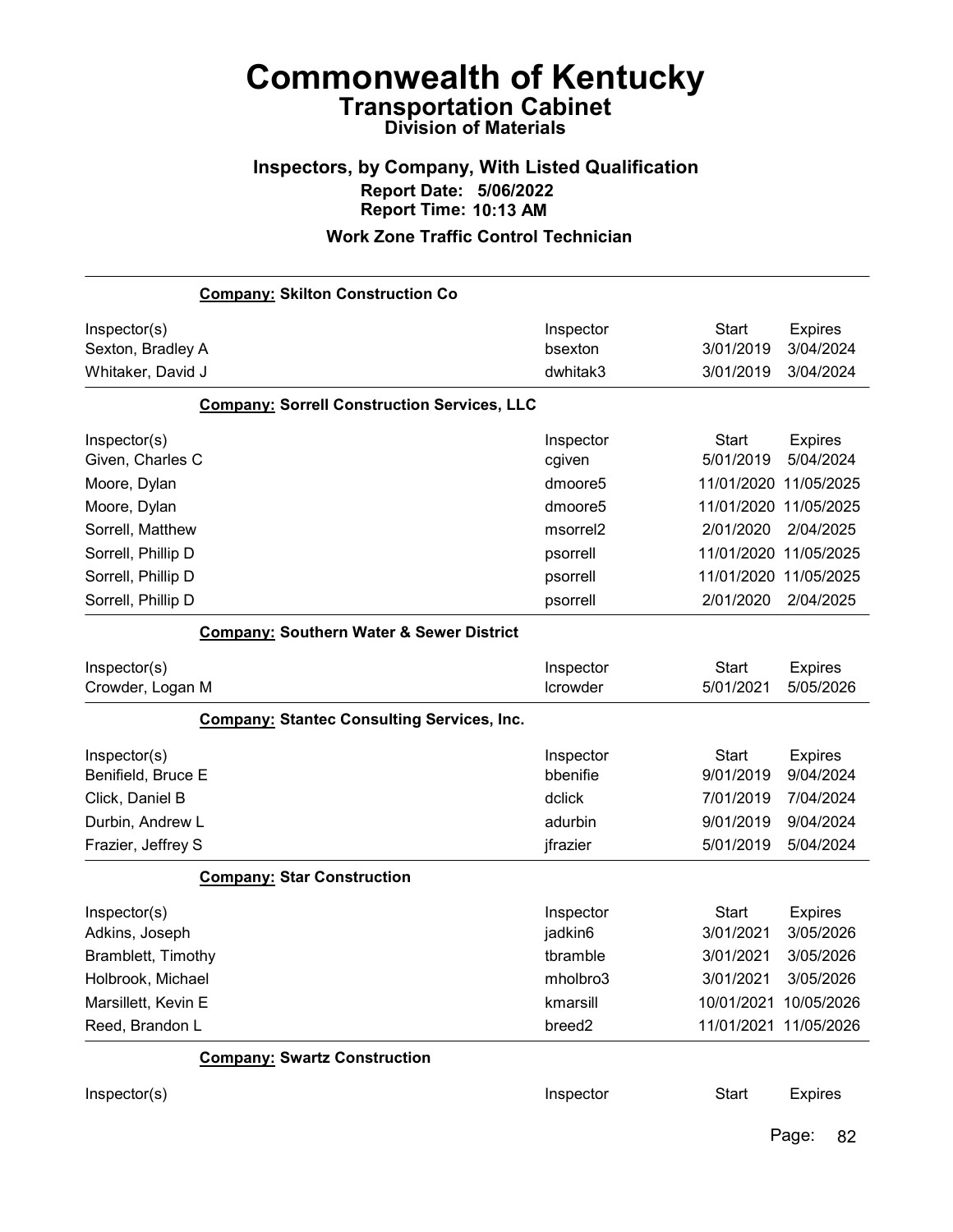# Commonwealth of Kentucky
## Transportation Cabinet
### Division of Materials

### Inspectors, by Company, With Listed Qualification
**Report Date: 5/06/2022**
**Report Time: 10:13 AM**

### Work Zone Traffic Control Technician

**Company: Skilton Construction Co**

| Inspector(s) | Inspector | Start | Expires |
|---|---|---|---|
| Sexton, Bradley A | bsexton | 3/01/2019 | 3/04/2024 |
| Whitaker, David J | dwhitak3 | 3/01/2019 | 3/04/2024 |

**Company: Sorrell Construction Services, LLC**

| Inspector(s) | Inspector | Start | Expires |
|---|---|---|---|
| Given, Charles C | cgiven | 5/01/2019 | 5/04/2024 |
| Moore, Dylan | dmoore5 | 11/01/2020 | 11/05/2025 |
| Moore, Dylan | dmoore5 | 11/01/2020 | 11/05/2025 |
| Sorrell, Matthew | msorrel2 | 2/01/2020 | 2/04/2025 |
| Sorrell, Phillip D | psorrell | 11/01/2020 | 11/05/2025 |
| Sorrell, Phillip D | psorrell | 11/01/2020 | 11/05/2025 |
| Sorrell, Phillip D | psorrell | 2/01/2020 | 2/04/2025 |

**Company: Southern Water & Sewer District**

| Inspector(s) | Inspector | Start | Expires |
|---|---|---|---|
| Crowder, Logan M | lcrowder | 5/01/2021 | 5/05/2026 |

**Company: Stantec Consulting Services, Inc.**

| Inspector(s) | Inspector | Start | Expires |
|---|---|---|---|
| Benifield, Bruce E | bbenifie | 9/01/2019 | 9/04/2024 |
| Click, Daniel B | dclick | 7/01/2019 | 7/04/2024 |
| Durbin, Andrew L | adurbin | 9/01/2019 | 9/04/2024 |
| Frazier, Jeffrey S | jfrazier | 5/01/2019 | 5/04/2024 |

**Company: Star Construction**

| Inspector(s) | Inspector | Start | Expires |
|---|---|---|---|
| Adkins, Joseph | jadkin6 | 3/01/2021 | 3/05/2026 |
| Bramblett, Timothy | tbramble | 3/01/2021 | 3/05/2026 |
| Holbrook, Michael | mholbro3 | 3/01/2021 | 3/05/2026 |
| Marsillett, Kevin E | kmarsill | 10/01/2021 | 10/05/2026 |
| Reed, Brandon L | breed2 | 11/01/2021 | 11/05/2026 |

**Company: Swartz Construction**

| Inspector(s) | Inspector | Start | Expires |
|---|---|---|---|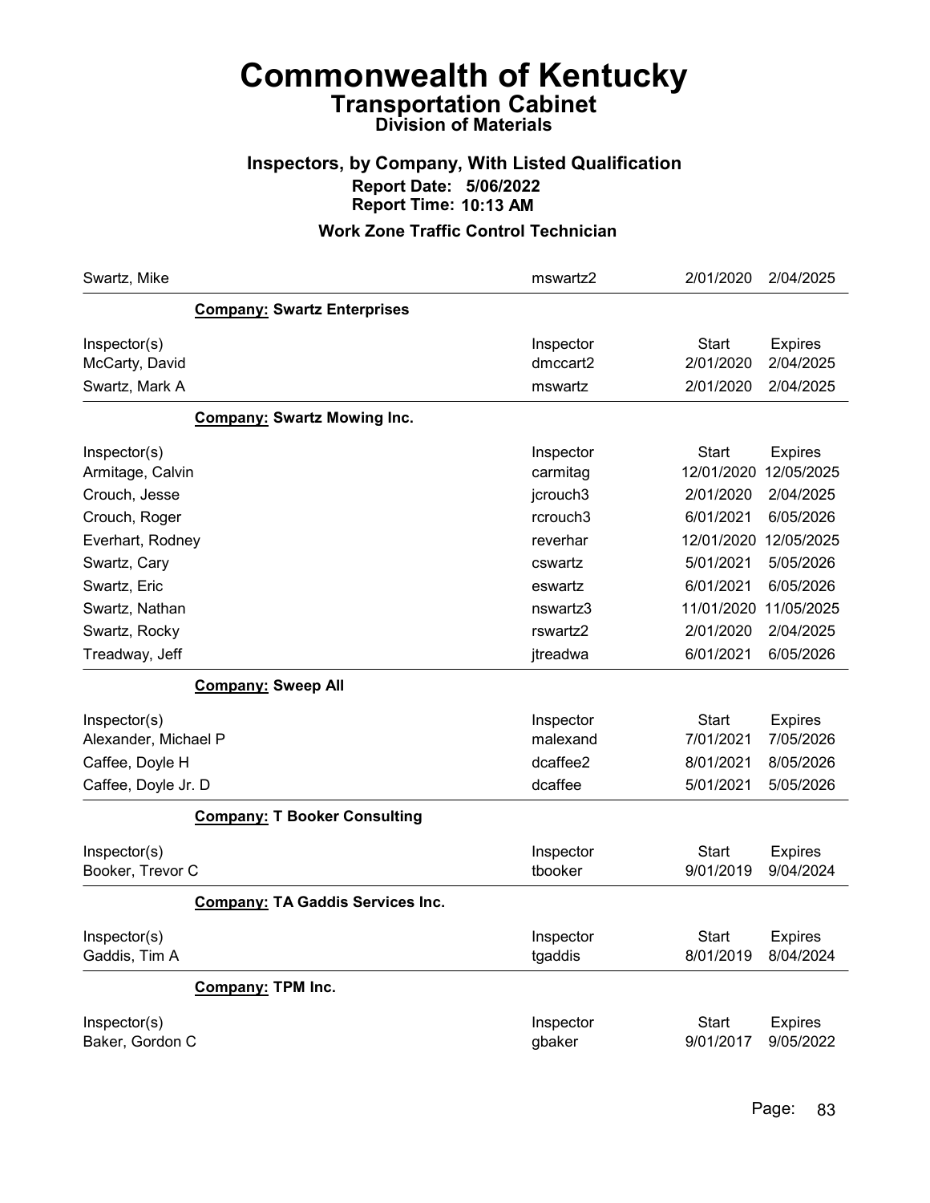# Commonwealth of Kentucky
## Transportation Cabinet
### Division of Materials

### Inspectors, by Company, With Listed Qualification
**Report Date: 5/06/2022**
**Report Time: 10:13 AM**

### Work Zone Traffic Control Technician

| | Inspector | Start | Expires |
|---|---|---|---|
| Swartz, Mike | mswartz2 | 2/01/2020 | 2/04/2025 |

**Company: Swartz Enterprises**

| Inspector(s) | Inspector | Start | Expires |
|---|---|---|---|
| McCarty, David | dmccart2 | 2/01/2020 | 2/04/2025 |
| Swartz, Mark A | mswartz | 2/01/2020 | 2/04/2025 |

**Company: Swartz Mowing Inc.**

| Inspector(s) | Inspector | Start | Expires |
|---|---|---|---|
| Armitage, Calvin | carmitag | 12/01/2020 | 12/05/2025 |
| Crouch, Jesse | jcrouch3 | 2/01/2020 | 2/04/2025 |
| Crouch, Roger | rcrouch3 | 6/01/2021 | 6/05/2026 |
| Everhart, Rodney | reverhar | 12/01/2020 | 12/05/2025 |
| Swartz, Cary | cswartz | 5/01/2021 | 5/05/2026 |
| Swartz, Eric | eswartz | 6/01/2021 | 6/05/2026 |
| Swartz, Nathan | nswartz3 | 11/01/2020 | 11/05/2025 |
| Swartz, Rocky | rswartz2 | 2/01/2020 | 2/04/2025 |
| Treadway, Jeff | jtreadwa | 6/01/2021 | 6/05/2026 |

**Company: Sweep All**

| Inspector(s) | Inspector | Start | Expires |
|---|---|---|---|
| Alexander, Michael P | malexand | 7/01/2021 | 7/05/2026 |
| Caffee, Doyle H | dcaffee2 | 8/01/2021 | 8/05/2026 |
| Caffee, Doyle Jr. D | dcaffee | 5/01/2021 | 5/05/2026 |

**Company: T Booker Consulting**

| Inspector(s) | Inspector | Start | Expires |
|---|---|---|---|
| Booker, Trevor C | tbooker | 9/01/2019 | 9/04/2024 |

**Company: TA Gaddis Services Inc.**

| Inspector(s) | Inspector | Start | Expires |
|---|---|---|---|
| Gaddis, Tim A | tgaddis | 8/01/2019 | 8/04/2024 |

**Company: TPM Inc.**

| Inspector(s) | Inspector | Start | Expires |
|---|---|---|---|
| Baker, Gordon C | gbaker | 9/01/2017 | 9/05/2022 |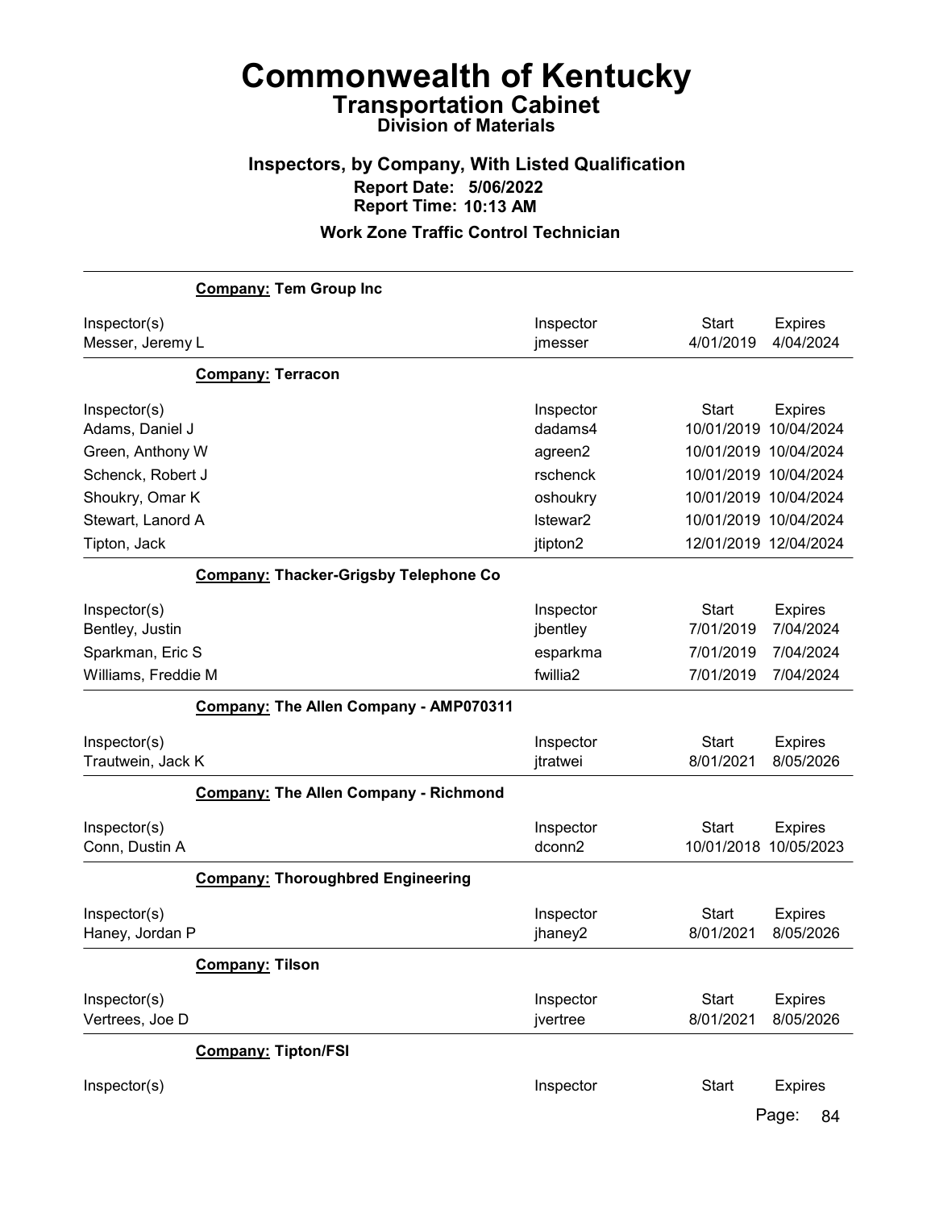# Commonwealth of Kentucky

## Transportation Cabinet

### Division of Materials

### Inspectors, by Company, With Listed Qualification

**Report Date: 5/06/2022**

**Report Time: 10:13 AM**

### Work Zone Traffic Control Technician

**Company: Tem Group Inc**

| Inspector(s) | Inspector | Start | Expires |
|---|---|---|---|
| Messer, Jeremy L | jmesser | 4/01/2019 | 4/04/2024 |

**Company: Terracon**

| Inspector(s) | Inspector | Start | Expires |
|---|---|---|---|
| Adams, Daniel J | dadams4 | 10/01/2019 | 10/04/2024 |
| Green, Anthony W | agreen2 | 10/01/2019 | 10/04/2024 |
| Schenck, Robert J | rschenck | 10/01/2019 | 10/04/2024 |
| Shoukry, Omar K | oshoukry | 10/01/2019 | 10/04/2024 |
| Stewart, Lanord A | lstewar2 | 10/01/2019 | 10/04/2024 |
| Tipton, Jack | jtipton2 | 12/01/2019 | 12/04/2024 |

**Company: Thacker-Grigsby Telephone Co**

| Inspector(s) | Inspector | Start | Expires |
|---|---|---|---|
| Bentley, Justin | jbentley | 7/01/2019 | 7/04/2024 |
| Sparkman, Eric S | esparkma | 7/01/2019 | 7/04/2024 |
| Williams, Freddie M | fwillia2 | 7/01/2019 | 7/04/2024 |

**Company: The Allen Company - AMP070311**

| Inspector(s) | Inspector | Start | Expires |
|---|---|---|---|
| Trautwein, Jack K | jtratwei | 8/01/2021 | 8/05/2026 |

**Company: The Allen Company - Richmond**

| Inspector(s) | Inspector | Start | Expires |
|---|---|---|---|
| Conn, Dustin A | dconn2 | 10/01/2018 | 10/05/2023 |

**Company: Thoroughbred Engineering**

| Inspector(s) | Inspector | Start | Expires |
|---|---|---|---|
| Haney, Jordan P | jhaney2 | 8/01/2021 | 8/05/2026 |

**Company: Tilson**

| Inspector(s) | Inspector | Start | Expires |
|---|---|---|---|
| Vertrees, Joe D | jvertree | 8/01/2021 | 8/05/2026 |

**Company: Tipton/FSI**

| Inspector(s) | Inspector | Start | Expires |
|---|---|---|---|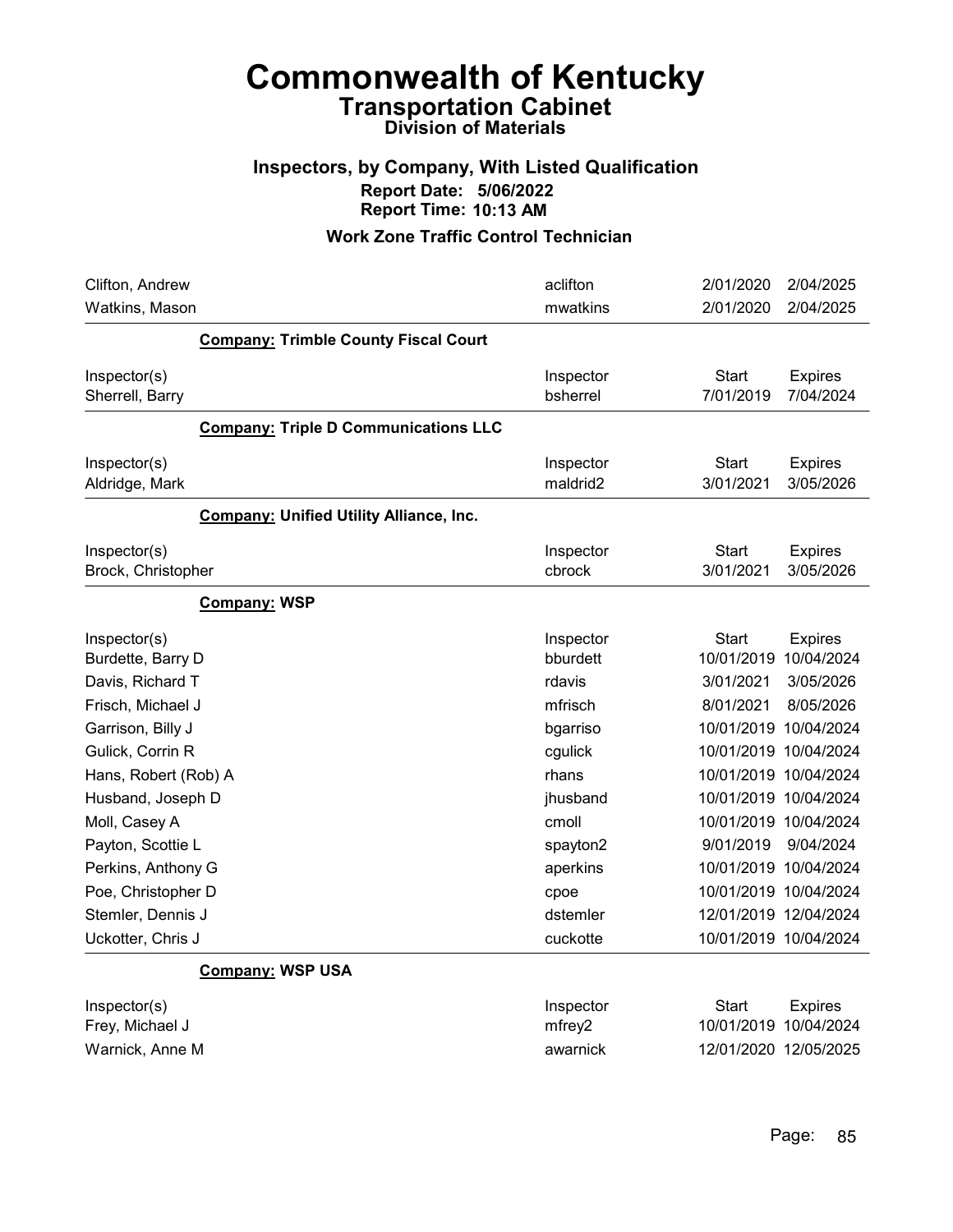# Commonwealth of Kentucky
## Transportation Cabinet
### Division of Materials

### Inspectors, by Company, With Listed Qualification
**Report Date: 5/06/2022**
**Report Time: 10:13 AM**

### Work Zone Traffic Control Technician

| | | | |
|---|---|---|---|
| Clifton, Andrew | aclifton | 2/01/2020 | 2/04/2025 |
| Watkins, Mason | mwatkins | 2/01/2020 | 2/04/2025 |

**Company: Trimble County Fiscal Court**

| Inspector(s) | Inspector | Start | Expires |
|---|---|---|---|
| Sherrell, Barry | bsherrel | 7/01/2019 | 7/04/2024 |

**Company: Triple D Communications LLC**

| Inspector(s) | Inspector | Start | Expires |
|---|---|---|---|
| Aldridge, Mark | maldrid2 | 3/01/2021 | 3/05/2026 |

**Company: Unified Utility Alliance, Inc.**

| Inspector(s) | Inspector | Start | Expires |
|---|---|---|---|
| Brock, Christopher | cbrock | 3/01/2021 | 3/05/2026 |

**Company: WSP**

| Inspector(s) | Inspector | Start | Expires |
|---|---|---|---|
| Burdette, Barry D | bburdett | 10/01/2019 | 10/04/2024 |
| Davis, Richard T | rdavis | 3/01/2021 | 3/05/2026 |
| Frisch, Michael J | mfrisch | 8/01/2021 | 8/05/2026 |
| Garrison, Billy J | bgarriso | 10/01/2019 | 10/04/2024 |
| Gulick, Corrin R | cgulick | 10/01/2019 | 10/04/2024 |
| Hans, Robert (Rob) A | rhans | 10/01/2019 | 10/04/2024 |
| Husband, Joseph D | jhusband | 10/01/2019 | 10/04/2024 |
| Moll, Casey A | cmoll | 10/01/2019 | 10/04/2024 |
| Payton, Scottie L | spayton2 | 9/01/2019 | 9/04/2024 |
| Perkins, Anthony G | aperkins | 10/01/2019 | 10/04/2024 |
| Poe, Christopher D | cpoe | 10/01/2019 | 10/04/2024 |
| Stemler, Dennis J | dstemler | 12/01/2019 | 12/04/2024 |
| Uckotter, Chris J | cuckotte | 10/01/2019 | 10/04/2024 |

**Company: WSP USA**

| Inspector(s) | Inspector | Start | Expires |
|---|---|---|---|
| Frey, Michael J | mfrey2 | 10/01/2019 | 10/04/2024 |
| Warnick, Anne M | awarnick | 12/01/2020 | 12/05/2025 |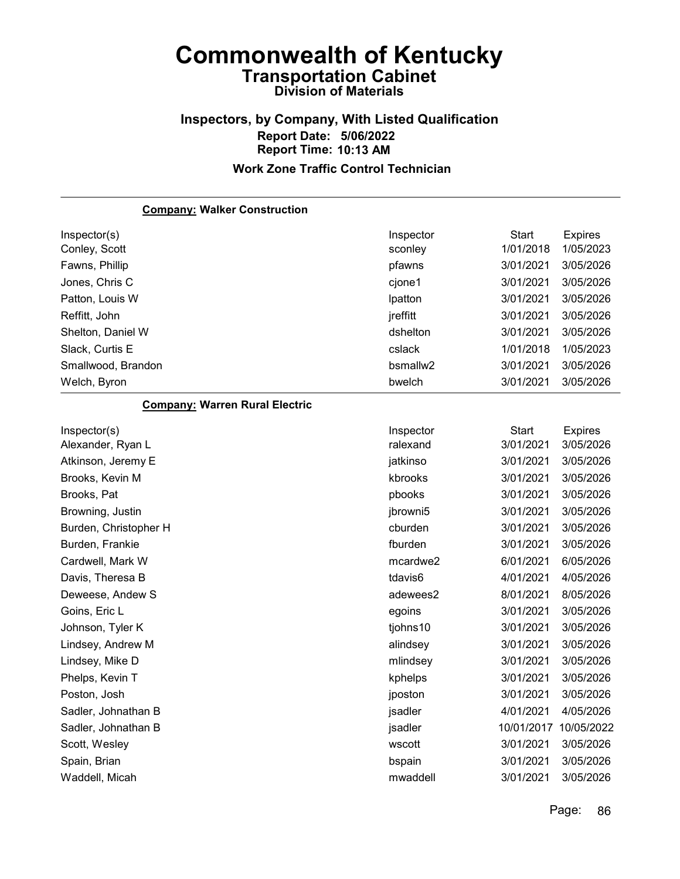# Commonwealth of Kentucky

## Transportation Cabinet

### Division of Materials

### Inspectors, by Company, With Listed Qualification

**Report Date: 5/06/2022**

**Report Time: 10:13 AM**

### Work Zone Traffic Control Technician

**Company: Walker Construction**

| Inspector(s) | Inspector | Start | Expires |
|---|---|---|---|
| Conley, Scott | sconley | 1/01/2018 | 1/05/2023 |
| Fawns, Phillip | pfawns | 3/01/2021 | 3/05/2026 |
| Jones, Chris C | cjone1 | 3/01/2021 | 3/05/2026 |
| Patton, Louis W | lpatton | 3/01/2021 | 3/05/2026 |
| Reffitt, John | jreffitt | 3/01/2021 | 3/05/2026 |
| Shelton, Daniel W | dshelton | 3/01/2021 | 3/05/2026 |
| Slack, Curtis E | cslack | 1/01/2018 | 1/05/2023 |
| Smallwood, Brandon | bsmallw2 | 3/01/2021 | 3/05/2026 |
| Welch, Byron | bwelch | 3/01/2021 | 3/05/2026 |

**Company: Warren Rural Electric**

| Inspector(s) | Inspector | Start | Expires |
|---|---|---|---|
| Alexander, Ryan L | ralexand | 3/01/2021 | 3/05/2026 |
| Atkinson, Jeremy E | jatkinso | 3/01/2021 | 3/05/2026 |
| Brooks, Kevin M | kbrooks | 3/01/2021 | 3/05/2026 |
| Brooks, Pat | pbooks | 3/01/2021 | 3/05/2026 |
| Browning, Justin | jbrowni5 | 3/01/2021 | 3/05/2026 |
| Burden, Christopher H | cburden | 3/01/2021 | 3/05/2026 |
| Burden, Frankie | fburden | 3/01/2021 | 3/05/2026 |
| Cardwell, Mark W | mcardwe2 | 6/01/2021 | 6/05/2026 |
| Davis, Theresa B | tdavis6 | 4/01/2021 | 4/05/2026 |
| Deweese, Andew S | adewees2 | 8/01/2021 | 8/05/2026 |
| Goins, Eric L | egoins | 3/01/2021 | 3/05/2026 |
| Johnson, Tyler K | tjohns10 | 3/01/2021 | 3/05/2026 |
| Lindsey, Andrew M | alindsey | 3/01/2021 | 3/05/2026 |
| Lindsey, Mike D | mlindsey | 3/01/2021 | 3/05/2026 |
| Phelps, Kevin T | kphelps | 3/01/2021 | 3/05/2026 |
| Poston, Josh | jposton | 3/01/2021 | 3/05/2026 |
| Sadler, Johnathan B | jsadler | 4/01/2021 | 4/05/2026 |
| Sadler, Johnathan B | jsadler | 10/01/2017 | 10/05/2022 |
| Scott, Wesley | wscott | 3/01/2021 | 3/05/2026 |
| Spain, Brian | bspain | 3/01/2021 | 3/05/2026 |
| Waddell, Micah | mwaddell | 3/01/2021 | 3/05/2026 |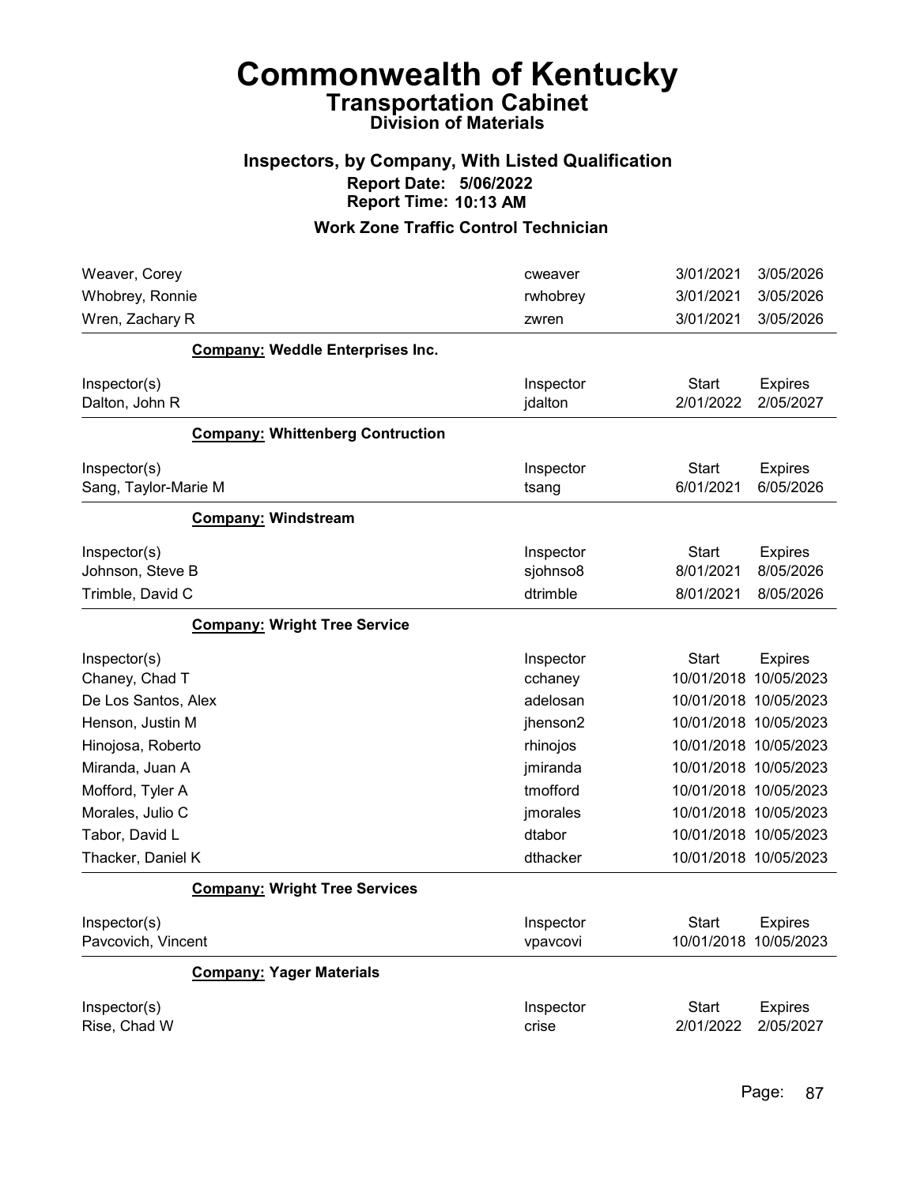# Commonwealth of Kentucky
## Transportation Cabinet
### Division of Materials

### Inspectors, by Company, With Listed Qualification
**Report Date: 5/06/2022**
**Report Time: 10:13 AM**

### Work Zone Traffic Control Technician

| | | | |
|---|---|---|---|
| Weaver, Corey | cweaver | 3/01/2021 | 3/05/2026 |
| Whobrey, Ronnie | rwhobrey | 3/01/2021 | 3/05/2026 |
| Wren, Zachary R | zwren | 3/01/2021 | 3/05/2026 |

**Company: Weddle Enterprises Inc.**

| Inspector(s) | Inspector | Start | Expires |
|---|---|---|---|
| Dalton, John R | jdalton | 2/01/2022 | 2/05/2027 |

**Company: Whittenberg Contruction**

| Inspector(s) | Inspector | Start | Expires |
|---|---|---|---|
| Sang, Taylor-Marie M | tsang | 6/01/2021 | 6/05/2026 |

**Company: Windstream**

| Inspector(s) | Inspector | Start | Expires |
|---|---|---|---|
| Johnson, Steve B | sjohnso8 | 8/01/2021 | 8/05/2026 |
| Trimble, David C | dtrimble | 8/01/2021 | 8/05/2026 |

**Company: Wright Tree Service**

| Inspector(s) | Inspector | Start | Expires |
|---|---|---|---|
| Chaney, Chad T | cchaney | 10/01/2018 | 10/05/2023 |
| De Los Santos, Alex | adelosan | 10/01/2018 | 10/05/2023 |
| Henson, Justin M | jhenson2 | 10/01/2018 | 10/05/2023 |
| Hinojosa, Roberto | rhinojos | 10/01/2018 | 10/05/2023 |
| Miranda, Juan A | jmiranda | 10/01/2018 | 10/05/2023 |
| Mofford, Tyler A | tmofford | 10/01/2018 | 10/05/2023 |
| Morales, Julio C | jmorales | 10/01/2018 | 10/05/2023 |
| Tabor, David L | dtabor | 10/01/2018 | 10/05/2023 |
| Thacker, Daniel K | dthacker | 10/01/2018 | 10/05/2023 |

**Company: Wright Tree Services**

| Inspector(s) | Inspector | Start | Expires |
|---|---|---|---|
| Pavcovich, Vincent | vpavcovi | 10/01/2018 | 10/05/2023 |

**Company: Yager Materials**

| Inspector(s) | Inspector | Start | Expires |
|---|---|---|---|
| Rise, Chad W | crise | 2/01/2022 | 2/05/2027 |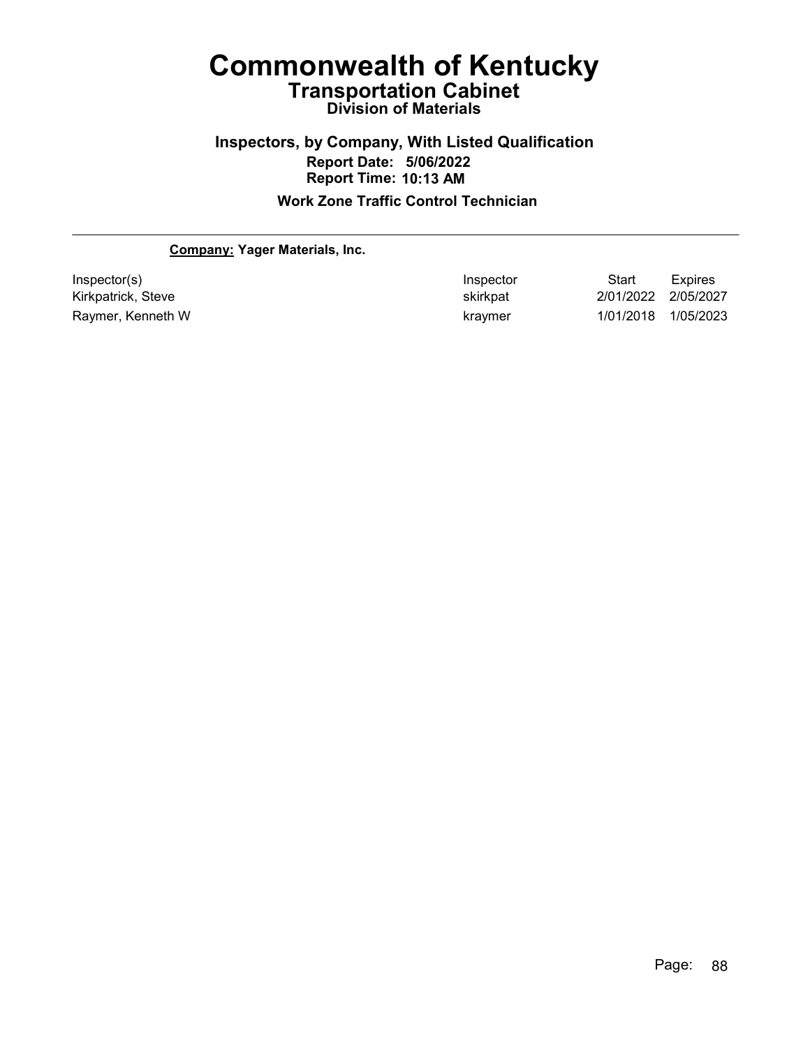# Commonwealth of Kentucky

## Transportation Cabinet

### Division of Materials

### Inspectors, by Company, With Listed Qualification

**Report Date: 5/06/2022**
**Report Time: 10:13 AM**

**Work Zone Traffic Control Technician**

---

**Company: Yager Materials, Inc.**

| Inspector(s) | Inspector | Start | Expires |
|---|---|---|---|
| Kirkpatrick, Steve | skirkpat | 2/01/2022 | 2/05/2027 |
| Raymer, Kenneth W | kraymer | 1/01/2018 | 1/05/2023 |